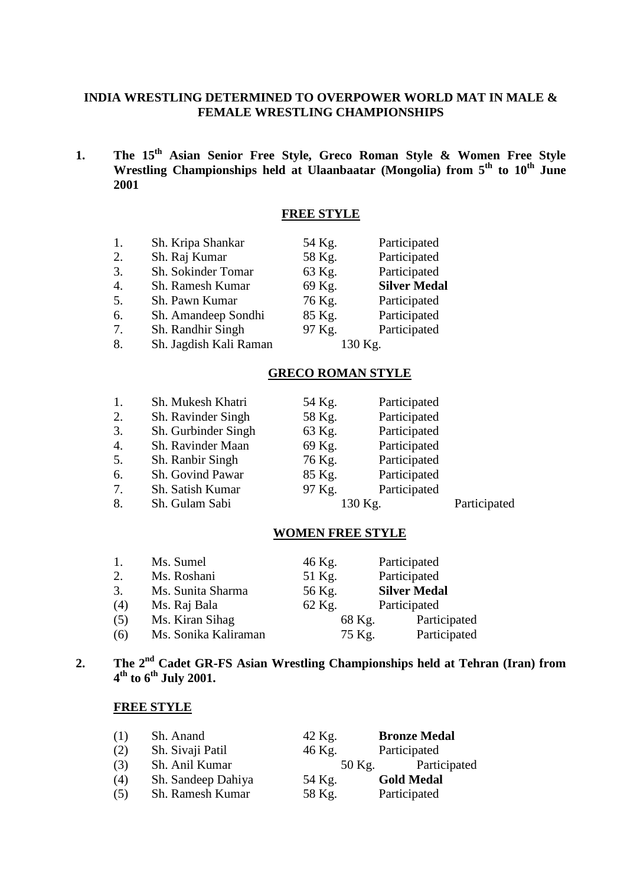**INDIA WRESTLING DETERMINED TO OVERPOWER WORLD MAT IN MALE & FEMALE WRESTLING CHAMPIONSHIPS**

**1. The 15th Asian Senior Free Style, Greco Roman Style & Women Free Style Wrestling Championships held at Ulaanbaatar (Mongolia) from 5th to 10th June 2001**

**FREE STYLE**

| | | | |
|---|---|---|---|
| 1. | Sh. Kripa Shankar | 54 Kg. | Participated |
| 2. | Sh. Raj Kumar | 58 Kg. | Participated |
| 3. | Sh. Sokinder Tomar | 63 Kg. | Participated |
| 4. | Sh. Ramesh Kumar | 69 Kg. | **Silver Medal** |
| 5. | Sh. Pawn Kumar | 76 Kg. | Participated |
| 6. | Sh. Amandeep Sondhi | 85 Kg. | Participated |
| 7. | Sh. Randhir Singh | 97 Kg. | Participated |
| 8. | Sh. Jagdish Kali Raman | 130 Kg. | |

**GRECO ROMAN STYLE**

| | | | |
|---|---|---|---|
| 1. | Sh. Mukesh Khatri | 54 Kg. | Participated |
| 2. | Sh. Ravinder Singh | 58 Kg. | Participated |
| 3. | Sh. Gurbinder Singh | 63 Kg. | Participated |
| 4. | Sh. Ravinder Maan | 69 Kg. | Participated |
| 5. | Sh. Ranbir Singh | 76 Kg. | Participated |
| 6. | Sh. Govind Pawar | 85 Kg. | Participated |
| 7. | Sh. Satish Kumar | 97 Kg. | Participated |
| 8. | Sh. Gulam Sabi | 130 Kg. | Participated |

**WOMEN FREE STYLE**

| | | | |
|---|---|---|---|
| 1. | Ms. Sumel | 46 Kg. | Participated |
| 2. | Ms. Roshani | 51 Kg. | Participated |
| 3. | Ms. Sunita Sharma | 56 Kg. | **Silver Medal** |
| (4) | Ms. Raj Bala | 62 Kg. | Participated |
| (5) | Ms. Kiran Sihag | 68 Kg. | Participated |
| (6) | Ms. Sonika Kaliraman | 75 Kg. | Participated |

**2. The 2nd Cadet GR-FS Asian Wrestling Championships held at Tehran (Iran) from 4th to 6th July 2001.**

**FREE STYLE**

| | | | |
|---|---|---|---|
| (1) | Sh. Anand | 42 Kg. | **Bronze Medal** |
| (2) | Sh. Sivaji Patil | 46 Kg. | Participated |
| (3) | Sh. Anil Kumar | 50 Kg. | Participated |
| (4) | Sh. Sandeep Dahiya | 54 Kg. | **Gold Medal** |
| (5) | Sh. Ramesh Kumar | 58 Kg. | Participated |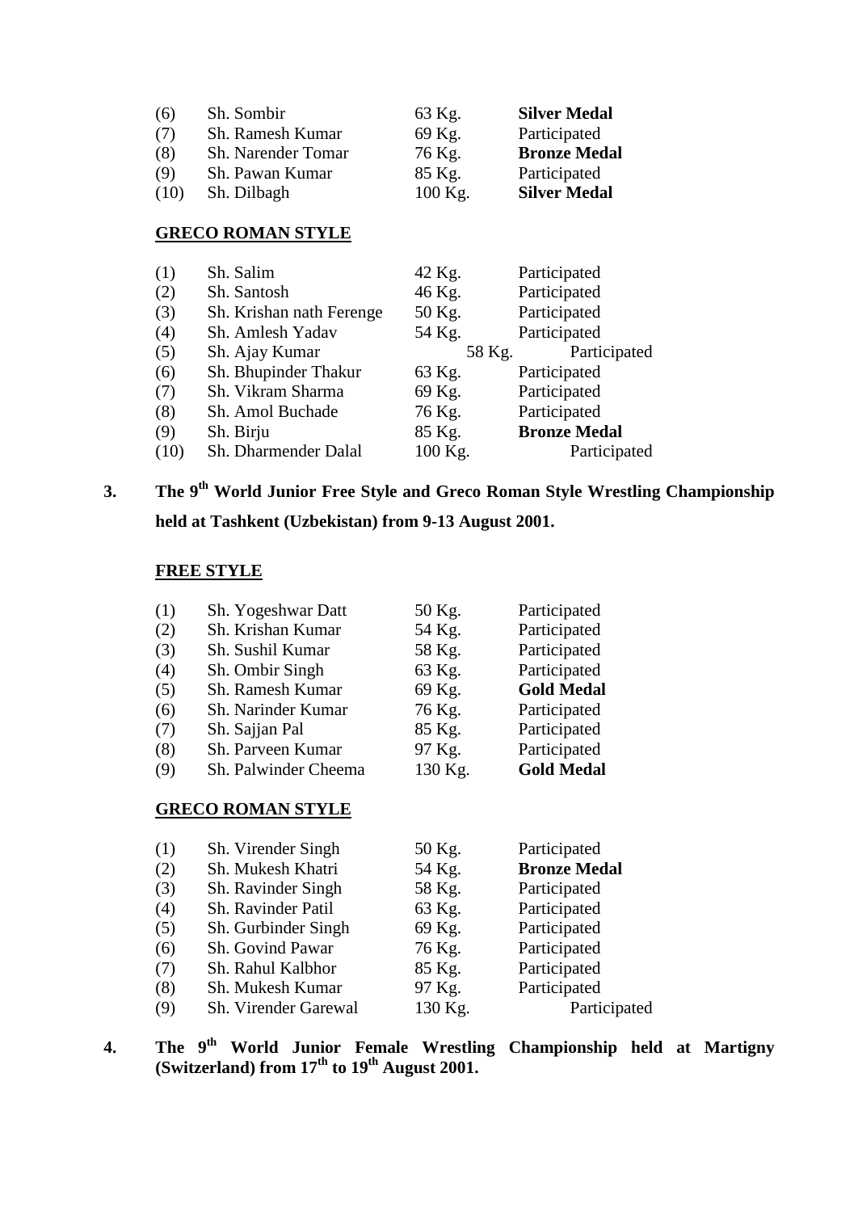| | | | |
|---|---|---|---|
| (6) | Sh. Sombir | 63 Kg. | **Silver Medal** |
| (7) | Sh. Ramesh Kumar | 69 Kg. | Participated |
| (8) | Sh. Narender Tomar | 76 Kg. | **Bronze Medal** |
| (9) | Sh. Pawan Kumar | 85 Kg. | Participated |
| (10) | Sh. Dilbagh | 100 Kg. | **Silver Medal** |

**GRECO ROMAN STYLE**

| | | | |
|---|---|---|---|
| (1) | Sh. Salim | 42 Kg. | Participated |
| (2) | Sh. Santosh | 46 Kg. | Participated |
| (3) | Sh. Krishan nath Ferenge | 50 Kg. | Participated |
| (4) | Sh. Amlesh Yadav | 54 Kg. | Participated |
| (5) | Sh. Ajay Kumar | 58 Kg. | Participated |
| (6) | Sh. Bhupinder Thakur | 63 Kg. | Participated |
| (7) | Sh. Vikram Sharma | 69 Kg. | Participated |
| (8) | Sh. Amol Buchade | 76 Kg. | Participated |
| (9) | Sh. Birju | 85 Kg. | **Bronze Medal** |
| (10) | Sh. Dharmender Dalal | 100 Kg. | Participated |

**3. The 9th World Junior Free Style and Greco Roman Style Wrestling Championship held at Tashkent (Uzbekistan) from 9-13 August 2001.**

**FREE STYLE**

| | | | |
|---|---|---|---|
| (1) | Sh. Yogeshwar Datt | 50 Kg. | Participated |
| (2) | Sh. Krishan Kumar | 54 Kg. | Participated |
| (3) | Sh. Sushil Kumar | 58 Kg. | Participated |
| (4) | Sh. Ombir Singh | 63 Kg. | Participated |
| (5) | Sh. Ramesh Kumar | 69 Kg. | **Gold Medal** |
| (6) | Sh. Narinder Kumar | 76 Kg. | Participated |
| (7) | Sh. Sajjan Pal | 85 Kg. | Participated |
| (8) | Sh. Parveen Kumar | 97 Kg. | Participated |
| (9) | Sh. Palwinder Cheema | 130 Kg. | **Gold Medal** |

**GRECO ROMAN STYLE**

| | | | |
|---|---|---|---|
| (1) | Sh. Virender Singh | 50 Kg. | Participated |
| (2) | Sh. Mukesh Khatri | 54 Kg. | **Bronze Medal** |
| (3) | Sh. Ravinder Singh | 58 Kg. | Participated |
| (4) | Sh. Ravinder Patil | 63 Kg. | Participated |
| (5) | Sh. Gurbinder Singh | 69 Kg. | Participated |
| (6) | Sh. Govind Pawar | 76 Kg. | Participated |
| (7) | Sh. Rahul Kalbhor | 85 Kg. | Participated |
| (8) | Sh. Mukesh Kumar | 97 Kg. | Participated |
| (9) | Sh. Virender Garewal | 130 Kg. | Participated |

**4. The 9th World Junior Female Wrestling Championship held at Martigny (Switzerland) from 17th to 19th August 2001.**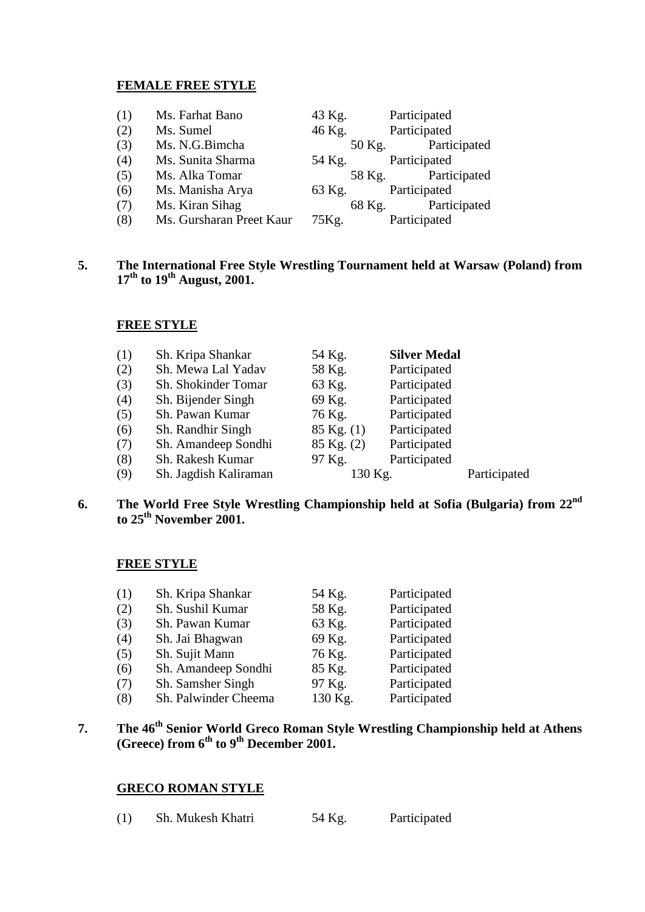**FEMALE FREE STYLE**

| | | | |
|---|---|---|---|
| (1) | Ms. Farhat Bano | 43 Kg. | Participated |
| (2) | Ms. Sumel | 46 Kg. | Participated |
| (3) | Ms. N.G.Bimcha | 50 Kg. | Participated |
| (4) | Ms. Sunita Sharma | 54 Kg. | Participated |
| (5) | Ms. Alka Tomar | 58 Kg. | Participated |
| (6) | Ms. Manisha Arya | 63 Kg. | Participated |
| (7) | Ms. Kiran Sihag | 68 Kg. | Participated |
| (8) | Ms. Gursharan Preet Kaur | 75Kg. | Participated |

**5. The International Free Style Wrestling Tournament held at Warsaw (Poland) from 17th to 19th August, 2001.**

**FREE STYLE**

| | | | |
|---|---|---|---|
| (1) | Sh. Kripa Shankar | 54 Kg. | **Silver Medal** |
| (2) | Sh. Mewa Lal Yadav | 58 Kg. | Participated |
| (3) | Sh. Shokinder Tomar | 63 Kg. | Participated |
| (4) | Sh. Bijender Singh | 69 Kg. | Participated |
| (5) | Sh. Pawan Kumar | 76 Kg. | Participated |
| (6) | Sh. Randhir Singh | 85 Kg. (1) | Participated |
| (7) | Sh. Amandeep Sondhi | 85 Kg. (2) | Participated |
| (8) | Sh. Rakesh Kumar | 97 Kg. | Participated |
| (9) | Sh. Jagdish Kaliraman | 130 Kg. | Participated |

**6. The World Free Style Wrestling Championship held at Sofia (Bulgaria) from 22nd to 25th November 2001.**

**FREE STYLE**

| | | | |
|---|---|---|---|
| (1) | Sh. Kripa Shankar | 54 Kg. | Participated |
| (2) | Sh. Sushil Kumar | 58 Kg. | Participated |
| (3) | Sh. Pawan Kumar | 63 Kg. | Participated |
| (4) | Sh. Jai Bhagwan | 69 Kg. | Participated |
| (5) | Sh. Sujit Mann | 76 Kg. | Participated |
| (6) | Sh. Amandeep Sondhi | 85 Kg. | Participated |
| (7) | Sh. Samsher Singh | 97 Kg. | Participated |
| (8) | Sh. Palwinder Cheema | 130 Kg. | Participated |

**7. The 46th Senior World Greco Roman Style Wrestling Championship held at Athens (Greece) from 6th to 9th December 2001.**

**GRECO ROMAN STYLE**

| | | | |
|---|---|---|---|
| (1) | Sh. Mukesh Khatri | 54 Kg. | Participated |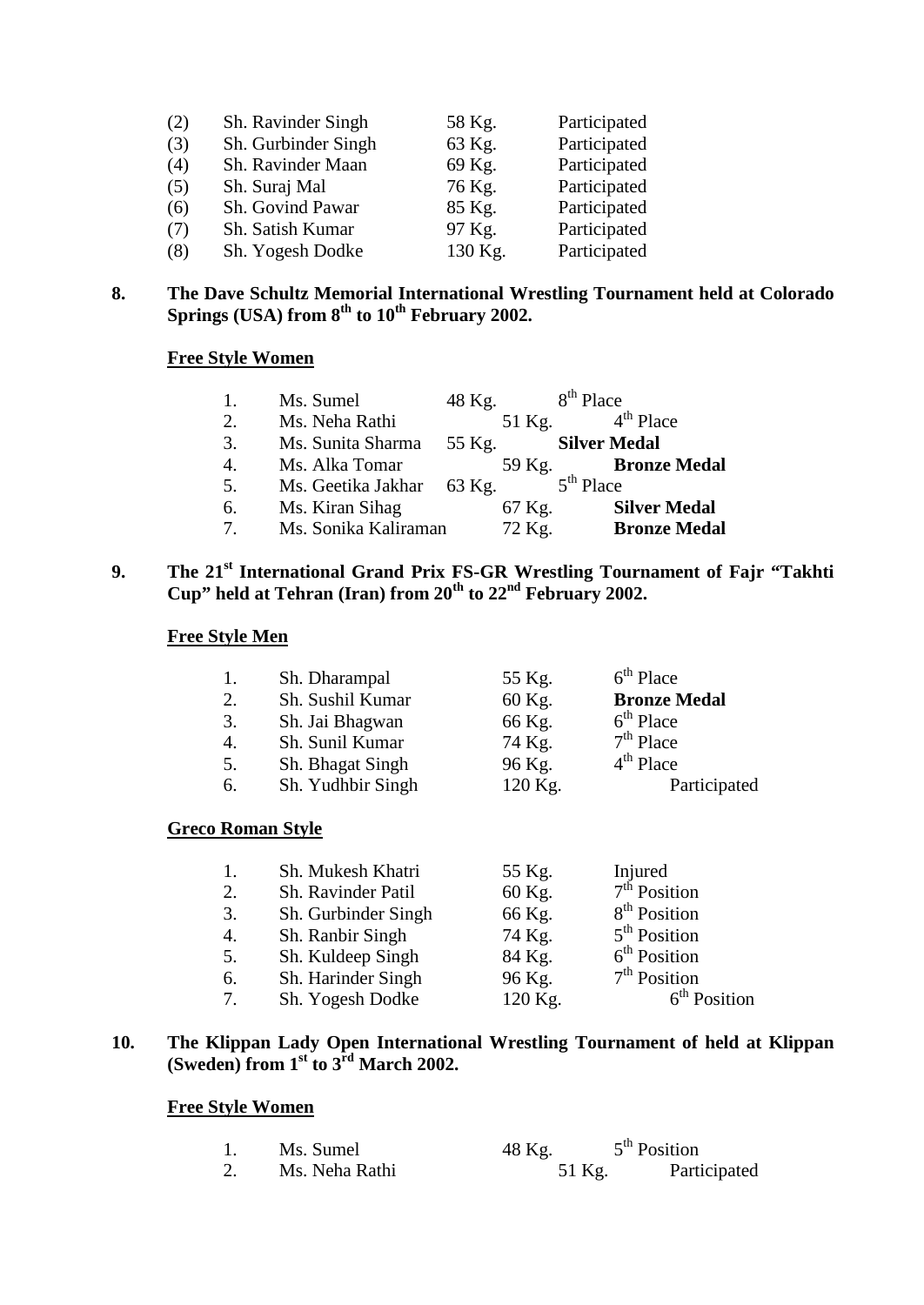| | | | |
|---|---|---|---|
| (2) | Sh. Ravinder Singh | 58 Kg. | Participated |
| (3) | Sh. Gurbinder Singh | 63 Kg. | Participated |
| (4) | Sh. Ravinder Maan | 69 Kg. | Participated |
| (5) | Sh. Suraj Mal | 76 Kg. | Participated |
| (6) | Sh. Govind Pawar | 85 Kg. | Participated |
| (7) | Sh. Satish Kumar | 97 Kg. | Participated |
| (8) | Sh. Yogesh Dodke | 130 Kg. | Participated |

**8. The Dave Schultz Memorial International Wrestling Tournament held at Colorado Springs (USA) from 8th to 10th February 2002.**

**Free Style Women**

| | | | |
|---|---|---|---|
| 1. | Ms. Sumel | 48 Kg. | 8th Place |
| 2. | Ms. Neha Rathi | 51 Kg. | 4th Place |
| 3. | Ms. Sunita Sharma | 55 Kg. | **Silver Medal** |
| 4. | Ms. Alka Tomar | 59 Kg. | **Bronze Medal** |
| 5. | Ms. Geetika Jakhar | 63 Kg. | 5th Place |
| 6. | Ms. Kiran Sihag | 67 Kg. | **Silver Medal** |
| 7. | Ms. Sonika Kaliraman | 72 Kg. | **Bronze Medal** |

**9. The 21st International Grand Prix FS-GR Wrestling Tournament of Fajr "Takhti Cup" held at Tehran (Iran) from 20th to 22nd February 2002.**

**Free Style Men**

| | | | |
|---|---|---|---|
| 1. | Sh. Dharampal | 55 Kg. | 6th Place |
| 2. | Sh. Sushil Kumar | 60 Kg. | **Bronze Medal** |
| 3. | Sh. Jai Bhagwan | 66 Kg. | 6th Place |
| 4. | Sh. Sunil Kumar | 74 Kg. | 7th Place |
| 5. | Sh. Bhagat Singh | 96 Kg. | 4th Place |
| 6. | Sh. Yudhbir Singh | 120 Kg. | Participated |

**Greco Roman Style**

| | | | |
|---|---|---|---|
| 1. | Sh. Mukesh Khatri | 55 Kg. | Injured |
| 2. | Sh. Ravinder Patil | 60 Kg. | 7th Position |
| 3. | Sh. Gurbinder Singh | 66 Kg. | 8th Position |
| 4. | Sh. Ranbir Singh | 74 Kg. | 5th Position |
| 5. | Sh. Kuldeep Singh | 84 Kg. | 6th Position |
| 6. | Sh. Harinder Singh | 96 Kg. | 7th Position |
| 7. | Sh. Yogesh Dodke | 120 Kg. | 6th Position |

**10. The Klippan Lady Open International Wrestling Tournament of held at Klippan (Sweden) from 1st to 3rd March 2002.**

**Free Style Women**

| | | | |
|---|---|---|---|
| 1. | Ms. Sumel | 48 Kg. | 5th Position |
| 2. | Ms. Neha Rathi | 51 Kg. | Participated |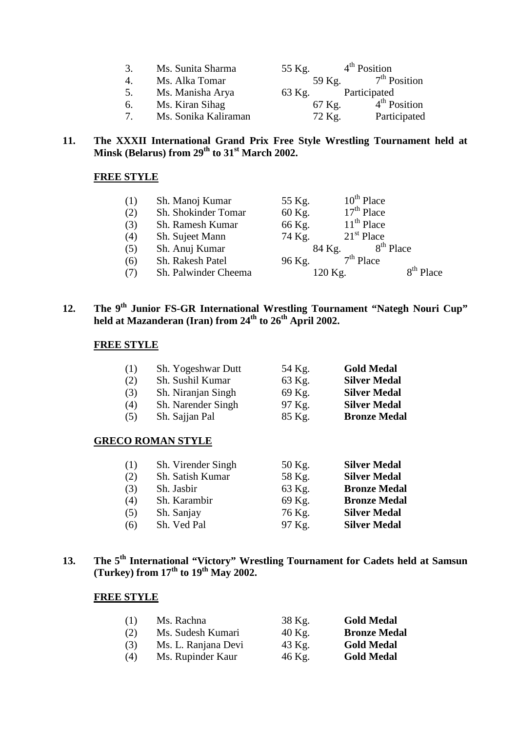| | | | |
|---|---|---|---|
| 3. | Ms. Sunita Sharma | 55 Kg. | 4th Position |
| 4. | Ms. Alka Tomar | 59 Kg. | 7th Position |
| 5. | Ms. Manisha Arya | 63 Kg. | Participated |
| 6. | Ms. Kiran Sihag | 67 Kg. | 4th Position |
| 7. | Ms. Sonika Kaliraman | 72 Kg. | Participated |

**11. The XXXII International Grand Prix Free Style Wrestling Tournament held at Minsk (Belarus) from 29th to 31st March 2002.**

**FREE STYLE**

| | | | |
|---|---|---|---|
| (1) | Sh. Manoj Kumar | 55 Kg. | 10th Place |
| (2) | Sh. Shokinder Tomar | 60 Kg. | 17th Place |
| (3) | Sh. Ramesh Kumar | 66 Kg. | 11th Place |
| (4) | Sh. Sujeet Mann | 74 Kg. | 21st Place |
| (5) | Sh. Anuj Kumar | 84 Kg. | 8th Place |
| (6) | Sh. Rakesh Patel | 96 Kg. | 7th Place |
| (7) | Sh. Palwinder Cheema | 120 Kg. | 8th Place |

**12. The 9th Junior FS-GR International Wrestling Tournament "Ntegh Nouri Cup" held at Mazanderan (Iran) from 24th to 26th April 2002.**

**FREE STYLE**

| | | | |
|---|---|---|---|
| (1) | Sh. Yogeshwar Dutt | 54 Kg. | **Gold Medal** |
| (2) | Sh. Sushil Kumar | 63 Kg. | **Silver Medal** |
| (3) | Sh. Niranjan Singh | 69 Kg. | **Silver Medal** |
| (4) | Sh. Narender Singh | 97 Kg. | **Silver Medal** |
| (5) | Sh. Sajjan Pal | 85 Kg. | **Bronze Medal** |

**GRECO ROMAN STYLE**

| | | | |
|---|---|---|---|
| (1) | Sh. Virender Singh | 50 Kg. | **Silver Medal** |
| (2) | Sh. Satish Kumar | 58 Kg. | **Silver Medal** |
| (3) | Sh. Jasbir | 63 Kg. | **Bronze Medal** |
| (4) | Sh. Karambir | 69 Kg. | **Bronze Medal** |
| (5) | Sh. Sanjay | 76 Kg. | **Silver Medal** |
| (6) | Sh. Ved Pal | 97 Kg. | **Silver Medal** |

**13. The 5th International "Victory" Wrestling Tournament for Cadets held at Samsun (Turkey) from 17th to 19th May 2002.**

**FREE STYLE**

| | | | |
|---|---|---|---|
| (1) | Ms. Rachna | 38 Kg. | **Gold Medal** |
| (2) | Ms. Sudesh Kumari | 40 Kg. | **Bronze Medal** |
| (3) | Ms. L. Ranjana Devi | 43 Kg. | **Gold Medal** |
| (4) | Ms. Rupinder Kaur | 46 Kg. | **Gold Medal** |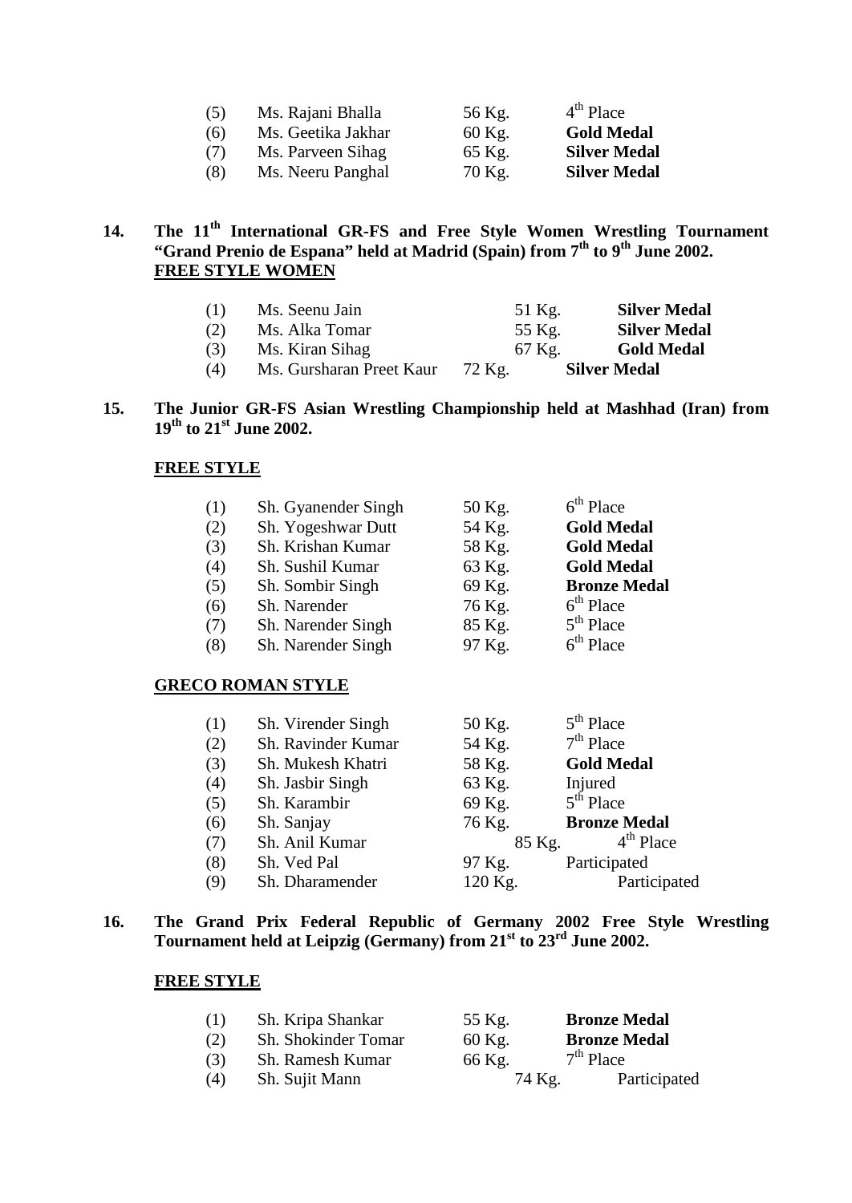| | | | |
|---|---|---|---|
| (5) | Ms. Rajani Bhalla | 56 Kg. | 4th Place |
| (6) | Ms. Geetika Jakhar | 60 Kg. | **Gold Medal** |
| (7) | Ms. Parveen Sihag | 65 Kg. | **Silver Medal** |
| (8) | Ms. Neeru Panghal | 70 Kg. | **Silver Medal** |

**14. The 11th International GR-FS and Free Style Women Wrestling Tournament "Grand Prenio de Espana" held at Madrid (Spain) from 7th to 9th June 2002.**

**FREE STYLE WOMEN**

| | | | |
|---|---|---|---|
| (1) | Ms. Seenu Jain | 51 Kg. | **Silver Medal** |
| (2) | Ms. Alka Tomar | 55 Kg. | **Silver Medal** |
| (3) | Ms. Kiran Sihag | 67 Kg. | **Gold Medal** |
| (4) | Ms. Gursharan Preet Kaur | 72 Kg. | **Silver Medal** |

**15. The Junior GR-FS Asian Wrestling Championship held at Mashhad (Iran) from 19th to 21st June 2002.**

**FREE STYLE**

| | | | |
|---|---|---|---|
| (1) | Sh. Gyanender Singh | 50 Kg. | 6th Place |
| (2) | Sh. Yogeshwar Dutt | 54 Kg. | **Gold Medal** |
| (3) | Sh. Krishan Kumar | 58 Kg. | **Gold Medal** |
| (4) | Sh. Sushil Kumar | 63 Kg. | **Gold Medal** |
| (5) | Sh. Sombir Singh | 69 Kg. | **Bronze Medal** |
| (6) | Sh. Narender | 76 Kg. | 6th Place |
| (7) | Sh. Narender Singh | 85 Kg. | 5th Place |
| (8) | Sh. Narender Singh | 97 Kg. | 6th Place |

**GRECO ROMAN STYLE**

| | | | |
|---|---|---|---|
| (1) | Sh. Virender Singh | 50 Kg. | 5th Place |
| (2) | Sh. Ravinder Kumar | 54 Kg. | 7th Place |
| (3) | Sh. Mukesh Khatri | 58 Kg. | **Gold Medal** |
| (4) | Sh. Jasbir Singh | 63 Kg. | Injured |
| (5) | Sh. Karambir | 69 Kg. | 5th Place |
| (6) | Sh. Sanjay | 76 Kg. | **Bronze Medal** |
| (7) | Sh. Anil Kumar | 85 Kg. | 4th Place |
| (8) | Sh. Ved Pal | 97 Kg. | Participated |
| (9) | Sh. Dharamender | 120 Kg. | Participated |

**16. The Grand Prix Federal Republic of Germany 2002 Free Style Wrestling Tournament held at Leipzig (Germany) from 21st to 23rd June 2002.**

**FREE STYLE**

| | | | |
|---|---|---|---|
| (1) | Sh. Kripa Shankar | 55 Kg. | **Bronze Medal** |
| (2) | Sh. Shokinder Tomar | 60 Kg. | **Bronze Medal** |
| (3) | Sh. Ramesh Kumar | 66 Kg. | 7th Place |
| (4) | Sh. Sujit Mann | 74 Kg. | Participated |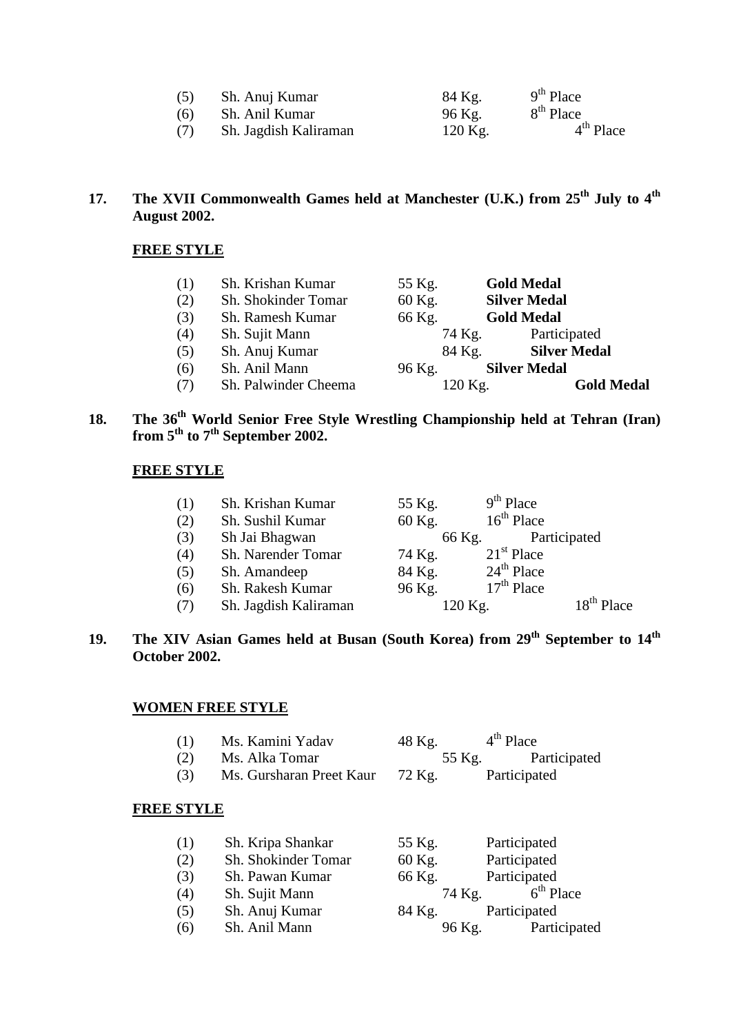| (5) | Sh. Anuj Kumar | 84 Kg. | 9th Place |
|---|---|---|---|
| (6) | Sh. Anil Kumar | 96 Kg. | 8th Place |
| (7) | Sh. Jagdish Kaliraman | 120 Kg. | 4th Place |

**17. The XVII Commonwealth Games held at Manchester (U.K.) from 25th July to 4th August 2002.**

**FREE STYLE**

| (1) | Sh. Krishan Kumar | 55 Kg. | **Gold Medal** |
|---|---|---|---|
| (2) | Sh. Shokinder Tomar | 60 Kg. | **Silver Medal** |
| (3) | Sh. Ramesh Kumar | 66 Kg. | **Gold Medal** |
| (4) | Sh. Sujit Mann | 74 Kg. | Participated |
| (5) | Sh. Anuj Kumar | 84 Kg. | **Silver Medal** |
| (6) | Sh. Anil Mann | 96 Kg. | **Silver Medal** |
| (7) | Sh. Palwinder Cheema | 120 Kg. | **Gold Medal** |

**18. The 36th World Senior Free Style Wrestling Championship held at Tehran (Iran) from 5th to 7th September 2002.**

**FREE STYLE**

| (1) | Sh. Krishan Kumar | 55 Kg. | 9th Place |
|---|---|---|---|
| (2) | Sh. Sushil Kumar | 60 Kg. | 16th Place |
| (3) | Sh Jai Bhagwan | 66 Kg. | Participated |
| (4) | Sh. Narender Tomar | 74 Kg. | 21st Place |
| (5) | Sh. Amandeep | 84 Kg. | 24th Place |
| (6) | Sh. Rakesh Kumar | 96 Kg. | 17th Place |
| (7) | Sh. Jagdish Kaliraman | 120 Kg. | 18th Place |

**19. The XIV Asian Games held at Busan (South Korea) from 29th September to 14th October 2002.**

**WOMEN FREE STYLE**

| (1) | Ms. Kamini Yadav | 48 Kg. | 4th Place |
|---|---|---|---|
| (2) | Ms. Alka Tomar | 55 Kg. | Participated |
| (3) | Ms. Gursharan Preet Kaur | 72 Kg. | Participated |

**FREE STYLE**

| (1) | Sh. Kripa Shankar | 55 Kg. | Participated |
|---|---|---|---|
| (2) | Sh. Shokinder Tomar | 60 Kg. | Participated |
| (3) | Sh. Pawan Kumar | 66 Kg. | Participated |
| (4) | Sh. Sujit Mann | 74 Kg. | 6th Place |
| (5) | Sh. Anuj Kumar | 84 Kg. | Participated |
| (6) | Sh. Anil Mann | 96 Kg. | Participated |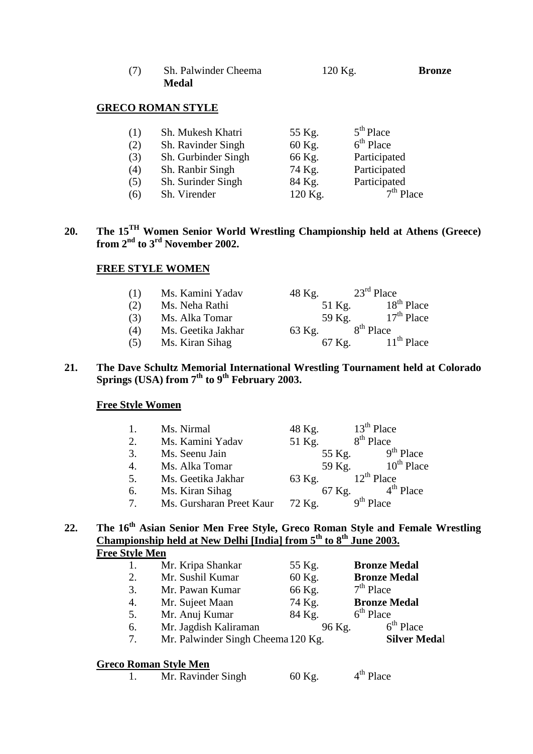| | | | |
|---|---|---|---|
| (7) | Sh. Palwinder Cheema | 120 Kg. | **Bronze Medal** |

**GRECO ROMAN STYLE**

| | | | |
|---|---|---|---|
| (1) | Sh. Mukesh Khatri | 55 Kg. | 5th Place |
| (2) | Sh. Ravinder Singh | 60 Kg. | 6th Place |
| (3) | Sh. Gurbinder Singh | 66 Kg. | Participated |
| (4) | Sh. Ranbir Singh | 74 Kg. | Participated |
| (5) | Sh. Surinder Singh | 84 Kg. | Participated |
| (6) | Sh. Virender | 120 Kg. | 7th Place |

**20. The 15TH Women Senior World Wrestling Championship held at Athens (Greece) from 2nd to 3rd November 2002.**

**FREE STYLE WOMEN**

| | | | |
|---|---|---|---|
| (1) | Ms. Kamini Yadav | 48 Kg. | 23rd Place |
| (2) | Ms. Neha Rathi | 51 Kg. | 18th Place |
| (3) | Ms. Alka Tomar | 59 Kg. | 17th Place |
| (4) | Ms. Geetika Jakhar | 63 Kg. | 8th Place |
| (5) | Ms. Kiran Sihag | 67 Kg. | 11th Place |

**21. The Dave Schultz Memorial International Wrestling Tournament held at Colorado Springs (USA) from 7th to 9th February 2003.**

**Free Style Women**

| | | | |
|---|---|---|---|
| 1. | Ms. Nirmal | 48 Kg. | 13th Place |
| 2. | Ms. Kamini Yadav | 51 Kg. | 8th Place |
| 3. | Ms. Seenu Jain | 55 Kg. | 9th Place |
| 4. | Ms. Alka Tomar | 59 Kg. | 10th Place |
| 5. | Ms. Geetika Jakhar | 63 Kg. | 12th Place |
| 6. | Ms. Kiran Sihag | 67 Kg. | 4th Place |
| 7. | Ms. Gursharan Preet Kaur | 72 Kg. | 9th Place |

**22. The 16th Asian Senior Men Free Style, Greco Roman Style and Female Wrestling Championship held at New Delhi [India] from 5th to 8th June 2003.**

**Free Style Men**

| | | | |
|---|---|---|---|
| 1. | Mr. Kripa Shankar | 55 Kg. | **Bronze Medal** |
| 2. | Mr. Sushil Kumar | 60 Kg. | **Bronze Medal** |
| 3. | Mr. Pawan Kumar | 66 Kg. | 7th Place |
| 4. | Mr. Sujeet Maan | 74 Kg. | **Bronze Medal** |
| 5. | Mr. Anuj Kumar | 84 Kg. | 6th Place |
| 6. | Mr. Jagdish Kaliraman | 96 Kg. | 6th Place |
| 7. | Mr. Palwinder Singh Cheema | 120 Kg. | **Silver Medal** |

**Greco Roman Style Men**

| | | | |
|---|---|---|---|
| 1. | Mr. Ravinder Singh | 60 Kg. | 4th Place |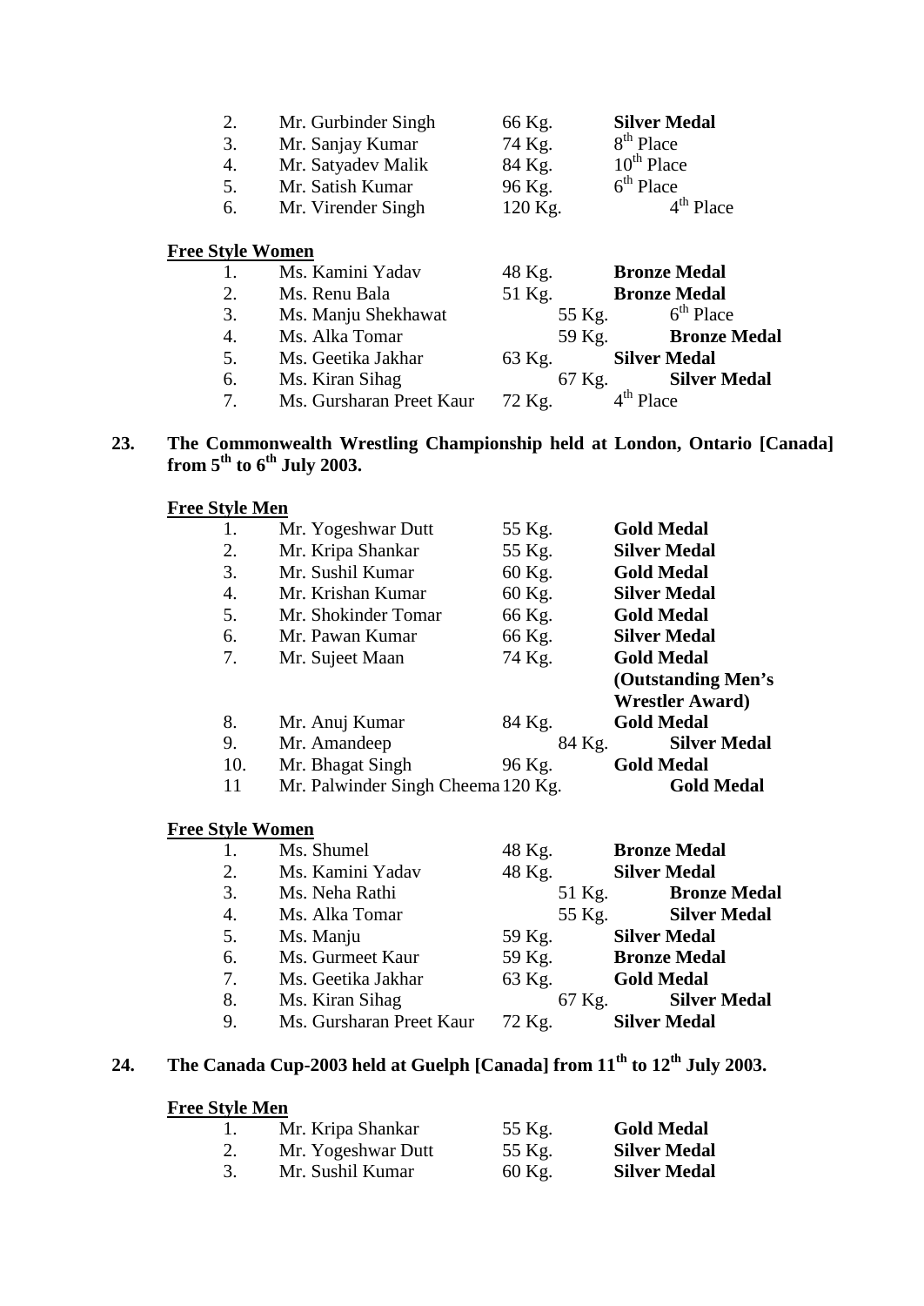| | | | |
|---|---|---|---|
| 2. | Mr. Gurbinder Singh | 66 Kg. | **Silver Medal** |
| 3. | Mr. Sanjay Kumar | 74 Kg. | 8th Place |
| 4. | Mr. Satyadev Malik | 84 Kg. | 10th Place |
| 5. | Mr. Satish Kumar | 96 Kg. | 6th Place |
| 6. | Mr. Virender Singh | 120 Kg. | 4th Place |

**Free Style Women**

| | | | |
|---|---|---|---|
| 1. | Ms. Kamini Yadav | 48 Kg. | **Bronze Medal** |
| 2. | Ms. Renu Bala | 51 Kg. | **Bronze Medal** |
| 3. | Ms. Manju Shekhawat | 55 Kg. | 6th Place |
| 4. | Ms. Alka Tomar | 59 Kg. | **Bronze Medal** |
| 5. | Ms. Geetika Jakhar | 63 Kg. | **Silver Medal** |
| 6. | Ms. Kiran Sihag | 67 Kg. | **Silver Medal** |
| 7. | Ms. Gursharan Preet Kaur | 72 Kg. | 4th Place |

**23. The Commonwealth Wrestling Championship held at London, Ontario [Canada] from 5th to 6th July 2003.**

**Free Style Men**

| | | | |
|---|---|---|---|
| 1. | Mr. Yogeshwar Dutt | 55 Kg. | **Gold Medal** |
| 2. | Mr. Kripa Shankar | 55 Kg. | **Silver Medal** |
| 3. | Mr. Sushil Kumar | 60 Kg. | **Gold Medal** |
| 4. | Mr. Krishan Kumar | 60 Kg. | **Silver Medal** |
| 5. | Mr. Shokinder Tomar | 66 Kg. | **Gold Medal** |
| 6. | Mr. Pawan Kumar | 66 Kg. | **Silver Medal** |
| 7. | Mr. Sujeet Maan | 74 Kg. | **Gold Medal (Outstanding Men's Wrestler Award)** |
| 8. | Mr. Anuj Kumar | 84 Kg. | **Gold Medal** |
| 9. | Mr. Amandeep | 84 Kg. | **Silver Medal** |
| 10. | Mr. Bhagat Singh | 96 Kg. | **Gold Medal** |
| 11 | Mr. Palwinder Singh Cheema | 120 Kg. | **Gold Medal** |

**Free Style Women**

| | | | |
|---|---|---|---|
| 1. | Ms. Shumel | 48 Kg. | **Bronze Medal** |
| 2. | Ms. Kamini Yadav | 48 Kg. | **Silver Medal** |
| 3. | Ms. Neha Rathi | 51 Kg. | **Bronze Medal** |
| 4. | Ms. Alka Tomar | 55 Kg. | **Silver Medal** |
| 5. | Ms. Manju | 59 Kg. | **Silver Medal** |
| 6. | Ms. Gurmeet Kaur | 59 Kg. | **Bronze Medal** |
| 7. | Ms. Geetika Jakhar | 63 Kg. | **Gold Medal** |
| 8. | Ms. Kiran Sihag | 67 Kg. | **Silver Medal** |
| 9. | Ms. Gursharan Preet Kaur | 72 Kg. | **Silver Medal** |

**24. The Canada Cup-2003 held at Guelph [Canada] from 11th to 12th July 2003.**

**Free Style Men**

| | | | |
|---|---|---|---|
| 1. | Mr. Kripa Shankar | 55 Kg. | **Gold Medal** |
| 2. | Mr. Yogeshwar Dutt | 55 Kg. | **Silver Medal** |
| 3. | Mr. Sushil Kumar | 60 Kg. | **Silver Medal** |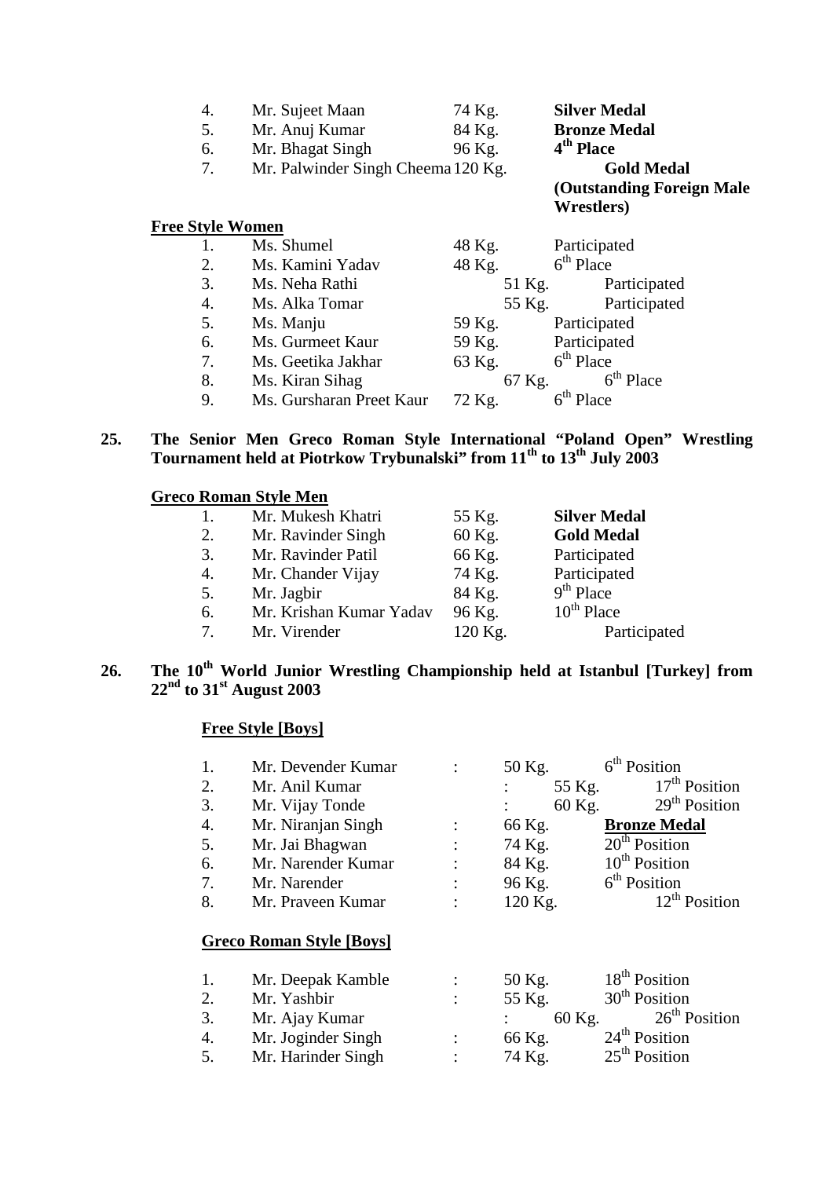| | | | |
|---|---|---|---|
| 4. | Mr. Sujeet Maan | 74 Kg. | **Silver Medal** |
| 5. | Mr. Anuj Kumar | 84 Kg. | **Bronze Medal** |
| 6. | Mr. Bhagat Singh | 96 Kg. | **4th Place** |
| 7. | Mr. Palwinder Singh Cheema | 120 Kg. | **Gold Medal (Outstanding Foreign Male Wrestlers)** |

**Free Style Women**

| | | | |
|---|---|---|---|
| 1. | Ms. Shumel | 48 Kg. | Participated |
| 2. | Ms. Kamini Yadav | 48 Kg. | 6th Place |
| 3. | Ms. Neha Rathi | 51 Kg. | Participated |
| 4. | Ms. Alka Tomar | 55 Kg. | Participated |
| 5. | Ms. Manju | 59 Kg. | Participated |
| 6. | Ms. Gurmeet Kaur | 59 Kg. | Participated |
| 7. | Ms. Geetika Jakhar | 63 Kg. | 6th Place |
| 8. | Ms. Kiran Sihag | 67 Kg. | 6th Place |
| 9. | Ms. Gursharan Preet Kaur | 72 Kg. | 6th Place |

**25. The Senior Men Greco Roman Style International "Poland Open" Wrestling Tournament held at Piotrkow Trybunalski" from 11th to 13th July 2003**

**Greco Roman Style Men**

| | | | |
|---|---|---|---|
| 1. | Mr. Mukesh Khatri | 55 Kg. | **Silver Medal** |
| 2. | Mr. Ravinder Singh | 60 Kg. | **Gold Medal** |
| 3. | Mr. Ravinder Patil | 66 Kg. | Participated |
| 4. | Mr. Chander Vijay | 74 Kg. | Participated |
| 5. | Mr. Jagbir | 84 Kg. | 9th Place |
| 6. | Mr. Krishan Kumar Yadav | 96 Kg. | 10th Place |
| 7. | Mr. Virender | 120 Kg. | Participated |

**26. The 10th World Junior Wrestling Championship held at Istanbul [Turkey] from 22nd to 31st August 2003**

**Free Style [Boys]**

| | | | | |
|---|---|---|---|---|
| 1. | Mr. Devender Kumar | : | 50 Kg. | 6th Position |
| 2. | Mr. Anil Kumar | : | 55 Kg. | 17th Position |
| 3. | Mr. Vijay Tonde | : | 60 Kg. | 29th Position |
| 4. | Mr. Niranjan Singh | : | 66 Kg. | **Bronze Medal** |
| 5. | Mr. Jai Bhagwan | : | 74 Kg. | 20th Position |
| 6. | Mr. Narender Kumar | : | 84 Kg. | 10th Position |
| 7. | Mr. Narender | : | 96 Kg. | 6th Position |
| 8. | Mr. Praveen Kumar | : | 120 Kg. | 12th Position |

**Greco Roman Style [Boys]**

| | | | | |
|---|---|---|---|---|
| 1. | Mr. Deepak Kamble | : | 50 Kg. | 18th Position |
| 2. | Mr. Yashbir | : | 55 Kg. | 30th Position |
| 3. | Mr. Ajay Kumar | : | 60 Kg. | 26th Position |
| 4. | Mr. Joginder Singh | : | 66 Kg. | 24th Position |
| 5. | Mr. Harinder Singh | : | 74 Kg. | 25th Position |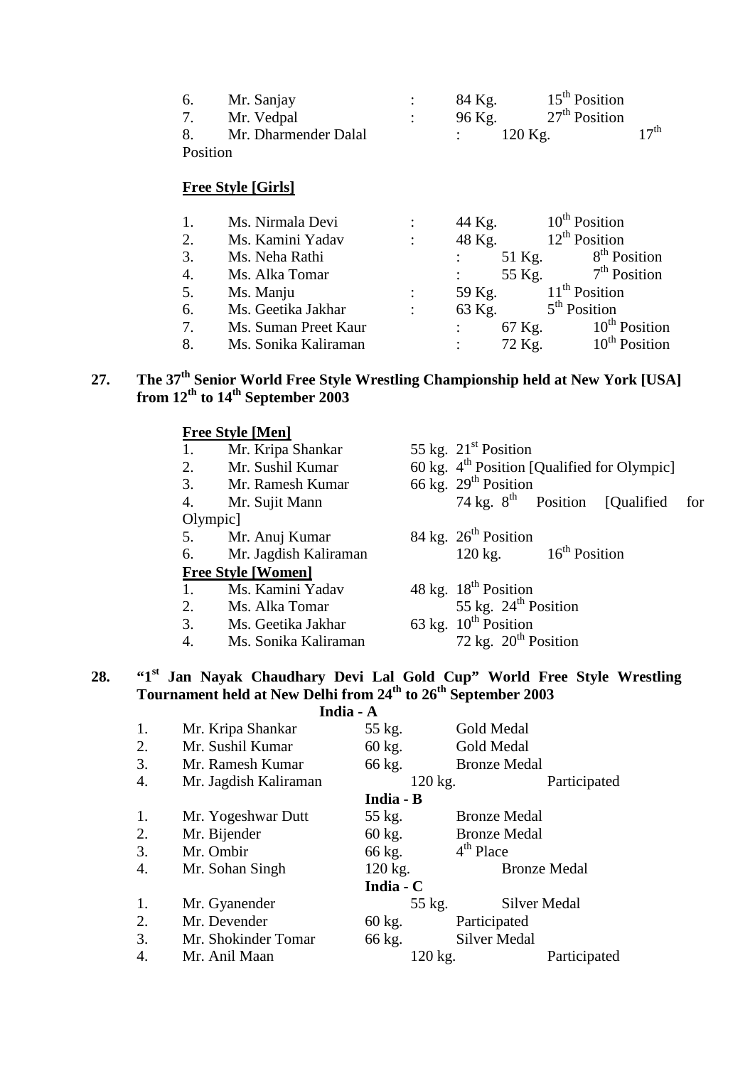| | | | |
|---|---|---|---|
| 6. | Mr. Sanjay | : 84 Kg. | 15th Position |
| 7. | Mr. Vedpal | : 96 Kg. | 27th Position |
| 8. | Mr. Dharmender Dalal | : 120 Kg. | 17th Position |

**Free Style [Girls]**

| | | | |
|---|---|---|---|
| 1. | Ms. Nirmala Devi | : 44 Kg. | 10th Position |
| 2. | Ms. Kamini Yadav | : 48 Kg. | 12th Position |
| 3. | Ms. Neha Rathi | : 51 Kg. | 8th Position |
| 4. | Ms. Alka Tomar | : 55 Kg. | 7th Position |
| 5. | Ms. Manju | : 59 Kg. | 11th Position |
| 6. | Ms. Geetika Jakhar | : 63 Kg. | 5th Position |
| 7. | Ms. Suman Preet Kaur | : 67 Kg. | 10th Position |
| 8. | Ms. Sonika Kaliraman | : 72 Kg. | 10th Position |

## 27. The 37th Senior World Free Style Wrestling Championship held at New York [USA] from 12th to 14th September 2003

**Free Style [Men]**

| | | | |
|---|---|---|---|
| 1. | Mr. Kripa Shankar | 55 kg. | 21st Position |
| 2. | Mr. Sushil Kumar | 60 kg. | 4th Position [Qualified for Olympic] |
| 3. | Mr. Ramesh Kumar | 66 kg. | 29th Position |
| 4. | Mr. Sujit Mann | 74 kg. | 8th Position [Qualified for Olympic] |
| 5. | Mr. Anuj Kumar | 84 kg. | 26th Position |
| 6. | Mr. Jagdish Kaliraman | 120 kg. | 16th Position |

**Free Style [Women]**

| | | | |
|---|---|---|---|
| 1. | Ms. Kamini Yadav | 48 kg. | 18th Position |
| 2. | Ms. Alka Tomar | 55 kg. | 24th Position |
| 3. | Ms. Geetika Jakhar | 63 kg. | 10th Position |
| 4. | Ms. Sonika Kaliraman | 72 kg. | 20th Position |

## 28. "1st Jan Nayak Chaudhary Devi Lal Gold Cup" World Free Style Wrestling Tournament held at New Delhi from 24th to 26th September 2003

**India - A**

| | | | |
|---|---|---|---|
| 1. | Mr. Kripa Shankar | 55 kg. | Gold Medal |
| 2. | Mr. Sushil Kumar | 60 kg. | Gold Medal |
| 3. | Mr. Ramesh Kumar | 66 kg. | Bronze Medal |
| 4. | Mr. Jagdish Kaliraman | 120 kg. | Participated |

**India - B**

| | | | |
|---|---|---|---|
| 1. | Mr. Yogeshwar Dutt | 55 kg. | Bronze Medal |
| 2. | Mr. Bijender | 60 kg. | Bronze Medal |
| 3. | Mr. Ombir | 66 kg. | 4th Place |
| 4. | Mr. Sohan Singh | 120 kg. | Bronze Medal |

**India - C**

| | | | |
|---|---|---|---|
| 1. | Mr. Gyanender | 55 kg. | Silver Medal |
| 2. | Mr. Devender | 60 kg. | Participated |
| 3. | Mr. Shokinder Tomar | 66 kg. | Silver Medal |
| 4. | Mr. Anil Maan | 120 kg. | Participated |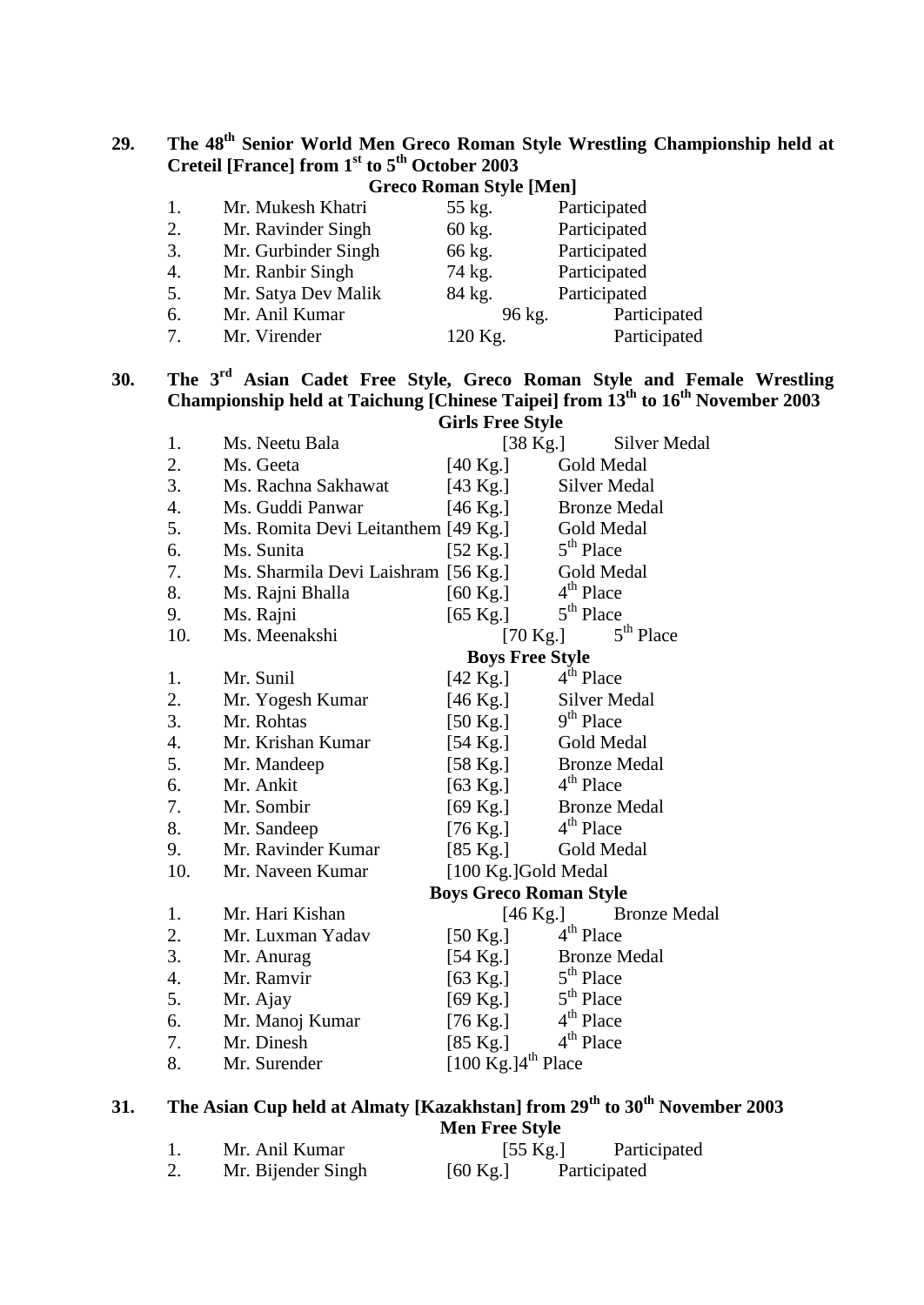**29. The 48th Senior World Men Greco Roman Style Wrestling Championship held at Creteil [France] from 1st to 5th October 2003**

**Greco Roman Style [Men]**

| | | | |
|---|---|---|---|
| 1. | Mr. Mukesh Khatri | 55 kg. | Participated |
| 2. | Mr. Ravinder Singh | 60 kg. | Participated |
| 3. | Mr. Gurbinder Singh | 66 kg. | Participated |
| 4. | Mr. Ranbir Singh | 74 kg. | Participated |
| 5. | Mr. Satya Dev Malik | 84 kg. | Participated |
| 6. | Mr. Anil Kumar | 96 kg. | Participated |
| 7. | Mr. Virender | 120 Kg. | Participated |

**30. The 3rd Asian Cadet Free Style, Greco Roman Style and Female Wrestling Championship held at Taichung [Chinese Taipei] from 13th to 16th November 2003**

**Girls Free Style**

| | | | |
|---|---|---|---|
| 1. | Ms. Neetu Bala | [38 Kg.] | Silver Medal |
| 2. | Ms. Geeta | [40 Kg.] | Gold Medal |
| 3. | Ms. Rachna Sakhawat | [43 Kg.] | Silver Medal |
| 4. | Ms. Guddi Panwar | [46 Kg.] | Bronze Medal |
| 5. | Ms. Romita Devi Leitanthem | [49 Kg.] | Gold Medal |
| 6. | Ms. Sunita | [52 Kg.] | 5th Place |
| 7. | Ms. Sharmila Devi Laishram | [56 Kg.] | Gold Medal |
| 8. | Ms. Rajni Bhalla | [60 Kg.] | 4th Place |
| 9. | Ms. Rajni | [65 Kg.] | 5th Place |
| 10. | Ms. Meenakshi | [70 Kg.] | 5th Place |

**Boys Free Style**

| | | | |
|---|---|---|---|
| 1. | Mr. Sunil | [42 Kg.] | 4th Place |
| 2. | Mr. Yogesh Kumar | [46 Kg.] | Silver Medal |
| 3. | Mr. Rohtas | [50 Kg.] | 9th Place |
| 4. | Mr. Krishan Kumar | [54 Kg.] | Gold Medal |
| 5. | Mr. Mandeep | [58 Kg.] | Bronze Medal |
| 6. | Mr. Ankit | [63 Kg.] | 4th Place |
| 7. | Mr. Sombir | [69 Kg.] | Bronze Medal |
| 8. | Mr. Sandeep | [76 Kg.] | 4th Place |
| 9. | Mr. Ravinder Kumar | [85 Kg.] | Gold Medal |
| 10. | Mr. Naveen Kumar | [100 Kg.] | Gold Medal |

**Boys Greco Roman Style**

| | | | |
|---|---|---|---|
| 1. | Mr. Hari Kishan | [46 Kg.] | Bronze Medal |
| 2. | Mr. Luxman Yadav | [50 Kg.] | 4th Place |
| 3. | Mr. Anurag | [54 Kg.] | Bronze Medal |
| 4. | Mr. Ramvir | [63 Kg.] | 5th Place |
| 5. | Mr. Ajay | [69 Kg.] | 5th Place |
| 6. | Mr. Manoj Kumar | [76 Kg.] | 4th Place |
| 7. | Mr. Dinesh | [85 Kg.] | 4th Place |
| 8. | Mr. Surender | [100 Kg.] | 4th Place |

**31. The Asian Cup held at Almaty [Kazakhstan] from 29th to 30th November 2003**

**Men Free Style**

| | | | |
|---|---|---|---|
| 1. | Mr. Anil Kumar | [55 Kg.] | Participated |
| 2. | Mr. Bijender Singh | [60 Kg.] | Participated |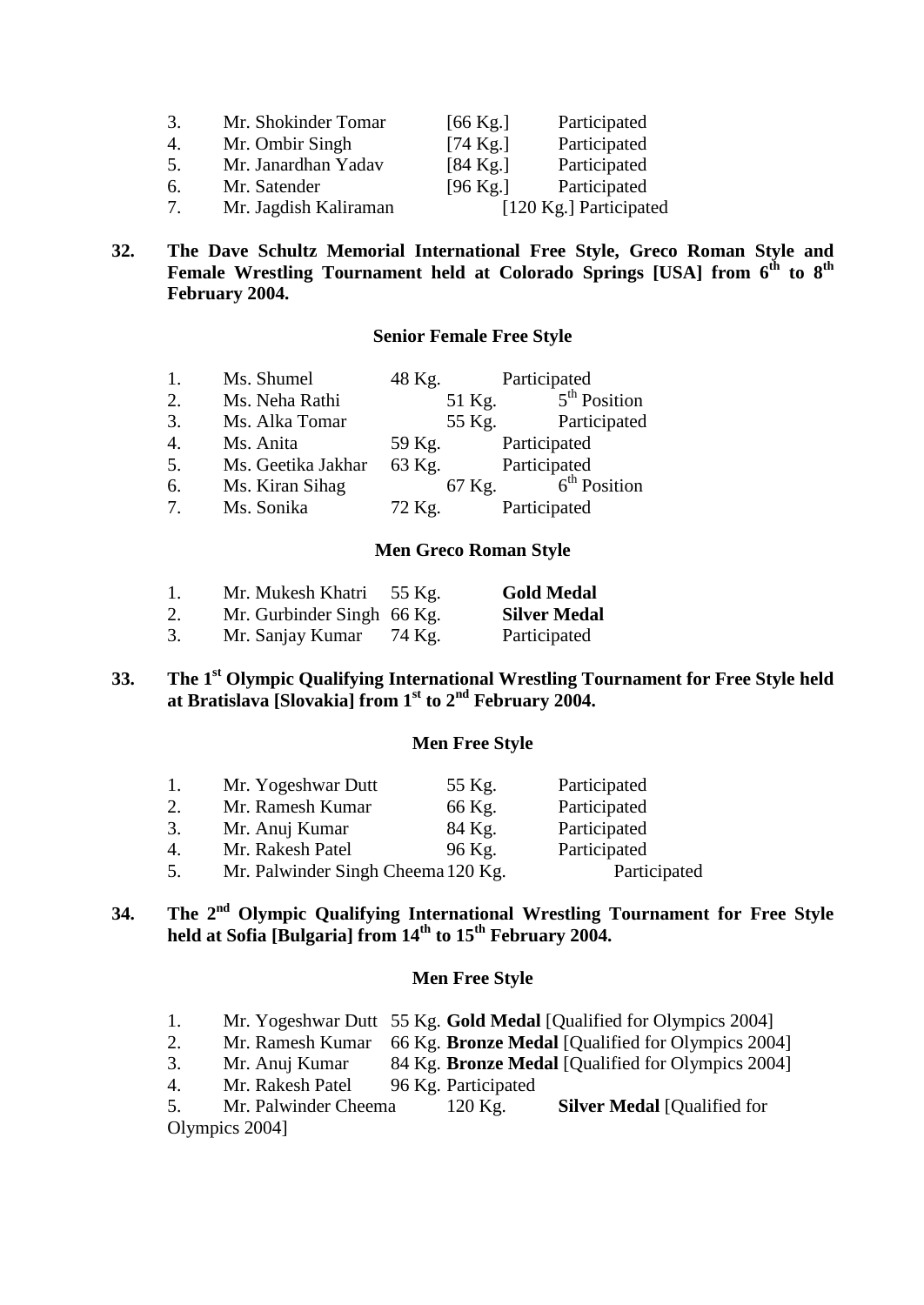3. Mr. Shokinder Tomar [66 Kg.] Participated
4. Mr. Ombir Singh [74 Kg.] Participated
5. Mr. Janardhan Yadav [84 Kg.] Participated
6. Mr. Satender [96 Kg.] Participated
7. Mr. Jagdish Kaliraman [120 Kg.] Participated

**32. The Dave Schultz Memorial International Free Style, Greco Roman Style and Female Wrestling Tournament held at Colorado Springs [USA] from 6th to 8th February 2004.**

**Senior Female Free Style**

| | | | |
|---|---|---|---|
| 1. | Ms. Shumel | 48 Kg. | Participated |
| 2. | Ms. Neha Rathi | 51 Kg. | 5th Position |
| 3. | Ms. Alka Tomar | 55 Kg. | Participated |
| 4. | Ms. Anita | 59 Kg. | Participated |
| 5. | Ms. Geetika Jakhar | 63 Kg. | Participated |
| 6. | Ms. Kiran Sihag | 67 Kg. | 6th Position |
| 7. | Ms. Sonika | 72 Kg. | Participated |

**Men Greco Roman Style**

| | | | |
|---|---|---|---|
| 1. | Mr. Mukesh Khatri | 55 Kg. | **Gold Medal** |
| 2. | Mr. Gurbinder Singh | 66 Kg. | **Silver Medal** |
| 3. | Mr. Sanjay Kumar | 74 Kg. | Participated |

**33. The 1st Olympic Qualifying International Wrestling Tournament for Free Style held at Bratislava [Slovakia] from 1st to 2nd February 2004.**

**Men Free Style**

| | | | |
|---|---|---|---|
| 1. | Mr. Yogeshwar Dutt | 55 Kg. | Participated |
| 2. | Mr. Ramesh Kumar | 66 Kg. | Participated |
| 3. | Mr. Anuj Kumar | 84 Kg. | Participated |
| 4. | Mr. Rakesh Patel | 96 Kg. | Participated |
| 5. | Mr. Palwinder Singh Cheema | 120 Kg. | Participated |

**34. The 2nd Olympic Qualifying International Wrestling Tournament for Free Style held at Sofia [Bulgaria] from 14th to 15th February 2004.**

**Men Free Style**

| | | | |
|---|---|---|---|
| 1. | Mr. Yogeshwar Dutt | 55 Kg. | **Gold Medal** [Qualified for Olympics 2004] |
| 2. | Mr. Ramesh Kumar | 66 Kg. | **Bronze Medal** [Qualified for Olympics 2004] |
| 3. | Mr. Anuj Kumar | 84 Kg. | **Bronze Medal** [Qualified for Olympics 2004] |
| 4. | Mr. Rakesh Patel | 96 Kg. | Participated |
| 5. | Mr. Palwinder Cheema | 120 Kg. | **Silver Medal** [Qualified for Olympics 2004] |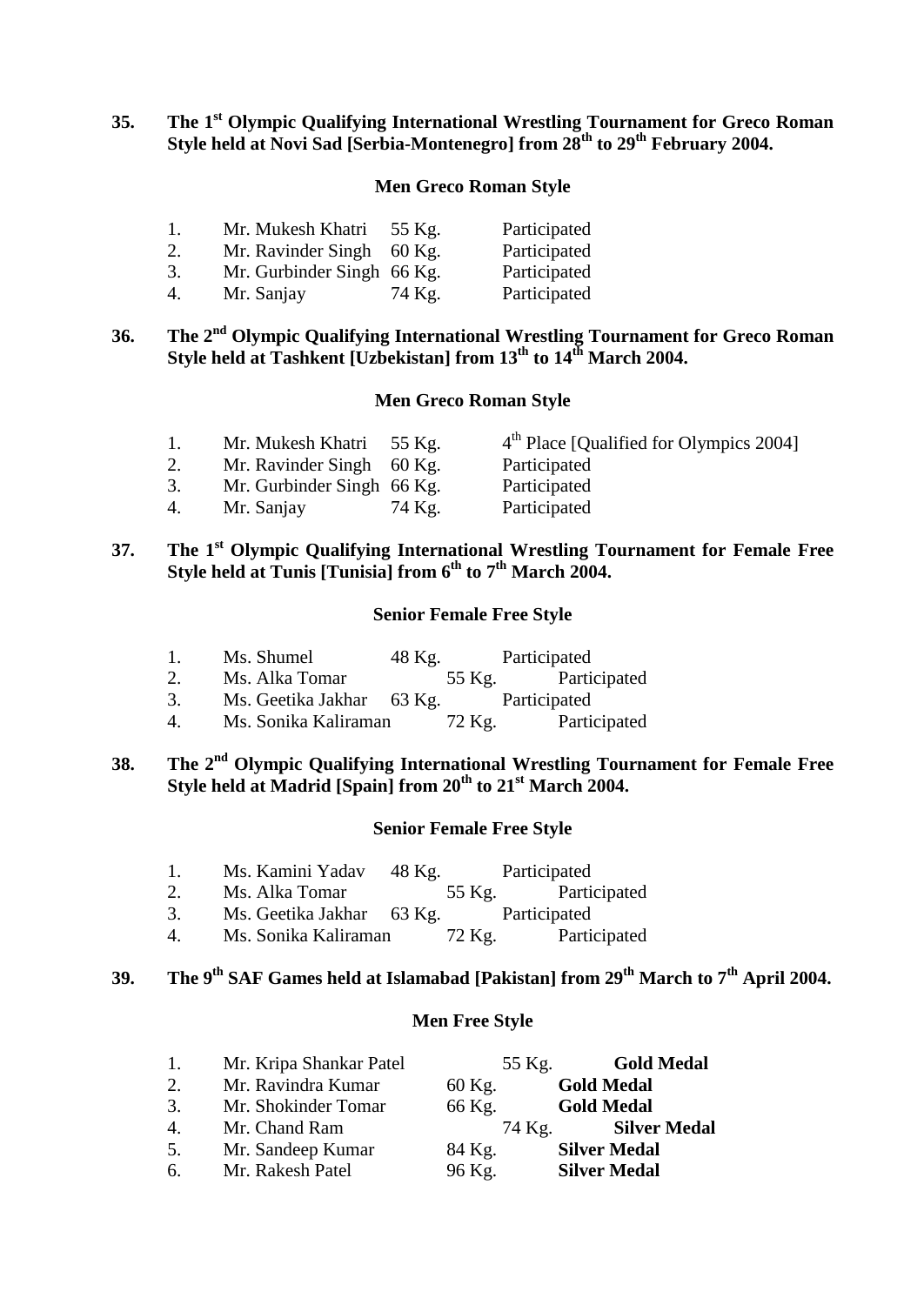**35. The 1st Olympic Qualifying International Wrestling Tournament for Greco Roman Style held at Novi Sad [Serbia-Montenegro] from 28th to 29th February 2004.**

**Men Greco Roman Style**

| | | | |
|---|---|---|---|
| 1. | Mr. Mukesh Khatri | 55 Kg. | Participated |
| 2. | Mr. Ravinder Singh | 60 Kg. | Participated |
| 3. | Mr. Gurbinder Singh | 66 Kg. | Participated |
| 4. | Mr. Sanjay | 74 Kg. | Participated |

**36. The 2nd Olympic Qualifying International Wrestling Tournament for Greco Roman Style held at Tashkent [Uzbekistan] from 13th to 14th March 2004.**

**Men Greco Roman Style**

| | | | |
|---|---|---|---|
| 1. | Mr. Mukesh Khatri | 55 Kg. | 4th Place [Qualified for Olympics 2004] |
| 2. | Mr. Ravinder Singh | 60 Kg. | Participated |
| 3. | Mr. Gurbinder Singh | 66 Kg. | Participated |
| 4. | Mr. Sanjay | 74 Kg. | Participated |

**37. The 1st Olympic Qualifying International Wrestling Tournament for Female Free Style held at Tunis [Tunisia] from 6th to 7th March 2004.**

**Senior Female Free Style**

| | | | |
|---|---|---|---|
| 1. | Ms. Shumel | 48 Kg. | Participated |
| 2. | Ms. Alka Tomar | 55 Kg. | Participated |
| 3. | Ms. Geetika Jakhar | 63 Kg. | Participated |
| 4. | Ms. Sonika Kaliraman | 72 Kg. | Participated |

**38. The 2nd Olympic Qualifying International Wrestling Tournament for Female Free Style held at Madrid [Spain] from 20th to 21st March 2004.**

**Senior Female Free Style**

| | | | |
|---|---|---|---|
| 1. | Ms. Kamini Yadav | 48 Kg. | Participated |
| 2. | Ms. Alka Tomar | 55 Kg. | Participated |
| 3. | Ms. Geetika Jakhar | 63 Kg. | Participated |
| 4. | Ms. Sonika Kaliraman | 72 Kg. | Participated |

**39. The 9th SAF Games held at Islamabad [Pakistan] from 29th March to 7th April 2004.**

**Men Free Style**

| | | | |
|---|---|---|---|
| 1. | Mr. Kripa Shankar Patel | 55 Kg. | **Gold Medal** |
| 2. | Mr. Ravindra Kumar | 60 Kg. | **Gold Medal** |
| 3. | Mr. Shokinder Tomar | 66 Kg. | **Gold Medal** |
| 4. | Mr. Chand Ram | 74 Kg. | **Silver Medal** |
| 5. | Mr. Sandeep Kumar | 84 Kg. | **Silver Medal** |
| 6. | Mr. Rakesh Patel | 96 Kg. | **Silver Medal** |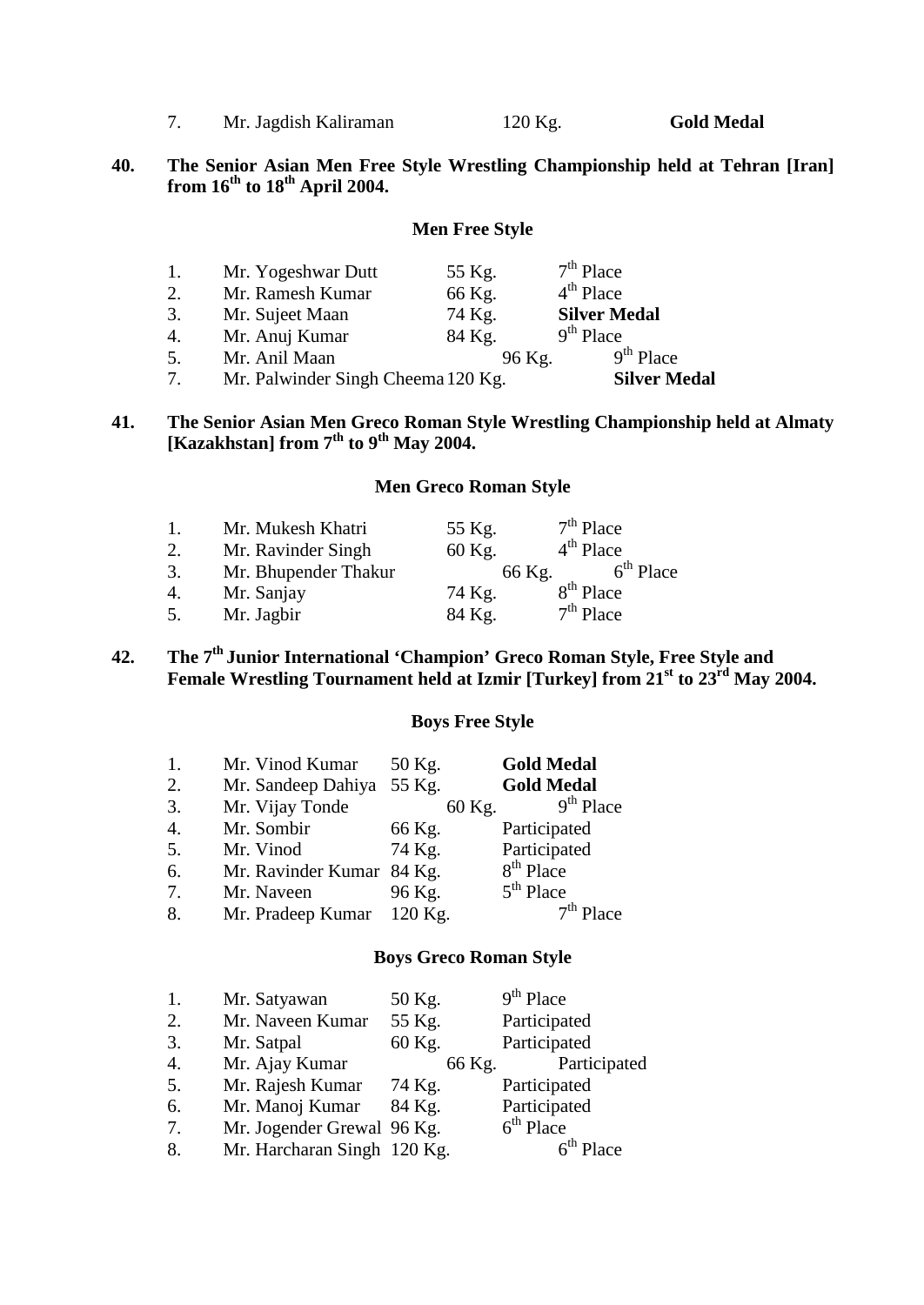| | | | |
|---|---|---|---|
| 7. | Mr. Jagdish Kaliraman | 120 Kg. | **Gold Medal** |

**40. The Senior Asian Men Free Style Wrestling Championship held at Tehran [Iran] from 16th to 18th April 2004.**

**Men Free Style**

| | | | |
|---|---|---|---|
| 1. | Mr. Yogeshwar Dutt | 55 Kg. | 7th Place |
| 2. | Mr. Ramesh Kumar | 66 Kg. | 4th Place |
| 3. | Mr. Sujeet Maan | 74 Kg. | **Silver Medal** |
| 4. | Mr. Anuj Kumar | 84 Kg. | 9th Place |
| 5. | Mr. Anil Maan | 96 Kg. | 9th Place |
| 7. | Mr. Palwinder Singh Cheema | 120 Kg. | **Silver Medal** |

**41. The Senior Asian Men Greco Roman Style Wrestling Championship held at Almaty [Kazakhstan] from 7th to 9th May 2004.**

**Men Greco Roman Style**

| | | | |
|---|---|---|---|
| 1. | Mr. Mukesh Khatri | 55 Kg. | 7th Place |
| 2. | Mr. Ravinder Singh | 60 Kg. | 4th Place |
| 3. | Mr. Bhupender Thakur | 66 Kg. | 6th Place |
| 4. | Mr. Sanjay | 74 Kg. | 8th Place |
| 5. | Mr. Jagbir | 84 Kg. | 7th Place |

**42. The 7th Junior International 'Champion' Greco Roman Style, Free Style and Female Wrestling Tournament held at Izmir [Turkey] from 21st to 23rd May 2004.**

**Boys Free Style**

| | | | |
|---|---|---|---|
| 1. | Mr. Vinod Kumar | 50 Kg. | **Gold Medal** |
| 2. | Mr. Sandeep Dahiya | 55 Kg. | **Gold Medal** |
| 3. | Mr. Vijay Tonde | 60 Kg. | 9th Place |
| 4. | Mr. Sombir | 66 Kg. | Participated |
| 5. | Mr. Vinod | 74 Kg. | Participated |
| 6. | Mr. Ravinder Kumar | 84 Kg. | 8th Place |
| 7. | Mr. Naveen | 96 Kg. | 5th Place |
| 8. | Mr. Pradeep Kumar | 120 Kg. | 7th Place |

**Boys Greco Roman Style**

| | | | |
|---|---|---|---|
| 1. | Mr. Satyawan | 50 Kg. | 9th Place |
| 2. | Mr. Naveen Kumar | 55 Kg. | Participated |
| 3. | Mr. Satpal | 60 Kg. | Participated |
| 4. | Mr. Ajay Kumar | 66 Kg. | Participated |
| 5. | Mr. Rajesh Kumar | 74 Kg. | Participated |
| 6. | Mr. Manoj Kumar | 84 Kg. | Participated |
| 7. | Mr. Jogender Grewal | 96 Kg. | 6th Place |
| 8. | Mr. Harcharan Singh | 120 Kg. | 6th Place |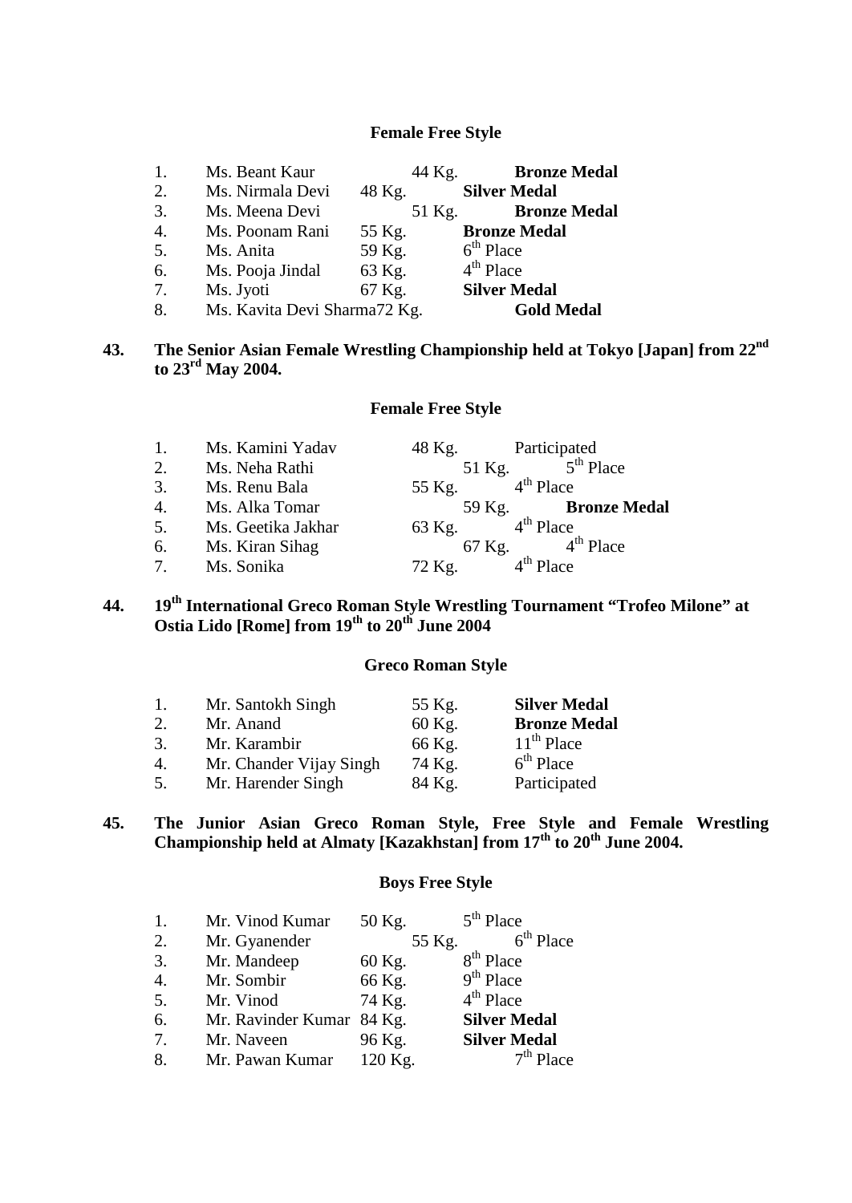**Female Free Style**

| | | | |
|---|---|---|---|
| 1. | Ms. Beant Kaur | 44 Kg. | **Bronze Medal** |
| 2. | Ms. Nirmala Devi | 48 Kg. | **Silver Medal** |
| 3. | Ms. Meena Devi | 51 Kg. | **Bronze Medal** |
| 4. | Ms. Poonam Rani | 55 Kg. | **Bronze Medal** |
| 5. | Ms. Anita | 59 Kg. | 6th Place |
| 6. | Ms. Pooja Jindal | 63 Kg. | 4th Place |
| 7. | Ms. Jyoti | 67 Kg. | **Silver Medal** |
| 8. | Ms. Kavita Devi Sharma | 72 Kg. | **Gold Medal** |

**43. The Senior Asian Female Wrestling Championship held at Tokyo [Japan] from 22nd to 23rd May 2004.**

**Female Free Style**

| | | | |
|---|---|---|---|
| 1. | Ms. Kamini Yadav | 48 Kg. | Participated |
| 2. | Ms. Neha Rathi | 51 Kg. | 5th Place |
| 3. | Ms. Renu Bala | 55 Kg. | 4th Place |
| 4. | Ms. Alka Tomar | 59 Kg. | **Bronze Medal** |
| 5. | Ms. Geetika Jakhar | 63 Kg. | 4th Place |
| 6. | Ms. Kiran Sihag | 67 Kg. | 4th Place |
| 7. | Ms. Sonika | 72 Kg. | 4th Place |

**44. 19th International Greco Roman Style Wrestling Tournament "Trofeo Milone" at Ostia Lido [Rome] from 19th to 20th June 2004**

**Greco Roman Style**

| | | | |
|---|---|---|---|
| 1. | Mr. Santokh Singh | 55 Kg. | **Silver Medal** |
| 2. | Mr. Anand | 60 Kg. | **Bronze Medal** |
| 3. | Mr. Karambir | 66 Kg. | 11th Place |
| 4. | Mr. Chander Vijay Singh | 74 Kg. | 6th Place |
| 5. | Mr. Harender Singh | 84 Kg. | Participated |

**45. The Junior Asian Greco Roman Style, Free Style and Female Wrestling Championship held at Almaty [Kazakhstan] from 17th to 20th June 2004.**

**Boys Free Style**

| | | | |
|---|---|---|---|
| 1. | Mr. Vinod Kumar | 50 Kg. | 5th Place |
| 2. | Mr. Gyanender | 55 Kg. | 6th Place |
| 3. | Mr. Mandeep | 60 Kg. | 8th Place |
| 4. | Mr. Sombir | 66 Kg. | 9th Place |
| 5. | Mr. Vinod | 74 Kg. | 4th Place |
| 6. | Mr. Ravinder Kumar | 84 Kg. | **Silver Medal** |
| 7. | Mr. Naveen | 96 Kg. | **Silver Medal** |
| 8. | Mr. Pawan Kumar | 120 Kg. | 7th Place |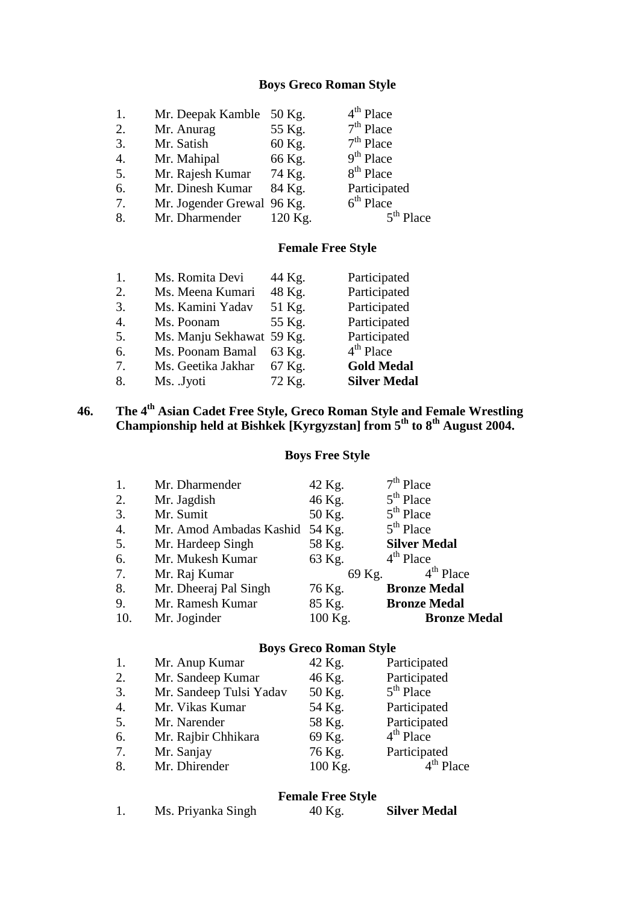### Boys Greco Roman Style

| | | | |
|---|---|---|---|
| 1. | Mr. Deepak Kamble | 50 Kg. | 4th Place |
| 2. | Mr. Anurag | 55 Kg. | 7th Place |
| 3. | Mr. Satish | 60 Kg. | 7th Place |
| 4. | Mr. Mahipal | 66 Kg. | 9th Place |
| 5. | Mr. Rajesh Kumar | 74 Kg. | 8th Place |
| 6. | Mr. Dinesh Kumar | 84 Kg. | Participated |
| 7. | Mr. Jogender Grewal | 96 Kg. | 6th Place |
| 8. | Mr. Dharmender | 120 Kg. | 5th Place |

### Female Free Style

| | | | |
|---|---|---|---|
| 1. | Ms. Romita Devi | 44 Kg. | Participated |
| 2. | Ms. Meena Kumari | 48 Kg. | Participated |
| 3. | Ms. Kamini Yadav | 51 Kg. | Participated |
| 4. | Ms. Poonam | 55 Kg. | Participated |
| 5. | Ms. Manju Sekhawat | 59 Kg. | Participated |
| 6. | Ms. Poonam Bamal | 63 Kg. | 4th Place |
| 7. | Ms. Geetika Jakhar | 67 Kg. | **Gold Medal** |
| 8. | Ms. .Jyoti | 72 Kg. | **Silver Medal** |

## 46. The 4th Asian Cadet Free Style, Greco Roman Style and Female Wrestling Championship held at Bishkek [Kyrgyzstan] from 5th to 8th August 2004.

### Boys Free Style

| | | | |
|---|---|---|---|
| 1. | Mr. Dharmender | 42 Kg. | 7th Place |
| 2. | Mr. Jagdish | 46 Kg. | 5th Place |
| 3. | Mr. Sumit | 50 Kg. | 5th Place |
| 4. | Mr. Amod Ambadas Kashid | 54 Kg. | 5th Place |
| 5. | Mr. Hardeep Singh | 58 Kg. | **Silver Medal** |
| 6. | Mr. Mukesh Kumar | 63 Kg. | 4th Place |
| 7. | Mr. Raj Kumar | 69 Kg. | 4th Place |
| 8. | Mr. Dheeraj Pal Singh | 76 Kg. | **Bronze Medal** |
| 9. | Mr. Ramesh Kumar | 85 Kg. | **Bronze Medal** |
| 10. | Mr. Joginder | 100 Kg. | **Bronze Medal** |

### Boys Greco Roman Style

| | | | |
|---|---|---|---|
| 1. | Mr. Anup Kumar | 42 Kg. | Participated |
| 2. | Mr. Sandeep Kumar | 46 Kg. | Participated |
| 3. | Mr. Sandeep Tulsi Yadav | 50 Kg. | 5th Place |
| 4. | Mr. Vikas Kumar | 54 Kg. | Participated |
| 5. | Mr. Narender | 58 Kg. | Participated |
| 6. | Mr. Rajbir Chhikara | 69 Kg. | 4th Place |
| 7. | Mr. Sanjay | 76 Kg. | Participated |
| 8. | Mr. Dhirender | 100 Kg. | 4th Place |

### Female Free Style

| | | | |
|---|---|---|---|
| 1. | Ms. Priyanka Singh | 40 Kg. | **Silver Medal** |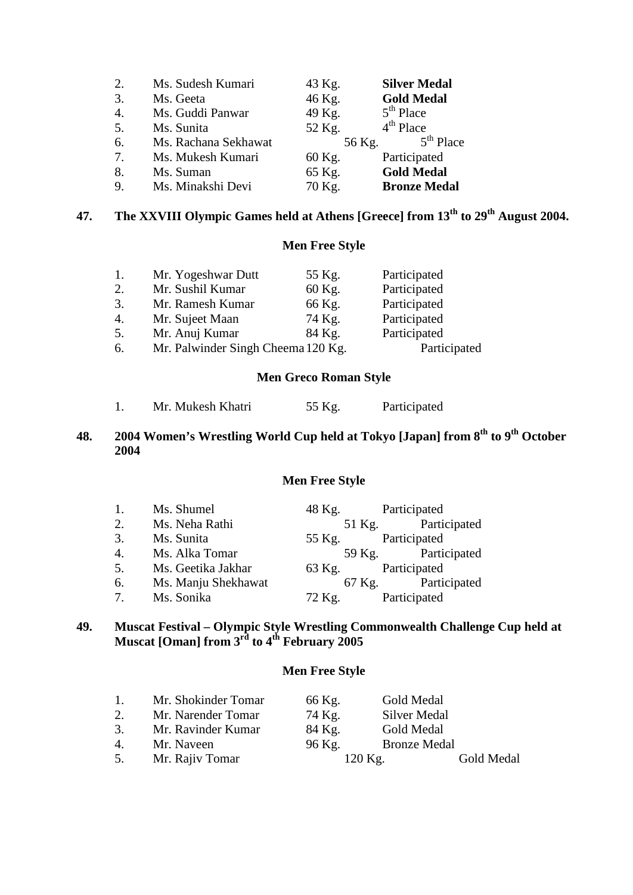| | | | |
|---|---|---|---|
| 2. | Ms. Sudesh Kumari | 43 Kg. | **Silver Medal** |
| 3. | Ms. Geeta | 46 Kg. | **Gold Medal** |
| 4. | Ms. Guddi Panwar | 49 Kg. | 5th Place |
| 5. | Ms. Sunita | 52 Kg. | 4th Place |
| 6. | Ms. Rachana Sekhawat | 56 Kg. | 5th Place |
| 7. | Ms. Mukesh Kumari | 60 Kg. | Participated |
| 8. | Ms. Suman | 65 Kg. | **Gold Medal** |
| 9. | Ms. Minakshi Devi | 70 Kg. | **Bronze Medal** |

**47. The XXVIII Olympic Games held at Athens [Greece] from 13th to 29th August 2004.**

**Men Free Style**

| | | | |
|---|---|---|---|
| 1. | Mr. Yogeshwar Dutt | 55 Kg. | Participated |
| 2. | Mr. Sushil Kumar | 60 Kg. | Participated |
| 3. | Mr. Ramesh Kumar | 66 Kg. | Participated |
| 4. | Mr. Sujeet Maan | 74 Kg. | Participated |
| 5. | Mr. Anuj Kumar | 84 Kg. | Participated |
| 6. | Mr. Palwinder Singh Cheema | 120 Kg. | Participated |

**Men Greco Roman Style**

| | | | |
|---|---|---|---|
| 1. | Mr. Mukesh Khatri | 55 Kg. | Participated |

**48. 2004 Women's Wrestling World Cup held at Tokyo [Japan] from 8th to 9th October 2004**

**Men Free Style**

| | | | |
|---|---|---|---|
| 1. | Ms. Shumel | 48 Kg. | Participated |
| 2. | Ms. Neha Rathi | 51 Kg. | Participated |
| 3. | Ms. Sunita | 55 Kg. | Participated |
| 4. | Ms. Alka Tomar | 59 Kg. | Participated |
| 5. | Ms. Geetika Jakhar | 63 Kg. | Participated |
| 6. | Ms. Manju Shekhawat | 67 Kg. | Participated |
| 7. | Ms. Sonika | 72 Kg. | Participated |

**49. Muscat Festival – Olympic Style Wrestling Commonwealth Challenge Cup held at Muscat [Oman] from 3rd to 4th February 2005**

**Men Free Style**

| | | | |
|---|---|---|---|
| 1. | Mr. Shokinder Tomar | 66 Kg. | Gold Medal |
| 2. | Mr. Narender Tomar | 74 Kg. | Silver Medal |
| 3. | Mr. Ravinder Kumar | 84 Kg. | Gold Medal |
| 4. | Mr. Naveen | 96 Kg. | Bronze Medal |
| 5. | Mr. Rajiv Tomar | 120 Kg. | Gold Medal |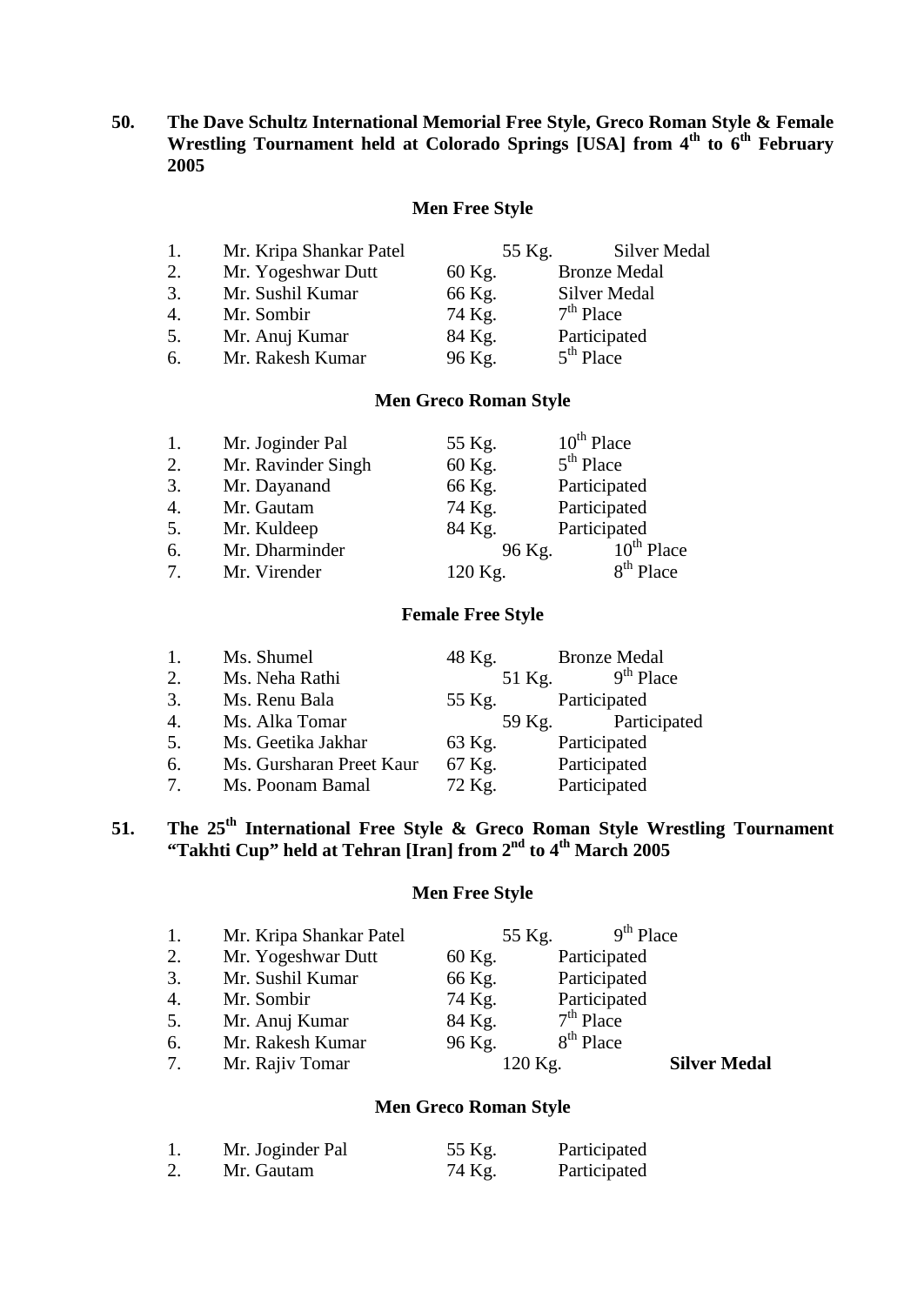**50. The Dave Schultz International Memorial Free Style, Greco Roman Style & Female Wrestling Tournament held at Colorado Springs [USA] from 4th to 6th February 2005**

**Men Free Style**

| | | | |
|---|---|---|---|
| 1. | Mr. Kripa Shankar Patel | 55 Kg. | Silver Medal |
| 2. | Mr. Yogeshwar Dutt | 60 Kg. | Bronze Medal |
| 3. | Mr. Sushil Kumar | 66 Kg. | Silver Medal |
| 4. | Mr. Sombir | 74 Kg. | 7th Place |
| 5. | Mr. Anuj Kumar | 84 Kg. | Participated |
| 6. | Mr. Rakesh Kumar | 96 Kg. | 5th Place |

**Men Greco Roman Style**

| | | | |
|---|---|---|---|
| 1. | Mr. Joginder Pal | 55 Kg. | 10th Place |
| 2. | Mr. Ravinder Singh | 60 Kg. | 5th Place |
| 3. | Mr. Dayanand | 66 Kg. | Participated |
| 4. | Mr. Gautam | 74 Kg. | Participated |
| 5. | Mr. Kuldeep | 84 Kg. | Participated |
| 6. | Mr. Dharminder | 96 Kg. | 10th Place |
| 7. | Mr. Virender | 120 Kg. | 8th Place |

**Female Free Style**

| | | | |
|---|---|---|---|
| 1. | Ms. Shumel | 48 Kg. | Bronze Medal |
| 2. | Ms. Neha Rathi | 51 Kg. | 9th Place |
| 3. | Ms. Renu Bala | 55 Kg. | Participated |
| 4. | Ms. Alka Tomar | 59 Kg. | Participated |
| 5. | Ms. Geetika Jakhar | 63 Kg. | Participated |
| 6. | Ms. Gursharan Preet Kaur | 67 Kg. | Participated |
| 7. | Ms. Poonam Bamal | 72 Kg. | Participated |

**51. The 25th International Free Style & Greco Roman Style Wrestling Tournament "Takhti Cup" held at Tehran [Iran] from 2nd to 4th March 2005**

**Men Free Style**

| | | | |
|---|---|---|---|
| 1. | Mr. Kripa Shankar Patel | 55 Kg. | 9th Place |
| 2. | Mr. Yogeshwar Dutt | 60 Kg. | Participated |
| 3. | Mr. Sushil Kumar | 66 Kg. | Participated |
| 4. | Mr. Sombir | 74 Kg. | Participated |
| 5. | Mr. Anuj Kumar | 84 Kg. | 7th Place |
| 6. | Mr. Rakesh Kumar | 96 Kg. | 8th Place |
| 7. | Mr. Rajiv Tomar | 120 Kg. | **Silver Medal** |

**Men Greco Roman Style**

| | | | |
|---|---|---|---|
| 1. | Mr. Joginder Pal | 55 Kg. | Participated |
| 2. | Mr. Gautam | 74 Kg. | Participated |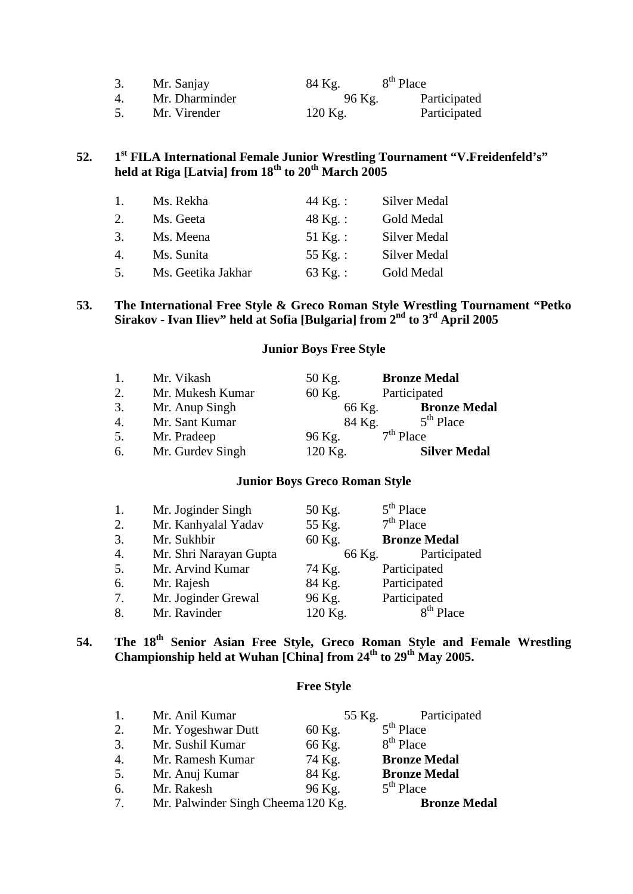| | | | |
|---|---|---|---|
| 3. | Mr. Sanjay | 84 Kg. | 8th Place |
| 4. | Mr. Dharminder | 96 Kg. | Participated |
| 5. | Mr. Virender | 120 Kg. | Participated |

**52. 1st FILA International Female Junior Wrestling Tournament "V.Freidenfeld's" held at Riga [Latvia] from 18th to 20th March 2005**

| | | | |
|---|---|---|---|
| 1. | Ms. Rekha | 44 Kg. : | Silver Medal |
| 2. | Ms. Geeta | 48 Kg. : | Gold Medal |
| 3. | Ms. Meena | 51 Kg. : | Silver Medal |
| 4. | Ms. Sunita | 55 Kg. : | Silver Medal |
| 5. | Ms. Geetika Jakhar | 63 Kg. : | Gold Medal |

**53. The International Free Style & Greco Roman Style Wrestling Tournament "Petko Sirakov - Ivan Iliev" held at Sofia [Bulgaria] from 2nd to 3rd April 2005**

**Junior Boys Free Style**

| | | | |
|---|---|---|---|
| 1. | Mr. Vikash | 50 Kg. | **Bronze Medal** |
| 2. | Mr. Mukesh Kumar | 60 Kg. | Participated |
| 3. | Mr. Anup Singh | 66 Kg. | **Bronze Medal** |
| 4. | Mr. Sant Kumar | 84 Kg. | 5th Place |
| 5. | Mr. Pradeep | 96 Kg. | 7th Place |
| 6. | Mr. Gurdev Singh | 120 Kg. | **Silver Medal** |

**Junior Boys Greco Roman Style**

| | | | |
|---|---|---|---|
| 1. | Mr. Joginder Singh | 50 Kg. | 5th Place |
| 2. | Mr. Kanhyalal Yadav | 55 Kg. | 7th Place |
| 3. | Mr. Sukhbir | 60 Kg. | **Bronze Medal** |
| 4. | Mr. Shri Narayan Gupta | 66 Kg. | Participated |
| 5. | Mr. Arvind Kumar | 74 Kg. | Participated |
| 6. | Mr. Rajesh | 84 Kg. | Participated |
| 7. | Mr. Joginder Grewal | 96 Kg. | Participated |
| 8. | Mr. Ravinder | 120 Kg. | 8th Place |

**54. The 18th Senior Asian Free Style, Greco Roman Style and Female Wrestling Championship held at Wuhan [China] from 24th to 29th May 2005.**

**Free Style**

| | | | |
|---|---|---|---|
| 1. | Mr. Anil Kumar | 55 Kg. | Participated |
| 2. | Mr. Yogeshwar Dutt | 60 Kg. | 5th Place |
| 3. | Mr. Sushil Kumar | 66 Kg. | 8th Place |
| 4. | Mr. Ramesh Kumar | 74 Kg. | **Bronze Medal** |
| 5. | Mr. Anuj Kumar | 84 Kg. | **Bronze Medal** |
| 6. | Mr. Rakesh | 96 Kg. | 5th Place |
| 7. | Mr. Palwinder Singh Cheema | 120 Kg. | **Bronze Medal** |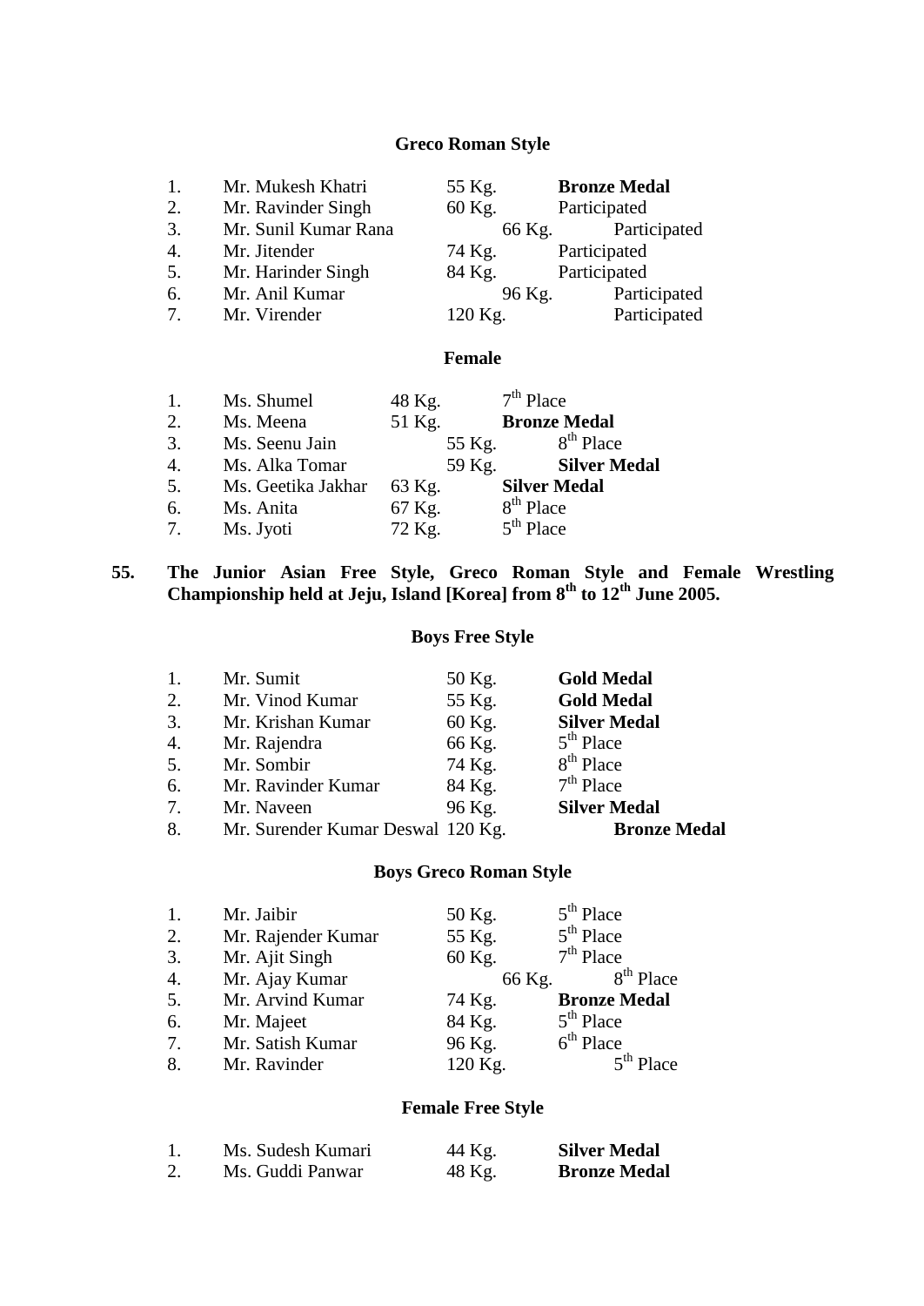### Greco Roman Style

| | | | |
|---|---|---|---|
| 1. | Mr. Mukesh Khatri | 55 Kg. | **Bronze Medal** |
| 2. | Mr. Ravinder Singh | 60 Kg. | Participated |
| 3. | Mr. Sunil Kumar Rana | 66 Kg. | Participated |
| 4. | Mr. Jitender | 74 Kg. | Participated |
| 5. | Mr. Harinder Singh | 84 Kg. | Participated |
| 6. | Mr. Anil Kumar | 96 Kg. | Participated |
| 7. | Mr. Virender | 120 Kg. | Participated |

### Female

| | | | |
|---|---|---|---|
| 1. | Ms. Shumel | 48 Kg. | 7th Place |
| 2. | Ms. Meena | 51 Kg. | **Bronze Medal** |
| 3. | Ms. Seenu Jain | 55 Kg. | 8th Place |
| 4. | Ms. Alka Tomar | 59 Kg. | **Silver Medal** |
| 5. | Ms. Geetika Jakhar | 63 Kg. | **Silver Medal** |
| 6. | Ms. Anita | 67 Kg. | 8th Place |
| 7. | Ms. Jyoti | 72 Kg. | 5th Place |

**55. The Junior Asian Free Style, Greco Roman Style and Female Wrestling Championship held at Jeju, Island [Korea] from 8th to 12th June 2005.**

### Boys Free Style

| | | | |
|---|---|---|---|
| 1. | Mr. Sumit | 50 Kg. | **Gold Medal** |
| 2. | Mr. Vinod Kumar | 55 Kg. | **Gold Medal** |
| 3. | Mr. Krishan Kumar | 60 Kg. | **Silver Medal** |
| 4. | Mr. Rajendra | 66 Kg. | 5th Place |
| 5. | Mr. Sombir | 74 Kg. | 8th Place |
| 6. | Mr. Ravinder Kumar | 84 Kg. | 7th Place |
| 7. | Mr. Naveen | 96 Kg. | **Silver Medal** |
| 8. | Mr. Surender Kumar Deswal | 120 Kg. | **Bronze Medal** |

### Boys Greco Roman Style

| | | | |
|---|---|---|---|
| 1. | Mr. Jaibir | 50 Kg. | 5th Place |
| 2. | Mr. Rajender Kumar | 55 Kg. | 5th Place |
| 3. | Mr. Ajit Singh | 60 Kg. | 7th Place |
| 4. | Mr. Ajay Kumar | 66 Kg. | 8th Place |
| 5. | Mr. Arvind Kumar | 74 Kg. | **Bronze Medal** |
| 6. | Mr. Majeet | 84 Kg. | 5th Place |
| 7. | Mr. Satish Kumar | 96 Kg. | 6th Place |
| 8. | Mr. Ravinder | 120 Kg. | 5th Place |

### Female Free Style

| | | | |
|---|---|---|---|
| 1. | Ms. Sudesh Kumari | 44 Kg. | **Silver Medal** |
| 2. | Ms. Guddi Panwar | 48 Kg. | **Bronze Medal** |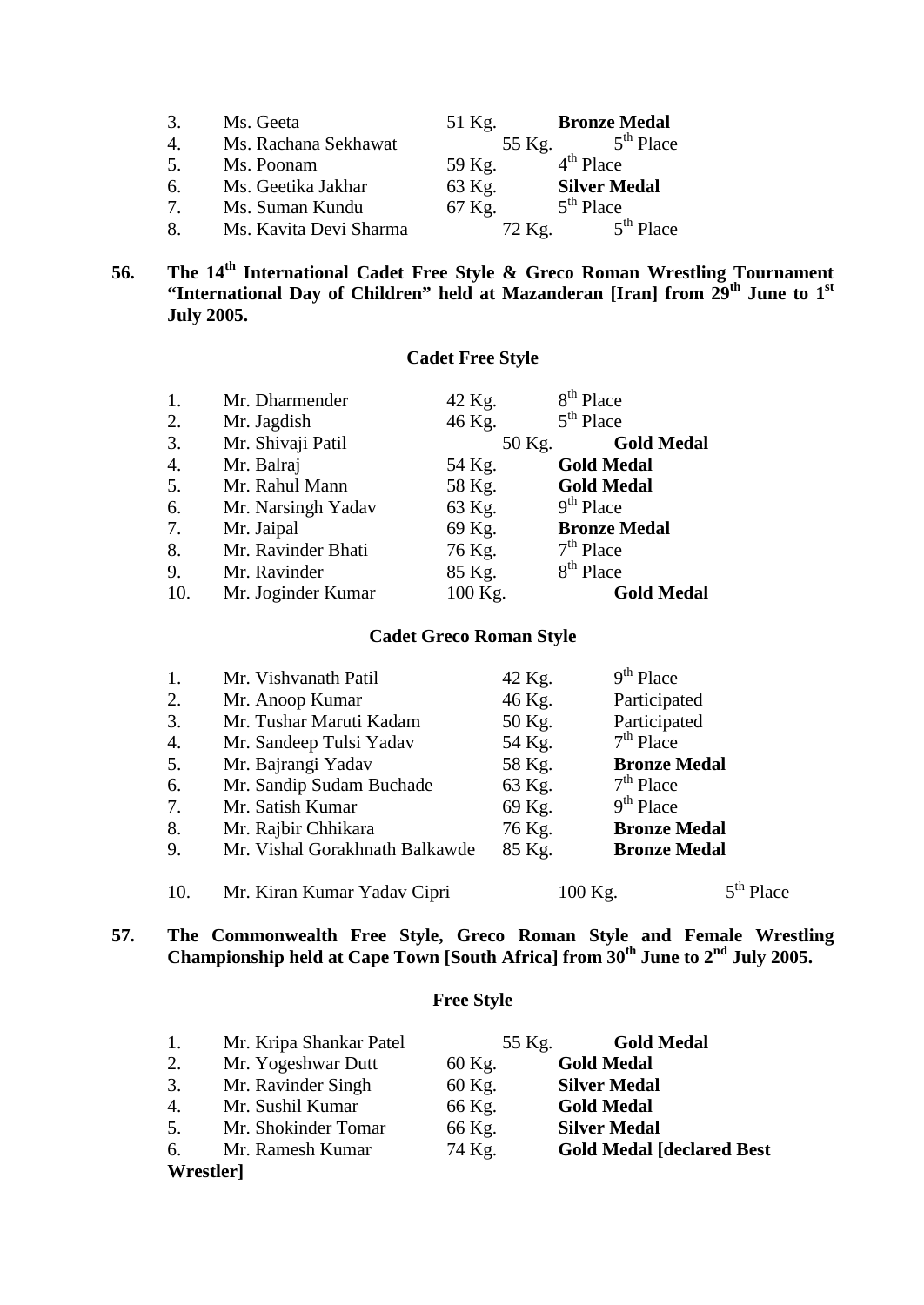| | | | |
|---|---|---|---|
| 3. | Ms. Geeta | 51 Kg. | **Bronze Medal** |
| 4. | Ms. Rachana Sekhawat | 55 Kg. | 5th Place |
| 5. | Ms. Poonam | 59 Kg. | 4th Place |
| 6. | Ms. Geetika Jakhar | 63 Kg. | **Silver Medal** |
| 7. | Ms. Suman Kundu | 67 Kg. | 5th Place |
| 8. | Ms. Kavita Devi Sharma | 72 Kg. | 5th Place |

**56. The 14th International Cadet Free Style & Greco Roman Wrestling Tournament "International Day of Children" held at Mazanderan [Iran] from 29th June to 1st July 2005.**

**Cadet Free Style**

| | | | |
|---|---|---|---|
| 1. | Mr. Dharmender | 42 Kg. | 8th Place |
| 2. | Mr. Jagdish | 46 Kg. | 5th Place |
| 3. | Mr. Shivaji Patil | 50 Kg. | **Gold Medal** |
| 4. | Mr. Balraj | 54 Kg. | **Gold Medal** |
| 5. | Mr. Rahul Mann | 58 Kg. | **Gold Medal** |
| 6. | Mr. Narsingh Yadav | 63 Kg. | 9th Place |
| 7. | Mr. Jaipal | 69 Kg. | **Bronze Medal** |
| 8. | Mr. Ravinder Bhati | 76 Kg. | 7th Place |
| 9. | Mr. Ravinder | 85 Kg. | 8th Place |
| 10. | Mr. Joginder Kumar | 100 Kg. | **Gold Medal** |

**Cadet Greco Roman Style**

| | | | |
|---|---|---|---|
| 1. | Mr. Vishvanath Patil | 42 Kg. | 9th Place |
| 2. | Mr. Anoop Kumar | 46 Kg. | Participated |
| 3. | Mr. Tushar Maruti Kadam | 50 Kg. | Participated |
| 4. | Mr. Sandeep Tulsi Yadav | 54 Kg. | 7th Place |
| 5. | Mr. Bajrangi Yadav | 58 Kg. | **Bronze Medal** |
| 6. | Mr. Sandip Sudam Buchade | 63 Kg. | 7th Place |
| 7. | Mr. Satish Kumar | 69 Kg. | 9th Place |
| 8. | Mr. Rajbir Chhikara | 76 Kg. | **Bronze Medal** |
| 9. | Mr. Vishal Gorakhnath Balkawde | 85 Kg. | **Bronze Medal** |
| 10. | Mr. Kiran Kumar Yadav Cipri | 100 Kg. | 5th Place |

**57. The Commonwealth Free Style, Greco Roman Style and Female Wrestling Championship held at Cape Town [South Africa] from 30th June to 2nd July 2005.**

**Free Style**

| | | | |
|---|---|---|---|
| 1. | Mr. Kripa Shankar Patel | 55 Kg. | **Gold Medal** |
| 2. | Mr. Yogeshwar Dutt | 60 Kg. | **Gold Medal** |
| 3. | Mr. Ravinder Singh | 60 Kg. | **Silver Medal** |
| 4. | Mr. Sushil Kumar | 66 Kg. | **Gold Medal** |
| 5. | Mr. Shokinder Tomar | 66 Kg. | **Silver Medal** |
| 6. | Mr. Ramesh Kumar | 74 Kg. | **Gold Medal [declared Best Wrestler]** |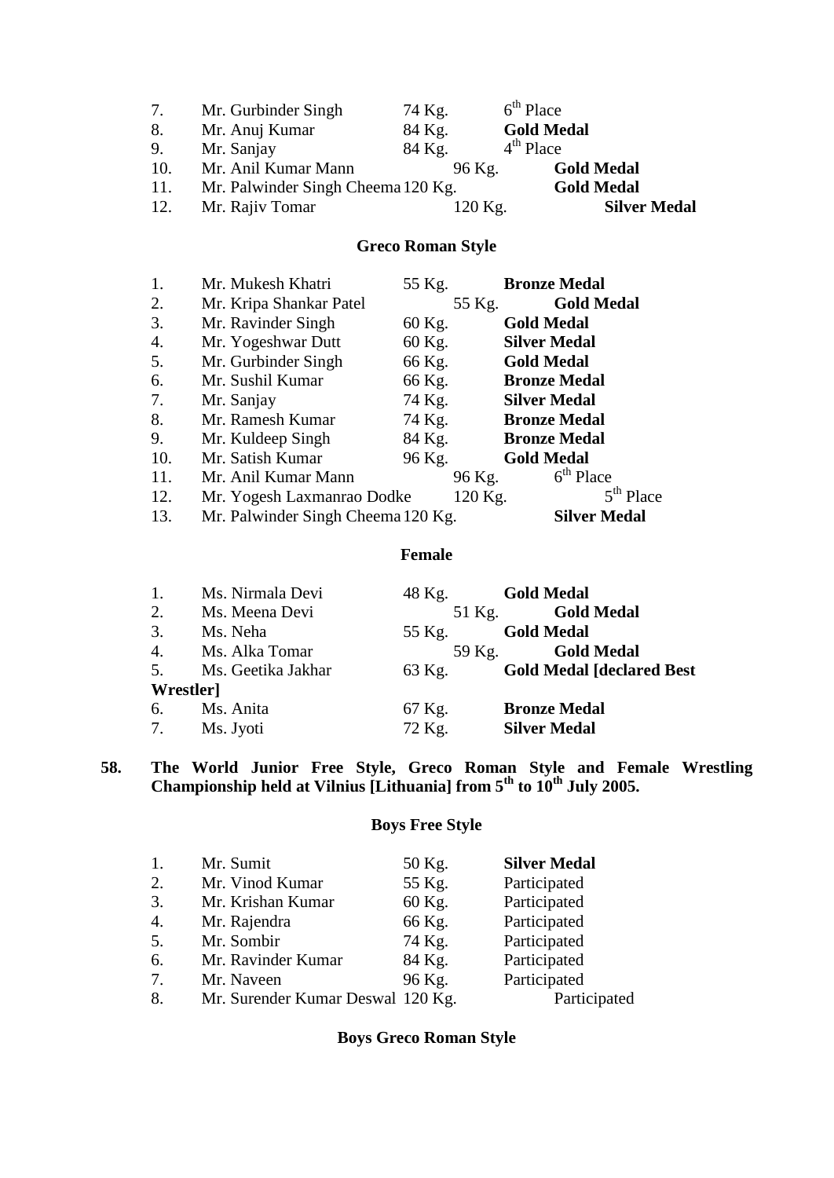| | | | |
|---|---|---|---|
| 7. | Mr. Gurbinder Singh | 74 Kg. | 6th Place |
| 8. | Mr. Anuj Kumar | 84 Kg. | **Gold Medal** |
| 9. | Mr. Sanjay | 84 Kg. | 4th Place |
| 10. | Mr. Anil Kumar Mann | 96 Kg. | **Gold Medal** |
| 11. | Mr. Palwinder Singh Cheema | 120 Kg. | **Gold Medal** |
| 12. | Mr. Rajiv Tomar | 120 Kg. | **Silver Medal** |

**Greco Roman Style**

| | | | |
|---|---|---|---|
| 1. | Mr. Mukesh Khatri | 55 Kg. | **Bronze Medal** |
| 2. | Mr. Kripa Shankar Patel | 55 Kg. | **Gold Medal** |
| 3. | Mr. Ravinder Singh | 60 Kg. | **Gold Medal** |
| 4. | Mr. Yogeshwar Dutt | 60 Kg. | **Silver Medal** |
| 5. | Mr. Gurbinder Singh | 66 Kg. | **Gold Medal** |
| 6. | Mr. Sushil Kumar | 66 Kg. | **Bronze Medal** |
| 7. | Mr. Sanjay | 74 Kg. | **Silver Medal** |
| 8. | Mr. Ramesh Kumar | 74 Kg. | **Bronze Medal** |
| 9. | Mr. Kuldeep Singh | 84 Kg. | **Bronze Medal** |
| 10. | Mr. Satish Kumar | 96 Kg. | **Gold Medal** |
| 11. | Mr. Anil Kumar Mann | 96 Kg. | 6th Place |
| 12. | Mr. Yogesh Laxmanrao Dodke | 120 Kg. | 5th Place |
| 13. | Mr. Palwinder Singh Cheema | 120 Kg. | **Silver Medal** |

**Female**

| | | | |
|---|---|---|---|
| 1. | Ms. Nirmala Devi | 48 Kg. | **Gold Medal** |
| 2. | Ms. Meena Devi | 51 Kg. | **Gold Medal** |
| 3. | Ms. Neha | 55 Kg. | **Gold Medal** |
| 4. | Ms. Alka Tomar | 59 Kg. | **Gold Medal** |
| 5. | Ms. Geetika Jakhar | 63 Kg. | **Gold Medal [declared Best Wrestler]** |
| 6. | Ms. Anita | 67 Kg. | **Bronze Medal** |
| 7. | Ms. Jyoti | 72 Kg. | **Silver Medal** |

**58. The World Junior Free Style, Greco Roman Style and Female Wrestling Championship held at Vilnius [Lithuania] from 5th to 10th July 2005.**

**Boys Free Style**

| | | | |
|---|---|---|---|
| 1. | Mr. Sumit | 50 Kg. | **Silver Medal** |
| 2. | Mr. Vinod Kumar | 55 Kg. | Participated |
| 3. | Mr. Krishan Kumar | 60 Kg. | Participated |
| 4. | Mr. Rajendra | 66 Kg. | Participated |
| 5. | Mr. Sombir | 74 Kg. | Participated |
| 6. | Mr. Ravinder Kumar | 84 Kg. | Participated |
| 7. | Mr. Naveen | 96 Kg. | Participated |
| 8. | Mr. Surender Kumar Deswal | 120 Kg. | Participated |

**Boys Greco Roman Style**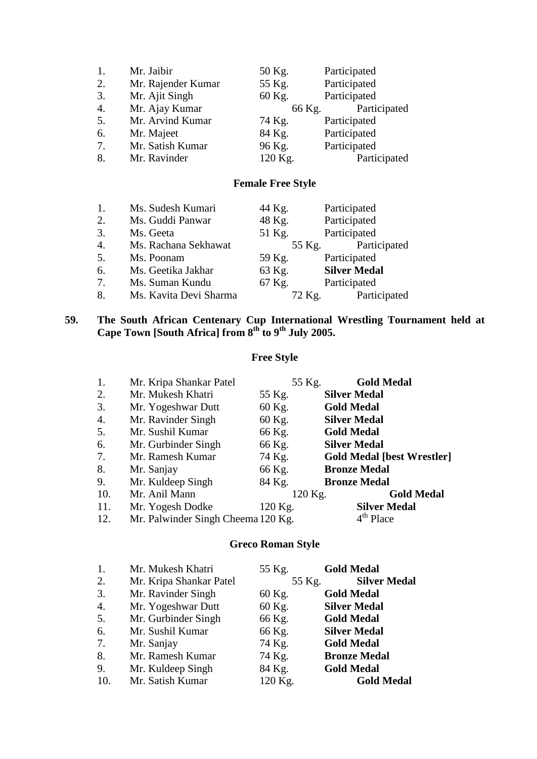| | | | |
|---|---|---|---|
| 1. | Mr. Jaibir | 50 Kg. | Participated |
| 2. | Mr. Rajender Kumar | 55 Kg. | Participated |
| 3. | Mr. Ajit Singh | 60 Kg. | Participated |
| 4. | Mr. Ajay Kumar | 66 Kg. | Participated |
| 5. | Mr. Arvind Kumar | 74 Kg. | Participated |
| 6. | Mr. Majeet | 84 Kg. | Participated |
| 7. | Mr. Satish Kumar | 96 Kg. | Participated |
| 8. | Mr. Ravinder | 120 Kg. | Participated |

**Female Free Style**

| | | | |
|---|---|---|---|
| 1. | Ms. Sudesh Kumari | 44 Kg. | Participated |
| 2. | Ms. Guddi Panwar | 48 Kg. | Participated |
| 3. | Ms. Geeta | 51 Kg. | Participated |
| 4. | Ms. Rachana Sekhawat | 55 Kg. | Participated |
| 5. | Ms. Poonam | 59 Kg. | Participated |
| 6. | Ms. Geetika Jakhar | 63 Kg. | **Silver Medal** |
| 7. | Ms. Suman Kundu | 67 Kg. | Participated |
| 8. | Ms. Kavita Devi Sharma | 72 Kg. | Participated |

**59. The South African Centenary Cup International Wrestling Tournament held at Cape Town [South Africa] from 8th to 9th July 2005.**

**Free Style**

| | | | |
|---|---|---|---|
| 1. | Mr. Kripa Shankar Patel | 55 Kg. | **Gold Medal** |
| 2. | Mr. Mukesh Khatri | 55 Kg. | **Silver Medal** |
| 3. | Mr. Yogeshwar Dutt | 60 Kg. | **Gold Medal** |
| 4. | Mr. Ravinder Singh | 60 Kg. | **Silver Medal** |
| 5. | Mr. Sushil Kumar | 66 Kg. | **Gold Medal** |
| 6. | Mr. Gurbinder Singh | 66 Kg. | **Silver Medal** |
| 7. | Mr. Ramesh Kumar | 74 Kg. | **Gold Medal [best Wrestler]** |
| 8. | Mr. Sanjay | 66 Kg. | **Bronze Medal** |
| 9. | Mr. Kuldeep Singh | 84 Kg. | **Bronze Medal** |
| 10. | Mr. Anil Mann | 120 Kg. | **Gold Medal** |
| 11. | Mr. Yogesh Dodke | 120 Kg. | **Silver Medal** |
| 12. | Mr. Palwinder Singh Cheema | 120 Kg. | 4th Place |

**Greco Roman Style**

| | | | |
|---|---|---|---|
| 1. | Mr. Mukesh Khatri | 55 Kg. | **Gold Medal** |
| 2. | Mr. Kripa Shankar Patel | 55 Kg. | **Silver Medal** |
| 3. | Mr. Ravinder Singh | 60 Kg. | **Gold Medal** |
| 4. | Mr. Yogeshwar Dutt | 60 Kg. | **Silver Medal** |
| 5. | Mr. Gurbinder Singh | 66 Kg. | **Gold Medal** |
| 6. | Mr. Sushil Kumar | 66 Kg. | **Silver Medal** |
| 7. | Mr. Sanjay | 74 Kg. | **Gold Medal** |
| 8. | Mr. Ramesh Kumar | 74 Kg. | **Bronze Medal** |
| 9. | Mr. Kuldeep Singh | 84 Kg. | **Gold Medal** |
| 10. | Mr. Satish Kumar | 120 Kg. | **Gold Medal** |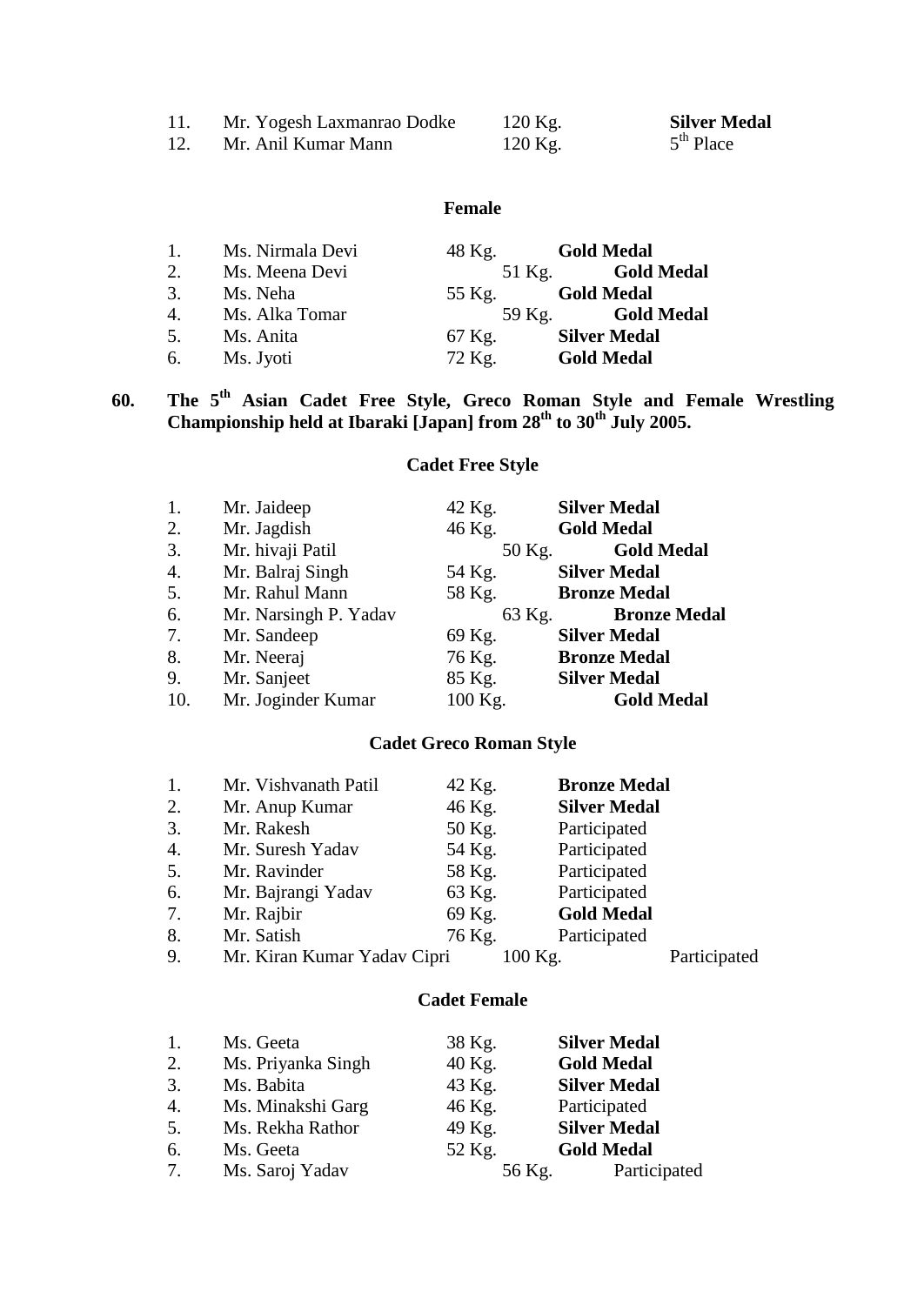| | | | |
|---|---|---|---|
| 11. | Mr. Yogesh Laxmanrao Dodke | 120 Kg. | **Silver Medal** |
| 12. | Mr. Anil Kumar Mann | 120 Kg. | 5th Place |

**Female**

| | | | |
|---|---|---|---|
| 1. | Ms. Nirmala Devi | 48 Kg. | **Gold Medal** |
| 2. | Ms. Meena Devi | 51 Kg. | **Gold Medal** |
| 3. | Ms. Neha | 55 Kg. | **Gold Medal** |
| 4. | Ms. Alka Tomar | 59 Kg. | **Gold Medal** |
| 5. | Ms. Anita | 67 Kg. | **Silver Medal** |
| 6. | Ms. Jyoti | 72 Kg. | **Gold Medal** |

**60. The 5th Asian Cadet Free Style, Greco Roman Style and Female Wrestling Championship held at Ibaraki [Japan] from 28th to 30th July 2005.**

**Cadet Free Style**

| | | | |
|---|---|---|---|
| 1. | Mr. Jaideep | 42 Kg. | **Silver Medal** |
| 2. | Mr. Jagdish | 46 Kg. | **Gold Medal** |
| 3. | Mr. hivaji Patil | 50 Kg. | **Gold Medal** |
| 4. | Mr. Balraj Singh | 54 Kg. | **Silver Medal** |
| 5. | Mr. Rahul Mann | 58 Kg. | **Bronze Medal** |
| 6. | Mr. Narsingh P. Yadav | 63 Kg. | **Bronze Medal** |
| 7. | Mr. Sandeep | 69 Kg. | **Silver Medal** |
| 8. | Mr. Neeraj | 76 Kg. | **Bronze Medal** |
| 9. | Mr. Sanjeet | 85 Kg. | **Silver Medal** |
| 10. | Mr. Joginder Kumar | 100 Kg. | **Gold Medal** |

**Cadet Greco Roman Style**

| | | | |
|---|---|---|---|
| 1. | Mr. Vishvanath Patil | 42 Kg. | **Bronze Medal** |
| 2. | Mr. Anup Kumar | 46 Kg. | **Silver Medal** |
| 3. | Mr. Rakesh | 50 Kg. | Participated |
| 4. | Mr. Suresh Yadav | 54 Kg. | Participated |
| 5. | Mr. Ravinder | 58 Kg. | Participated |
| 6. | Mr. Bajrangi Yadav | 63 Kg. | Participated |
| 7. | Mr. Rajbir | 69 Kg. | **Gold Medal** |
| 8. | Mr. Satish | 76 Kg. | Participated |
| 9. | Mr. Kiran Kumar Yadav Cipri | 100 Kg. | Participated |

**Cadet Female**

| | | | |
|---|---|---|---|
| 1. | Ms. Geeta | 38 Kg. | **Silver Medal** |
| 2. | Ms. Priyanka Singh | 40 Kg. | **Gold Medal** |
| 3. | Ms. Babita | 43 Kg. | **Silver Medal** |
| 4. | Ms. Minakshi Garg | 46 Kg. | Participated |
| 5. | Ms. Rekha Rathor | 49 Kg. | **Silver Medal** |
| 6. | Ms. Geeta | 52 Kg. | **Gold Medal** |
| 7. | Ms. Saroj Yadav | 56 Kg. | Participated |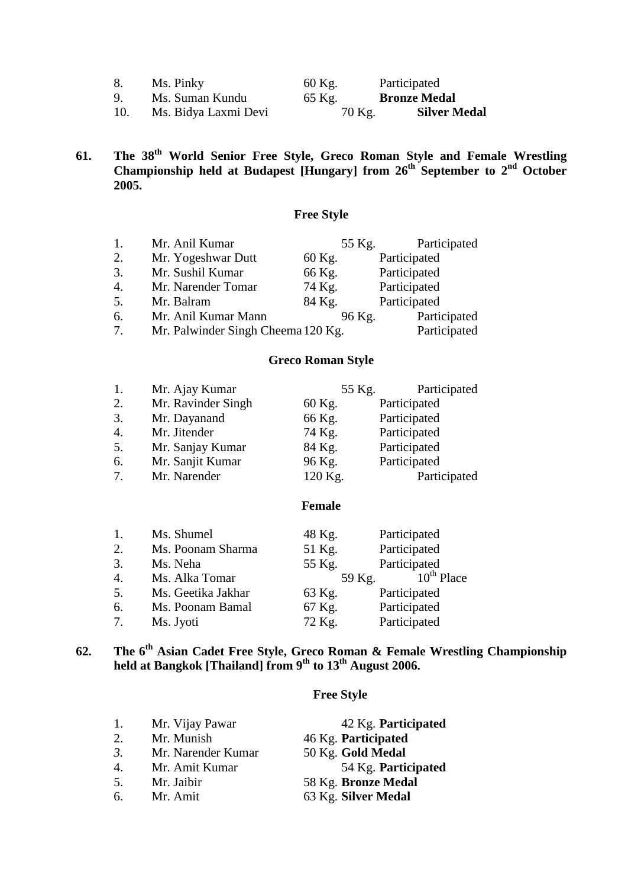| | | | |
|---|---|---|---|
| 8. | Ms. Pinky | 60 Kg. | Participated |
| 9. | Ms. Suman Kundu | 65 Kg. | **Bronze Medal** |
| 10. | Ms. Bidya Laxmi Devi | 70 Kg. | **Silver Medal** |

**61. The 38th World Senior Free Style, Greco Roman Style and Female Wrestling Championship held at Budapest [Hungary] from 26th September to 2nd October 2005.**

**Free Style**

| | | | |
|---|---|---|---|
| 1. | Mr. Anil Kumar | 55 Kg. | Participated |
| 2. | Mr. Yogeshwar Dutt | 60 Kg. | Participated |
| 3. | Mr. Sushil Kumar | 66 Kg. | Participated |
| 4. | Mr. Narender Tomar | 74 Kg. | Participated |
| 5. | Mr. Balram | 84 Kg. | Participated |
| 6. | Mr. Anil Kumar Mann | 96 Kg. | Participated |
| 7. | Mr. Palwinder Singh Cheema | 120 Kg. | Participated |

**Greco Roman Style**

| | | | |
|---|---|---|---|
| 1. | Mr. Ajay Kumar | 55 Kg. | Participated |
| 2. | Mr. Ravinder Singh | 60 Kg. | Participated |
| 3. | Mr. Dayanand | 66 Kg. | Participated |
| 4. | Mr. Jitender | 74 Kg. | Participated |
| 5. | Mr. Sanjay Kumar | 84 Kg. | Participated |
| 6. | Mr. Sanjit Kumar | 96 Kg. | Participated |
| 7. | Mr. Narender | 120 Kg. | Participated |

**Female**

| | | | |
|---|---|---|---|
| 1. | Ms. Shumel | 48 Kg. | Participated |
| 2. | Ms. Poonam Sharma | 51 Kg. | Participated |
| 3. | Ms. Neha | 55 Kg. | Participated |
| 4. | Ms. Alka Tomar | 59 Kg. | 10th Place |
| 5. | Ms. Geetika Jakhar | 63 Kg. | Participated |
| 6. | Ms. Poonam Bamal | 67 Kg. | Participated |
| 7. | Ms. Jyoti | 72 Kg. | Participated |

**62. The 6th Asian Cadet Free Style, Greco Roman & Female Wrestling Championship held at Bangkok [Thailand] from 9th to 13th August 2006.**

**Free Style**

| | | | |
|---|---|---|---|
| 1. | Mr. Vijay Pawar | 42 Kg. | **Participated** |
| 2. | Mr. Munish | 46 Kg. | **Participated** |
| 3. | Mr. Narender Kumar | 50 Kg. | **Gold Medal** |
| 4. | Mr. Amit Kumar | 54 Kg. | **Participated** |
| 5. | Mr. Jaibir | 58 Kg. | **Bronze Medal** |
| 6. | Mr. Amit | 63 Kg. | **Silver Medal** |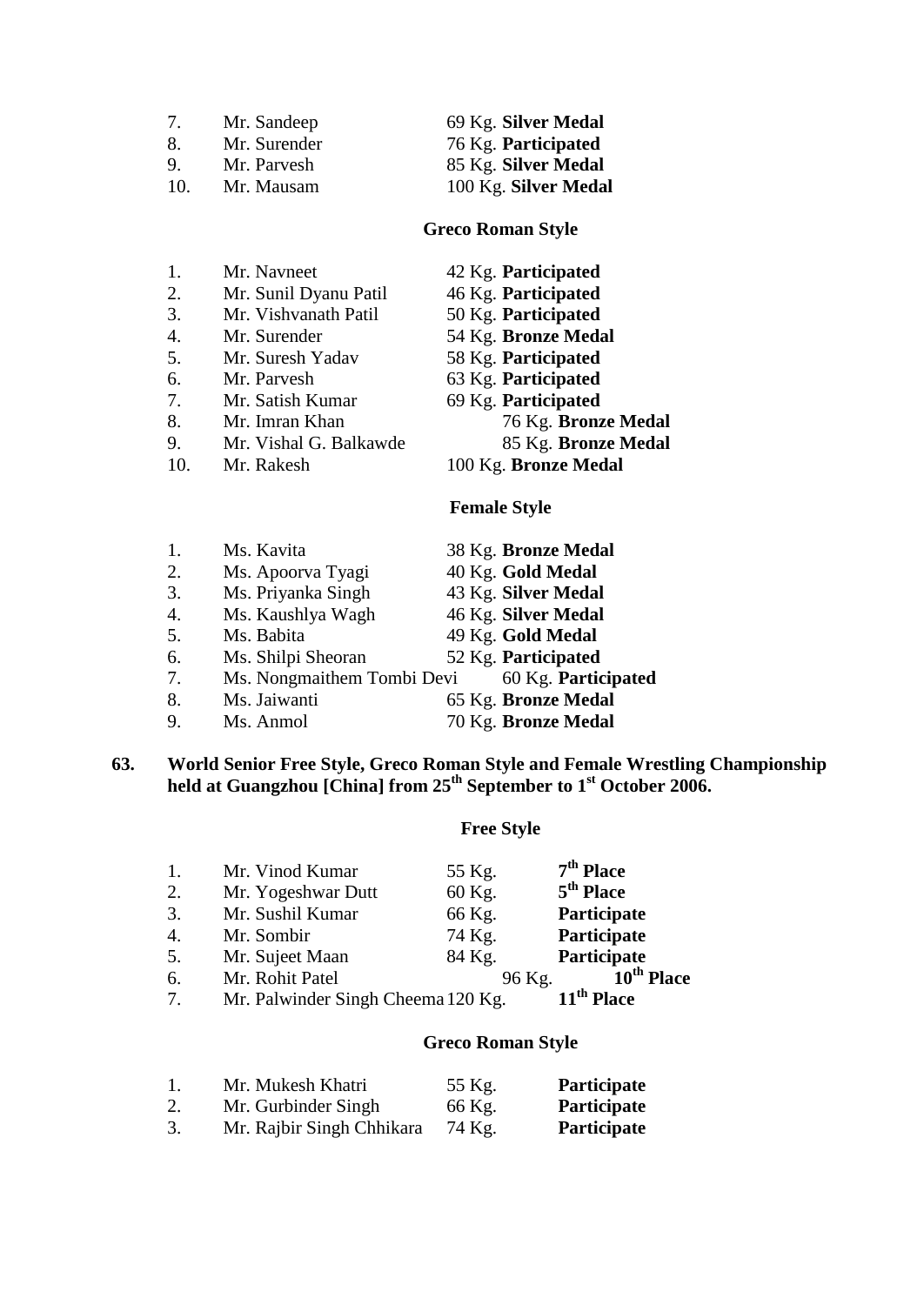7. Mr. Sandeep 69 Kg. **Silver Medal**
8. Mr. Surender 76 Kg. **Participated**
9. Mr. Parvesh 85 Kg. **Silver Medal**
10. Mr. Mausam 100 Kg. **Silver Medal**

**Greco Roman Style**

1. Mr. Navneet 42 Kg. **Participated**
2. Mr. Sunil Dyanu Patil 46 Kg. **Participated**
3. Mr. Vishvanath Patil 50 Kg. **Participated**
4. Mr. Surender 54 Kg. **Bronze Medal**
5. Mr. Suresh Yadav 58 Kg. **Participated**
6. Mr. Parvesh 63 Kg. **Participated**
7. Mr. Satish Kumar 69 Kg. **Participated**
8. Mr. Imran Khan 76 Kg. **Bronze Medal**
9. Mr. Vishal G. Balkawde 85 Kg. **Bronze Medal**
10. Mr. Rakesh 100 Kg. **Bronze Medal**

**Female Style**

1. Ms. Kavita 38 Kg. **Bronze Medal**
2. Ms. Apoorva Tyagi 40 Kg. **Gold Medal**
3. Ms. Priyanka Singh 43 Kg. **Silver Medal**
4. Ms. Kaushlya Wagh 46 Kg. **Silver Medal**
5. Ms. Babita 49 Kg. **Gold Medal**
6. Ms. Shilpi Sheoran 52 Kg. **Participated**
7. Ms. Nongmaithem Tombi Devi 60 Kg. **Participated**
8. Ms. Jaiwanti 65 Kg. **Bronze Medal**
9. Ms. Anmol 70 Kg. **Bronze Medal**

**63. World Senior Free Style, Greco Roman Style and Female Wrestling Championship held at Guangzhou [China] from 25th September to 1st October 2006.**

**Free Style**

1. Mr. Vinod Kumar 55 Kg. **7th Place**
2. Mr. Yogeshwar Dutt 60 Kg. **5th Place**
3. Mr. Sushil Kumar 66 Kg. **Participate**
4. Mr. Sombir 74 Kg. **Participate**
5. Mr. Sujeet Maan 84 Kg. **Participate**
6. Mr. Rohit Patel 96 Kg. **10th Place**
7. Mr. Palwinder Singh Cheema 120 Kg. **11th Place**

**Greco Roman Style**

1. Mr. Mukesh Khatri 55 Kg. **Participate**
2. Mr. Gurbinder Singh 66 Kg. **Participate**
3. Mr. Rajbir Singh Chhikara 74 Kg. **Participate**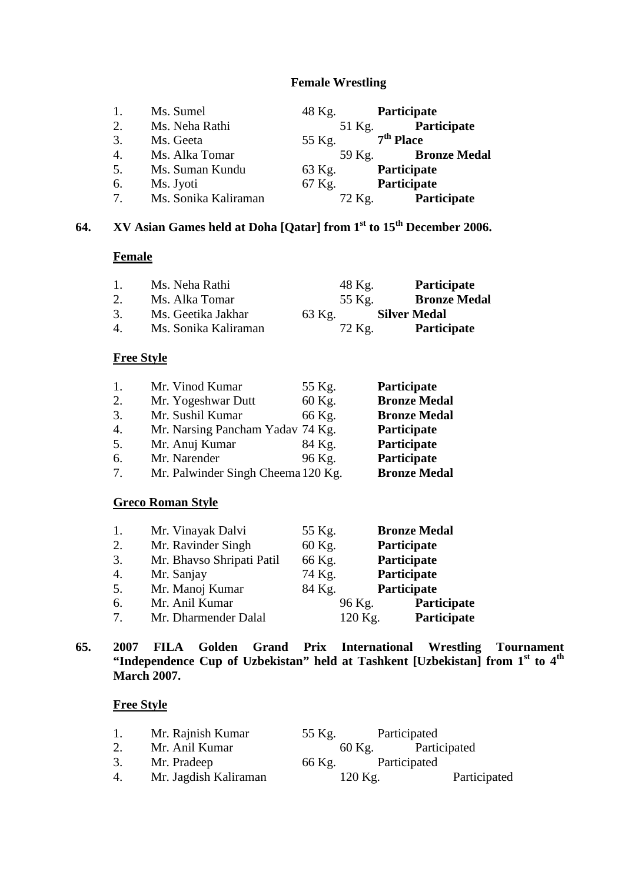**Female Wrestling**

| | | | |
|---|---|---|---|
| 1. | Ms. Sumel | 48 Kg. | **Participate** |
| 2. | Ms. Neha Rathi | 51 Kg. | **Participate** |
| 3. | Ms. Geeta | 55 Kg. | **7th Place** |
| 4. | Ms. Alka Tomar | 59 Kg. | **Bronze Medal** |
| 5. | Ms. Suman Kundu | 63 Kg. | **Participate** |
| 6. | Ms. Jyoti | 67 Kg. | **Participate** |
| 7. | Ms. Sonika Kaliraman | 72 Kg. | **Participate** |

**64. XV Asian Games held at Doha [Qatar] from 1st to 15th December 2006.**

**Female**

| | | | |
|---|---|---|---|
| 1. | Ms. Neha Rathi | 48 Kg. | **Participate** |
| 2. | Ms. Alka Tomar | 55 Kg. | **Bronze Medal** |
| 3. | Ms. Geetika Jakhar | 63 Kg. | **Silver Medal** |
| 4. | Ms. Sonika Kaliraman | 72 Kg. | **Participate** |

**Free Style**

| | | | |
|---|---|---|---|
| 1. | Mr. Vinod Kumar | 55 Kg. | **Participate** |
| 2. | Mr. Yogeshwar Dutt | 60 Kg. | **Bronze Medal** |
| 3. | Mr. Sushil Kumar | 66 Kg. | **Bronze Medal** |
| 4. | Mr. Narsing Pancham Yadav | 74 Kg. | **Participate** |
| 5. | Mr. Anuj Kumar | 84 Kg. | **Participate** |
| 6. | Mr. Narender | 96 Kg. | **Participate** |
| 7. | Mr. Palwinder Singh Cheema | 120 Kg. | **Bronze Medal** |

**Greco Roman Style**

| | | | |
|---|---|---|---|
| 1. | Mr. Vinayak Dalvi | 55 Kg. | **Bronze Medal** |
| 2. | Mr. Ravinder Singh | 60 Kg. | **Participate** |
| 3. | Mr. Bhavso Shripati Patil | 66 Kg. | **Participate** |
| 4. | Mr. Sanjay | 74 Kg. | **Participate** |
| 5. | Mr. Manoj Kumar | 84 Kg. | **Participate** |
| 6. | Mr. Anil Kumar | 96 Kg. | **Participate** |
| 7. | Mr. Dharmender Dalal | 120 Kg. | **Participate** |

**65. 2007 FILA Golden Grand Prix International Wrestling Tournament "Independence Cup of Uzbekistan" held at Tashkent [Uzbekistan] from 1st to 4th March 2007.**

**Free Style**

| | | | |
|---|---|---|---|
| 1. | Mr. Rajnish Kumar | 55 Kg. | Participated |
| 2. | Mr. Anil Kumar | 60 Kg. | Participated |
| 3. | Mr. Pradeep | 66 Kg. | Participated |
| 4. | Mr. Jagdish Kaliraman | 120 Kg. | Participated |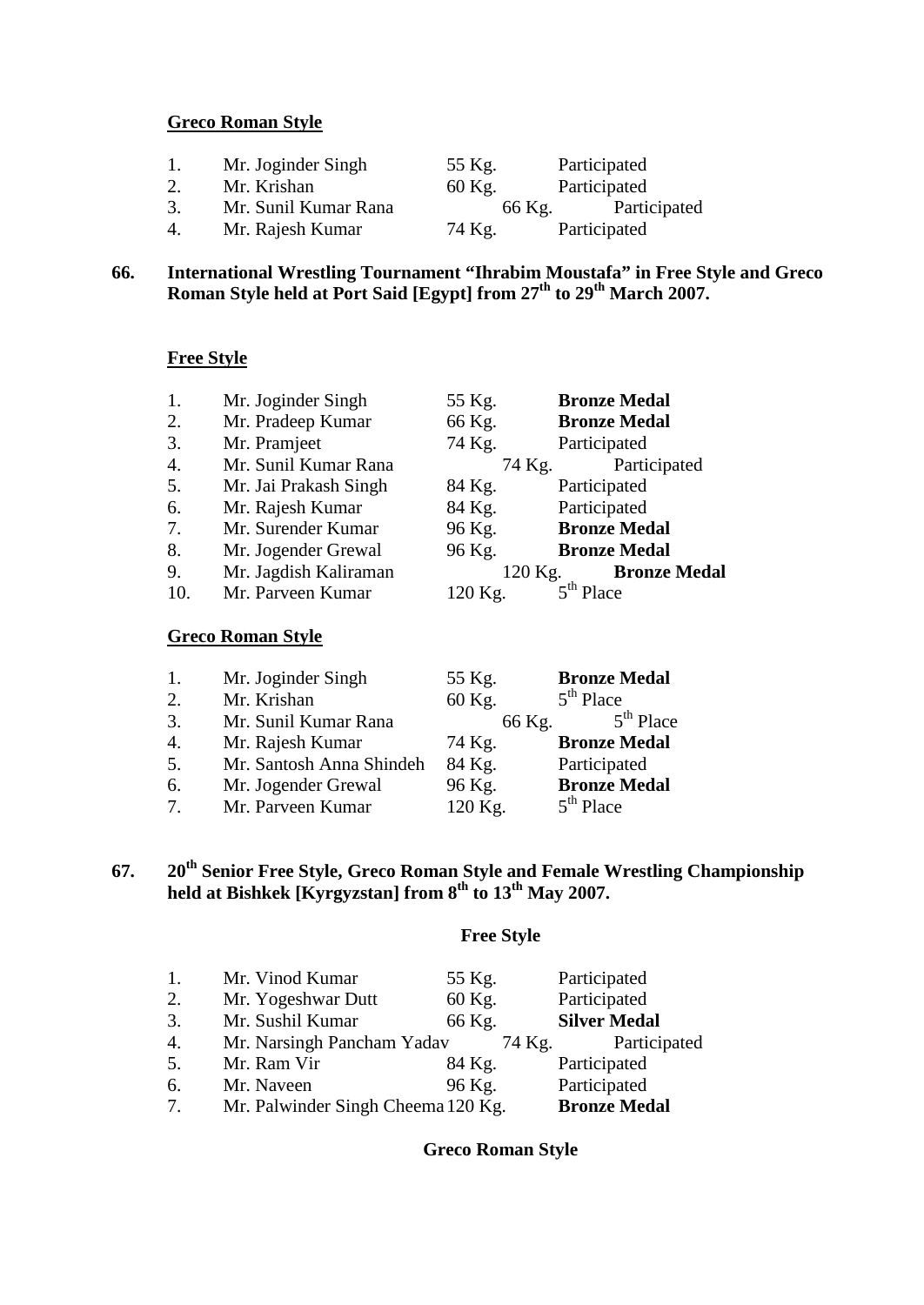**Greco Roman Style**

| | | | |
|---|---|---|---|
| 1. | Mr. Joginder Singh | 55 Kg. | Participated |
| 2. | Mr. Krishan | 60 Kg. | Participated |
| 3. | Mr. Sunil Kumar Rana | 66 Kg. | Participated |
| 4. | Mr. Rajesh Kumar | 74 Kg. | Participated |

**66. International Wrestling Tournament "Ihrabim Moustafa" in Free Style and Greco Roman Style held at Port Said [Egypt] from 27th to 29th March 2007.**

**Free Style**

| | | | |
|---|---|---|---|
| 1. | Mr. Joginder Singh | 55 Kg. | **Bronze Medal** |
| 2. | Mr. Pradeep Kumar | 66 Kg. | **Bronze Medal** |
| 3. | Mr. Pramjeet | 74 Kg. | Participated |
| 4. | Mr. Sunil Kumar Rana | 74 Kg. | Participated |
| 5. | Mr. Jai Prakash Singh | 84 Kg. | Participated |
| 6. | Mr. Rajesh Kumar | 84 Kg. | Participated |
| 7. | Mr. Surender Kumar | 96 Kg. | **Bronze Medal** |
| 8. | Mr. Jogender Grewal | 96 Kg. | **Bronze Medal** |
| 9. | Mr. Jagdish Kaliraman | 120 Kg. | **Bronze Medal** |
| 10. | Mr. Parveen Kumar | 120 Kg. | 5th Place |

**Greco Roman Style**

| | | | |
|---|---|---|---|
| 1. | Mr. Joginder Singh | 55 Kg. | **Bronze Medal** |
| 2. | Mr. Krishan | 60 Kg. | 5th Place |
| 3. | Mr. Sunil Kumar Rana | 66 Kg. | 5th Place |
| 4. | Mr. Rajesh Kumar | 74 Kg. | **Bronze Medal** |
| 5. | Mr. Santosh Anna Shindeh | 84 Kg. | Participated |
| 6. | Mr. Jogender Grewal | 96 Kg. | **Bronze Medal** |
| 7. | Mr. Parveen Kumar | 120 Kg. | 5th Place |

**67. 20th Senior Free Style, Greco Roman Style and Female Wrestling Championship held at Bishkek [Kyrgyzstan] from 8th to 13th May 2007.**

**Free Style**

| | | | |
|---|---|---|---|
| 1. | Mr. Vinod Kumar | 55 Kg. | Participated |
| 2. | Mr. Yogeshwar Dutt | 60 Kg. | Participated |
| 3. | Mr. Sushil Kumar | 66 Kg. | **Silver Medal** |
| 4. | Mr. Narsingh Pancham Yadav | 74 Kg. | Participated |
| 5. | Mr. Ram Vir | 84 Kg. | Participated |
| 6. | Mr. Naveen | 96 Kg. | Participated |
| 7. | Mr. Palwinder Singh Cheema | 120 Kg. | **Bronze Medal** |

**Greco Roman Style**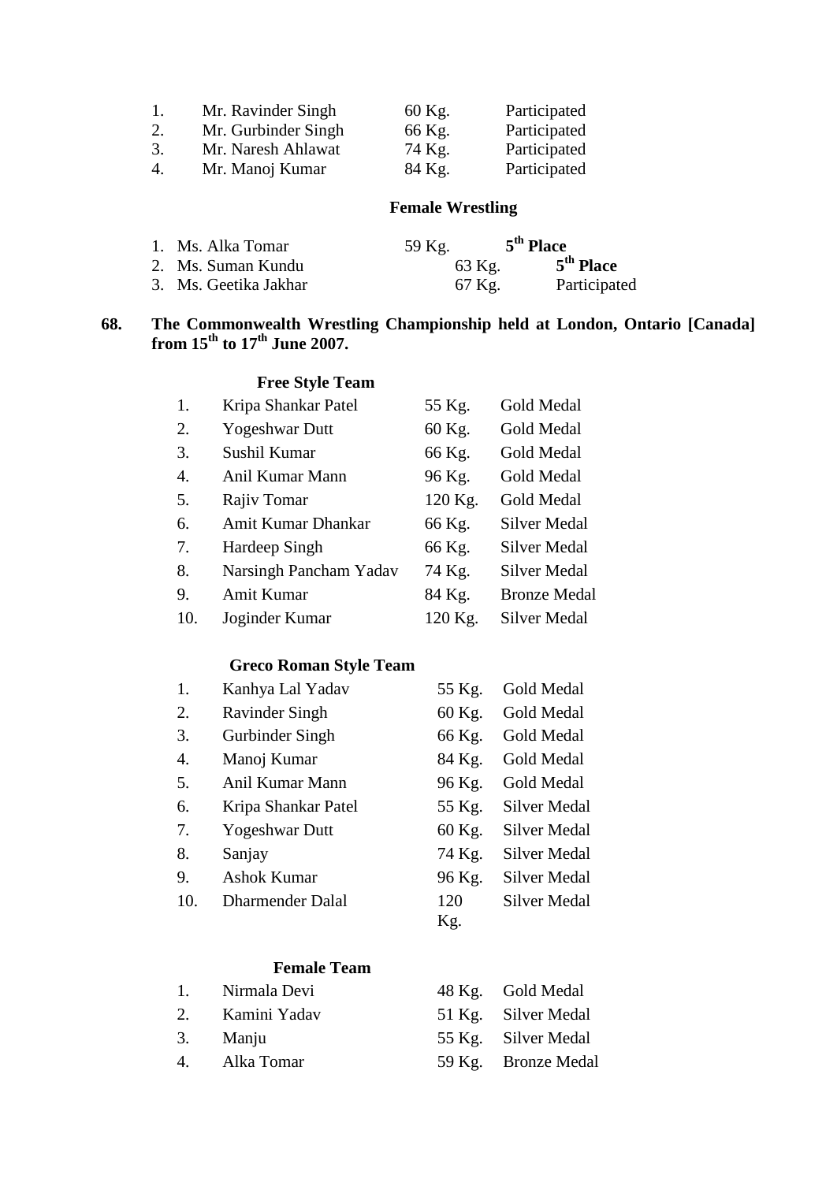| | | | |
|---|---|---|---|
| 1. | Mr. Ravinder Singh | 60 Kg. | Participated |
| 2. | Mr. Gurbinder Singh | 66 Kg. | Participated |
| 3. | Mr. Naresh Ahlawat | 74 Kg. | Participated |
| 4. | Mr. Manoj Kumar | 84 Kg. | Participated |

**Female Wrestling**

| | | | |
|---|---|---|---|
| 1. | Ms. Alka Tomar | 59 Kg. | **5th Place** |
| 2. | Ms. Suman Kundu | 63 Kg. | **5th Place** |
| 3. | Ms. Geetika Jakhar | 67 Kg. | Participated |

**68. The Commonwealth Wrestling Championship held at London, Ontario [Canada] from 15th to 17th June 2007.**

**Free Style Team**

| | | | |
|---|---|---|---|
| 1. | Kripa Shankar Patel | 55 Kg. | Gold Medal |
| 2. | Yogeshwar Dutt | 60 Kg. | Gold Medal |
| 3. | Sushil Kumar | 66 Kg. | Gold Medal |
| 4. | Anil Kumar Mann | 96 Kg. | Gold Medal |
| 5. | Rajiv Tomar | 120 Kg. | Gold Medal |
| 6. | Amit Kumar Dhankar | 66 Kg. | Silver Medal |
| 7. | Hardeep Singh | 66 Kg. | Silver Medal |
| 8. | Narsingh Pancham Yadav | 74 Kg. | Silver Medal |
| 9. | Amit Kumar | 84 Kg. | Bronze Medal |
| 10. | Joginder Kumar | 120 Kg. | Silver Medal |

**Greco Roman Style Team**

| | | | |
|---|---|---|---|
| 1. | Kanhya Lal Yadav | 55 Kg. | Gold Medal |
| 2. | Ravinder Singh | 60 Kg. | Gold Medal |
| 3. | Gurbinder Singh | 66 Kg. | Gold Medal |
| 4. | Manoj Kumar | 84 Kg. | Gold Medal |
| 5. | Anil Kumar Mann | 96 Kg. | Gold Medal |
| 6. | Kripa Shankar Patel | 55 Kg. | Silver Medal |
| 7. | Yogeshwar Dutt | 60 Kg. | Silver Medal |
| 8. | Sanjay | 74 Kg. | Silver Medal |
| 9. | Ashok Kumar | 96 Kg. | Silver Medal |
| 10. | Dharmender Dalal | 120 Kg. | Silver Medal |

**Female Team**

| | | | |
|---|---|---|---|
| 1. | Nirmala Devi | 48 Kg. | Gold Medal |
| 2. | Kamini Yadav | 51 Kg. | Silver Medal |
| 3. | Manju | 55 Kg. | Silver Medal |
| 4. | Alka Tomar | 59 Kg. | Bronze Medal |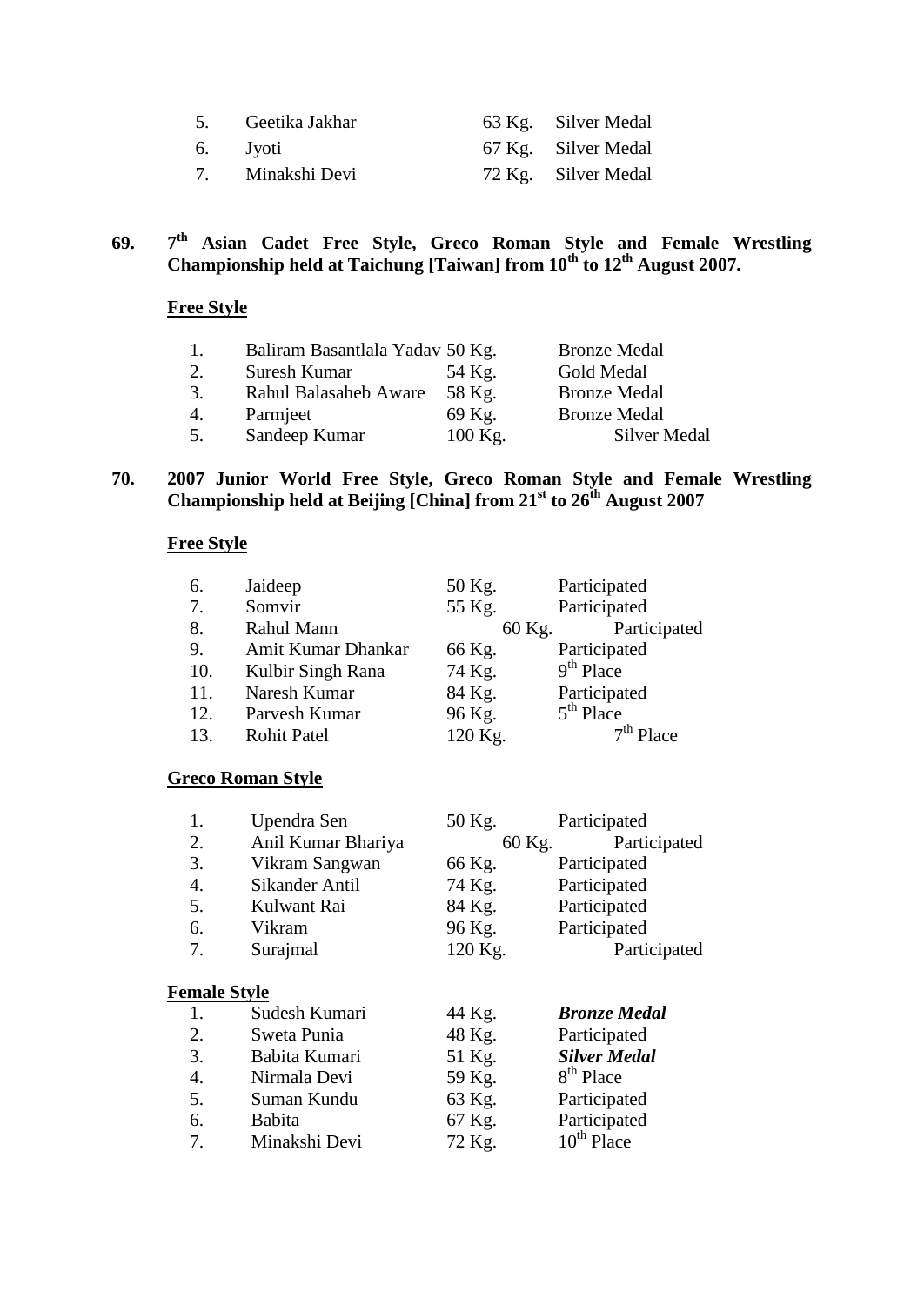| | | | |
|---|---|---|---|
| 5. | Geetika Jakhar | 63 Kg. | Silver Medal |
| 6. | Jyoti | 67 Kg. | Silver Medal |
| 7. | Minakshi Devi | 72 Kg. | Silver Medal |

**69. 7th Asian Cadet Free Style, Greco Roman Style and Female Wrestling Championship held at Taichung [Taiwan] from 10th to 12th August 2007.**

**Free Style**

| | | | |
|---|---|---|---|
| 1. | Baliram Basantlala Yadav | 50 Kg. | Bronze Medal |
| 2. | Suresh Kumar | 54 Kg. | Gold Medal |
| 3. | Rahul Balasaheb Aware | 58 Kg. | Bronze Medal |
| 4. | Parmjeet | 69 Kg. | Bronze Medal |
| 5. | Sandeep Kumar | 100 Kg. | Silver Medal |

**70. 2007 Junior World Free Style, Greco Roman Style and Female Wrestling Championship held at Beijing [China] from 21st to 26th August 2007**

**Free Style**

| | | | |
|---|---|---|---|
| 6. | Jaideep | 50 Kg. | Participated |
| 7. | Somvir | 55 Kg. | Participated |
| 8. | Rahul Mann | 60 Kg. | Participated |
| 9. | Amit Kumar Dhankar | 66 Kg. | Participated |
| 10. | Kulbir Singh Rana | 74 Kg. | 9th Place |
| 11. | Naresh Kumar | 84 Kg. | Participated |
| 12. | Parvesh Kumar | 96 Kg. | 5th Place |
| 13. | Rohit Patel | 120 Kg. | 7th Place |

**Greco Roman Style**

| | | | |
|---|---|---|---|
| 1. | Upendra Sen | 50 Kg. | Participated |
| 2. | Anil Kumar Bhariya | 60 Kg. | Participated |
| 3. | Vikram Sangwan | 66 Kg. | Participated |
| 4. | Sikander Antil | 74 Kg. | Participated |
| 5. | Kulwant Rai | 84 Kg. | Participated |
| 6. | Vikram | 96 Kg. | Participated |
| 7. | Surajmal | 120 Kg. | Participated |

**Female Style**

| | | | |
|---|---|---|---|
| 1. | Sudesh Kumari | 44 Kg. | ***Bronze Medal*** |
| 2. | Sweta Punia | 48 Kg. | Participated |
| 3. | Babita Kumari | 51 Kg. | ***Silver Medal*** |
| 4. | Nirmala Devi | 59 Kg. | 8th Place |
| 5. | Suman Kundu | 63 Kg. | Participated |
| 6. | Babita | 67 Kg. | Participated |
| 7. | Minakshi Devi | 72 Kg. | 10th Place |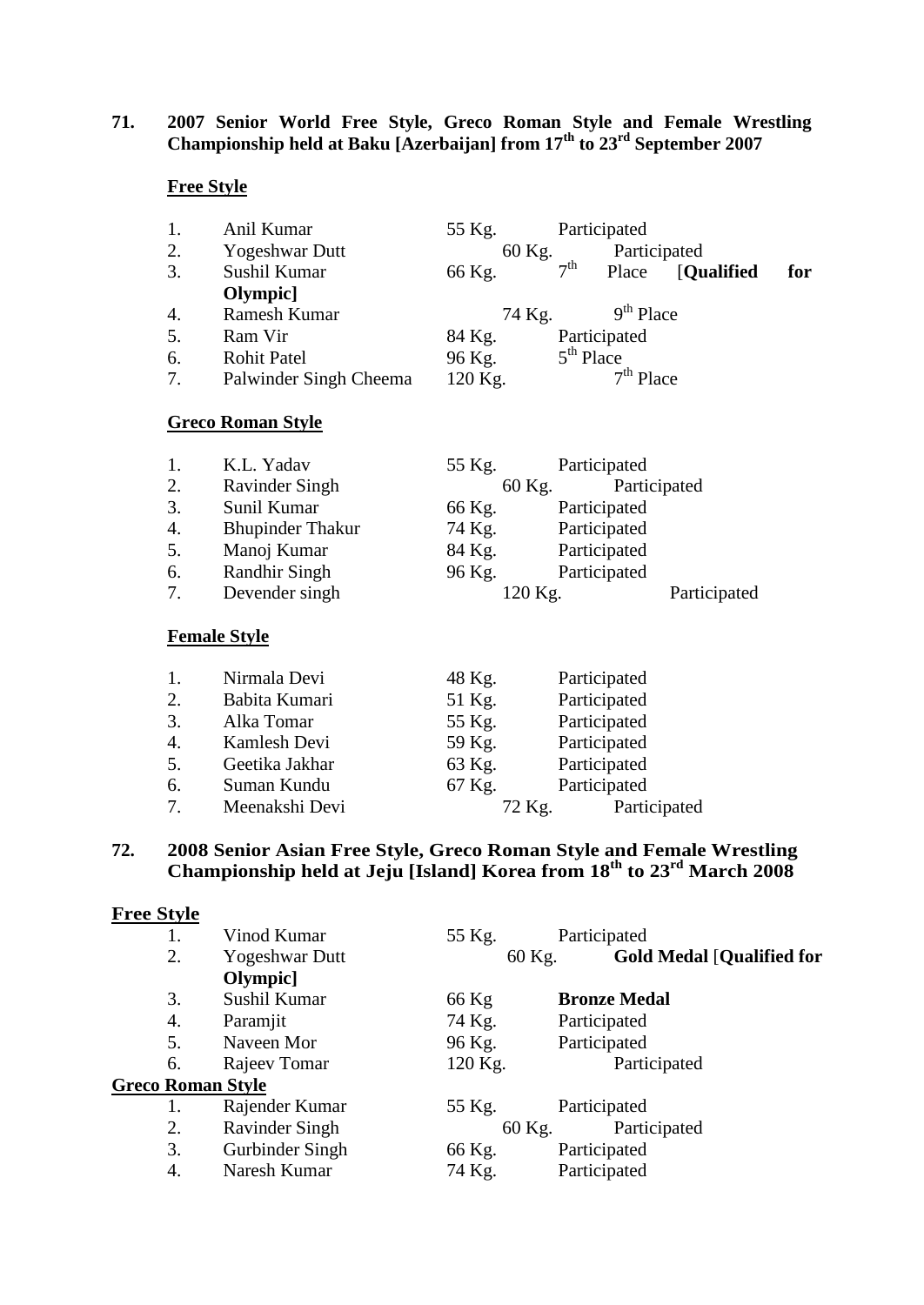## 71. 2007 Senior World Free Style, Greco Roman Style and Female Wrestling Championship held at Baku [Azerbaijan] from 17th to 23rd September 2007

**Free Style**

| | | | |
|---|---|---|---|
| 1. | Anil Kumar | 55 Kg. | Participated |
| 2. | Yogeshwar Dutt | 60 Kg. | Participated |
| 3. | Sushil Kumar | 66 Kg. | 7th Place [**Qualified for Olympic]** |
| 4. | Ramesh Kumar | 74 Kg. | 9th Place |
| 5. | Ram Vir | 84 Kg. | Participated |
| 6. | Rohit Patel | 96 Kg. | 5th Place |
| 7. | Palwinder Singh Cheema | 120 Kg. | 7th Place |

**Greco Roman Style**

| | | | |
|---|---|---|---|
| 1. | K.L. Yadav | 55 Kg. | Participated |
| 2. | Ravinder Singh | 60 Kg. | Participated |
| 3. | Sunil Kumar | 66 Kg. | Participated |
| 4. | Bhupinder Thakur | 74 Kg. | Participated |
| 5. | Manoj Kumar | 84 Kg. | Participated |
| 6. | Randhir Singh | 96 Kg. | Participated |
| 7. | Devender singh | 120 Kg. | Participated |

**Female Style**

| | | | |
|---|---|---|---|
| 1. | Nirmala Devi | 48 Kg. | Participated |
| 2. | Babita Kumari | 51 Kg. | Participated |
| 3. | Alka Tomar | 55 Kg. | Participated |
| 4. | Kamlesh Devi | 59 Kg. | Participated |
| 5. | Geetika Jakhar | 63 Kg. | Participated |
| 6. | Suman Kundu | 67 Kg. | Participated |
| 7. | Meenakshi Devi | 72 Kg. | Participated |

## 72. 2008 Senior Asian Free Style, Greco Roman Style and Female Wrestling Championship held at Jeju [Island] Korea from 18th to 23rd March 2008

**Free Style**

| | | | |
|---|---|---|---|
| 1. | Vinod Kumar | 55 Kg. | Participated |
| 2. | Yogeshwar Dutt | 60 Kg. | **Gold Medal** [**Qualified for Olympic]** |
| 3. | Sushil Kumar | 66 Kg | **Bronze Medal** |
| 4. | Paramjit | 74 Kg. | Participated |
| 5. | Naveen Mor | 96 Kg. | Participated |
| 6. | Rajeev Tomar | 120 Kg. | Participated |

**Greco Roman Style**

| | | | |
|---|---|---|---|
| 1. | Rajender Kumar | 55 Kg. | Participated |
| 2. | Ravinder Singh | 60 Kg. | Participated |
| 3. | Gurbinder Singh | 66 Kg. | Participated |
| 4. | Naresh Kumar | 74 Kg. | Participated |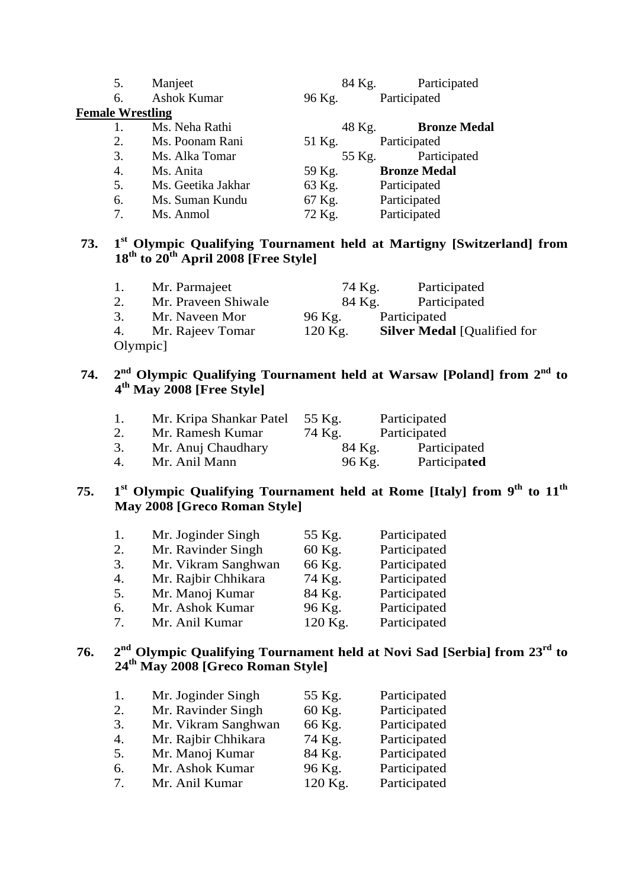| | | | |
|---|---|---|---|
| 5. | Manjeet | 84 Kg. | Participated |
| 6. | Ashok Kumar | 96 Kg. | Participated |

**Female Wrestling**

| | | | |
|---|---|---|---|
| 1. | Ms. Neha Rathi | 48 Kg. | **Bronze Medal** |
| 2. | Ms. Poonam Rani | 51 Kg. | Participated |
| 3. | Ms. Alka Tomar | 55 Kg. | Participated |
| 4. | Ms. Anita | 59 Kg. | **Bronze Medal** |
| 5. | Ms. Geetika Jakhar | 63 Kg. | Participated |
| 6. | Ms. Suman Kundu | 67 Kg. | Participated |
| 7. | Ms. Anmol | 72 Kg. | Participated |

**73. 1st Olympic Qualifying Tournament held at Martigny [Switzerland] from 18th to 20th April 2008 [Free Style]**

| | | | |
|---|---|---|---|
| 1. | Mr. Parmajeet | 74 Kg. | Participated |
| 2. | Mr. Praveen Shiwale | 84 Kg. | Participated |
| 3. | Mr. Naveen Mor | 96 Kg. | Participated |
| 4. | Mr. Rajeev Tomar | 120 Kg. | **Silver Medal** [Qualified for Olympic] |

**74. 2nd Olympic Qualifying Tournament held at Warsaw [Poland] from 2nd to 4th May 2008 [Free Style]**

| | | | |
|---|---|---|---|
| 1. | Mr. Kripa Shankar Patel | 55 Kg. | Participated |
| 2. | Mr. Ramesh Kumar | 74 Kg. | Participated |
| 3. | Mr. Anuj Chaudhary | 84 Kg. | Participated |
| 4. | Mr. Anil Mann | 96 Kg. | Participated |

**75. 1st Olympic Qualifying Tournament held at Rome [Italy] from 9th to 11th May 2008 [Greco Roman Style]**

| | | | |
|---|---|---|---|
| 1. | Mr. Joginder Singh | 55 Kg. | Participated |
| 2. | Mr. Ravinder Singh | 60 Kg. | Participated |
| 3. | Mr. Vikram Sanghwan | 66 Kg. | Participated |
| 4. | Mr. Rajbir Chhikara | 74 Kg. | Participated |
| 5. | Mr. Manoj Kumar | 84 Kg. | Participated |
| 6. | Mr. Ashok Kumar | 96 Kg. | Participated |
| 7. | Mr. Anil Kumar | 120 Kg. | Participated |

**76. 2nd Olympic Qualifying Tournament held at Novi Sad [Serbia] from 23rd to 24th May 2008 [Greco Roman Style]**

| | | | |
|---|---|---|---|
| 1. | Mr. Joginder Singh | 55 Kg. | Participated |
| 2. | Mr. Ravinder Singh | 60 Kg. | Participated |
| 3. | Mr. Vikram Sanghwan | 66 Kg. | Participated |
| 4. | Mr. Rajbir Chhikara | 74 Kg. | Participated |
| 5. | Mr. Manoj Kumar | 84 Kg. | Participated |
| 6. | Mr. Ashok Kumar | 96 Kg. | Participated |
| 7. | Mr. Anil Kumar | 120 Kg. | Participated |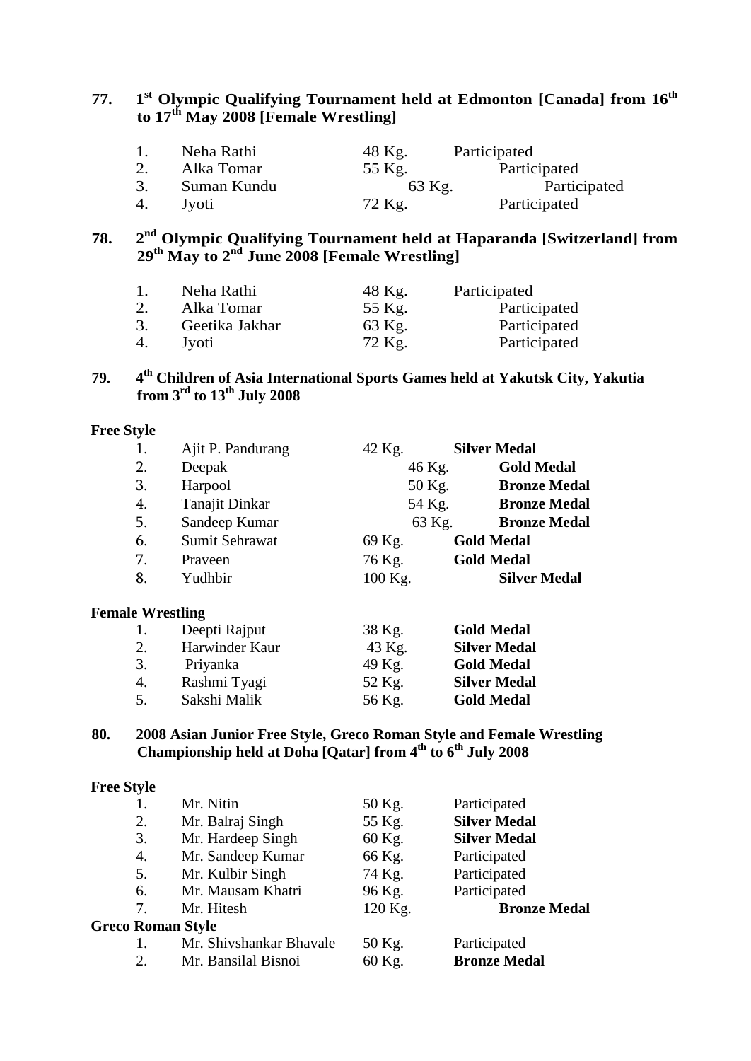**77. 1st Olympic Qualifying Tournament held at Edmonton [Canada] from 16th to 17th May 2008 [Female Wrestling]**

| | | | |
|---|---|---|---|
| 1. | Neha Rathi | 48 Kg. | Participated |
| 2. | Alka Tomar | 55 Kg. | Participated |
| 3. | Suman Kundu | 63 Kg. | Participated |
| 4. | Jyoti | 72 Kg. | Participated |

**78. 2nd Olympic Qualifying Tournament held at Haparanda [Switzerland] from 29th May to 2nd June 2008 [Female Wrestling]**

| | | | |
|---|---|---|---|
| 1. | Neha Rathi | 48 Kg. | Participated |
| 2. | Alka Tomar | 55 Kg. | Participated |
| 3. | Geetika Jakhar | 63 Kg. | Participated |
| 4. | Jyoti | 72 Kg. | Participated |

**79. 4th Children of Asia International Sports Games held at Yakutsk City, Yakutia from 3rd to 13th July 2008**

**Free Style**

| | | | |
|---|---|---|---|
| 1. | Ajit P. Pandurang | 42 Kg. | **Silver Medal** |
| 2. | Deepak | 46 Kg. | **Gold Medal** |
| 3. | Harpool | 50 Kg. | **Bronze Medal** |
| 4. | Tanajit Dinkar | 54 Kg. | **Bronze Medal** |
| 5. | Sandeep Kumar | 63 Kg. | **Bronze Medal** |
| 6. | Sumit Sehrawat | 69 Kg. | **Gold Medal** |
| 7. | Praveen | 76 Kg. | **Gold Medal** |
| 8. | Yudhbir | 100 Kg. | **Silver Medal** |

**Female Wrestling**

| | | | |
|---|---|---|---|
| 1. | Deepti Rajput | 38 Kg. | **Gold Medal** |
| 2. | Harwinder Kaur | 43 Kg. | **Silver Medal** |
| 3. | Priyanka | 49 Kg. | **Gold Medal** |
| 4. | Rashmi Tyagi | 52 Kg. | **Silver Medal** |
| 5. | Sakshi Malik | 56 Kg. | **Gold Medal** |

**80. 2008 Asian Junior Free Style, Greco Roman Style and Female Wrestling Championship held at Doha [Qatar] from 4th to 6th July 2008**

**Free Style**

| | | | |
|---|---|---|---|
| 1. | Mr. Nitin | 50 Kg. | Participated |
| 2. | Mr. Balraj Singh | 55 Kg. | **Silver Medal** |
| 3. | Mr. Hardeep Singh | 60 Kg. | **Silver Medal** |
| 4. | Mr. Sandeep Kumar | 66 Kg. | Participated |
| 5. | Mr. Kulbir Singh | 74 Kg. | Participated |
| 6. | Mr. Mausam Khatri | 96 Kg. | Participated |
| 7. | Mr. Hitesh | 120 Kg. | **Bronze Medal** |

**Greco Roman Style**

| | | | |
|---|---|---|---|
| 1. | Mr. Shivshankar Bhavale | 50 Kg. | Participated |
| 2. | Mr. Bansilal Bisnoi | 60 Kg. | **Bronze Medal** |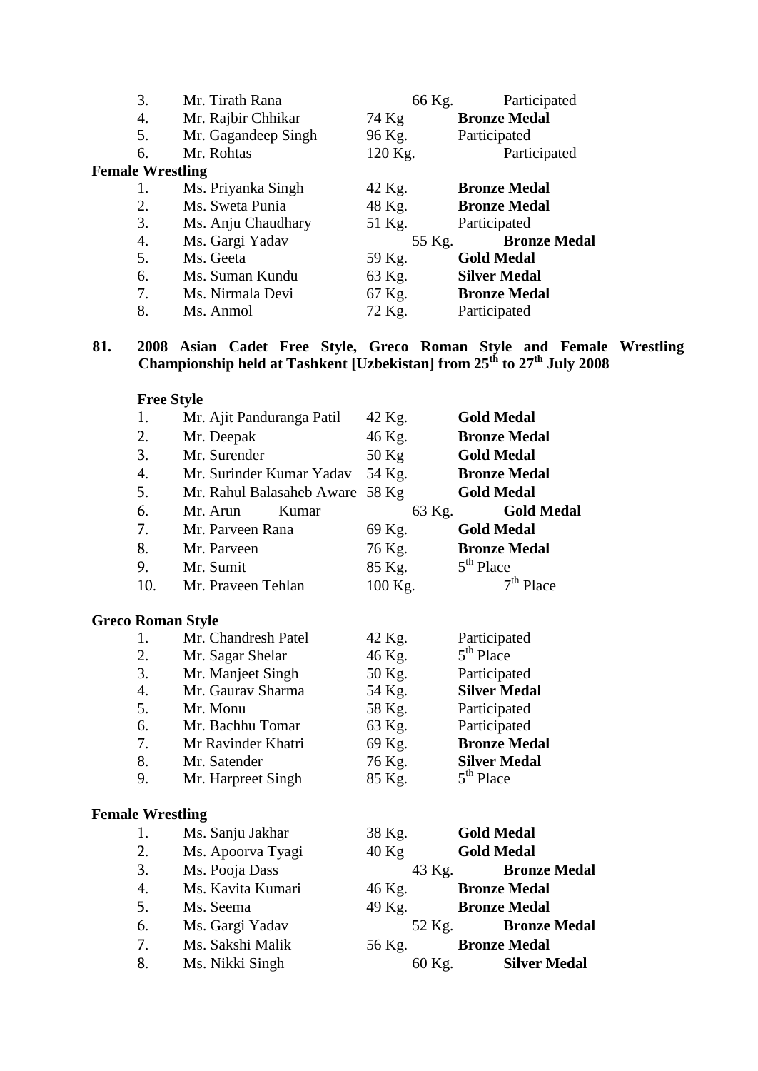| | | | |
|---|---|---|---|
| 3. | Mr. Tirath Rana | 66 Kg. | Participated |
| 4. | Mr. Rajbir Chhikar | 74 Kg | **Bronze Medal** |
| 5. | Mr. Gagandeep Singh | 96 Kg. | Participated |
| 6. | Mr. Rohtas | 120 Kg. | Participated |

**Female Wrestling**

| | | | |
|---|---|---|---|
| 1. | Ms. Priyanka Singh | 42 Kg. | **Bronze Medal** |
| 2. | Ms. Sweta Punia | 48 Kg. | **Bronze Medal** |
| 3. | Ms. Anju Chaudhary | 51 Kg. | Participated |
| 4. | Ms. Gargi Yadav | 55 Kg. | **Bronze Medal** |
| 5. | Ms. Geeta | 59 Kg. | **Gold Medal** |
| 6. | Ms. Suman Kundu | 63 Kg. | **Silver Medal** |
| 7. | Ms. Nirmala Devi | 67 Kg. | **Bronze Medal** |
| 8. | Ms. Anmol | 72 Kg. | Participated |

**81. 2008 Asian Cadet Free Style, Greco Roman Style and Female Wrestling Championship held at Tashkent [Uzbekistan] from 25th to 27th July 2008**

**Free Style**

| | | | |
|---|---|---|---|
| 1. | Mr. Ajit Panduranga Patil | 42 Kg. | **Gold Medal** |
| 2. | Mr. Deepak | 46 Kg. | **Bronze Medal** |
| 3. | Mr. Surender | 50 Kg | **Gold Medal** |
| 4. | Mr. Surinder Kumar Yadav | 54 Kg. | **Bronze Medal** |
| 5. | Mr. Rahul Balasaheb Aware | 58 Kg | **Gold Medal** |
| 6. | Mr. Arun Kumar | 63 Kg. | **Gold Medal** |
| 7. | Mr. Parveen Rana | 69 Kg. | **Gold Medal** |
| 8. | Mr. Parveen | 76 Kg. | **Bronze Medal** |
| 9. | Mr. Sumit | 85 Kg. | 5th Place |
| 10. | Mr. Praveen Tehlan | 100 Kg. | 7th Place |

**Greco Roman Style**

| | | | |
|---|---|---|---|
| 1. | Mr. Chandresh Patel | 42 Kg. | Participated |
| 2. | Mr. Sagar Shelar | 46 Kg. | 5th Place |
| 3. | Mr. Manjeet Singh | 50 Kg. | Participated |
| 4. | Mr. Gaurav Sharma | 54 Kg. | **Silver Medal** |
| 5. | Mr. Monu | 58 Kg. | Participated |
| 6. | Mr. Bachhu Tomar | 63 Kg. | Participated |
| 7. | Mr Ravinder Khatri | 69 Kg. | **Bronze Medal** |
| 8. | Mr. Satender | 76 Kg. | **Silver Medal** |
| 9. | Mr. Harpreet Singh | 85 Kg. | 5th Place |

**Female Wrestling**

| | | | |
|---|---|---|---|
| 1. | Ms. Sanju Jakhar | 38 Kg. | **Gold Medal** |
| 2. | Ms. Apoorva Tyagi | 40 Kg | **Gold Medal** |
| 3. | Ms. Pooja Dass | 43 Kg. | **Bronze Medal** |
| 4. | Ms. Kavita Kumari | 46 Kg. | **Bronze Medal** |
| 5. | Ms. Seema | 49 Kg. | **Bronze Medal** |
| 6. | Ms. Gargi Yadav | 52 Kg. | **Bronze Medal** |
| 7. | Ms. Sakshi Malik | 56 Kg. | **Bronze Medal** |
| 8. | Ms. Nikki Singh | 60 Kg. | **Silver Medal** |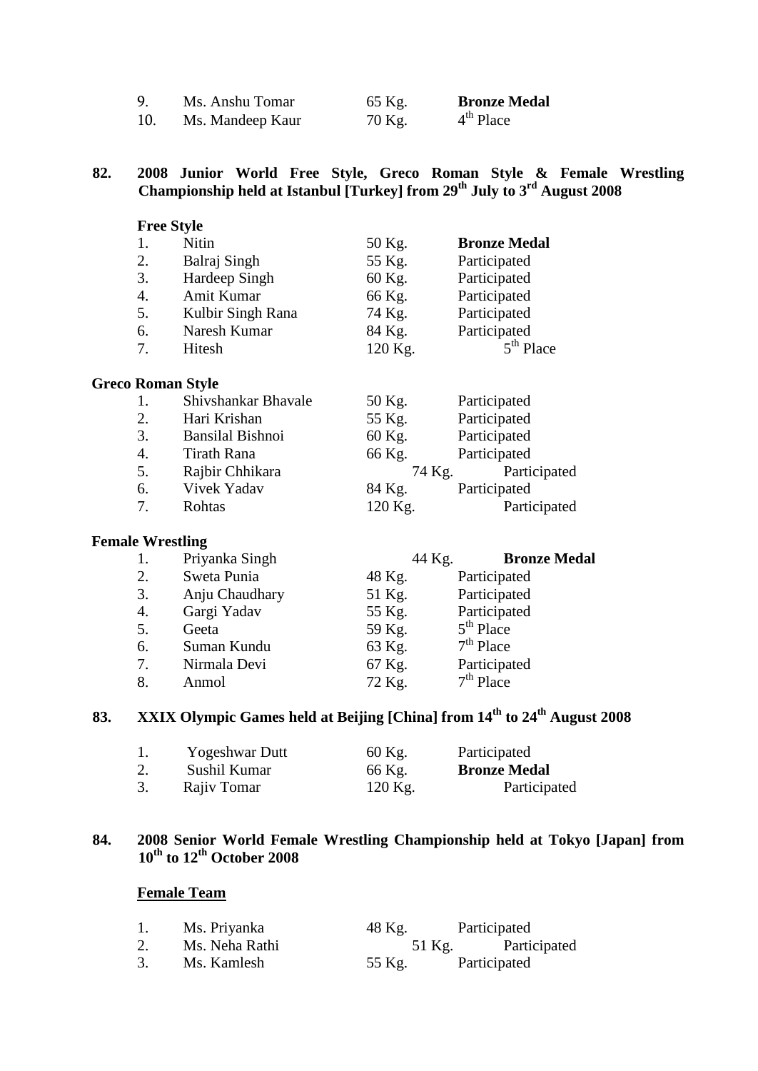| | | | |
|---|---|---|---|
| 9. | Ms. Anshu Tomar | 65 Kg. | **Bronze Medal** |
| 10. | Ms. Mandeep Kaur | 70 Kg. | 4th Place |

**82. 2008 Junior World Free Style, Greco Roman Style & Female Wrestling Championship held at Istanbul [Turkey] from 29th July to 3rd August 2008**

**Free Style**

| | | | |
|---|---|---|---|
| 1. | Nitin | 50 Kg. | **Bronze Medal** |
| 2. | Balraj Singh | 55 Kg. | Participated |
| 3. | Hardeep Singh | 60 Kg. | Participated |
| 4. | Amit Kumar | 66 Kg. | Participated |
| 5. | Kulbir Singh Rana | 74 Kg. | Participated |
| 6. | Naresh Kumar | 84 Kg. | Participated |
| 7. | Hitesh | 120 Kg. | 5th Place |

**Greco Roman Style**

| | | | |
|---|---|---|---|
| 1. | Shivshankar Bhavale | 50 Kg. | Participated |
| 2. | Hari Krishan | 55 Kg. | Participated |
| 3. | Bansilal Bishnoi | 60 Kg. | Participated |
| 4. | Tirath Rana | 66 Kg. | Participated |
| 5. | Rajbir Chhikara | 74 Kg. | Participated |
| 6. | Vivek Yadav | 84 Kg. | Participated |
| 7. | Rohtas | 120 Kg. | Participated |

**Female Wrestling**

| | | | |
|---|---|---|---|
| 1. | Priyanka Singh | 44 Kg. | **Bronze Medal** |
| 2. | Sweta Punia | 48 Kg. | Participated |
| 3. | Anju Chaudhary | 51 Kg. | Participated |
| 4. | Gargi Yadav | 55 Kg. | Participated |
| 5. | Geeta | 59 Kg. | 5th Place |
| 6. | Suman Kundu | 63 Kg. | 7th Place |
| 7. | Nirmala Devi | 67 Kg. | Participated |
| 8. | Anmol | 72 Kg. | 7th Place |

**83. XXIX Olympic Games held at Beijing [China] from 14th to 24th August 2008**

| | | | |
|---|---|---|---|
| 1. | Yogeshwar Dutt | 60 Kg. | Participated |
| 2. | Sushil Kumar | 66 Kg. | **Bronze Medal** |
| 3. | Rajiv Tomar | 120 Kg. | Participated |

**84. 2008 Senior World Female Wrestling Championship held at Tokyo [Japan] from 10th to 12th October 2008**

**<u>Female Team</u>**

| | | | |
|---|---|---|---|
| 1. | Ms. Priyanka | 48 Kg. | Participated |
| 2. | Ms. Neha Rathi | 51 Kg. | Participated |
| 3. | Ms. Kamlesh | 55 Kg. | Participated |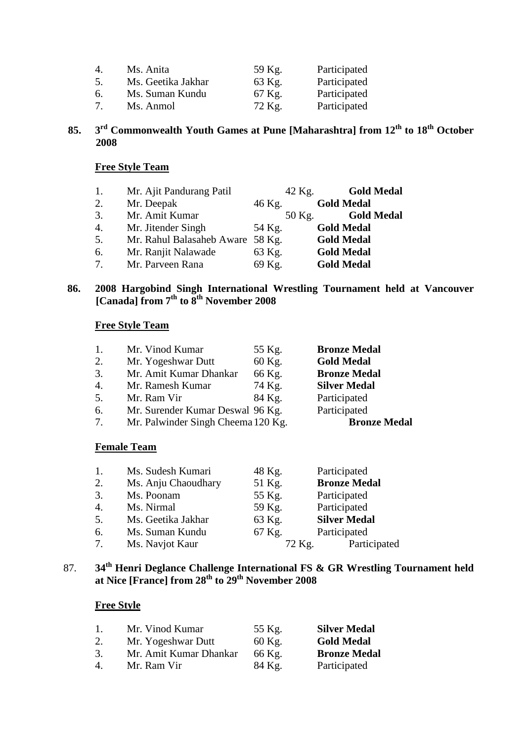| | | | |
|---|---|---|---|
| 4. | Ms. Anita | 59 Kg. | Participated |
| 5. | Ms. Geetika Jakhar | 63 Kg. | Participated |
| 6. | Ms. Suman Kundu | 67 Kg. | Participated |
| 7. | Ms. Anmol | 72 Kg. | Participated |

**85. 3rd Commonwealth Youth Games at Pune [Maharashtra] from 12th to 18th October 2008**

**Free Style Team**

| | | | |
|---|---|---|---|
| 1. | Mr. Ajit Pandurang Patil | 42 Kg. | **Gold Medal** |
| 2. | Mr. Deepak | 46 Kg. | **Gold Medal** |
| 3. | Mr. Amit Kumar | 50 Kg. | **Gold Medal** |
| 4. | Mr. Jitender Singh | 54 Kg. | **Gold Medal** |
| 5. | Mr. Rahul Balasaheb Aware | 58 Kg. | **Gold Medal** |
| 6. | Mr. Ranjit Nalawade | 63 Kg. | **Gold Medal** |
| 7. | Mr. Parveen Rana | 69 Kg. | **Gold Medal** |

**86. 2008 Hargobind Singh International Wrestling Tournament held at Vancouver [Canada] from 7th to 8th November 2008**

**Free Style Team**

| | | | |
|---|---|---|---|
| 1. | Mr. Vinod Kumar | 55 Kg. | **Bronze Medal** |
| 2. | Mr. Yogeshwar Dutt | 60 Kg. | **Gold Medal** |
| 3. | Mr. Amit Kumar Dhankar | 66 Kg. | **Bronze Medal** |
| 4. | Mr. Ramesh Kumar | 74 Kg. | **Silver Medal** |
| 5. | Mr. Ram Vir | 84 Kg. | Participated |
| 6. | Mr. Surender Kumar Deswal | 96 Kg. | Participated |
| 7. | Mr. Palwinder Singh Cheema | 120 Kg. | **Bronze Medal** |

**Female Team**

| | | | |
|---|---|---|---|
| 1. | Ms. Sudesh Kumari | 48 Kg. | Participated |
| 2. | Ms. Anju Chaoudhary | 51 Kg. | **Bronze Medal** |
| 3. | Ms. Poonam | 55 Kg. | Participated |
| 4. | Ms. Nirmal | 59 Kg. | Participated |
| 5. | Ms. Geetika Jakhar | 63 Kg. | **Silver Medal** |
| 6. | Ms. Suman Kundu | 67 Kg. | Participated |
| 7. | Ms. Navjot Kaur | 72 Kg. | Participated |

**87. 34th Henri Deglance Challenge International FS & GR Wrestling Tournament held at Nice [France] from 28th to 29th November 2008**

**Free Style**

| | | | |
|---|---|---|---|
| 1. | Mr. Vinod Kumar | 55 Kg. | **Silver Medal** |
| 2. | Mr. Yogeshwar Dutt | 60 Kg. | **Gold Medal** |
| 3. | Mr. Amit Kumar Dhankar | 66 Kg. | **Bronze Medal** |
| 4. | Mr. Ram Vir | 84 Kg. | Participated |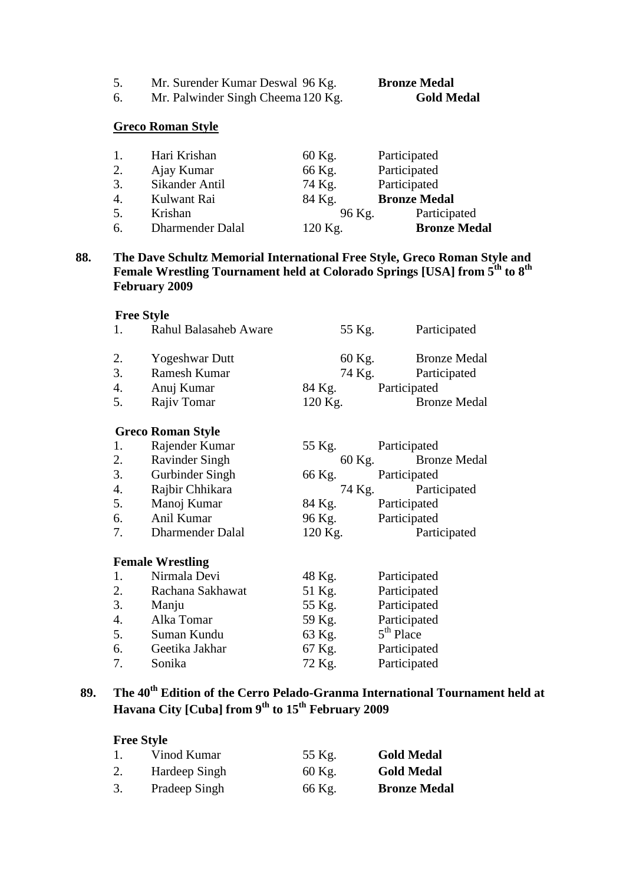| | | | |
|---|---|---|---|
| 5. | Mr. Surender Kumar Deswal | 96 Kg. | **Bronze Medal** |
| 6. | Mr. Palwinder Singh Cheema | 120 Kg. | **Gold Medal** |

**Greco Roman Style**

| | | | |
|---|---|---|---|
| 1. | Hari Krishan | 60 Kg. | Participated |
| 2. | Ajay Kumar | 66 Kg. | Participated |
| 3. | Sikander Antil | 74 Kg. | Participated |
| 4. | Kulwant Rai | 84 Kg. | **Bronze Medal** |
| 5. | Krishan | 96 Kg. | Participated |
| 6. | Dharmender Dalal | 120 Kg. | **Bronze Medal** |

**88. The Dave Schultz Memorial International Free Style, Greco Roman Style and Female Wrestling Tournament held at Colorado Springs [USA] from 5th to 8th February 2009**

**Free Style**

| | | | |
|---|---|---|---|
| 1. | Rahul Balasaheb Aware | 55 Kg. | Participated |
| 2. | Yogeshwar Dutt | 60 Kg. | Bronze Medal |
| 3. | Ramesh Kumar | 74 Kg. | Participated |
| 4. | Anuj Kumar | 84 Kg. | Participated |
| 5. | Rajiv Tomar | 120 Kg. | Bronze Medal |

**Greco Roman Style**

| | | | |
|---|---|---|---|
| 1. | Rajender Kumar | 55 Kg. | Participated |
| 2. | Ravinder Singh | 60 Kg. | Bronze Medal |
| 3. | Gurbinder Singh | 66 Kg. | Participated |
| 4. | Rajbir Chhikara | 74 Kg. | Participated |
| 5. | Manoj Kumar | 84 Kg. | Participated |
| 6. | Anil Kumar | 96 Kg. | Participated |
| 7. | Dharmender Dalal | 120 Kg. | Participated |

**Female Wrestling**

| | | | |
|---|---|---|---|
| 1. | Nirmala Devi | 48 Kg. | Participated |
| 2. | Rachana Sakhawat | 51 Kg. | Participated |
| 3. | Manju | 55 Kg. | Participated |
| 4. | Alka Tomar | 59 Kg. | Participated |
| 5. | Suman Kundu | 63 Kg. | 5th Place |
| 6. | Geetika Jakhar | 67 Kg. | Participated |
| 7. | Sonika | 72 Kg. | Participated |

**89. The 40th Edition of the Cerro Pelado-Granma International Tournament held at Havana City [Cuba] from 9th to 15th February 2009**

**Free Style**

| | | | |
|---|---|---|---|
| 1. | Vinod Kumar | 55 Kg. | **Gold Medal** |
| 2. | Hardeep Singh | 60 Kg. | **Gold Medal** |
| 3. | Pradeep Singh | 66 Kg. | **Bronze Medal** |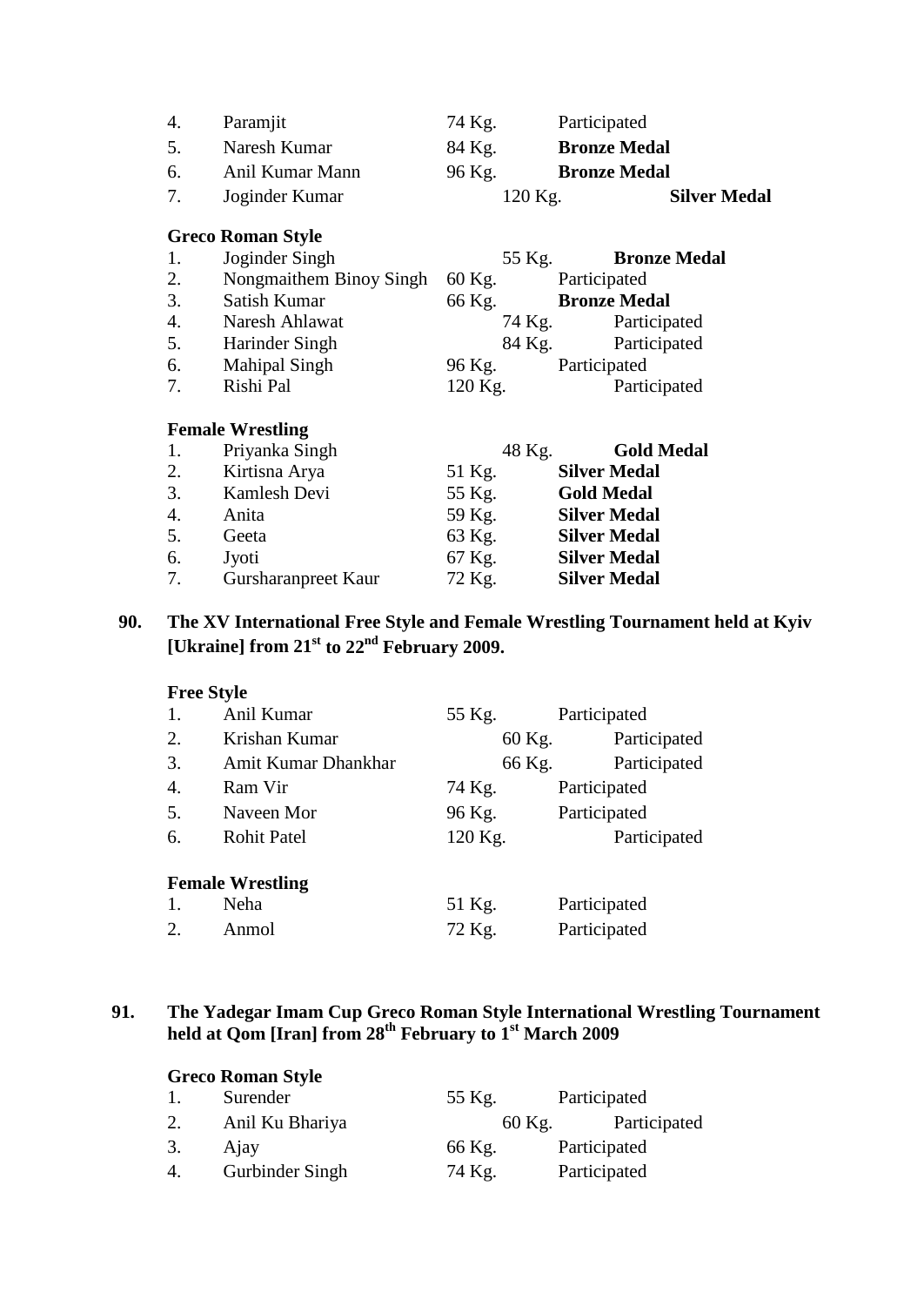| | | | |
|---|---|---|---|
| 4. | Paramjit | 74 Kg. | Participated |
| 5. | Naresh Kumar | 84 Kg. | **Bronze Medal** |
| 6. | Anil Kumar Mann | 96 Kg. | **Bronze Medal** |
| 7. | Joginder Kumar | 120 Kg. | **Silver Medal** |

**Greco Roman Style**

| | | | |
|---|---|---|---|
| 1. | Joginder Singh | 55 Kg. | **Bronze Medal** |
| 2. | Nongmaithem Binoy Singh | 60 Kg. | Participated |
| 3. | Satish Kumar | 66 Kg. | **Bronze Medal** |
| 4. | Naresh Ahlawat | 74 Kg. | Participated |
| 5. | Harinder Singh | 84 Kg. | Participated |
| 6. | Mahipal Singh | 96 Kg. | Participated |
| 7. | Rishi Pal | 120 Kg. | Participated |

**Female Wrestling**

| | | | |
|---|---|---|---|
| 1. | Priyanka Singh | 48 Kg. | **Gold Medal** |
| 2. | Kirtisna Arya | 51 Kg. | **Silver Medal** |
| 3. | Kamlesh Devi | 55 Kg. | **Gold Medal** |
| 4. | Anita | 59 Kg. | **Silver Medal** |
| 5. | Geeta | 63 Kg. | **Silver Medal** |
| 6. | Jyoti | 67 Kg. | **Silver Medal** |
| 7. | Gursharanpreet Kaur | 72 Kg. | **Silver Medal** |

**90. The XV International Free Style and Female Wrestling Tournament held at Kyiv [Ukraine] from 21st to 22nd February 2009.**

**Free Style**

| | | | |
|---|---|---|---|
| 1. | Anil Kumar | 55 Kg. | Participated |
| 2. | Krishan Kumar | 60 Kg. | Participated |
| 3. | Amit Kumar Dhankhar | 66 Kg. | Participated |
| 4. | Ram Vir | 74 Kg. | Participated |
| 5. | Naveen Mor | 96 Kg. | Participated |
| 6. | Rohit Patel | 120 Kg. | Participated |

**Female Wrestling**

| | | | |
|---|---|---|---|
| 1. | Neha | 51 Kg. | Participated |
| 2. | Anmol | 72 Kg. | Participated |

**91. The Yadegar Imam Cup Greco Roman Style International Wrestling Tournament held at Qom [Iran] from 28th February to 1st March 2009**

**Greco Roman Style**

| | | | |
|---|---|---|---|
| 1. | Surender | 55 Kg. | Participated |
| 2. | Anil Ku Bhariya | 60 Kg. | Participated |
| 3. | Ajay | 66 Kg. | Participated |
| 4. | Gurbinder Singh | 74 Kg. | Participated |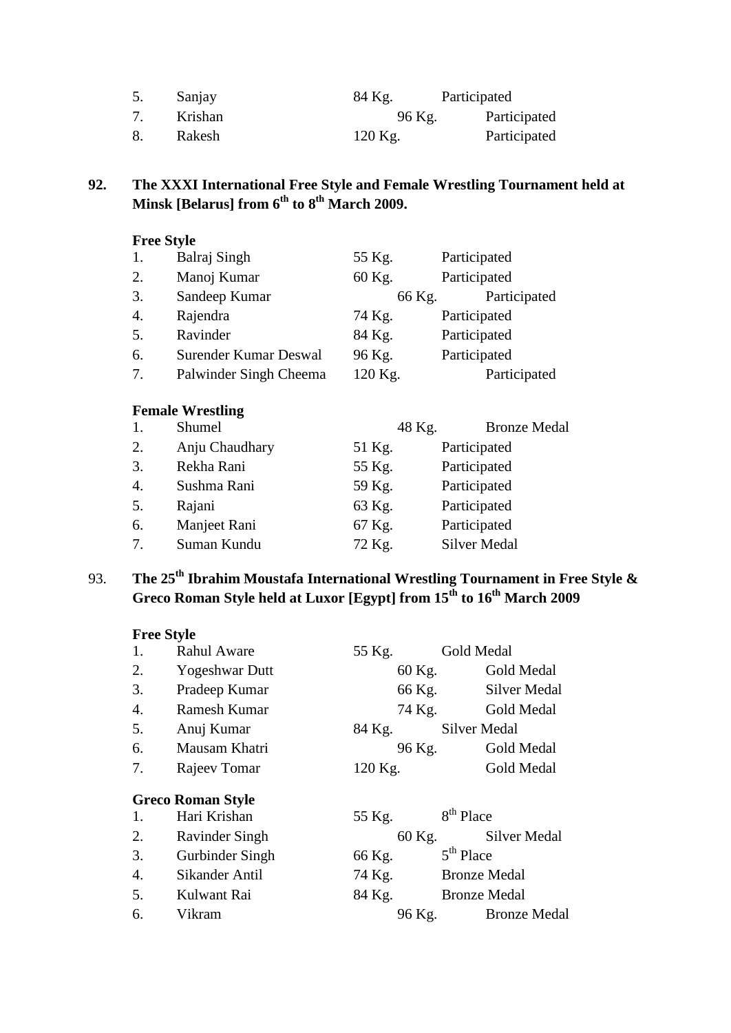| | | | |
|---|---|---|---|
| 5. | Sanjay | 84 Kg. | Participated |
| 7. | Krishan | 96 Kg. | Participated |
| 8. | Rakesh | 120 Kg. | Participated |

**92. The XXXI International Free Style and Female Wrestling Tournament held at Minsk [Belarus] from 6th to 8th March 2009.**

**Free Style**

| | | | |
|---|---|---|---|
| 1. | Balraj Singh | 55 Kg. | Participated |
| 2. | Manoj Kumar | 60 Kg. | Participated |
| 3. | Sandeep Kumar | 66 Kg. | Participated |
| 4. | Rajendra | 74 Kg. | Participated |
| 5. | Ravinder | 84 Kg. | Participated |
| 6. | Surender Kumar Deswal | 96 Kg. | Participated |
| 7. | Palwinder Singh Cheema | 120 Kg. | Participated |

**Female Wrestling**

| | | | |
|---|---|---|---|
| 1. | Shumel | 48 Kg. | Bronze Medal |
| 2. | Anju Chaudhary | 51 Kg. | Participated |
| 3. | Rekha Rani | 55 Kg. | Participated |
| 4. | Sushma Rani | 59 Kg. | Participated |
| 5. | Rajani | 63 Kg. | Participated |
| 6. | Manjeet Rani | 67 Kg. | Participated |
| 7. | Suman Kundu | 72 Kg. | Silver Medal |

**93. The 25th Ibrahim Moustafa International Wrestling Tournament in Free Style & Greco Roman Style held at Luxor [Egypt] from 15th to 16th March 2009**

**Free Style**

| | | | |
|---|---|---|---|
| 1. | Rahul Aware | 55 Kg. | Gold Medal |
| 2. | Yogeshwar Dutt | 60 Kg. | Gold Medal |
| 3. | Pradeep Kumar | 66 Kg. | Silver Medal |
| 4. | Ramesh Kumar | 74 Kg. | Gold Medal |
| 5. | Anuj Kumar | 84 Kg. | Silver Medal |
| 6. | Mausam Khatri | 96 Kg. | Gold Medal |
| 7. | Rajeev Tomar | 120 Kg. | Gold Medal |

**Greco Roman Style**

| | | | |
|---|---|---|---|
| 1. | Hari Krishan | 55 Kg. | 8th Place |
| 2. | Ravinder Singh | 60 Kg. | Silver Medal |
| 3. | Gurbinder Singh | 66 Kg. | 5th Place |
| 4. | Sikander Antil | 74 Kg. | Bronze Medal |
| 5. | Kulwant Rai | 84 Kg. | Bronze Medal |
| 6. | Vikram | 96 Kg. | Bronze Medal |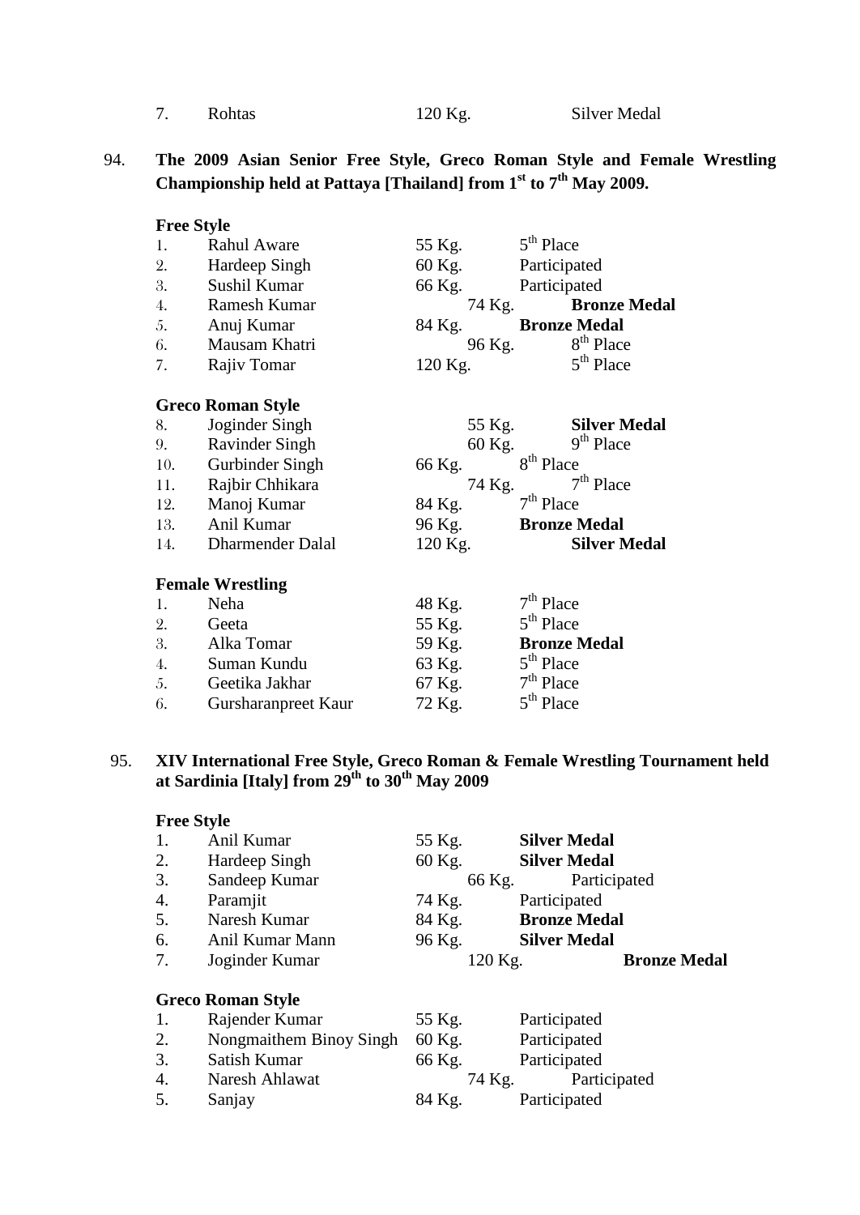| | | | |
|---|---|---|---|
| 7. | Rohtas | 120 Kg. | Silver Medal |

94. **The 2009 Asian Senior Free Style, Greco Roman Style and Female Wrestling Championship held at Pattaya [Thailand] from 1st to 7th May 2009.**

**Free Style**

| | | | |
|---|---|---|---|
| 1. | Rahul Aware | 55 Kg. | 5th Place |
| 2. | Hardeep Singh | 60 Kg. | Participated |
| 3. | Sushil Kumar | 66 Kg. | Participated |
| 4. | Ramesh Kumar | 74 Kg. | **Bronze Medal** |
| 5. | Anuj Kumar | 84 Kg. | **Bronze Medal** |
| 6. | Mausam Khatri | 96 Kg. | 8th Place |
| 7. | Rajiv Tomar | 120 Kg. | 5th Place |

**Greco Roman Style**

| | | | |
|---|---|---|---|
| 8. | Joginder Singh | 55 Kg. | **Silver Medal** |
| 9. | Ravinder Singh | 60 Kg. | 9th Place |
| 10. | Gurbinder Singh | 66 Kg. | 8th Place |
| 11. | Rajbir Chhikara | 74 Kg. | 7th Place |
| 12. | Manoj Kumar | 84 Kg. | 7th Place |
| 13. | Anil Kumar | 96 Kg. | **Bronze Medal** |
| 14. | Dharmender Dalal | 120 Kg. | **Silver Medal** |

**Female Wrestling**

| | | | |
|---|---|---|---|
| 1. | Neha | 48 Kg. | 7th Place |
| 2. | Geeta | 55 Kg. | 5th Place |
| 3. | Alka Tomar | 59 Kg. | **Bronze Medal** |
| 4. | Suman Kundu | 63 Kg. | 5th Place |
| 5. | Geetika Jakhar | 67 Kg. | 7th Place |
| 6. | Gursharanpreet Kaur | 72 Kg. | 5th Place |

95. **XIV International Free Style, Greco Roman & Female Wrestling Tournament held at Sardinia [Italy] from 29th to 30th May 2009**

**Free Style**

| | | | |
|---|---|---|---|
| 1. | Anil Kumar | 55 Kg. | **Silver Medal** |
| 2. | Hardeep Singh | 60 Kg. | **Silver Medal** |
| 3. | Sandeep Kumar | 66 Kg. | Participated |
| 4. | Paramjit | 74 Kg. | Participated |
| 5. | Naresh Kumar | 84 Kg. | **Bronze Medal** |
| 6. | Anil Kumar Mann | 96 Kg. | **Silver Medal** |
| 7. | Joginder Kumar | 120 Kg. | **Bronze Medal** |

**Greco Roman Style**

| | | | |
|---|---|---|---|
| 1. | Rajender Kumar | 55 Kg. | Participated |
| 2. | Nongmaithem Binoy Singh | 60 Kg. | Participated |
| 3. | Satish Kumar | 66 Kg. | Participated |
| 4. | Naresh Ahlawat | 74 Kg. | Participated |
| 5. | Sanjay | 84 Kg. | Participated |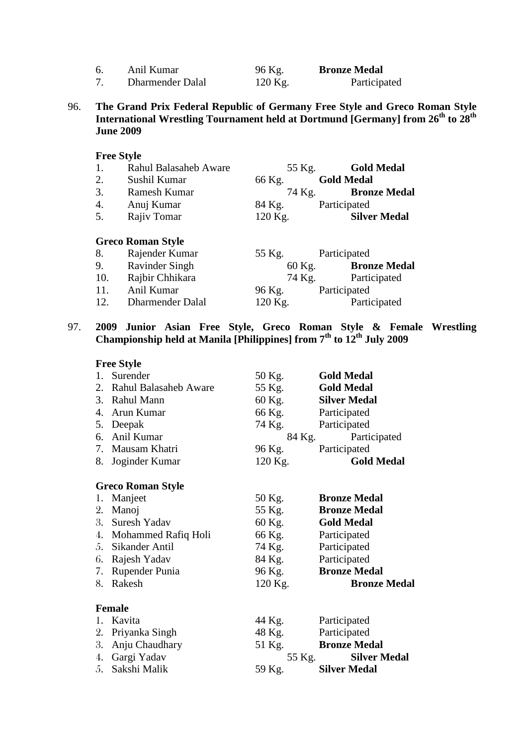| | | | |
|---|---|---|---|
| 6. | Anil Kumar | 96 Kg. | **Bronze Medal** |
| 7. | Dharmender Dalal | 120 Kg. | Participated |

96. **The Grand Prix Federal Republic of Germany Free Style and Greco Roman Style International Wrestling Tournament held at Dortmund [Germany] from 26th to 28th June 2009**

**Free Style**

| | | | |
|---|---|---|---|
| 1. | Rahul Balasaheb Aware | 55 Kg. | **Gold Medal** |
| 2. | Sushil Kumar | 66 Kg. | **Gold Medal** |
| 3. | Ramesh Kumar | 74 Kg. | **Bronze Medal** |
| 4. | Anuj Kumar | 84 Kg. | Participated |
| 5. | Rajiv Tomar | 120 Kg. | **Silver Medal** |

**Greco Roman Style**

| | | | |
|---|---|---|---|
| 8. | Rajender Kumar | 55 Kg. | Participated |
| 9. | Ravinder Singh | 60 Kg. | **Bronze Medal** |
| 10. | Rajbir Chhikara | 74 Kg. | Participated |
| 11. | Anil Kumar | 96 Kg. | Participated |
| 12. | Dharmender Dalal | 120 Kg. | Participated |

97. **2009 Junior Asian Free Style, Greco Roman Style & Female Wrestling Championship held at Manila [Philippines] from 7th to 12th July 2009**

**Free Style**

| | | | |
|---|---|---|---|
| 1. | Surender | 50 Kg. | **Gold Medal** |
| 2. | Rahul Balasaheb Aware | 55 Kg. | **Gold Medal** |
| 3. | Rahul Mann | 60 Kg. | **Silver Medal** |
| 4. | Arun Kumar | 66 Kg. | Participated |
| 5. | Deepak | 74 Kg. | Participated |
| 6. | Anil Kumar | 84 Kg. | Participated |
| 7. | Mausam Khatri | 96 Kg. | Participated |
| 8. | Joginder Kumar | 120 Kg. | **Gold Medal** |

**Greco Roman Style**

| | | | |
|---|---|---|---|
| 1. | Manjeet | 50 Kg. | **Bronze Medal** |
| 2. | Manoj | 55 Kg. | **Bronze Medal** |
| 3. | Suresh Yadav | 60 Kg. | **Gold Medal** |
| 4. | Mohammed Rafiq Holi | 66 Kg. | Participated |
| 5. | Sikander Antil | 74 Kg. | Participated |
| 6. | Rajesh Yadav | 84 Kg. | Participated |
| 7. | Rupender Punia | 96 Kg. | **Bronze Medal** |
| 8. | Rakesh | 120 Kg. | **Bronze Medal** |

**Female**

| | | | |
|---|---|---|---|
| 1. | Kavita | 44 Kg. | Participated |
| 2. | Priyanka Singh | 48 Kg. | Participated |
| 3. | Anju Chaudhary | 51 Kg. | **Bronze Medal** |
| 4. | Gargi Yadav | 55 Kg. | **Silver Medal** |
| 5. | Sakshi Malik | 59 Kg. | **Silver Medal** |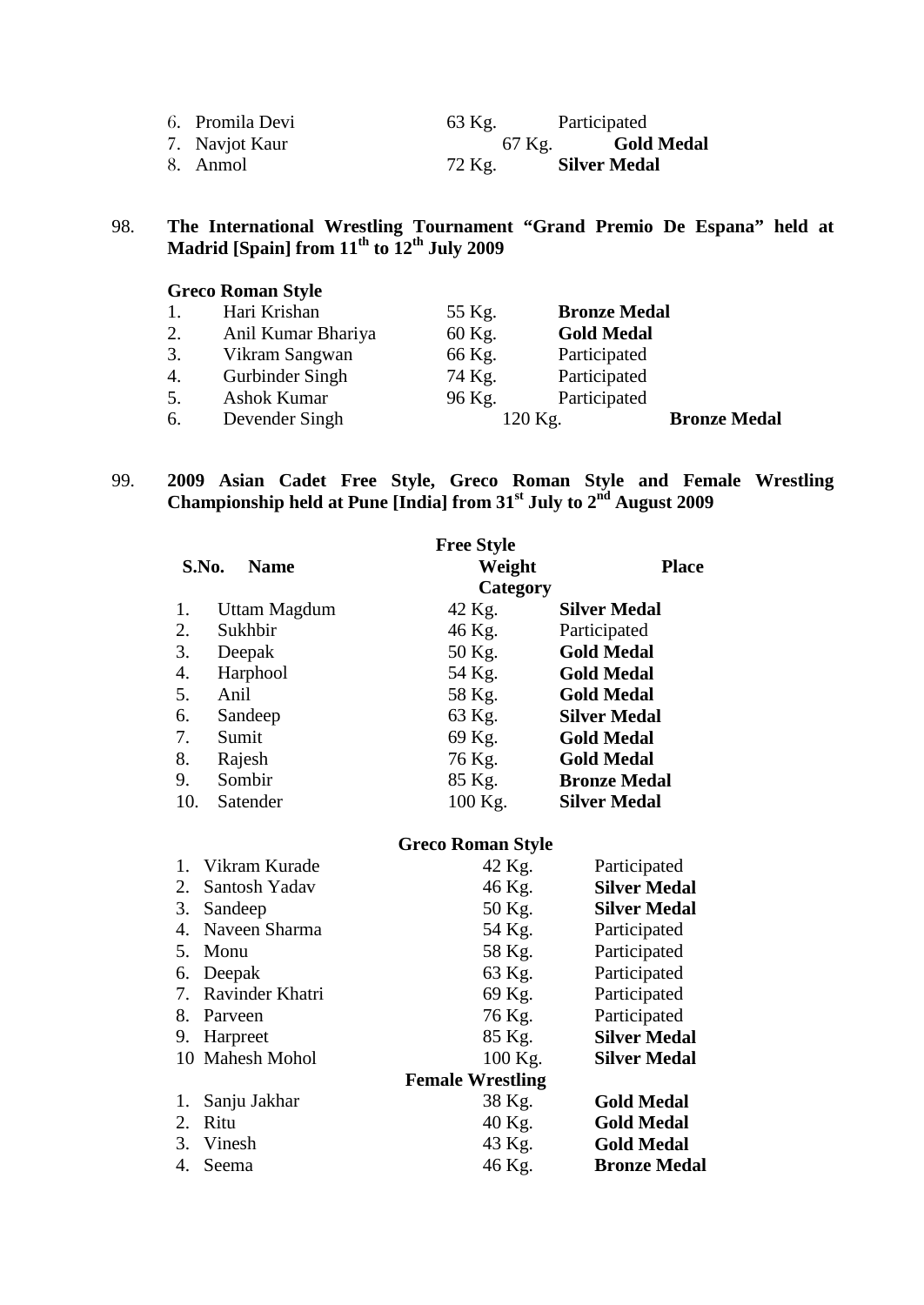| | | | |
|---|---|---|---|
| 6. | Promila Devi | 63 Kg. | Participated |
| 7. | Navjot Kaur | 67 Kg. | **Gold Medal** |
| 8. | Anmol | 72 Kg. | **Silver Medal** |

98. **The International Wrestling Tournament "Grand Premio De Espana" held at Madrid [Spain] from 11th to 12th July 2009**

**Greco Roman Style**

| | | | |
|---|---|---|---|
| 1. | Hari Krishan | 55 Kg. | **Bronze Medal** |
| 2. | Anil Kumar Bhariya | 60 Kg. | **Gold Medal** |
| 3. | Vikram Sangwan | 66 Kg. | Participated |
| 4. | Gurbinder Singh | 74 Kg. | Participated |
| 5. | Ashok Kumar | 96 Kg. | Participated |
| 6. | Devender Singh | 120 Kg. | **Bronze Medal** |

99. **2009 Asian Cadet Free Style, Greco Roman Style and Female Wrestling Championship held at Pune [India] from 31st July to 2nd August 2009**

**Free Style**

| S.No. | Name | Weight Category | Place |
|---|---|---|---|
| 1. | Uttam Magdum | 42 Kg. | **Silver Medal** |
| 2. | Sukhbir | 46 Kg. | Participated |
| 3. | Deepak | 50 Kg. | **Gold Medal** |
| 4. | Harphool | 54 Kg. | **Gold Medal** |
| 5. | Anil | 58 Kg. | **Gold Medal** |
| 6. | Sandeep | 63 Kg. | **Silver Medal** |
| 7. | Sumit | 69 Kg. | **Gold Medal** |
| 8. | Rajesh | 76 Kg. | **Gold Medal** |
| 9. | Sombir | 85 Kg. | **Bronze Medal** |
| 10. | Satender | 100 Kg. | **Silver Medal** |

**Greco Roman Style**

| | | | |
|---|---|---|---|
| 1. | Vikram Kurade | 42 Kg. | Participated |
| 2. | Santosh Yadav | 46 Kg. | **Silver Medal** |
| 3. | Sandeep | 50 Kg. | **Silver Medal** |
| 4. | Naveen Sharma | 54 Kg. | Participated |
| 5. | Monu | 58 Kg. | Participated |
| 6. | Deepak | 63 Kg. | Participated |
| 7. | Ravinder Khatri | 69 Kg. | Participated |
| 8. | Parveen | 76 Kg. | Participated |
| 9. | Harpreet | 85 Kg. | **Silver Medal** |
| 10 | Mahesh Mohol | 100 Kg. | **Silver Medal** |

**Female Wrestling**

| | | | |
|---|---|---|---|
| 1. | Sanju Jakhar | 38 Kg. | **Gold Medal** |
| 2. | Ritu | 40 Kg. | **Gold Medal** |
| 3. | Vinesh | 43 Kg. | **Gold Medal** |
| 4. | Seema | 46 Kg. | **Bronze Medal** |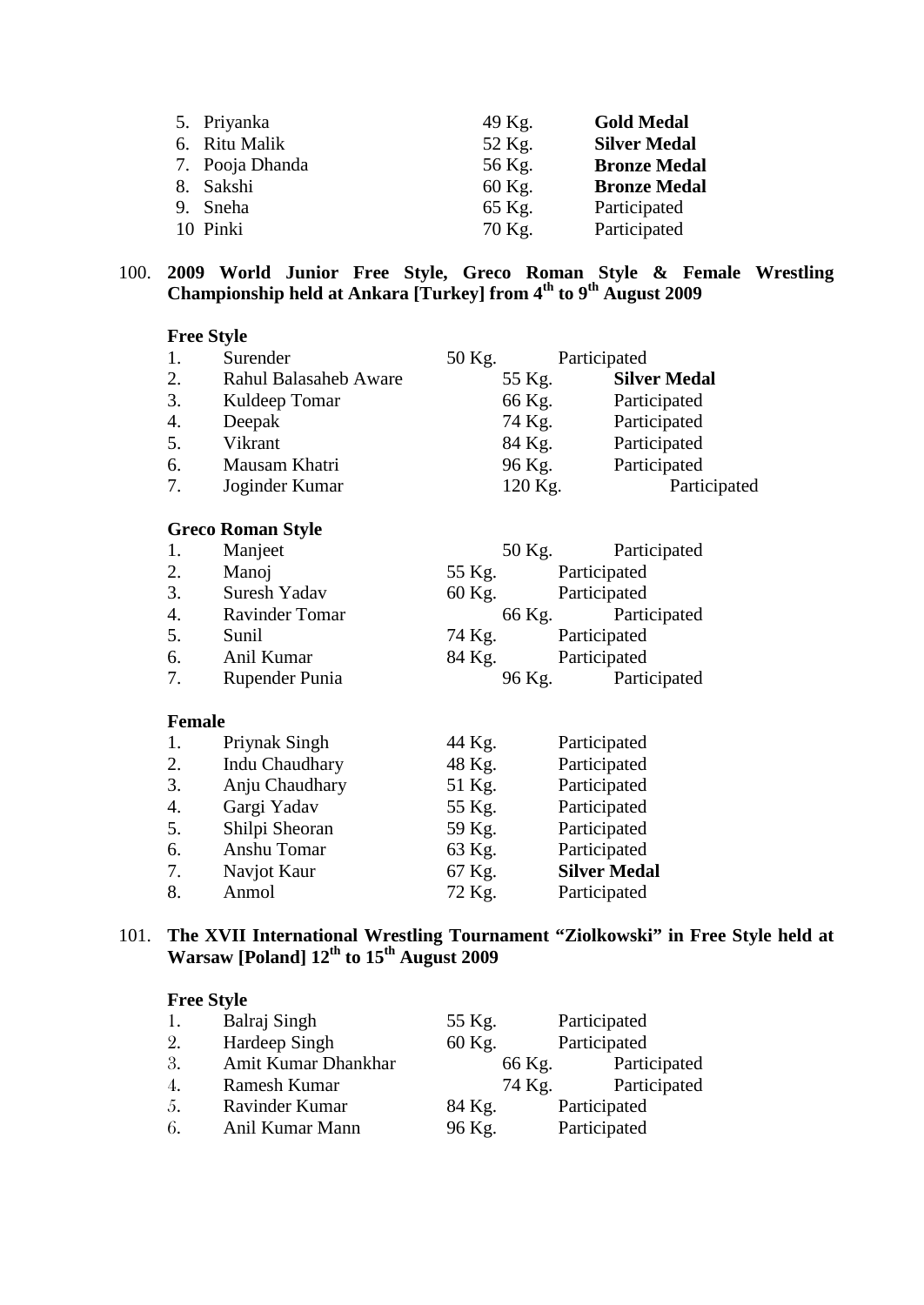| | | | |
|---|---|---|---|
| 5. | Priyanka | 49 Kg. | **Gold Medal** |
| 6. | Ritu Malik | 52 Kg. | **Silver Medal** |
| 7. | Pooja Dhanda | 56 Kg. | **Bronze Medal** |
| 8. | Sakshi | 60 Kg. | **Bronze Medal** |
| 9. | Sneha | 65 Kg. | Participated |
| 10 | Pinki | 70 Kg. | Participated |

100. **2009 World Junior Free Style, Greco Roman Style & Female Wrestling Championship held at Ankara [Turkey] from 4th to 9th August 2009**

**Free Style**

| | | | |
|---|---|---|---|
| 1. | Surender | 50 Kg. | Participated |
| 2. | Rahul Balasaheb Aware | 55 Kg. | **Silver Medal** |
| 3. | Kuldeep Tomar | 66 Kg. | Participated |
| 4. | Deepak | 74 Kg. | Participated |
| 5. | Vikrant | 84 Kg. | Participated |
| 6. | Mausam Khatri | 96 Kg. | Participated |
| 7. | Joginder Kumar | 120 Kg. | Participated |

**Greco Roman Style**

| | | | |
|---|---|---|---|
| 1. | Manjeet | 50 Kg. | Participated |
| 2. | Manoj | 55 Kg. | Participated |
| 3. | Suresh Yadav | 60 Kg. | Participated |
| 4. | Ravinder Tomar | 66 Kg. | Participated |
| 5. | Sunil | 74 Kg. | Participated |
| 6. | Anil Kumar | 84 Kg. | Participated |
| 7. | Rupender Punia | 96 Kg. | Participated |

**Female**

| | | | |
|---|---|---|---|
| 1. | Priynak Singh | 44 Kg. | Participated |
| 2. | Indu Chaudhary | 48 Kg. | Participated |
| 3. | Anju Chaudhary | 51 Kg. | Participated |
| 4. | Gargi Yadav | 55 Kg. | Participated |
| 5. | Shilpi Sheoran | 59 Kg. | Participated |
| 6. | Anshu Tomar | 63 Kg. | Participated |
| 7. | Navjot Kaur | 67 Kg. | **Silver Medal** |
| 8. | Anmol | 72 Kg. | Participated |

101. **The XVII International Wrestling Tournament "Ziolkowski" in Free Style held at Warsaw [Poland] 12th to 15th August 2009**

**Free Style**

| | | | |
|---|---|---|---|
| 1. | Balraj Singh | 55 Kg. | Participated |
| 2. | Hardeep Singh | 60 Kg. | Participated |
| 3. | Amit Kumar Dhankhar | 66 Kg. | Participated |
| 4. | Ramesh Kumar | 74 Kg. | Participated |
| 5. | Ravinder Kumar | 84 Kg. | Participated |
| 6. | Anil Kumar Mann | 96 Kg. | Participated |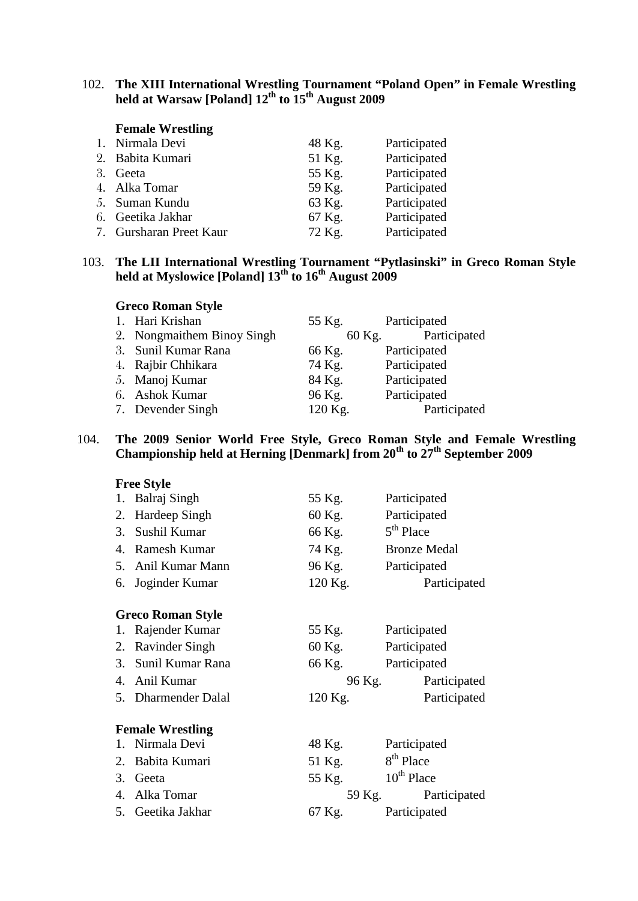102. **The XIII International Wrestling Tournament "Poland Open" in Female Wrestling held at Warsaw [Poland] 12th to 15th August 2009**

**Female Wrestling**

| | Name | Weight | Result |
|---|---|---|---|
| 1. | Nirmala Devi | 48 Kg. | Participated |
| 2. | Babita Kumari | 51 Kg. | Participated |
| 3. | Geeta | 55 Kg. | Participated |
| 4. | Alka Tomar | 59 Kg. | Participated |
| 5. | Suman Kundu | 63 Kg. | Participated |
| 6. | Geetika Jakhar | 67 Kg. | Participated |
| 7. | Gursharan Preet Kaur | 72 Kg. | Participated |

103. **The LII International Wrestling Tournament "Pytlasinski" in Greco Roman Style held at Myslowice [Poland] 13th to 16th August 2009**

**Greco Roman Style**

| | Name | Weight | Result |
|---|---|---|---|
| 1. | Hari Krishan | 55 Kg. | Participated |
| 2. | Nongmaithem Binoy Singh | 60 Kg. | Participated |
| 3. | Sunil Kumar Rana | 66 Kg. | Participated |
| 4. | Rajbir Chhikara | 74 Kg. | Participated |
| 5. | Manoj Kumar | 84 Kg. | Participated |
| 6. | Ashok Kumar | 96 Kg. | Participated |
| 7. | Devender Singh | 120 Kg. | Participated |

104. **The 2009 Senior World Free Style, Greco Roman Style and Female Wrestling Championship held at Herning [Denmark] from 20th to 27th September 2009**

**Free Style**

| | Name | Weight | Result |
|---|---|---|---|
| 1. | Balraj Singh | 55 Kg. | Participated |
| 2. | Hardeep Singh | 60 Kg. | Participated |
| 3. | Sushil Kumar | 66 Kg. | 5th Place |
| 4. | Ramesh Kumar | 74 Kg. | Bronze Medal |
| 5. | Anil Kumar Mann | 96 Kg. | Participated |
| 6. | Joginder Kumar | 120 Kg. | Participated |

**Greco Roman Style**

| | Name | Weight | Result |
|---|---|---|---|
| 1. | Rajender Kumar | 55 Kg. | Participated |
| 2. | Ravinder Singh | 60 Kg. | Participated |
| 3. | Sunil Kumar Rana | 66 Kg. | Participated |
| 4. | Anil Kumar | 96 Kg. | Participated |
| 5. | Dharmender Dalal | 120 Kg. | Participated |

**Female Wrestling**

| | Name | Weight | Result |
|---|---|---|---|
| 1. | Nirmala Devi | 48 Kg. | Participated |
| 2. | Babita Kumari | 51 Kg. | 8th Place |
| 3. | Geeta | 55 Kg. | 10th Place |
| 4. | Alka Tomar | 59 Kg. | Participated |
| 5. | Geetika Jakhar | 67 Kg. | Participated |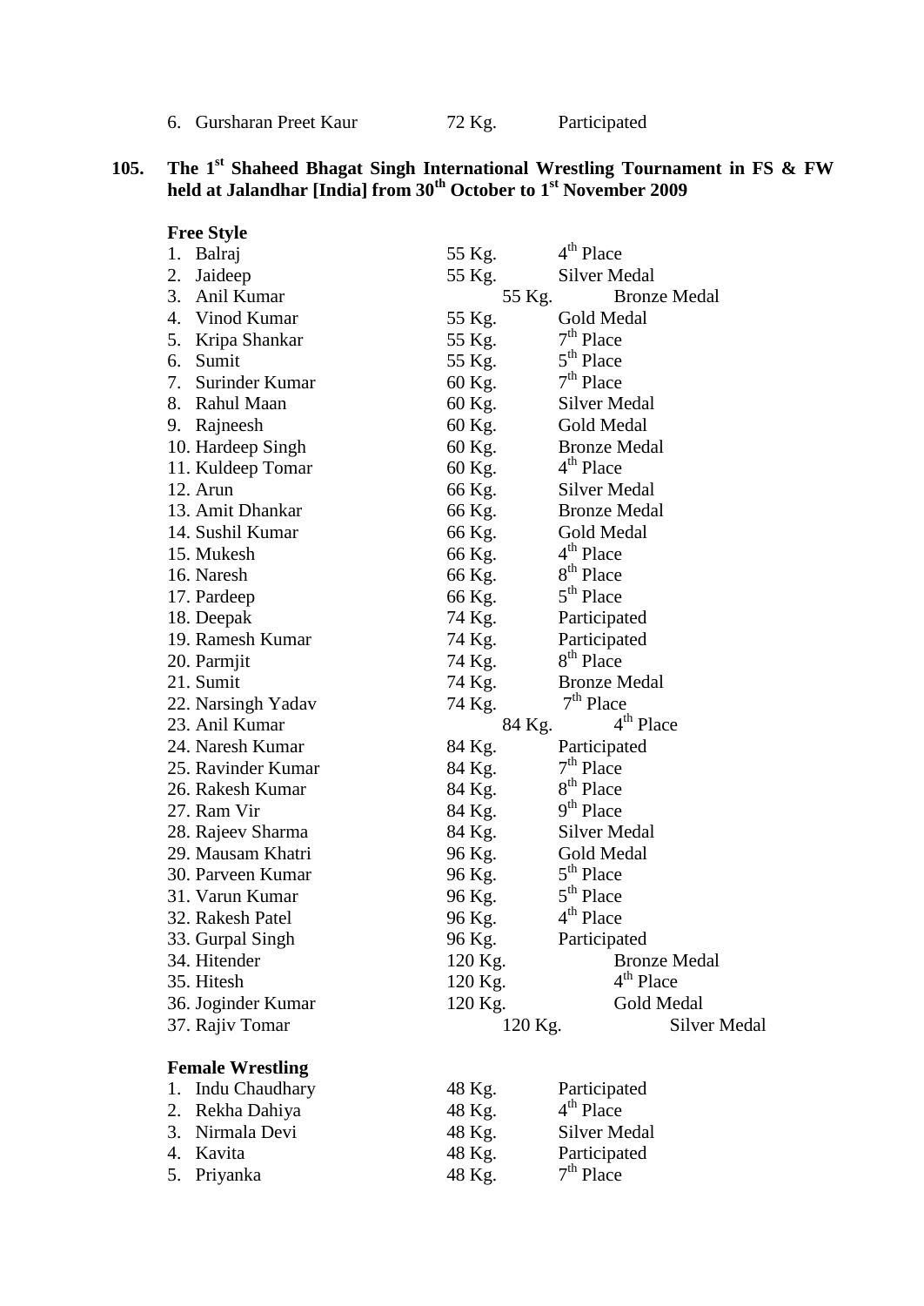6. Gursharan Preet Kaur 72 Kg. Participated

**105. The 1st Shaheed Bhagat Singh International Wrestling Tournament in FS & FW held at Jalandhar [India] from 30th October to 1st November 2009**

**Free Style**

| No. | Name | Weight | Result |
|---|---|---|---|
| 1. | Balraj | 55 Kg. | 4th Place |
| 2. | Jaideep | 55 Kg. | Silver Medal |
| 3. | Anil Kumar | 55 Kg. | Bronze Medal |
| 4. | Vinod Kumar | 55 Kg. | Gold Medal |
| 5. | Kripa Shankar | 55 Kg. | 7th Place |
| 6. | Sumit | 55 Kg. | 5th Place |
| 7. | Surinder Kumar | 60 Kg. | 7th Place |
| 8. | Rahul Maan | 60 Kg. | Silver Medal |
| 9. | Rajneesh | 60 Kg. | Gold Medal |
| 10. | Hardeep Singh | 60 Kg. | Bronze Medal |
| 11. | Kuldeep Tomar | 60 Kg. | 4th Place |
| 12. | Arun | 66 Kg. | Silver Medal |
| 13. | Amit Dhankar | 66 Kg. | Bronze Medal |
| 14. | Sushil Kumar | 66 Kg. | Gold Medal |
| 15. | Mukesh | 66 Kg. | 4th Place |
| 16. | Naresh | 66 Kg. | 8th Place |
| 17. | Pardeep | 66 Kg. | 5th Place |
| 18. | Deepak | 74 Kg. | Participated |
| 19. | Ramesh Kumar | 74 Kg. | Participated |
| 20. | Parmjit | 74 Kg. | 8th Place |
| 21. | Sumit | 74 Kg. | Bronze Medal |
| 22. | Narsingh Yadav | 74 Kg. | 7th Place |
| 23. | Anil Kumar | 84 Kg. | 4th Place |
| 24. | Naresh Kumar | 84 Kg. | Participated |
| 25. | Ravinder Kumar | 84 Kg. | 7th Place |
| 26. | Rakesh Kumar | 84 Kg. | 8th Place |
| 27. | Ram Vir | 84 Kg. | 9th Place |
| 28. | Rajeev Sharma | 84 Kg. | Silver Medal |
| 29. | Mausam Khatri | 96 Kg. | Gold Medal |
| 30. | Parveen Kumar | 96 Kg. | 5th Place |
| 31. | Varun Kumar | 96 Kg. | 5th Place |
| 32. | Rakesh Patel | 96 Kg. | 4th Place |
| 33. | Gurpal Singh | 96 Kg. | Participated |
| 34. | Hitender | 120 Kg. | Bronze Medal |
| 35. | Hitesh | 120 Kg. | 4th Place |
| 36. | Joginder Kumar | 120 Kg. | Gold Medal |
| 37. | Rajiv Tomar | 120 Kg. | Silver Medal |

**Female Wrestling**

| No. | Name | Weight | Result |
|---|---|---|---|
| 1. | Indu Chaudhary | 48 Kg. | Participated |
| 2. | Rekha Dahiya | 48 Kg. | 4th Place |
| 3. | Nirmala Devi | 48 Kg. | Silver Medal |
| 4. | Kavita | 48 Kg. | Participated |
| 5. | Priyanka | 48 Kg. | 7th Place |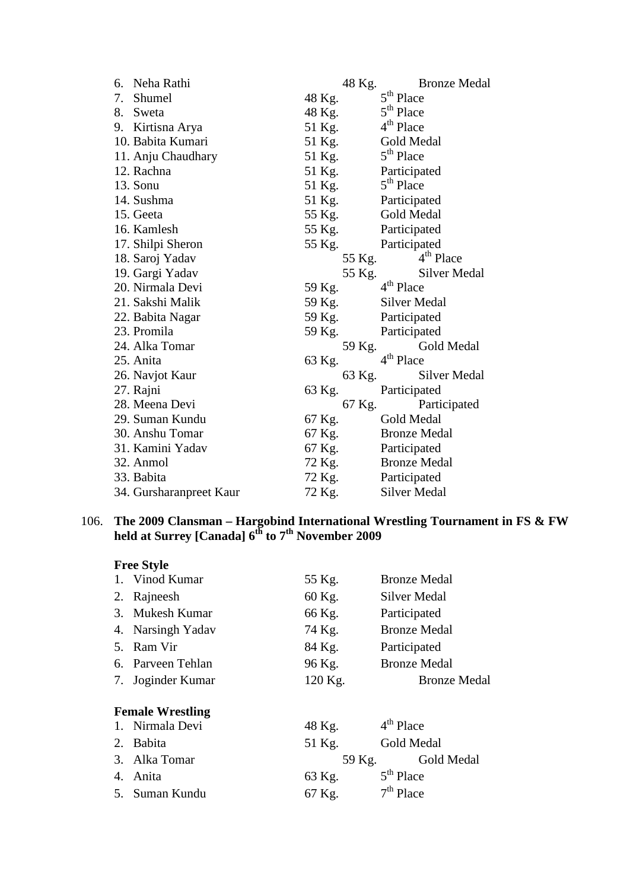| | | |
|---|---|---|
| 6. Neha Rathi | 48 Kg. | Bronze Medal |
| 7. Shumel | 48 Kg. | 5th Place |
| 8. Sweta | 48 Kg. | 5th Place |
| 9. Kirtisna Arya | 51 Kg. | 4th Place |
| 10. Babita Kumari | 51 Kg. | Gold Medal |
| 11. Anju Chaudhary | 51 Kg. | 5th Place |
| 12. Rachna | 51 Kg. | Participated |
| 13. Sonu | 51 Kg. | 5th Place |
| 14. Sushma | 51 Kg. | Participated |
| 15. Geeta | 55 Kg. | Gold Medal |
| 16. Kamlesh | 55 Kg. | Participated |
| 17. Shilpi Sheron | 55 Kg. | Participated |
| 18. Saroj Yadav | 55 Kg. | 4th Place |
| 19. Gargi Yadav | 55 Kg. | Silver Medal |
| 20. Nirmala Devi | 59 Kg. | 4th Place |
| 21. Sakshi Malik | 59 Kg. | Silver Medal |
| 22. Babita Nagar | 59 Kg. | Participated |
| 23. Promila | 59 Kg. | Participated |
| 24. Alka Tomar | 59 Kg. | Gold Medal |
| 25. Anita | 63 Kg. | 4th Place |
| 26. Navjot Kaur | 63 Kg. | Silver Medal |
| 27. Rajni | 63 Kg. | Participated |
| 28. Meena Devi | 67 Kg. | Participated |
| 29. Suman Kundu | 67 Kg. | Gold Medal |
| 30. Anshu Tomar | 67 Kg. | Bronze Medal |
| 31. Kamini Yadav | 67 Kg. | Participated |
| 32. Anmol | 72 Kg. | Bronze Medal |
| 33. Babita | 72 Kg. | Participated |
| 34. Gursharanpreet Kaur | 72 Kg. | Silver Medal |

**106. The 2009 Clansman – Hargobind International Wrestling Tournament in FS & FW held at Surrey [Canada] 6th to 7th November 2009**

**Free Style**

| | | |
|---|---|---|
| 1. Vinod Kumar | 55 Kg. | Bronze Medal |
| 2. Rajneesh | 60 Kg. | Silver Medal |
| 3. Mukesh Kumar | 66 Kg. | Participated |
| 4. Narsingh Yadav | 74 Kg. | Bronze Medal |
| 5. Ram Vir | 84 Kg. | Participated |
| 6. Parveen Tehlan | 96 Kg. | Bronze Medal |
| 7. Joginder Kumar | 120 Kg. | Bronze Medal |

**Female Wrestling**

| | | |
|---|---|---|
| 1. Nirmala Devi | 48 Kg. | 4th Place |
| 2. Babita | 51 Kg. | Gold Medal |
| 3. Alka Tomar | 59 Kg. | Gold Medal |
| 4. Anita | 63 Kg. | 5th Place |
| 5. Suman Kundu | 67 Kg. | 7th Place |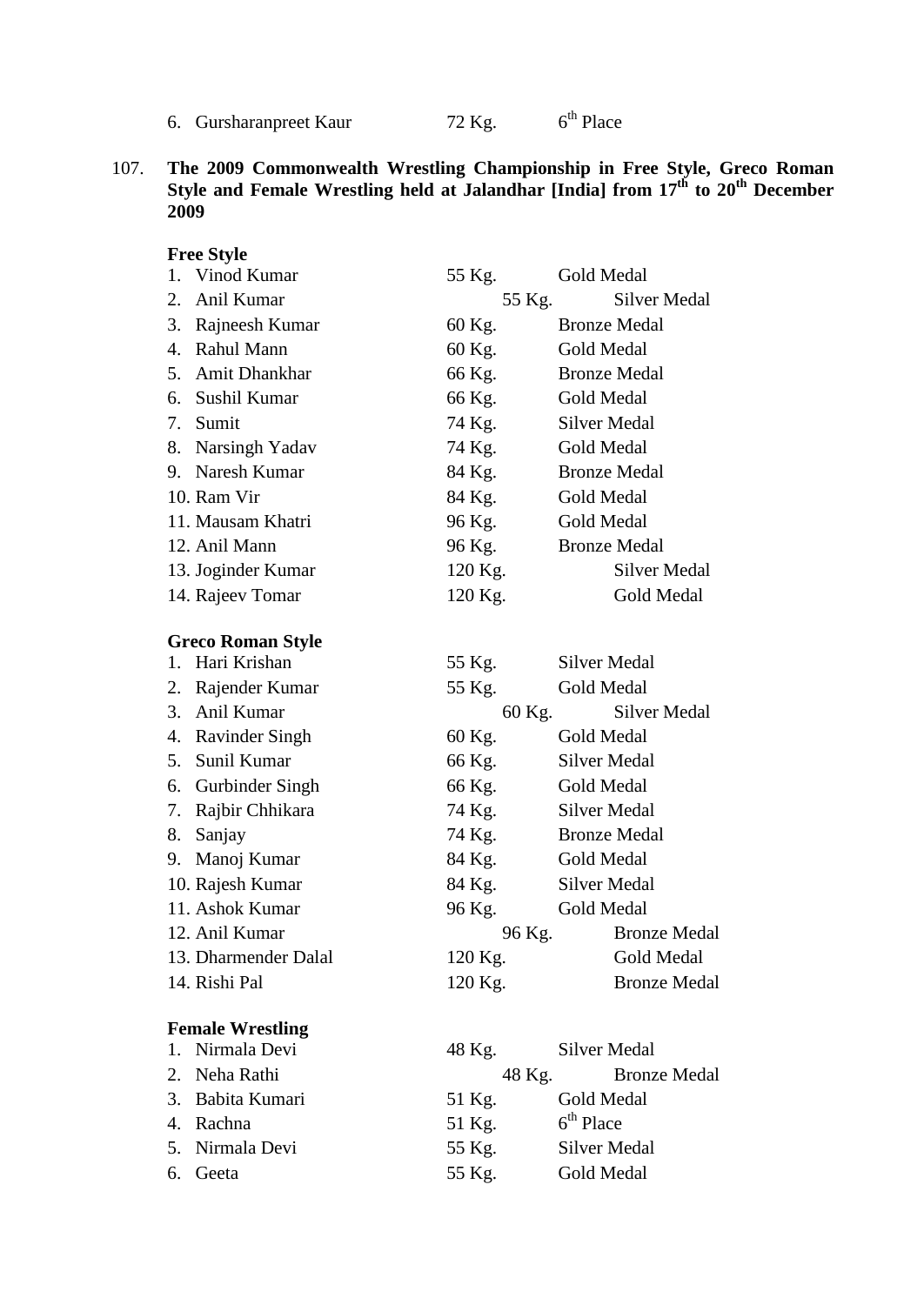6. Gursharanpreet Kaur 72 Kg. 6th Place

107. **The 2009 Commonwealth Wrestling Championship in Free Style, Greco Roman Style and Female Wrestling held at Jalandhar [India] from 17th to 20th December 2009**

**Free Style**

| | | |
|---|---|---|
| 1. Vinod Kumar | 55 Kg. | Gold Medal |
| 2. Anil Kumar | 55 Kg. | Silver Medal |
| 3. Rajneesh Kumar | 60 Kg. | Bronze Medal |
| 4. Rahul Mann | 60 Kg. | Gold Medal |
| 5. Amit Dhankhar | 66 Kg. | Bronze Medal |
| 6. Sushil Kumar | 66 Kg. | Gold Medal |
| 7. Sumit | 74 Kg. | Silver Medal |
| 8. Narsingh Yadav | 74 Kg. | Gold Medal |
| 9. Naresh Kumar | 84 Kg. | Bronze Medal |
| 10. Ram Vir | 84 Kg. | Gold Medal |
| 11. Mausam Khatri | 96 Kg. | Gold Medal |
| 12. Anil Mann | 96 Kg. | Bronze Medal |
| 13. Joginder Kumar | 120 Kg. | Silver Medal |
| 14. Rajeev Tomar | 120 Kg. | Gold Medal |

**Greco Roman Style**

| | | |
|---|---|---|
| 1. Hari Krishan | 55 Kg. | Silver Medal |
| 2. Rajender Kumar | 55 Kg. | Gold Medal |
| 3. Anil Kumar | 60 Kg. | Silver Medal |
| 4. Ravinder Singh | 60 Kg. | Gold Medal |
| 5. Sunil Kumar | 66 Kg. | Silver Medal |
| 6. Gurbinder Singh | 66 Kg. | Gold Medal |
| 7. Rajbir Chhikara | 74 Kg. | Silver Medal |
| 8. Sanjay | 74 Kg. | Bronze Medal |
| 9. Manoj Kumar | 84 Kg. | Gold Medal |
| 10. Rajesh Kumar | 84 Kg. | Silver Medal |
| 11. Ashok Kumar | 96 Kg. | Gold Medal |
| 12. Anil Kumar | 96 Kg. | Bronze Medal |
| 13. Dharmender Dalal | 120 Kg. | Gold Medal |
| 14. Rishi Pal | 120 Kg. | Bronze Medal |

**Female Wrestling**

| | | |
|---|---|---|
| 1. Nirmala Devi | 48 Kg. | Silver Medal |
| 2. Neha Rathi | 48 Kg. | Bronze Medal |
| 3. Babita Kumari | 51 Kg. | Gold Medal |
| 4. Rachna | 51 Kg. | 6th Place |
| 5. Nirmala Devi | 55 Kg. | Silver Medal |
| 6. Geeta | 55 Kg. | Gold Medal |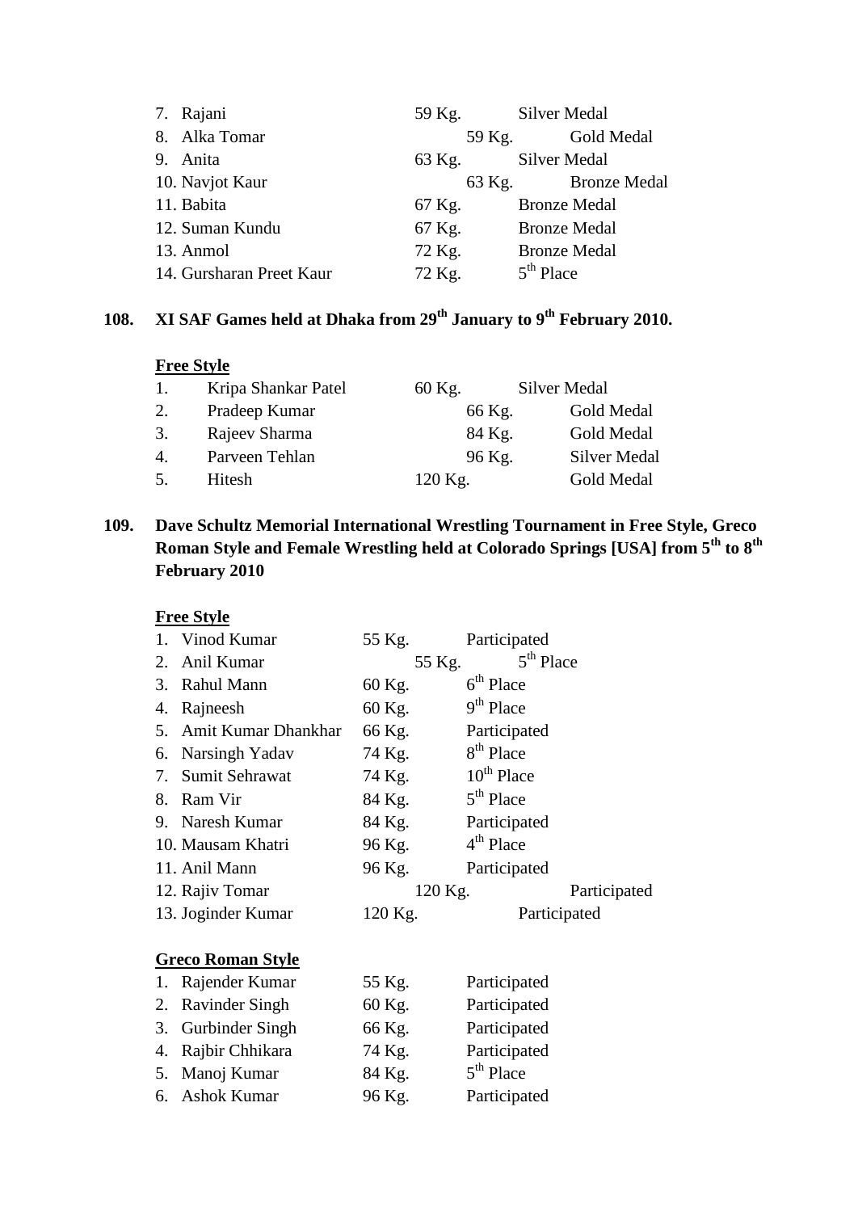7. Rajani 59 Kg. Silver Medal
8. Alka Tomar 59 Kg. Gold Medal
9. Anita 63 Kg. Silver Medal
10. Navjot Kaur 63 Kg. Bronze Medal
11. Babita 67 Kg. Bronze Medal
12. Suman Kundu 67 Kg. Bronze Medal
13. Anmol 72 Kg. Bronze Medal
14. Gursharan Preet Kaur 72 Kg. 5th Place

**108. XI SAF Games held at Dhaka from 29th January to 9th February 2010.**

**Free Style**

1. Kripa Shankar Patel 60 Kg. Silver Medal
2. Pradeep Kumar 66 Kg. Gold Medal
3. Rajeev Sharma 84 Kg. Gold Medal
4. Parveen Tehlan 96 Kg. Silver Medal
5. Hitesh 120 Kg. Gold Medal

**109. Dave Schultz Memorial International Wrestling Tournament in Free Style, Greco Roman Style and Female Wrestling held at Colorado Springs [USA] from 5th to 8th February 2010**

**Free Style**

1. Vinod Kumar 55 Kg. Participated
2. Anil Kumar 55 Kg. 5th Place
3. Rahul Mann 60 Kg. 6th Place
4. Rajneesh 60 Kg. 9th Place
5. Amit Kumar Dhankhar 66 Kg. Participated
6. Narsingh Yadav 74 Kg. 8th Place
7. Sumit Sehrawat 74 Kg. 10th Place
8. Ram Vir 84 Kg. 5th Place
9. Naresh Kumar 84 Kg. Participated
10. Mausam Khatri 96 Kg. 4th Place
11. Anil Mann 96 Kg. Participated
12. Rajiv Tomar 120 Kg. Participated
13. Joginder Kumar 120 Kg. Participated

**Greco Roman Style**

1. Rajender Kumar 55 Kg. Participated
2. Ravinder Singh 60 Kg. Participated
3. Gurbinder Singh 66 Kg. Participated
4. Rajbir Chhikara 74 Kg. Participated
5. Manoj Kumar 84 Kg. 5th Place
6. Ashok Kumar 96 Kg. Participated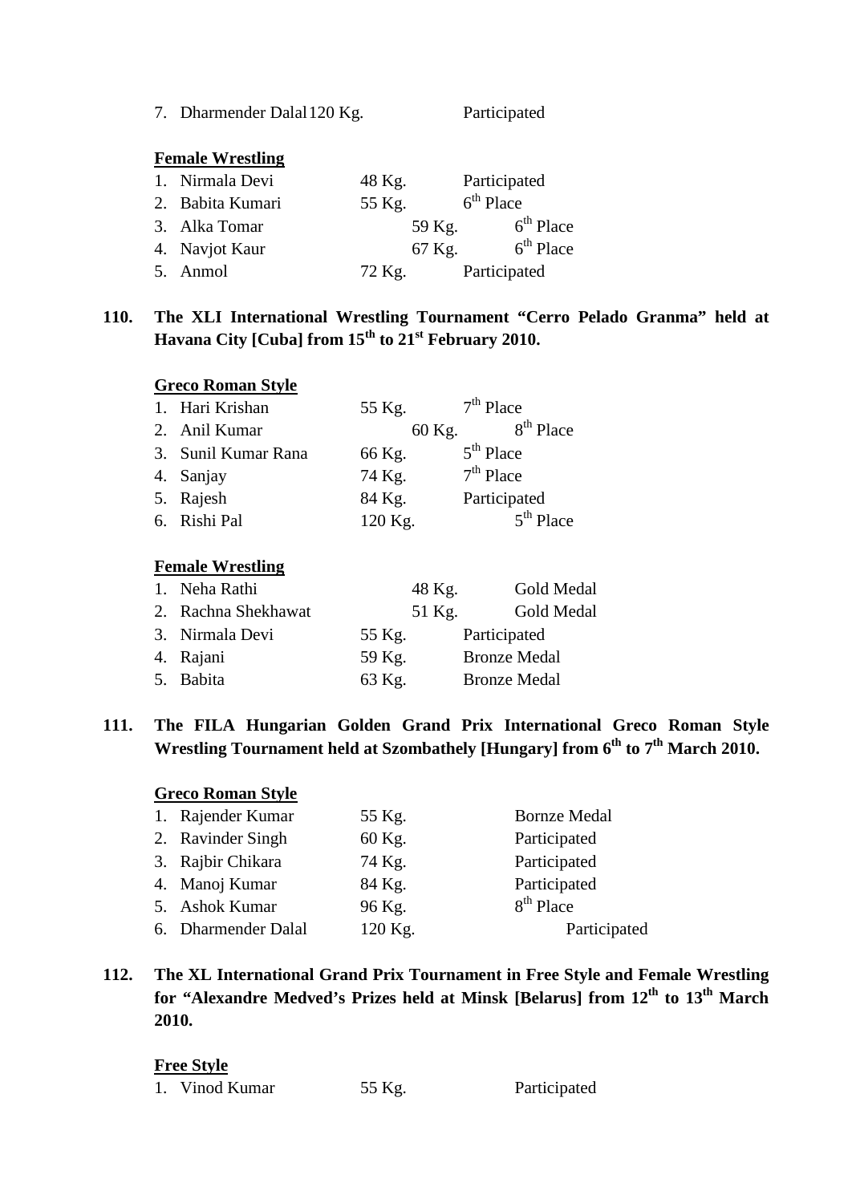7. Dharmender Dalal 120 Kg. Participated

**Female Wrestling**

| | | |
|---|---|---|
| 1. Nirmala Devi | 48 Kg. | Participated |
| 2. Babita Kumari | 55 Kg. | 6th Place |
| 3. Alka Tomar | 59 Kg. | 6th Place |
| 4. Navjot Kaur | 67 Kg. | 6th Place |
| 5. Anmol | 72 Kg. | Participated |

**110. The XLI International Wrestling Tournament “Cerro Pelado Granma” held at Havana City [Cuba] from 15th to 21st February 2010.**

**Greco Roman Style**

| | | |
|---|---|---|
| 1. Hari Krishan | 55 Kg. | 7th Place |
| 2. Anil Kumar | 60 Kg. | 8th Place |
| 3. Sunil Kumar Rana | 66 Kg. | 5th Place |
| 4. Sanjay | 74 Kg. | 7th Place |
| 5. Rajesh | 84 Kg. | Participated |
| 6. Rishi Pal | 120 Kg. | 5th Place |

**Female Wrestling**

| | | |
|---|---|---|
| 1. Neha Rathi | 48 Kg. | Gold Medal |
| 2. Rachna Shekhawat | 51 Kg. | Gold Medal |
| 3. Nirmala Devi | 55 Kg. | Participated |
| 4. Rajani | 59 Kg. | Bronze Medal |
| 5. Babita | 63 Kg. | Bronze Medal |

**111. The FILA Hungarian Golden Grand Prix International Greco Roman Style Wrestling Tournament held at Szombathely [Hungary] from 6th to 7th March 2010.**

**Greco Roman Style**

| | | |
|---|---|---|
| 1. Rajender Kumar | 55 Kg. | Bornze Medal |
| 2. Ravinder Singh | 60 Kg. | Participated |
| 3. Rajbir Chikara | 74 Kg. | Participated |
| 4. Manoj Kumar | 84 Kg. | Participated |
| 5. Ashok Kumar | 96 Kg. | 8th Place |
| 6. Dharmender Dalal | 120 Kg. | Participated |

**112. The XL International Grand Prix Tournament in Free Style and Female Wrestling for “Alexandre Medved’s Prizes held at Minsk [Belarus] from 12th to 13th March 2010.**

**Free Style**

| | | |
|---|---|---|
| 1. Vinod Kumar | 55 Kg. | Participated |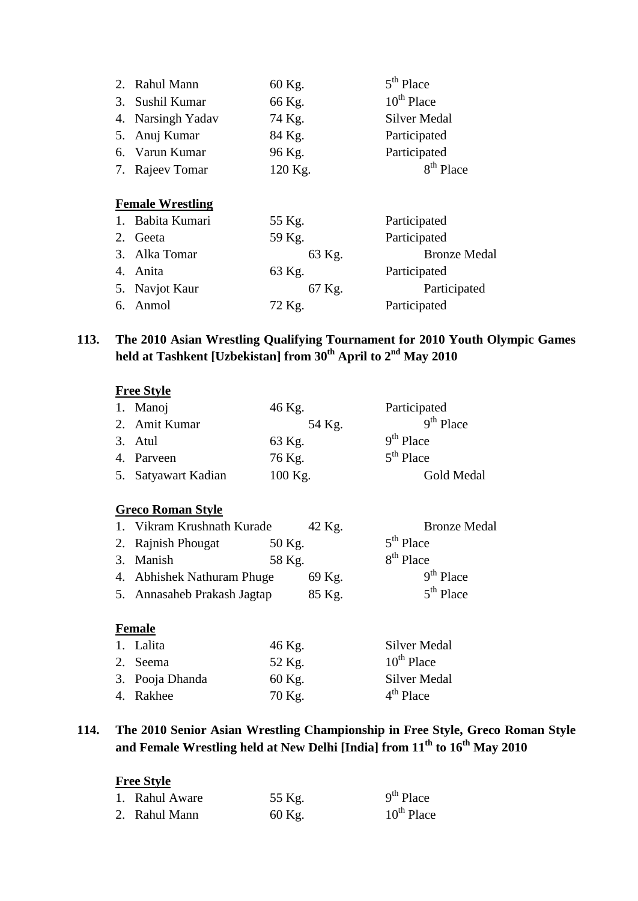2. Rahul Mann 60 Kg. 5th Place
3. Sushil Kumar 66 Kg. 10th Place
4. Narsingh Yadav 74 Kg. Silver Medal
5. Anuj Kumar 84 Kg. Participated
6. Varun Kumar 96 Kg. Participated
7. Rajeev Tomar 120 Kg. 8th Place

**Female Wrestling**

1. Babita Kumari 55 Kg. Participated
2. Geeta 59 Kg. Participated
3. Alka Tomar 63 Kg. Bronze Medal
4. Anita 63 Kg. Participated
5. Navjot Kaur 67 Kg. Participated
6. Anmol 72 Kg. Participated

**113. The 2010 Asian Wrestling Qualifying Tournament for 2010 Youth Olympic Games held at Tashkent [Uzbekistan] from 30th April to 2nd May 2010**

**Free Style**

1. Manoj 46 Kg. Participated
2. Amit Kumar 54 Kg. 9th Place
3. Atul 63 Kg. 9th Place
4. Parveen 76 Kg. 5th Place
5. Satyawart Kadian 100 Kg. Gold Medal

**Greco Roman Style**

1. Vikram Krushnath Kurade 42 Kg. Bronze Medal
2. Rajnish Phougat 50 Kg. 5th Place
3. Manish 58 Kg. 8th Place
4. Abhishek Nathuram Phuge 69 Kg. 9th Place
5. Annasaheb Prakash Jagtap 85 Kg. 5th Place

**Female**

1. Lalita 46 Kg. Silver Medal
2. Seema 52 Kg. 10th Place
3. Pooja Dhanda 60 Kg. Silver Medal
4. Rakhee 70 Kg. 4th Place

**114. The 2010 Senior Asian Wrestling Championship in Free Style, Greco Roman Style and Female Wrestling held at New Delhi [India] from 11th to 16th May 2010**

**Free Style**

1. Rahul Aware 55 Kg. 9th Place
2. Rahul Mann 60 Kg. 10th Place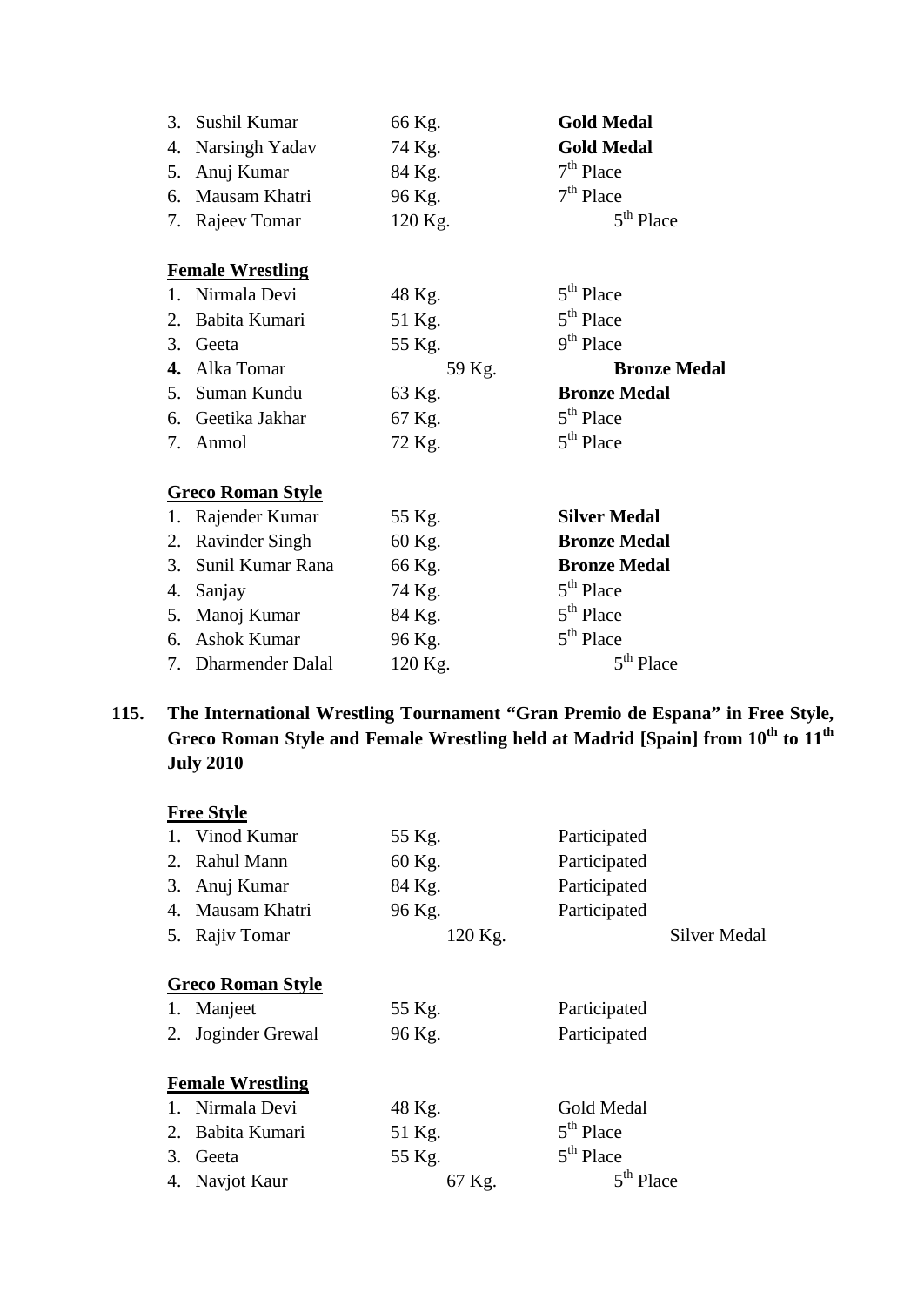3. Sushil Kumar 66 Kg. **Gold Medal**
4. Narsingh Yadav 74 Kg. **Gold Medal**
5. Anuj Kumar 84 Kg. 7th Place
6. Mausam Khatri 96 Kg. 7th Place
7. Rajeev Tomar 120 Kg. 5th Place

**<u>Female Wrestling</u>**

1. Nirmala Devi 48 Kg. 5th Place
2. Babita Kumari 51 Kg. 5th Place
3. Geeta 55 Kg. 9th Place
4. Alka Tomar 59 Kg. **Bronze Medal**
5. Suman Kundu 63 Kg. **Bronze Medal**
6. Geetika Jakhar 67 Kg. 5th Place
7. Anmol 72 Kg. 5th Place

**<u>Greco Roman Style</u>**

1. Rajender Kumar 55 Kg. **Silver Medal**
2. Ravinder Singh 60 Kg. **Bronze Medal**
3. Sunil Kumar Rana 66 Kg. **Bronze Medal**
4. Sanjay 74 Kg. 5th Place
5. Manoj Kumar 84 Kg. 5th Place
6. Ashok Kumar 96 Kg. 5th Place
7. Dharmender Dalal 120 Kg. 5th Place

**115. The International Wrestling Tournament "Gran Premio de Espana" in Free Style, Greco Roman Style and Female Wrestling held at Madrid [Spain] from 10th to 11th July 2010**

**<u>Free Style</u>**

1. Vinod Kumar 55 Kg. Participated
2. Rahul Mann 60 Kg. Participated
3. Anuj Kumar 84 Kg. Participated
4. Mausam Khatri 96 Kg. Participated
5. Rajiv Tomar 120 Kg. Silver Medal

**<u>Greco Roman Style</u>**

1. Manjeet 55 Kg. Participated
2. Joginder Grewal 96 Kg. Participated

**<u>Female Wrestling</u>**

1. Nirmala Devi 48 Kg. Gold Medal
2. Babita Kumari 51 Kg. 5th Place
3. Geeta 55 Kg. 5th Place
4. Navjot Kaur 67 Kg. 5th Place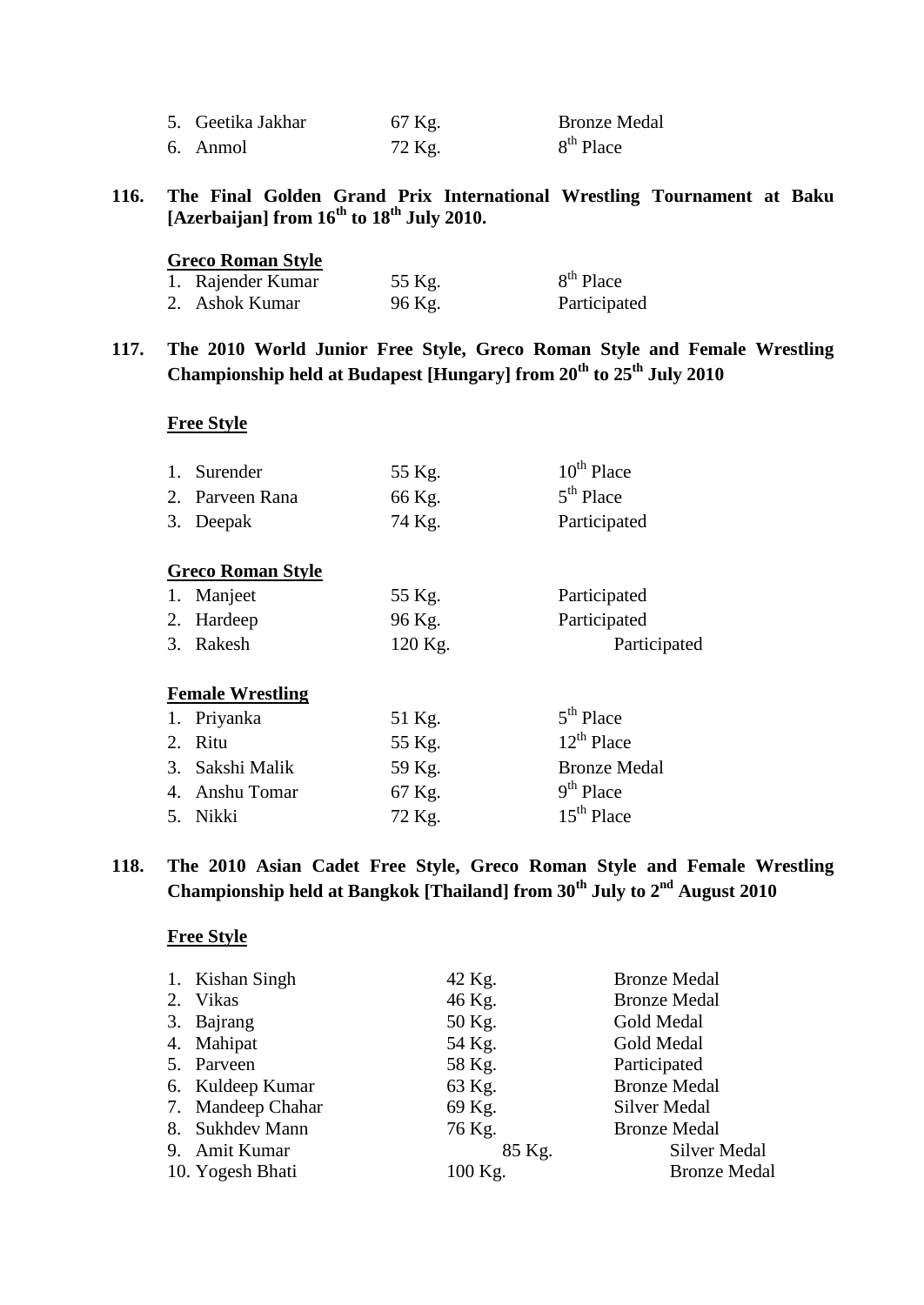| | | |
|---|---|---|
| 5. Geetika Jakhar | 67 Kg. | Bronze Medal |
| 6. Anmol | 72 Kg. | 8th Place |

**116. The Final Golden Grand Prix International Wrestling Tournament at Baku [Azerbaijan] from 16th to 18th July 2010.**

**Greco Roman Style**

| | | |
|---|---|---|
| 1. Rajender Kumar | 55 Kg. | 8th Place |
| 2. Ashok Kumar | 96 Kg. | Participated |

**117. The 2010 World Junior Free Style, Greco Roman Style and Female Wrestling Championship held at Budapest [Hungary] from 20th to 25th July 2010**

**Free Style**

| | | |
|---|---|---|
| 1. Surender | 55 Kg. | 10th Place |
| 2. Parveen Rana | 66 Kg. | 5th Place |
| 3. Deepak | 74 Kg. | Participated |

**Greco Roman Style**

| | | |
|---|---|---|
| 1. Manjeet | 55 Kg. | Participated |
| 2. Hardeep | 96 Kg. | Participated |
| 3. Rakesh | 120 Kg. | Participated |

**Female Wrestling**

| | | |
|---|---|---|
| 1. Priyanka | 51 Kg. | 5th Place |
| 2. Ritu | 55 Kg. | 12th Place |
| 3. Sakshi Malik | 59 Kg. | Bronze Medal |
| 4. Anshu Tomar | 67 Kg. | 9th Place |
| 5. Nikki | 72 Kg. | 15th Place |

**118. The 2010 Asian Cadet Free Style, Greco Roman Style and Female Wrestling Championship held at Bangkok [Thailand] from 30th July to 2nd August 2010**

**Free Style**

| | | |
|---|---|---|
| 1. Kishan Singh | 42 Kg. | Bronze Medal |
| 2. Vikas | 46 Kg. | Bronze Medal |
| 3. Bajrang | 50 Kg. | Gold Medal |
| 4. Mahipat | 54 Kg. | Gold Medal |
| 5. Parveen | 58 Kg. | Participated |
| 6. Kuldeep Kumar | 63 Kg. | Bronze Medal |
| 7. Mandeep Chahar | 69 Kg. | Silver Medal |
| 8. Sukhdev Mann | 76 Kg. | Bronze Medal |
| 9. Amit Kumar | 85 Kg. | Silver Medal |
| 10. Yogesh Bhati | 100 Kg. | Bronze Medal |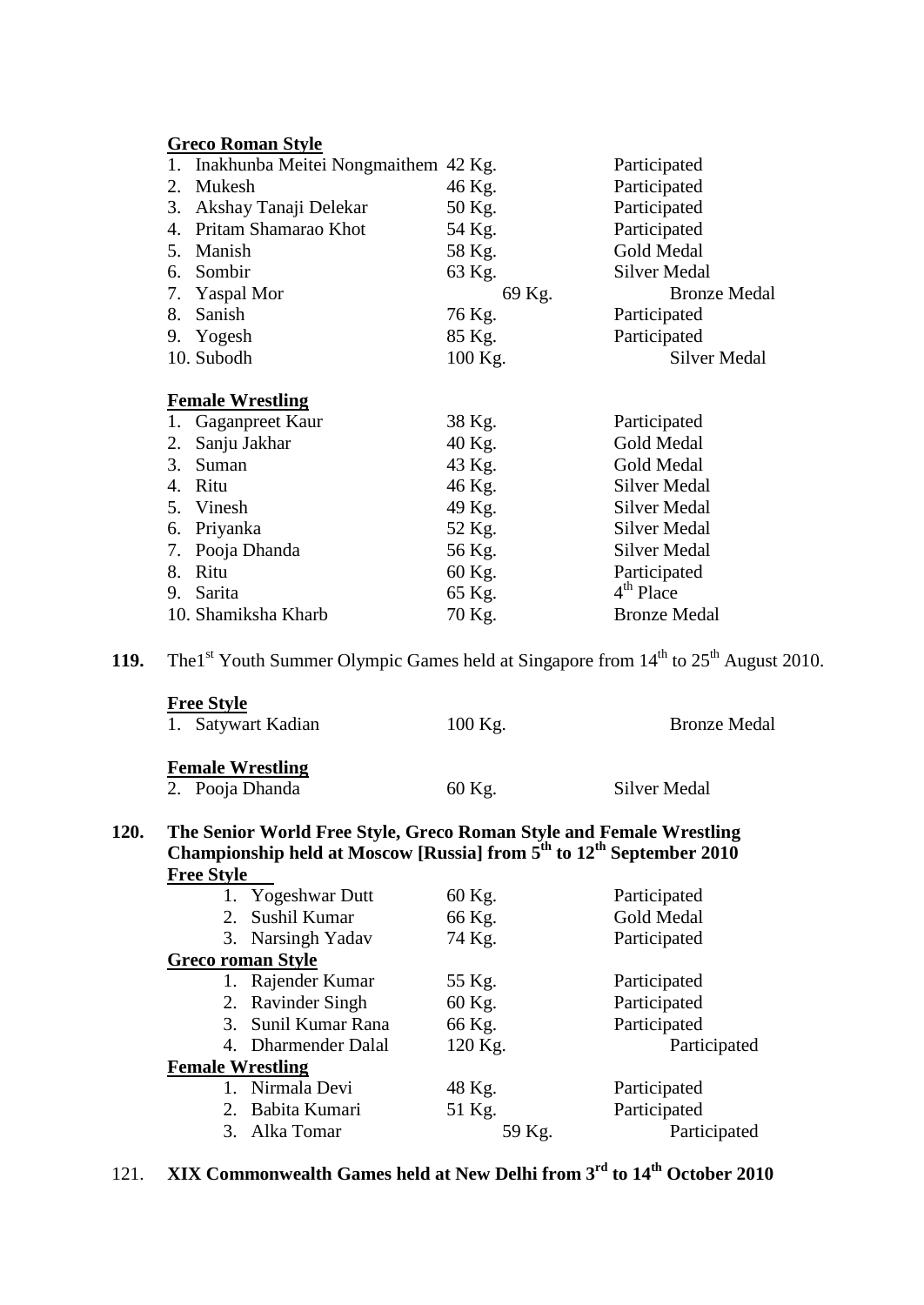**Greco Roman Style**

| | | |
|---|---|---|
| 1. Inakhunba Meitei Nongmaithem | 42 Kg. | Participated |
| 2. Mukesh | 46 Kg. | Participated |
| 3. Akshay Tanaji Delekar | 50 Kg. | Participated |
| 4. Pritam Shamarao Khot | 54 Kg. | Participated |
| 5. Manish | 58 Kg. | Gold Medal |
| 6. Sombir | 63 Kg. | Silver Medal |
| 7. Yaspal Mor | 69 Kg. | Bronze Medal |
| 8. Sanish | 76 Kg. | Participated |
| 9. Yogesh | 85 Kg. | Participated |
| 10. Subodh | 100 Kg. | Silver Medal |

**Female Wrestling**

| | | |
|---|---|---|
| 1. Gaganpreet Kaur | 38 Kg. | Participated |
| 2. Sanju Jakhar | 40 Kg. | Gold Medal |
| 3. Suman | 43 Kg. | Gold Medal |
| 4. Ritu | 46 Kg. | Silver Medal |
| 5. Vinesh | 49 Kg. | Silver Medal |
| 6. Priyanka | 52 Kg. | Silver Medal |
| 7. Pooja Dhanda | 56 Kg. | Silver Medal |
| 8. Ritu | 60 Kg. | Participated |
| 9. Sarita | 65 Kg. | 4th Place |
| 10. Shamiksha Kharb | 70 Kg. | Bronze Medal |

**119.** The1st Youth Summer Olympic Games held at Singapore from 14th to 25th August 2010.

**Free Style**

| | | |
|---|---|---|
| 1. Satywart Kadian | 100 Kg. | Bronze Medal |

**Female Wrestling**

| | | |
|---|---|---|
| 2. Pooja Dhanda | 60 Kg. | Silver Medal |

**120. The Senior World Free Style, Greco Roman Style and Female Wrestling Championship held at Moscow [Russia] from 5th to 12th September 2010**

**Free Style**

| | | |
|---|---|---|
| 1. Yogeshwar Dutt | 60 Kg. | Participated |
| 2. Sushil Kumar | 66 Kg. | Gold Medal |
| 3. Narsingh Yadav | 74 Kg. | Participated |

**Greco roman Style**

| | | |
|---|---|---|
| 1. Rajender Kumar | 55 Kg. | Participated |
| 2. Ravinder Singh | 60 Kg. | Participated |
| 3. Sunil Kumar Rana | 66 Kg. | Participated |
| 4. Dharmender Dalal | 120 Kg. | Participated |

**Female Wrestling**

| | | |
|---|---|---|
| 1. Nirmala Devi | 48 Kg. | Participated |
| 2. Babita Kumari | 51 Kg. | Participated |
| 3. Alka Tomar | 59 Kg. | Participated |

121. **XIX Commonwealth Games held at New Delhi from 3rd to 14th October 2010**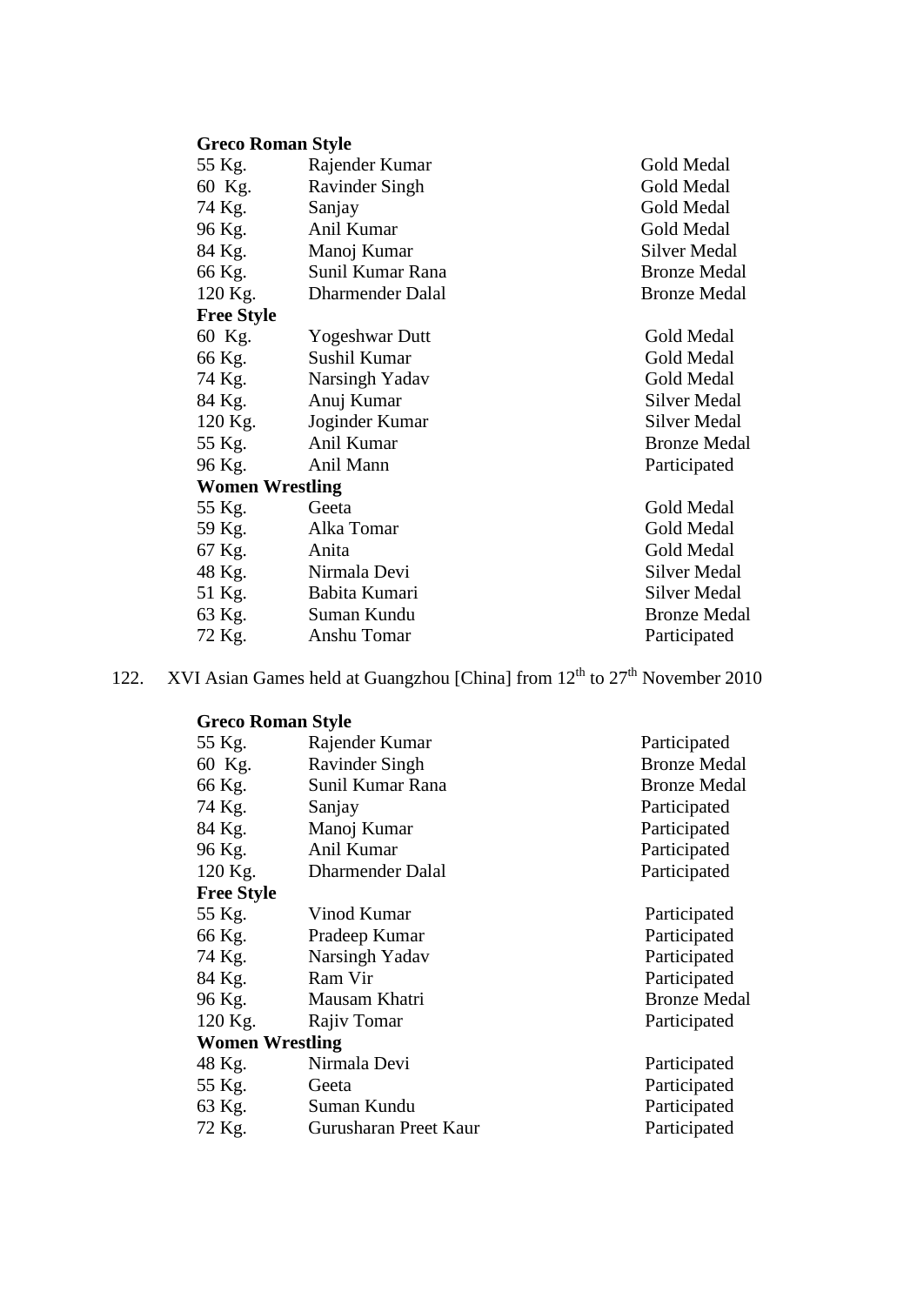**Greco Roman Style**

| | | |
|---|---|---|
| 55 Kg. | Rajender Kumar | Gold Medal |
| 60 Kg. | Ravinder Singh | Gold Medal |
| 74 Kg. | Sanjay | Gold Medal |
| 96 Kg. | Anil Kumar | Gold Medal |
| 84 Kg. | Manoj Kumar | Silver Medal |
| 66 Kg. | Sunil Kumar Rana | Bronze Medal |
| 120 Kg. | Dharmender Dalal | Bronze Medal |

**Free Style**

| | | |
|---|---|---|
| 60 Kg. | Yogeshwar Dutt | Gold Medal |
| 66 Kg. | Sushil Kumar | Gold Medal |
| 74 Kg. | Narsingh Yadav | Gold Medal |
| 84 Kg. | Anuj Kumar | Silver Medal |
| 120 Kg. | Joginder Kumar | Silver Medal |
| 55 Kg. | Anil Kumar | Bronze Medal |
| 96 Kg. | Anil Mann | Participated |

**Women Wrestling**

| | | |
|---|---|---|
| 55 Kg. | Geeta | Gold Medal |
| 59 Kg. | Alka Tomar | Gold Medal |
| 67 Kg. | Anita | Gold Medal |
| 48 Kg. | Nirmala Devi | Silver Medal |
| 51 Kg. | Babita Kumari | Silver Medal |
| 63 Kg. | Suman Kundu | Bronze Medal |
| 72 Kg. | Anshu Tomar | Participated |

122. XVI Asian Games held at Guangzhou [China] from 12th to 27th November 2010

**Greco Roman Style**

| | | |
|---|---|---|
| 55 Kg. | Rajender Kumar | Participated |
| 60 Kg. | Ravinder Singh | Bronze Medal |
| 66 Kg. | Sunil Kumar Rana | Bronze Medal |
| 74 Kg. | Sanjay | Participated |
| 84 Kg. | Manoj Kumar | Participated |
| 96 Kg. | Anil Kumar | Participated |
| 120 Kg. | Dharmender Dalal | Participated |

**Free Style**

| | | |
|---|---|---|
| 55 Kg. | Vinod Kumar | Participated |
| 66 Kg. | Pradeep Kumar | Participated |
| 74 Kg. | Narsingh Yadav | Participated |
| 84 Kg. | Ram Vir | Participated |
| 96 Kg. | Mausam Khatri | Bronze Medal |
| 120 Kg. | Rajiv Tomar | Participated |

**Women Wrestling**

| | | |
|---|---|---|
| 48 Kg. | Nirmala Devi | Participated |
| 55 Kg. | Geeta | Participated |
| 63 Kg. | Suman Kundu | Participated |
| 72 Kg. | Gurusharan Preet Kaur | Participated |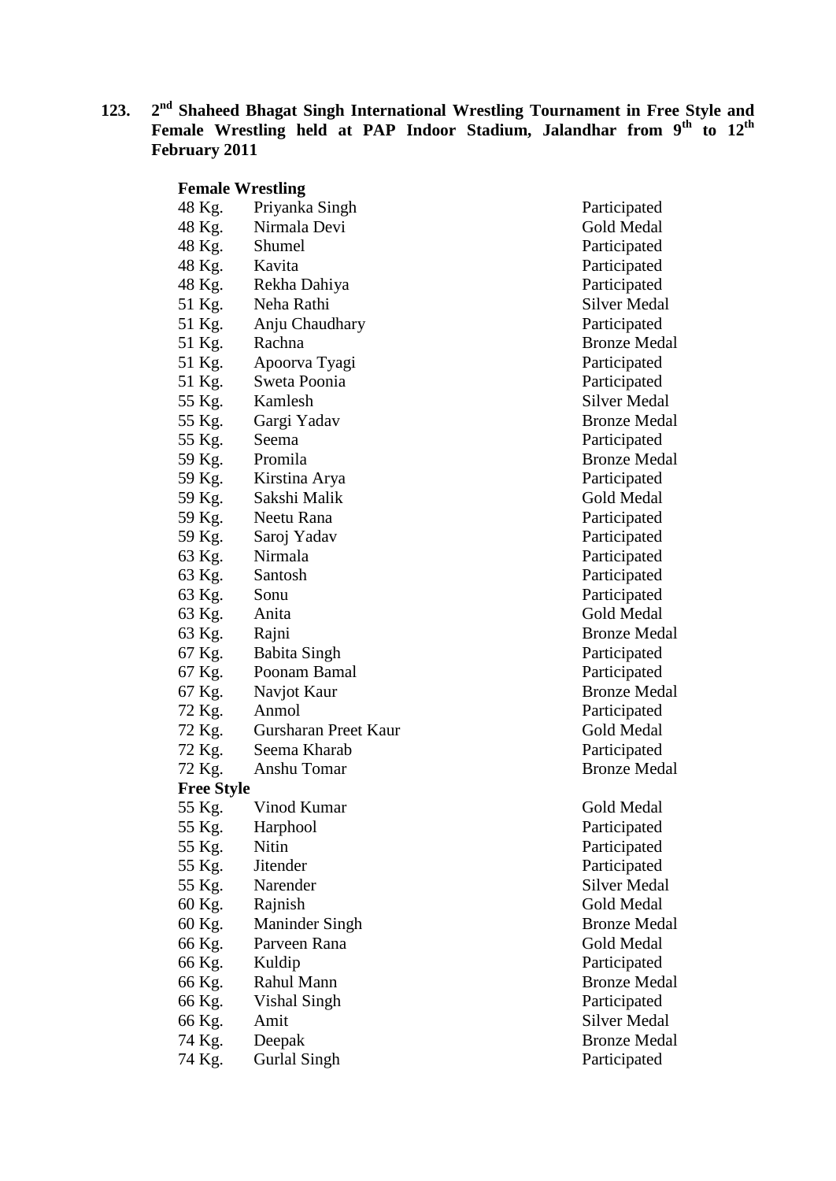**123. 2nd Shaheed Bhagat Singh International Wrestling Tournament in Free Style and Female Wrestling held at PAP Indoor Stadium, Jalandhar from 9th to 12th February 2011**

**Female Wrestling**

| | | |
|---|---|---|
| 48 Kg. | Priyanka Singh | Participated |
| 48 Kg. | Nirmala Devi | Gold Medal |
| 48 Kg. | Shumel | Participated |
| 48 Kg. | Kavita | Participated |
| 48 Kg. | Rekha Dahiya | Participated |
| 51 Kg. | Neha Rathi | Silver Medal |
| 51 Kg. | Anju Chaudhary | Participated |
| 51 Kg. | Rachna | Bronze Medal |
| 51 Kg. | Apoorva Tyagi | Participated |
| 51 Kg. | Sweta Poonia | Participated |
| 55 Kg. | Kamlesh | Silver Medal |
| 55 Kg. | Gargi Yadav | Bronze Medal |
| 55 Kg. | Seema | Participated |
| 59 Kg. | Promila | Bronze Medal |
| 59 Kg. | Kirstina Arya | Participated |
| 59 Kg. | Sakshi Malik | Gold Medal |
| 59 Kg. | Neetu Rana | Participated |
| 59 Kg. | Saroj Yadav | Participated |
| 63 Kg. | Nirmala | Participated |
| 63 Kg. | Santosh | Participated |
| 63 Kg. | Sonu | Participated |
| 63 Kg. | Anita | Gold Medal |
| 63 Kg. | Rajni | Bronze Medal |
| 67 Kg. | Babita Singh | Participated |
| 67 Kg. | Poonam Bamal | Participated |
| 67 Kg. | Navjot Kaur | Bronze Medal |
| 72 Kg. | Anmol | Participated |
| 72 Kg. | Gursharan Preet Kaur | Gold Medal |
| 72 Kg. | Seema Kharab | Participated |
| 72 Kg. | Anshu Tomar | Bronze Medal |

**Free Style**

| | | |
|---|---|---|
| 55 Kg. | Vinod Kumar | Gold Medal |
| 55 Kg. | Harphool | Participated |
| 55 Kg. | Nitin | Participated |
| 55 Kg. | Jitender | Participated |
| 55 Kg. | Narender | Silver Medal |
| 60 Kg. | Rajnish | Gold Medal |
| 60 Kg. | Maninder Singh | Bronze Medal |
| 66 Kg. | Parveen Rana | Gold Medal |
| 66 Kg. | Kuldip | Participated |
| 66 Kg. | Rahul Mann | Bronze Medal |
| 66 Kg. | Vishal Singh | Participated |
| 66 Kg. | Amit | Silver Medal |
| 74 Kg. | Deepak | Bronze Medal |
| 74 Kg. | Gurlal Singh | Participated |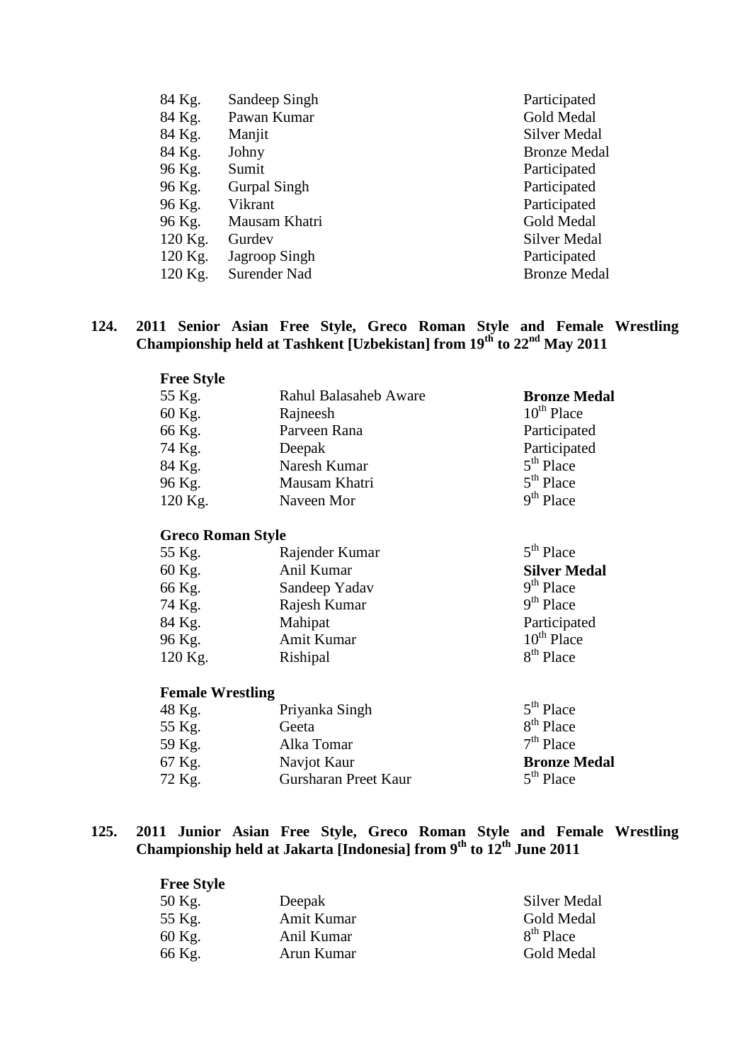| | | |
|---|---|---|
| 84 Kg. | Sandeep Singh | Participated |
| 84 Kg. | Pawan Kumar | Gold Medal |
| 84 Kg. | Manjit | Silver Medal |
| 84 Kg. | Johny | Bronze Medal |
| 96 Kg. | Sumit | Participated |
| 96 Kg. | Gurpal Singh | Participated |
| 96 Kg. | Vikrant | Participated |
| 96 Kg. | Mausam Khatri | Gold Medal |
| 120 Kg. | Gurdev | Silver Medal |
| 120 Kg. | Jagroop Singh | Participated |
| 120 Kg. | Surender Nad | Bronze Medal |

**124. 2011 Senior Asian Free Style, Greco Roman Style and Female Wrestling Championship held at Tashkent [Uzbekistan] from 19th to 22nd May 2011**

**Free Style**

| | | |
|---|---|---|
| 55 Kg. | Rahul Balasaheb Aware | **Bronze Medal** |
| 60 Kg. | Rajneesh | 10th Place |
| 66 Kg. | Parveen Rana | Participated |
| 74 Kg. | Deepak | Participated |
| 84 Kg. | Naresh Kumar | 5th Place |
| 96 Kg. | Mausam Khatri | 5th Place |
| 120 Kg. | Naveen Mor | 9th Place |

**Greco Roman Style**

| | | |
|---|---|---|
| 55 Kg. | Rajender Kumar | 5th Place |
| 60 Kg. | Anil Kumar | **Silver Medal** |
| 66 Kg. | Sandeep Yadav | 9th Place |
| 74 Kg. | Rajesh Kumar | 9th Place |
| 84 Kg. | Mahipat | Participated |
| 96 Kg. | Amit Kumar | 10th Place |
| 120 Kg. | Rishipal | 8th Place |

**Female Wrestling**

| | | |
|---|---|---|
| 48 Kg. | Priyanka Singh | 5th Place |
| 55 Kg. | Geeta | 8th Place |
| 59 Kg. | Alka Tomar | 7th Place |
| 67 Kg. | Navjot Kaur | **Bronze Medal** |
| 72 Kg. | Gursharan Preet Kaur | 5th Place |

**125. 2011 Junior Asian Free Style, Greco Roman Style and Female Wrestling Championship held at Jakarta [Indonesia] from 9th to 12th June 2011**

**Free Style**

| | | |
|---|---|---|
| 50 Kg. | Deepak | Silver Medal |
| 55 Kg. | Amit Kumar | Gold Medal |
| 60 Kg. | Anil Kumar | 8th Place |
| 66 Kg. | Arun Kumar | Gold Medal |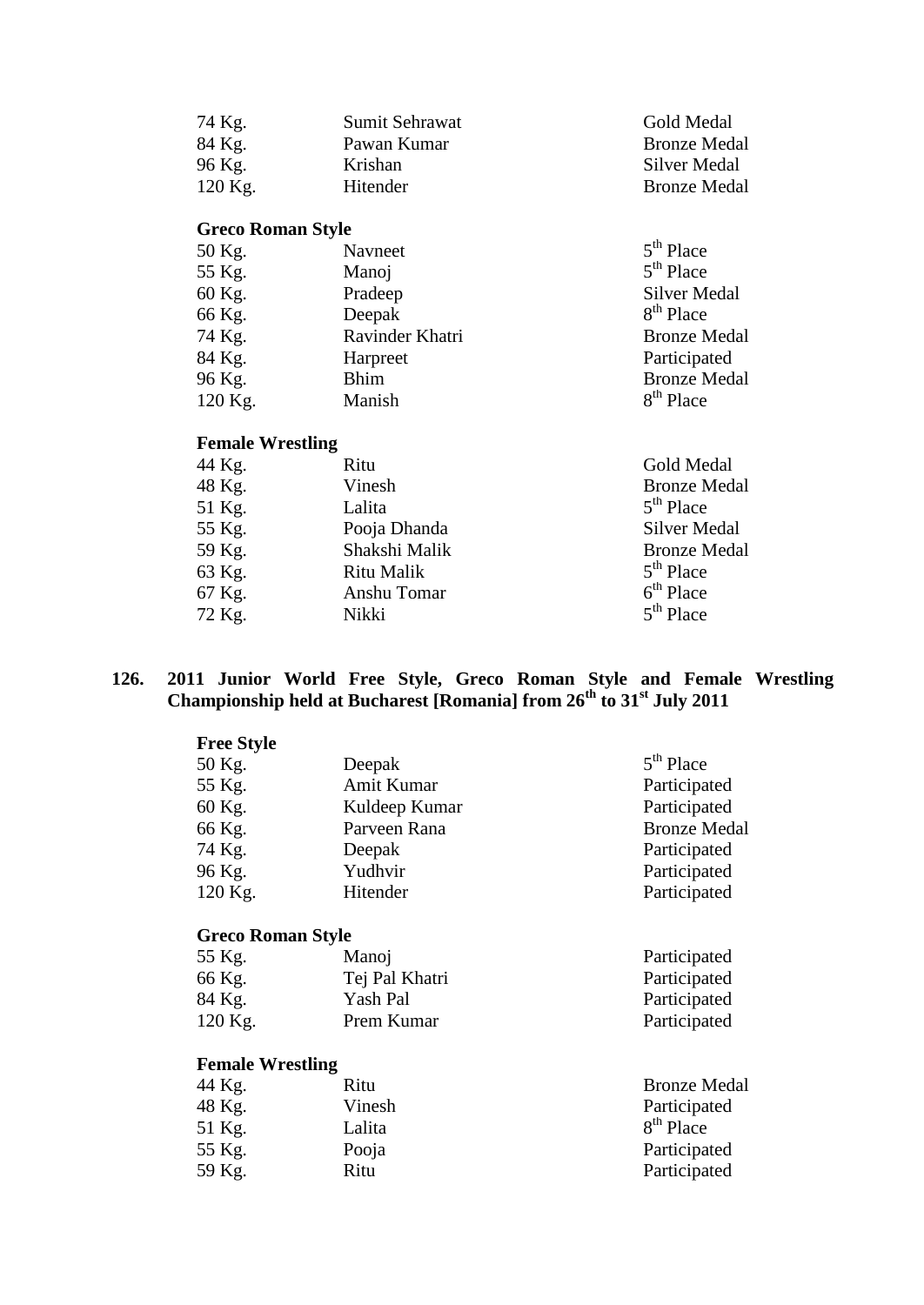| | | |
|---|---|---|
| 74 Kg. | Sumit Sehrawat | Gold Medal |
| 84 Kg. | Pawan Kumar | Bronze Medal |
| 96 Kg. | Krishan | Silver Medal |
| 120 Kg. | Hitender | Bronze Medal |

**Greco Roman Style**

| | | |
|---|---|---|
| 50 Kg. | Navneet | 5th Place |
| 55 Kg. | Manoj | 5th Place |
| 60 Kg. | Pradeep | Silver Medal |
| 66 Kg. | Deepak | 8th Place |
| 74 Kg. | Ravinder Khatri | Bronze Medal |
| 84 Kg. | Harpreet | Participated |
| 96 Kg. | Bhim | Bronze Medal |
| 120 Kg. | Manish | 8th Place |

**Female Wrestling**

| | | |
|---|---|---|
| 44 Kg. | Ritu | Gold Medal |
| 48 Kg. | Vinesh | Bronze Medal |
| 51 Kg. | Lalita | 5th Place |
| 55 Kg. | Pooja Dhanda | Silver Medal |
| 59 Kg. | Shakshi Malik | Bronze Medal |
| 63 Kg. | Ritu Malik | 5th Place |
| 67 Kg. | Anshu Tomar | 6th Place |
| 72 Kg. | Nikki | 5th Place |

**126. 2011 Junior World Free Style, Greco Roman Style and Female Wrestling Championship held at Bucharest [Romania] from 26th to 31st July 2011**

**Free Style**

| | | |
|---|---|---|
| 50 Kg. | Deepak | 5th Place |
| 55 Kg. | Amit Kumar | Participated |
| 60 Kg. | Kuldeep Kumar | Participated |
| 66 Kg. | Parveen Rana | Bronze Medal |
| 74 Kg. | Deepak | Participated |
| 96 Kg. | Yudhvir | Participated |
| 120 Kg. | Hitender | Participated |

**Greco Roman Style**

| | | |
|---|---|---|
| 55 Kg. | Manoj | Participated |
| 66 Kg. | Tej Pal Khatri | Participated |
| 84 Kg. | Yash Pal | Participated |
| 120 Kg. | Prem Kumar | Participated |

**Female Wrestling**

| | | |
|---|---|---|
| 44 Kg. | Ritu | Bronze Medal |
| 48 Kg. | Vinesh | Participated |
| 51 Kg. | Lalita | 8th Place |
| 55 Kg. | Pooja | Participated |
| 59 Kg. | Ritu | Participated |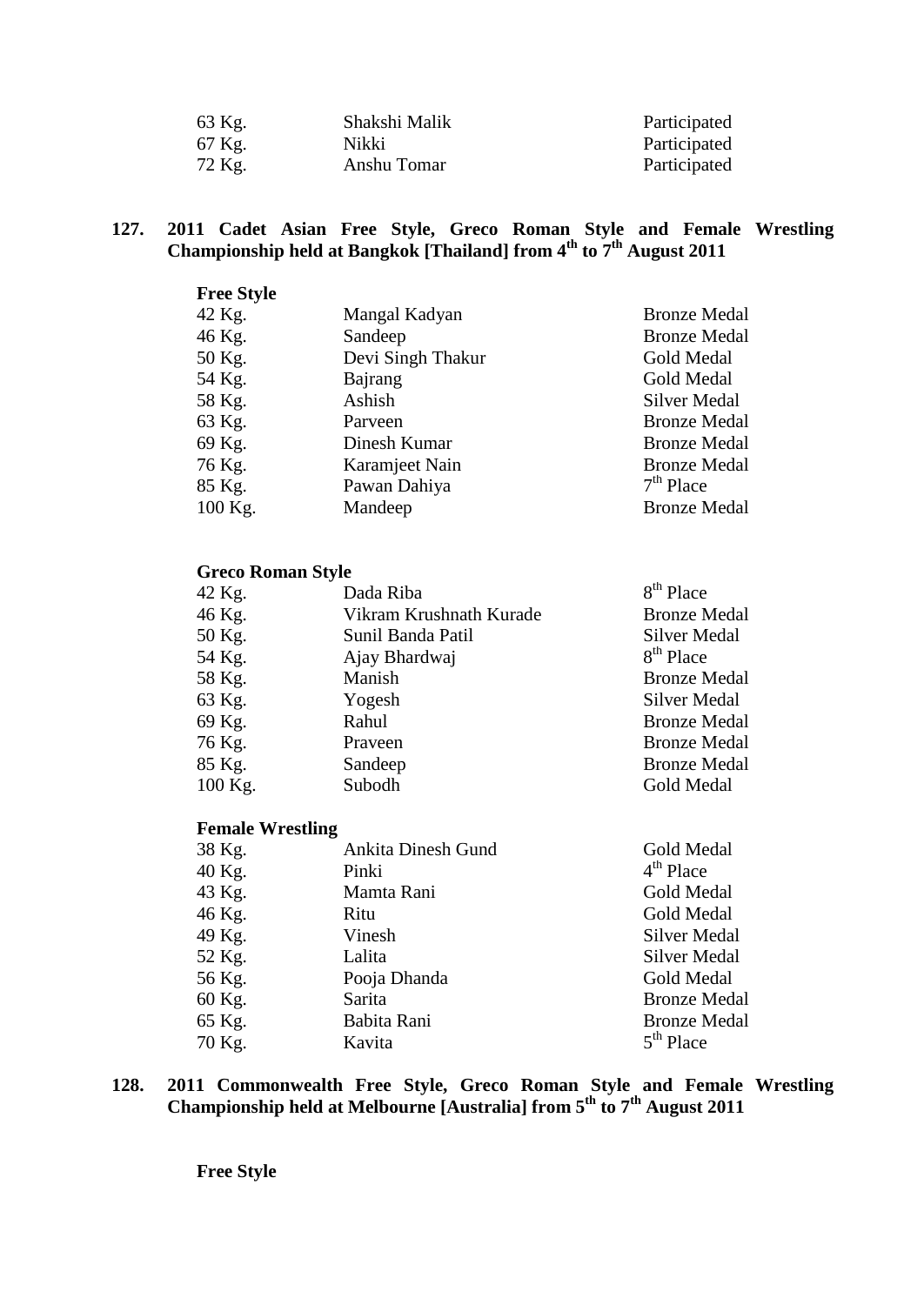| | | |
|---|---|---|
| 63 Kg. | Shakshi Malik | Participated |
| 67 Kg. | Nikki | Participated |
| 72 Kg. | Anshu Tomar | Participated |

**127. 2011 Cadet Asian Free Style, Greco Roman Style and Female Wrestling Championship held at Bangkok [Thailand] from 4th to 7th August 2011**

**Free Style**

| | | |
|---|---|---|
| 42 Kg. | Mangal Kadyan | Bronze Medal |
| 46 Kg. | Sandeep | Bronze Medal |
| 50 Kg. | Devi Singh Thakur | Gold Medal |
| 54 Kg. | Bajrang | Gold Medal |
| 58 Kg. | Ashish | Silver Medal |
| 63 Kg. | Parveen | Bronze Medal |
| 69 Kg. | Dinesh Kumar | Bronze Medal |
| 76 Kg. | Karamjeet Nain | Bronze Medal |
| 85 Kg. | Pawan Dahiya | 7th Place |
| 100 Kg. | Mandeep | Bronze Medal |

**Greco Roman Style**

| | | |
|---|---|---|
| 42 Kg. | Dada Riba | 8th Place |
| 46 Kg. | Vikram Krushnath Kurade | Bronze Medal |
| 50 Kg. | Sunil Banda Patil | Silver Medal |
| 54 Kg. | Ajay Bhardwaj | 8th Place |
| 58 Kg. | Manish | Bronze Medal |
| 63 Kg. | Yogesh | Silver Medal |
| 69 Kg. | Rahul | Bronze Medal |
| 76 Kg. | Praveen | Bronze Medal |
| 85 Kg. | Sandeep | Bronze Medal |
| 100 Kg. | Subodh | Gold Medal |

**Female Wrestling**

| | | |
|---|---|---|
| 38 Kg. | Ankita Dinesh Gund | Gold Medal |
| 40 Kg. | Pinki | 4th Place |
| 43 Kg. | Mamta Rani | Gold Medal |
| 46 Kg. | Ritu | Gold Medal |
| 49 Kg. | Vinesh | Silver Medal |
| 52 Kg. | Lalita | Silver Medal |
| 56 Kg. | Pooja Dhanda | Gold Medal |
| 60 Kg. | Sarita | Bronze Medal |
| 65 Kg. | Babita Rani | Bronze Medal |
| 70 Kg. | Kavita | 5th Place |

**128. 2011 Commonwealth Free Style, Greco Roman Style and Female Wrestling Championship held at Melbourne [Australia] from 5th to 7th August 2011**

**Free Style**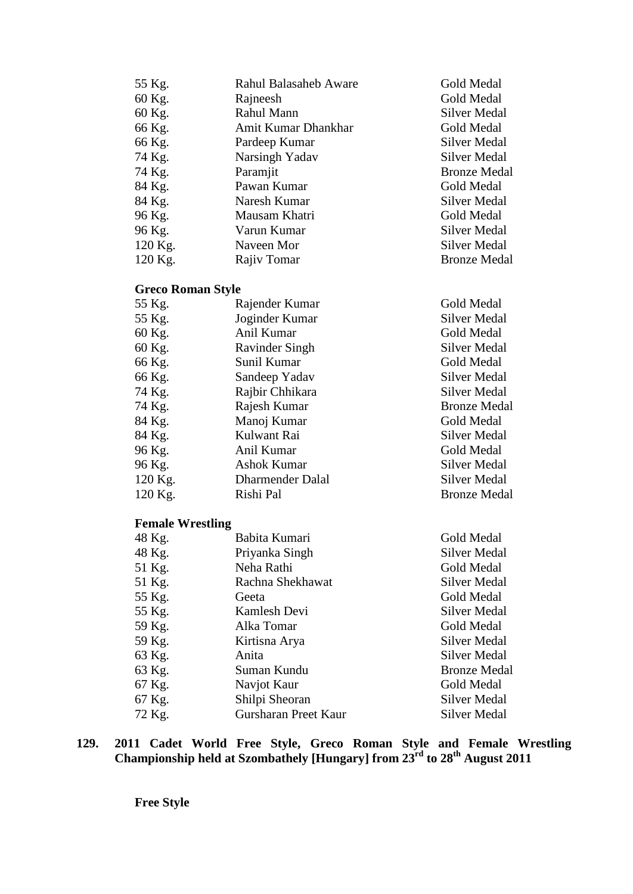| | | |
|---|---|---|
| 55 Kg. | Rahul Balasaheb Aware | Gold Medal |
| 60 Kg. | Rajneesh | Gold Medal |
| 60 Kg. | Rahul Mann | Silver Medal |
| 66 Kg. | Amit Kumar Dhankhar | Gold Medal |
| 66 Kg. | Pardeep Kumar | Silver Medal |
| 74 Kg. | Narsingh Yadav | Silver Medal |
| 74 Kg. | Paramjit | Bronze Medal |
| 84 Kg. | Pawan Kumar | Gold Medal |
| 84 Kg. | Naresh Kumar | Silver Medal |
| 96 Kg. | Mausam Khatri | Gold Medal |
| 96 Kg. | Varun Kumar | Silver Medal |
| 120 Kg. | Naveen Mor | Silver Medal |
| 120 Kg. | Rajiv Tomar | Bronze Medal |

**Greco Roman Style**

| | | |
|---|---|---|
| 55 Kg. | Rajender Kumar | Gold Medal |
| 55 Kg. | Joginder Kumar | Silver Medal |
| 60 Kg. | Anil Kumar | Gold Medal |
| 60 Kg. | Ravinder Singh | Silver Medal |
| 66 Kg. | Sunil Kumar | Gold Medal |
| 66 Kg. | Sandeep Yadav | Silver Medal |
| 74 Kg. | Rajbir Chhikara | Silver Medal |
| 74 Kg. | Rajesh Kumar | Bronze Medal |
| 84 Kg. | Manoj Kumar | Gold Medal |
| 84 Kg. | Kulwant Rai | Silver Medal |
| 96 Kg. | Anil Kumar | Gold Medal |
| 96 Kg. | Ashok Kumar | Silver Medal |
| 120 Kg. | Dharmender Dalal | Silver Medal |
| 120 Kg. | Rishi Pal | Bronze Medal |

**Female Wrestling**

| | | |
|---|---|---|
| 48 Kg. | Babita Kumari | Gold Medal |
| 48 Kg. | Priyanka Singh | Silver Medal |
| 51 Kg. | Neha Rathi | Gold Medal |
| 51 Kg. | Rachna Shekhawat | Silver Medal |
| 55 Kg. | Geeta | Gold Medal |
| 55 Kg. | Kamlesh Devi | Silver Medal |
| 59 Kg. | Alka Tomar | Gold Medal |
| 59 Kg. | Kirtisna Arya | Silver Medal |
| 63 Kg. | Anita | Silver Medal |
| 63 Kg. | Suman Kundu | Bronze Medal |
| 67 Kg. | Navjot Kaur | Gold Medal |
| 67 Kg. | Shilpi Sheoran | Silver Medal |
| 72 Kg. | Gursharan Preet Kaur | Silver Medal |

**129. 2011 Cadet World Free Style, Greco Roman Style and Female Wrestling Championship held at Szombathely [Hungary] from 23rd to 28th August 2011**

**Free Style**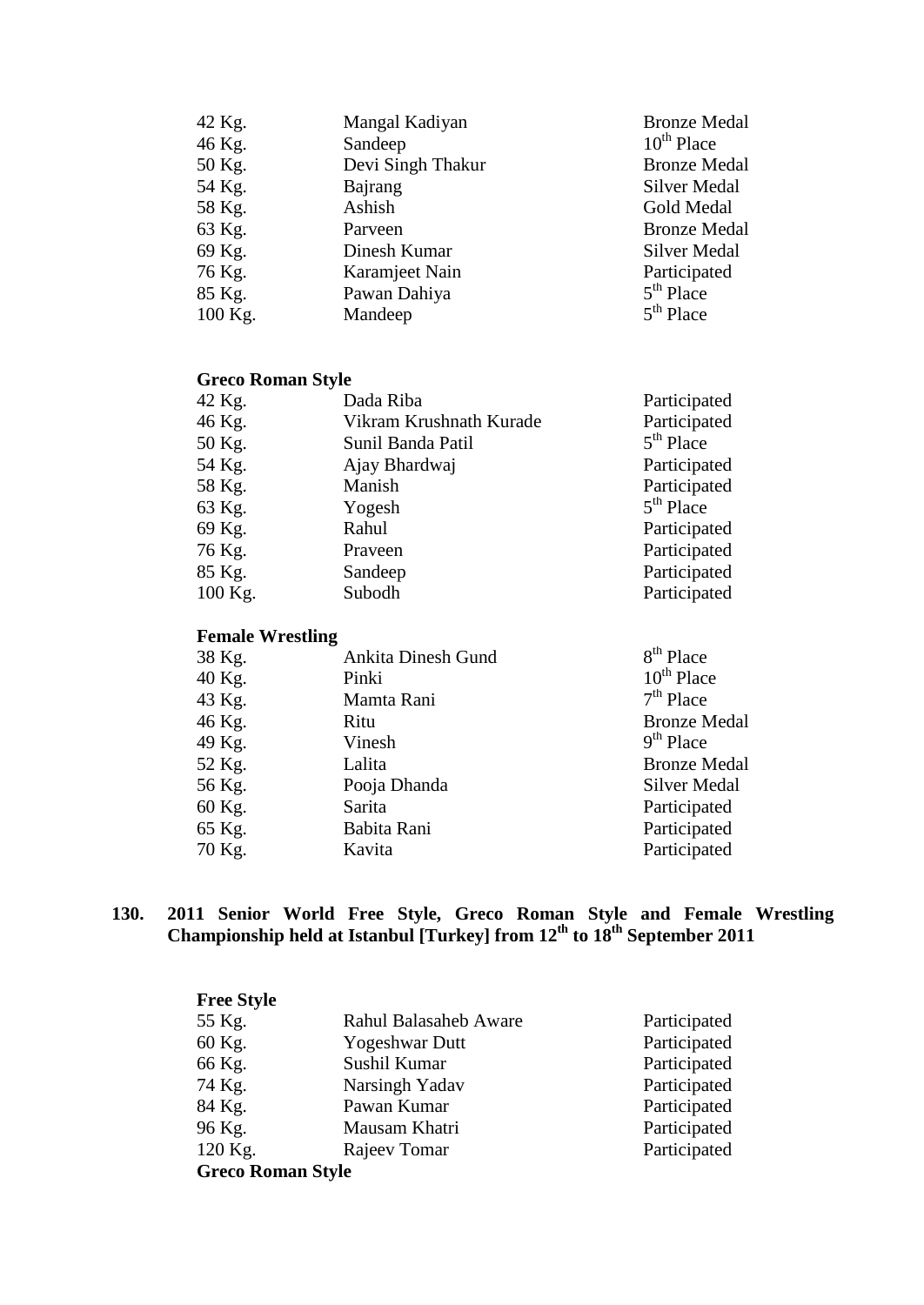| | | |
|---|---|---|
| 42 Kg. | Mangal Kadiyan | Bronze Medal |
| 46 Kg. | Sandeep | 10th Place |
| 50 Kg. | Devi Singh Thakur | Bronze Medal |
| 54 Kg. | Bajrang | Silver Medal |
| 58 Kg. | Ashish | Gold Medal |
| 63 Kg. | Parveen | Bronze Medal |
| 69 Kg. | Dinesh Kumar | Silver Medal |
| 76 Kg. | Karamjeet Nain | Participated |
| 85 Kg. | Pawan Dahiya | 5th Place |
| 100 Kg. | Mandeep | 5th Place |

**Greco Roman Style**

| | | |
|---|---|---|
| 42 Kg. | Dada Riba | Participated |
| 46 Kg. | Vikram Krushnath Kurade | Participated |
| 50 Kg. | Sunil Banda Patil | 5th Place |
| 54 Kg. | Ajay Bhardwaj | Participated |
| 58 Kg. | Manish | Participated |
| 63 Kg. | Yogesh | 5th Place |
| 69 Kg. | Rahul | Participated |
| 76 Kg. | Praveen | Participated |
| 85 Kg. | Sandeep | Participated |
| 100 Kg. | Subodh | Participated |

**Female Wrestling**

| | | |
|---|---|---|
| 38 Kg. | Ankita Dinesh Gund | 8th Place |
| 40 Kg. | Pinki | 10th Place |
| 43 Kg. | Mamta Rani | 7th Place |
| 46 Kg. | Ritu | Bronze Medal |
| 49 Kg. | Vinesh | 9th Place |
| 52 Kg. | Lalita | Bronze Medal |
| 56 Kg. | Pooja Dhanda | Silver Medal |
| 60 Kg. | Sarita | Participated |
| 65 Kg. | Babita Rani | Participated |
| 70 Kg. | Kavita | Participated |

**130. 2011 Senior World Free Style, Greco Roman Style and Female Wrestling Championship held at Istanbul [Turkey] from 12th to 18th September 2011**

**Free Style**

| | | |
|---|---|---|
| 55 Kg. | Rahul Balasaheb Aware | Participated |
| 60 Kg. | Yogeshwar Dutt | Participated |
| 66 Kg. | Sushil Kumar | Participated |
| 74 Kg. | Narsingh Yadav | Participated |
| 84 Kg. | Pawan Kumar | Participated |
| 96 Kg. | Mausam Khatri | Participated |
| 120 Kg. | Rajeev Tomar | Participated |

**Greco Roman Style**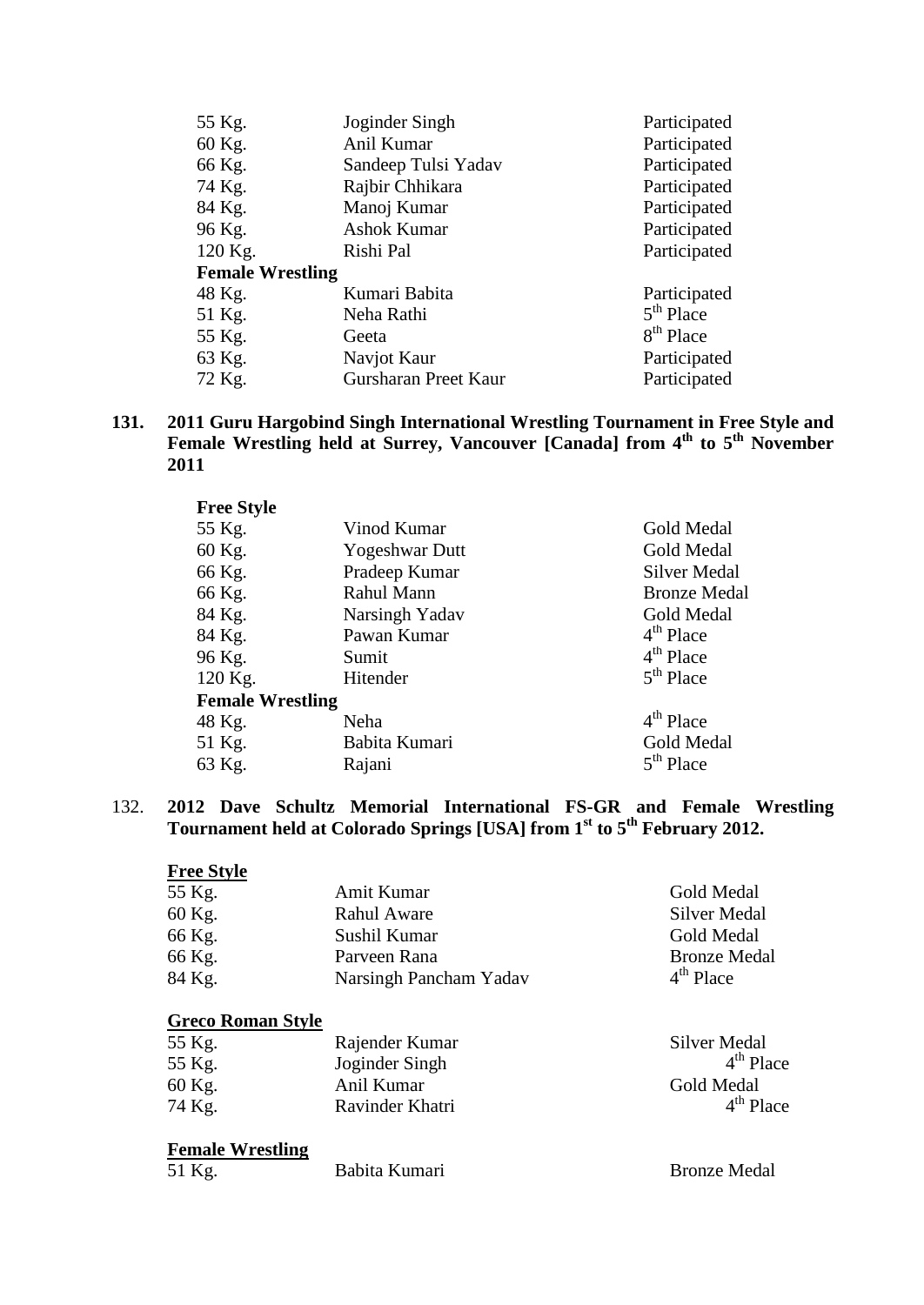| | | |
|---|---|---|
| 55 Kg. | Joginder Singh | Participated |
| 60 Kg. | Anil Kumar | Participated |
| 66 Kg. | Sandeep Tulsi Yadav | Participated |
| 74 Kg. | Rajbir Chhikara | Participated |
| 84 Kg. | Manoj Kumar | Participated |
| 96 Kg. | Ashok Kumar | Participated |
| 120 Kg. | Rishi Pal | Participated |
| **Female Wrestling** | | |
| 48 Kg. | Kumari Babita | Participated |
| 51 Kg. | Neha Rathi | 5th Place |
| 55 Kg. | Geeta | 8th Place |
| 63 Kg. | Navjot Kaur | Participated |
| 72 Kg. | Gursharan Preet Kaur | Participated |

**131. 2011 Guru Hargobind Singh International Wrestling Tournament in Free Style and Female Wrestling held at Surrey, Vancouver [Canada] from 4th to 5th November 2011**

**Free Style**

| | | |
|---|---|---|
| 55 Kg. | Vinod Kumar | Gold Medal |
| 60 Kg. | Yogeshwar Dutt | Gold Medal |
| 66 Kg. | Pradeep Kumar | Silver Medal |
| 66 Kg. | Rahul Mann | Bronze Medal |
| 84 Kg. | Narsingh Yadav | Gold Medal |
| 84 Kg. | Pawan Kumar | 4th Place |
| 96 Kg. | Sumit | 4th Place |
| 120 Kg. | Hitender | 5th Place |
| **Female Wrestling** | | |
| 48 Kg. | Neha | 4th Place |
| 51 Kg. | Babita Kumari | Gold Medal |
| 63 Kg. | Rajani | 5th Place |

132. **2012 Dave Schultz Memorial International FS-GR and Female Wrestling Tournament held at Colorado Springs [USA] from 1st to 5th February 2012.**

**Free Style**

| | | |
|---|---|---|
| 55 Kg. | Amit Kumar | Gold Medal |
| 60 Kg. | Rahul Aware | Silver Medal |
| 66 Kg. | Sushil Kumar | Gold Medal |
| 66 Kg. | Parveen Rana | Bronze Medal |
| 84 Kg. | Narsingh Pancham Yadav | 4th Place |

**Greco Roman Style**

| | | |
|---|---|---|
| 55 Kg. | Rajender Kumar | Silver Medal |
| 55 Kg. | Joginder Singh | 4th Place |
| 60 Kg. | Anil Kumar | Gold Medal |
| 74 Kg. | Ravinder Khatri | 4th Place |

**Female Wrestling**

| | | |
|---|---|---|
| 51 Kg. | Babita Kumari | Bronze Medal |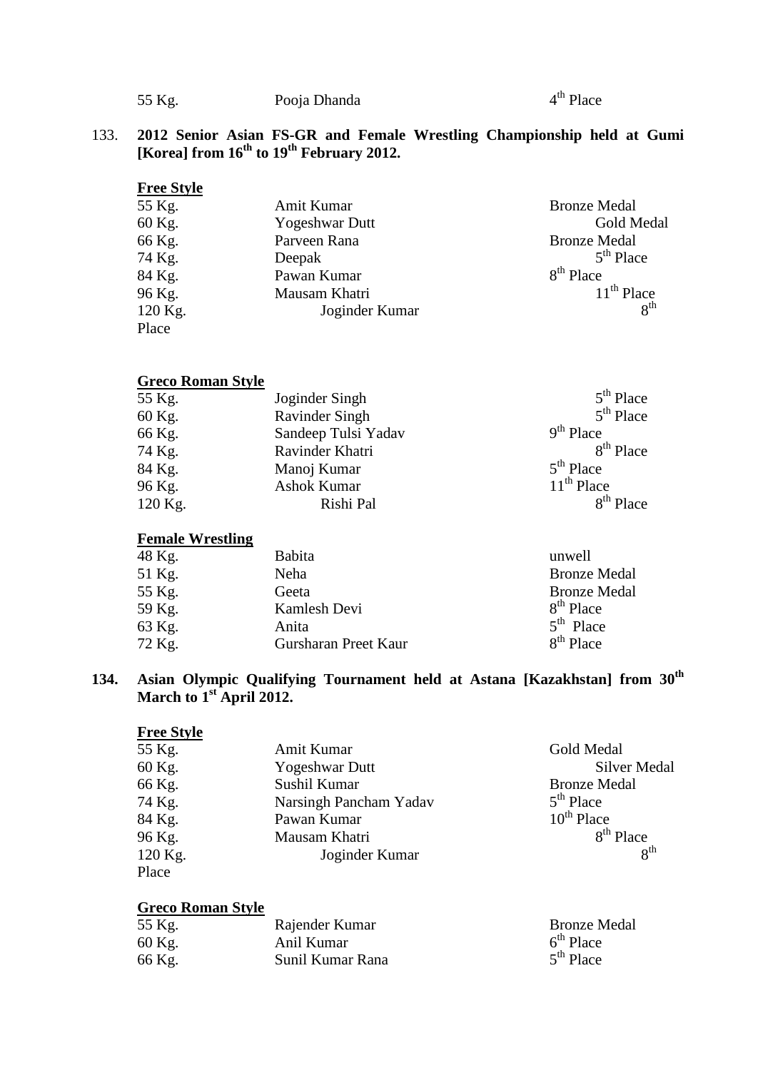| | | |
|---|---|---|
| 55 Kg. | Pooja Dhanda | 4th Place |

133. **2012 Senior Asian FS-GR and Female Wrestling Championship held at Gumi [Korea] from 16th to 19th February 2012.**

**Free Style**

| | | |
|---|---|---|
| 55 Kg. | Amit Kumar | Bronze Medal |
| 60 Kg. | Yogeshwar Dutt | Gold Medal |
| 66 Kg. | Parveen Rana | Bronze Medal |
| 74 Kg. | Deepak | 5th Place |
| 84 Kg. | Pawan Kumar | 8th Place |
| 96 Kg. | Mausam Khatri | 11th Place |
| 120 Kg. | Joginder Kumar | 8th Place |

**Greco Roman Style**

| | | |
|---|---|---|
| 55 Kg. | Joginder Singh | 5th Place |
| 60 Kg. | Ravinder Singh | 5th Place |
| 66 Kg. | Sandeep Tulsi Yadav | 9th Place |
| 74 Kg. | Ravinder Khatri | 8th Place |
| 84 Kg. | Manoj Kumar | 5th Place |
| 96 Kg. | Ashok Kumar | 11th Place |
| 120 Kg. | Rishi Pal | 8th Place |

**Female Wrestling**

| | | |
|---|---|---|
| 48 Kg. | Babita | unwell |
| 51 Kg. | Neha | Bronze Medal |
| 55 Kg. | Geeta | Bronze Medal |
| 59 Kg. | Kamlesh Devi | 8th Place |
| 63 Kg. | Anita | 5th Place |
| 72 Kg. | Gursharan Preet Kaur | 8th Place |

**134. Asian Olympic Qualifying Tournament held at Astana [Kazakhstan] from 30th March to 1st April 2012.**

**Free Style**

| | | |
|---|---|---|
| 55 Kg. | Amit Kumar | Gold Medal |
| 60 Kg. | Yogeshwar Dutt | Silver Medal |
| 66 Kg. | Sushil Kumar | Bronze Medal |
| 74 Kg. | Narsingh Pancham Yadav | 5th Place |
| 84 Kg. | Pawan Kumar | 10th Place |
| 96 Kg. | Mausam Khatri | 8th Place |
| 120 Kg. | Joginder Kumar | 8th Place |

**Greco Roman Style**

| | | |
|---|---|---|
| 55 Kg. | Rajender Kumar | Bronze Medal |
| 60 Kg. | Anil Kumar | 6th Place |
| 66 Kg. | Sunil Kumar Rana | 5th Place |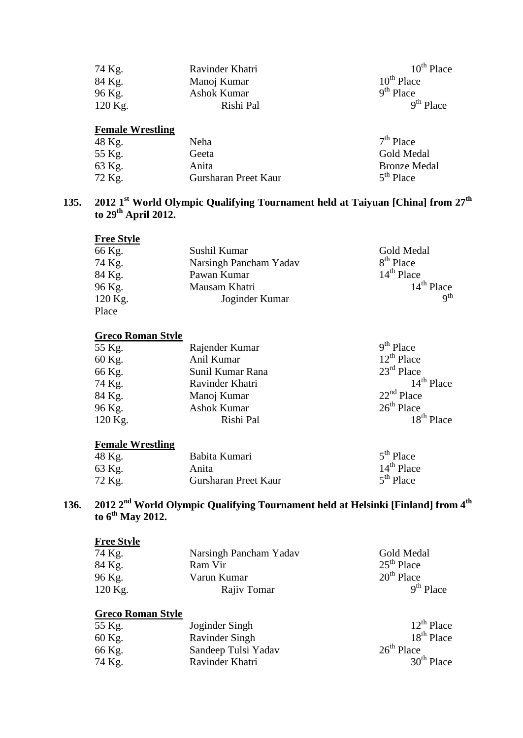| | | |
|---|---|---|
| 74 Kg. | Ravinder Khatri | 10th Place |
| 84 Kg. | Manoj Kumar | 10th Place |
| 96 Kg. | Ashok Kumar | 9th Place |
| 120 Kg. | Rishi Pal | 9th Place |

**Female Wrestling**

| | | |
|---|---|---|
| 48 Kg. | Neha | 7th Place |
| 55 Kg. | Geeta | Gold Medal |
| 63 Kg. | Anita | Bronze Medal |
| 72 Kg. | Gursharan Preet Kaur | 5th Place |

### 135. 2012 1st World Olympic Qualifying Tournament held at Taiyuan [China] from 27th to 29th April 2012.

**Free Style**

| | | |
|---|---|---|
| 66 Kg. | Sushil Kumar | Gold Medal |
| 74 Kg. | Narsingh Pancham Yadav | 8th Place |
| 84 Kg. | Pawan Kumar | 14th Place |
| 96 Kg. | Mausam Khatri | 14th Place |
| 120 Kg. | Joginder Kumar | 9th Place |

**Greco Roman Style**

| | | |
|---|---|---|
| 55 Kg. | Rajender Kumar | 9th Place |
| 60 Kg. | Anil Kumar | 12th Place |
| 66 Kg. | Sunil Kumar Rana | 23rd Place |
| 74 Kg. | Ravinder Khatri | 14th Place |
| 84 Kg. | Manoj Kumar | 22nd Place |
| 96 Kg. | Ashok Kumar | 26th Place |
| 120 Kg. | Rishi Pal | 18th Place |

**Female Wrestling**

| | | |
|---|---|---|
| 48 Kg. | Babita Kumari | 5th Place |
| 63 Kg. | Anita | 14th Place |
| 72 Kg. | Gursharan Preet Kaur | 5th Place |

### 136. 2012 2nd World Olympic Qualifying Tournament held at Helsinki [Finland] from 4th to 6th May 2012.

**Free Style**

| | | |
|---|---|---|
| 74 Kg. | Narsingh Pancham Yadav | Gold Medal |
| 84 Kg. | Ram Vir | 25th Place |
| 96 Kg. | Varun Kumar | 20th Place |
| 120 Kg. | Rajiv Tomar | 9th Place |

**Greco Roman Style**

| | | |
|---|---|---|
| 55 Kg. | Joginder Singh | 12th Place |
| 60 Kg. | Ravinder Singh | 18th Place |
| 66 Kg. | Sandeep Tulsi Yadav | 26th Place |
| 74 Kg. | Ravinder Khatri | 30th Place |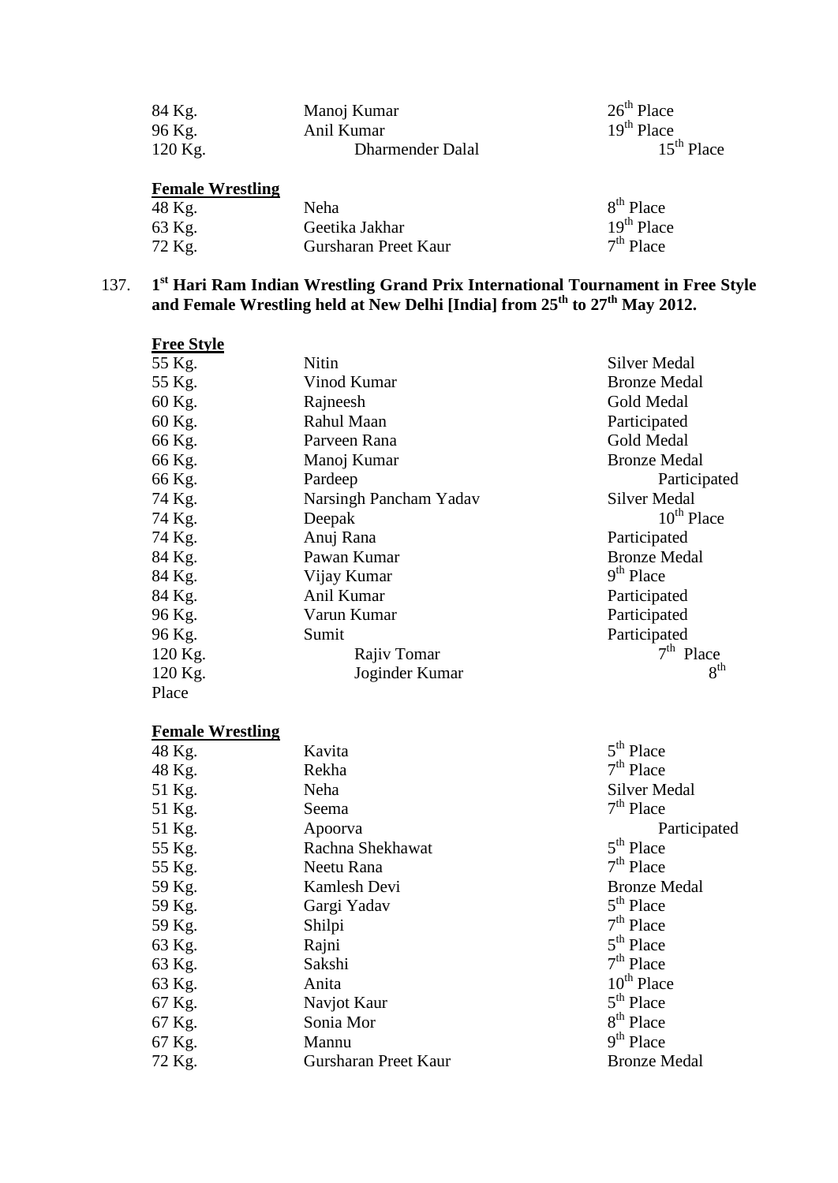| | | |
|---|---|---|
| 84 Kg. | Manoj Kumar | 26th Place |
| 96 Kg. | Anil Kumar | 19th Place |
| 120 Kg. | Dharmender Dalal | 15th Place |

**Female Wrestling**

| | | |
|---|---|---|
| 48 Kg. | Neha | 8th Place |
| 63 Kg. | Geetika Jakhar | 19th Place |
| 72 Kg. | Gursharan Preet Kaur | 7th Place |

137. **1st Hari Ram Indian Wrestling Grand Prix International Tournament in Free Style and Female Wrestling held at New Delhi [India] from 25th to 27th May 2012.**

**Free Style**

| | | |
|---|---|---|
| 55 Kg. | Nitin | Silver Medal |
| 55 Kg. | Vinod Kumar | Bronze Medal |
| 60 Kg. | Rajneesh | Gold Medal |
| 60 Kg. | Rahul Maan | Participated |
| 66 Kg. | Parveen Rana | Gold Medal |
| 66 Kg. | Manoj Kumar | Bronze Medal |
| 66 Kg. | Pardeep | Participated |
| 74 Kg. | Narsingh Pancham Yadav | Silver Medal |
| 74 Kg. | Deepak | 10th Place |
| 74 Kg. | Anuj Rana | Participated |
| 84 Kg. | Pawan Kumar | Bronze Medal |
| 84 Kg. | Vijay Kumar | 9th Place |
| 84 Kg. | Anil Kumar | Participated |
| 96 Kg. | Varun Kumar | Participated |
| 96 Kg. | Sumit | Participated |
| 120 Kg. | Rajiv Tomar | 7th Place |
| 120 Kg. | Joginder Kumar | 8th Place |

**Female Wrestling**

| | | |
|---|---|---|
| 48 Kg. | Kavita | 5th Place |
| 48 Kg. | Rekha | 7th Place |
| 51 Kg. | Neha | Silver Medal |
| 51 Kg. | Seema | 7th Place |
| 51 Kg. | Apoorva | Participated |
| 55 Kg. | Rachna Shekhawat | 5th Place |
| 55 Kg. | Neetu Rana | 7th Place |
| 59 Kg. | Kamlesh Devi | Bronze Medal |
| 59 Kg. | Gargi Yadav | 5th Place |
| 59 Kg. | Shilpi | 7th Place |
| 63 Kg. | Rajni | 5th Place |
| 63 Kg. | Sakshi | 7th Place |
| 63 Kg. | Anita | 10th Place |
| 67 Kg. | Navjot Kaur | 5th Place |
| 67 Kg. | Sonia Mor | 8th Place |
| 67 Kg. | Mannu | 9th Place |
| 72 Kg. | Gursharan Preet Kaur | Bronze Medal |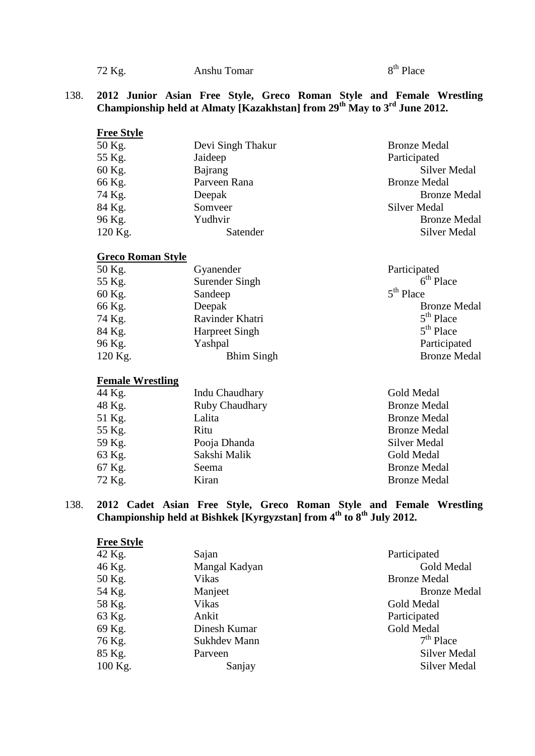| | | |
|---|---|---|
| 72 Kg. | Anshu Tomar | 8th Place |

138. **2012 Junior Asian Free Style, Greco Roman Style and Female Wrestling Championship held at Almaty [Kazakhstan] from 29th May to 3rd June 2012.**

**Free Style**

| | | |
|---|---|---|
| 50 Kg. | Devi Singh Thakur | Bronze Medal |
| 55 Kg. | Jaideep | Participated |
| 60 Kg. | Bajrang | Silver Medal |
| 66 Kg. | Parveen Rana | Bronze Medal |
| 74 Kg. | Deepak | Bronze Medal |
| 84 Kg. | Somveer | Silver Medal |
| 96 Kg. | Yudhvir | Bronze Medal |
| 120 Kg. | Satender | Silver Medal |

**Greco Roman Style**

| | | |
|---|---|---|
| 50 Kg. | Gyanender | Participated |
| 55 Kg. | Surender Singh | 6th Place |
| 60 Kg. | Sandeep | 5th Place |
| 66 Kg. | Deepak | Bronze Medal |
| 74 Kg. | Ravinder Khatri | 5th Place |
| 84 Kg. | Harpreet Singh | 5th Place |
| 96 Kg. | Yashpal | Participated |
| 120 Kg. | Bhim Singh | Bronze Medal |

**Female Wrestling**

| | | |
|---|---|---|
| 44 Kg. | Indu Chaudhary | Gold Medal |
| 48 Kg. | Ruby Chaudhary | Bronze Medal |
| 51 Kg. | Lalita | Bronze Medal |
| 55 Kg. | Ritu | Bronze Medal |
| 59 Kg. | Pooja Dhanda | Silver Medal |
| 63 Kg. | Sakshi Malik | Gold Medal |
| 67 Kg. | Seema | Bronze Medal |
| 72 Kg. | Kiran | Bronze Medal |

138. **2012 Cadet Asian Free Style, Greco Roman Style and Female Wrestling Championship held at Bishkek [Kyrgyzstan] from 4th to 8th July 2012.**

**Free Style**

| | | |
|---|---|---|
| 42 Kg. | Sajan | Participated |
| 46 Kg. | Mangal Kadyan | Gold Medal |
| 50 Kg. | Vikas | Bronze Medal |
| 54 Kg. | Manjeet | Bronze Medal |
| 58 Kg. | Vikas | Gold Medal |
| 63 Kg. | Ankit | Participated |
| 69 Kg. | Dinesh Kumar | Gold Medal |
| 76 Kg. | Sukhdev Mann | 7th Place |
| 85 Kg. | Parveen | Silver Medal |
| 100 Kg. | Sanjay | Silver Medal |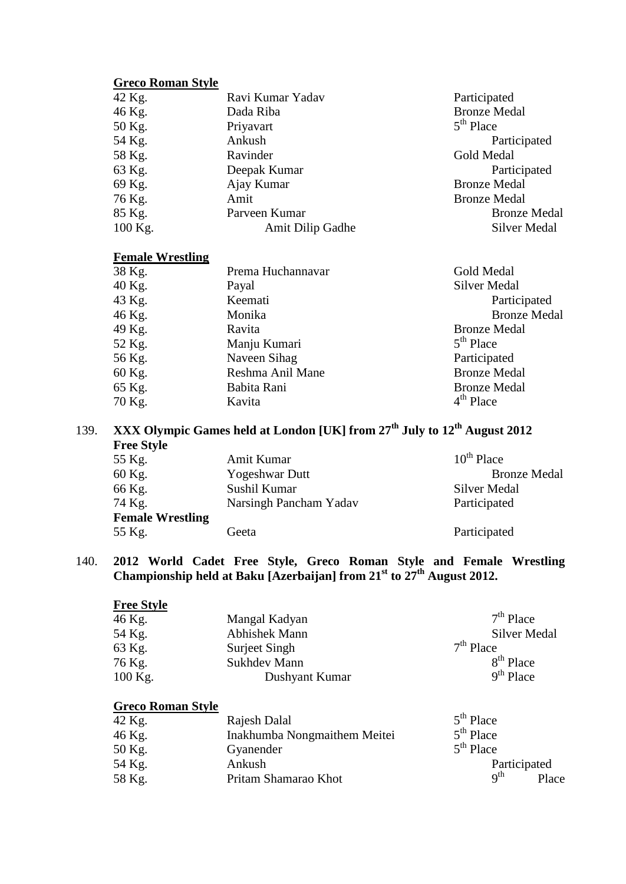**Greco Roman Style**

| | | |
|---|---|---|
| 42 Kg. | Ravi Kumar Yadav | Participated |
| 46 Kg. | Dada Riba | Bronze Medal |
| 50 Kg. | Priyavart | 5th Place |
| 54 Kg. | Ankush | Participated |
| 58 Kg. | Ravinder | Gold Medal |
| 63 Kg. | Deepak Kumar | Participated |
| 69 Kg. | Ajay Kumar | Bronze Medal |
| 76 Kg. | Amit | Bronze Medal |
| 85 Kg. | Parveen Kumar | Bronze Medal |
| 100 Kg. | Amit Dilip Gadhe | Silver Medal |

**Female Wrestling**

| | | |
|---|---|---|
| 38 Kg. | Prema Huchannavar | Gold Medal |
| 40 Kg. | Payal | Silver Medal |
| 43 Kg. | Keemati | Participated |
| 46 Kg. | Monika | Bronze Medal |
| 49 Kg. | Ravita | Bronze Medal |
| 52 Kg. | Manju Kumari | 5th Place |
| 56 Kg. | Naveen Sihag | Participated |
| 60 Kg. | Reshma Anil Mane | Bronze Medal |
| 65 Kg. | Babita Rani | Bronze Medal |
| 70 Kg. | Kavita | 4th Place |

139. **XXX Olympic Games held at London [UK] from 27th July to 12th August 2012**

**Free Style**

| | | |
|---|---|---|
| 55 Kg. | Amit Kumar | 10th Place |
| 60 Kg. | Yogeshwar Dutt | Bronze Medal |
| 66 Kg. | Sushil Kumar | Silver Medal |
| 74 Kg. | Narsingh Pancham Yadav | Participated |

**Female Wrestling**

| | | |
|---|---|---|
| 55 Kg. | Geeta | Participated |

140. **2012 World Cadet Free Style, Greco Roman Style and Female Wrestling Championship held at Baku [Azerbaijan] from 21st to 27th August 2012.**

**Free Style**

| | | |
|---|---|---|
| 46 Kg. | Mangal Kadyan | 7th Place |
| 54 Kg. | Abhishek Mann | Silver Medal |
| 63 Kg. | Surjeet Singh | 7th Place |
| 76 Kg. | Sukhdev Mann | 8th Place |
| 100 Kg. | Dushyant Kumar | 9th Place |

**Greco Roman Style**

| | | |
|---|---|---|
| 42 Kg. | Rajesh Dalal | 5th Place |
| 46 Kg. | Inakhumba Nongmaithem Meitei | 5th Place |
| 50 Kg. | Gyanender | 5th Place |
| 54 Kg. | Ankush | Participated |
| 58 Kg. | Pritam Shamarao Khot | 9th Place |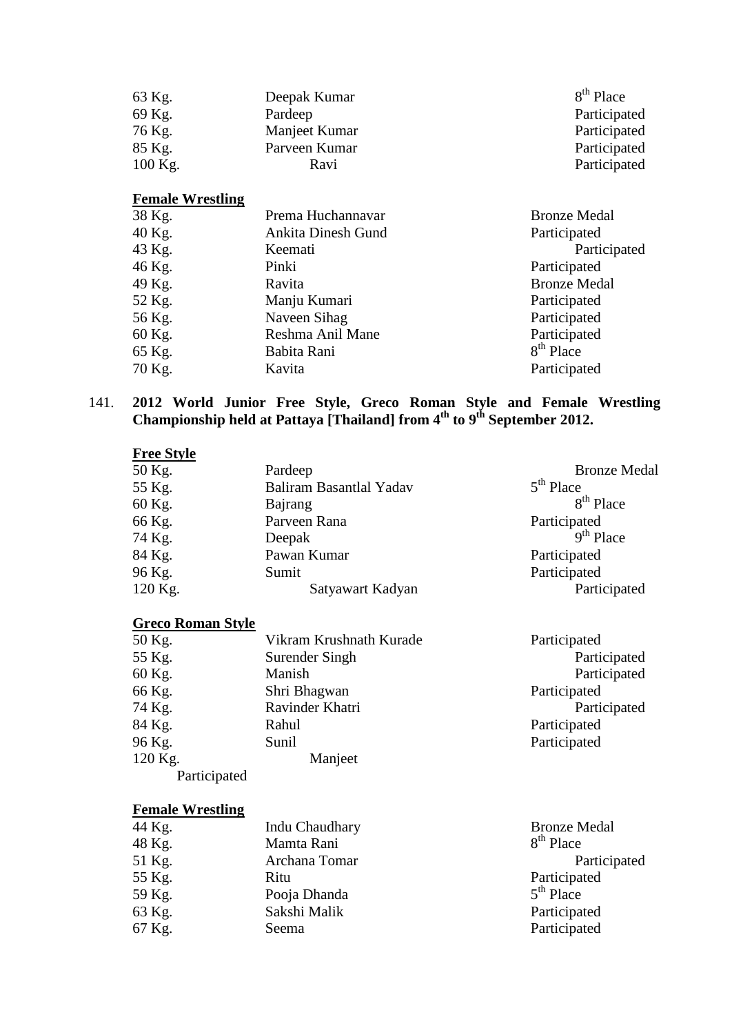| | | |
|---|---|---|
| 63 Kg. | Deepak Kumar | 8th Place |
| 69 Kg. | Pardeep | Participated |
| 76 Kg. | Manjeet Kumar | Participated |
| 85 Kg. | Parveen Kumar | Participated |
| 100 Kg. | Ravi | Participated |

**Female Wrestling**

| | | |
|---|---|---|
| 38 Kg. | Prema Huchannavar | Bronze Medal |
| 40 Kg. | Ankita Dinesh Gund | Participated |
| 43 Kg. | Keemati | Participated |
| 46 Kg. | Pinki | Participated |
| 49 Kg. | Ravita | Bronze Medal |
| 52 Kg. | Manju Kumari | Participated |
| 56 Kg. | Naveen Sihag | Participated |
| 60 Kg. | Reshma Anil Mane | Participated |
| 65 Kg. | Babita Rani | 8th Place |
| 70 Kg. | Kavita | Participated |

141. **2012 World Junior Free Style, Greco Roman Style and Female Wrestling Championship held at Pattaya [Thailand] from 4th to 9th September 2012.**

**Free Style**

| | | |
|---|---|---|
| 50 Kg. | Pardeep | Bronze Medal |
| 55 Kg. | Baliram Basantlal Yadav | 5th Place |
| 60 Kg. | Bajrang | 8th Place |
| 66 Kg. | Parveen Rana | Participated |
| 74 Kg. | Deepak | 9th Place |
| 84 Kg. | Pawan Kumar | Participated |
| 96 Kg. | Sumit | Participated |
| 120 Kg. | Satyawart Kadyan | Participated |

**Greco Roman Style**

| | | |
|---|---|---|
| 50 Kg. | Vikram Krushnath Kurade | Participated |
| 55 Kg. | Surender Singh | Participated |
| 60 Kg. | Manish | Participated |
| 66 Kg. | Shri Bhagwan | Participated |
| 74 Kg. | Ravinder Khatri | Participated |
| 84 Kg. | Rahul | Participated |
| 96 Kg. | Sunil | Participated |
| 120 Kg. | Manjeet | Participated |

**Female Wrestling**

| | | |
|---|---|---|
| 44 Kg. | Indu Chaudhary | Bronze Medal |
| 48 Kg. | Mamta Rani | 8th Place |
| 51 Kg. | Archana Tomar | Participated |
| 55 Kg. | Ritu | Participated |
| 59 Kg. | Pooja Dhanda | 5th Place |
| 63 Kg. | Sakshi Malik | Participated |
| 67 Kg. | Seema | Participated |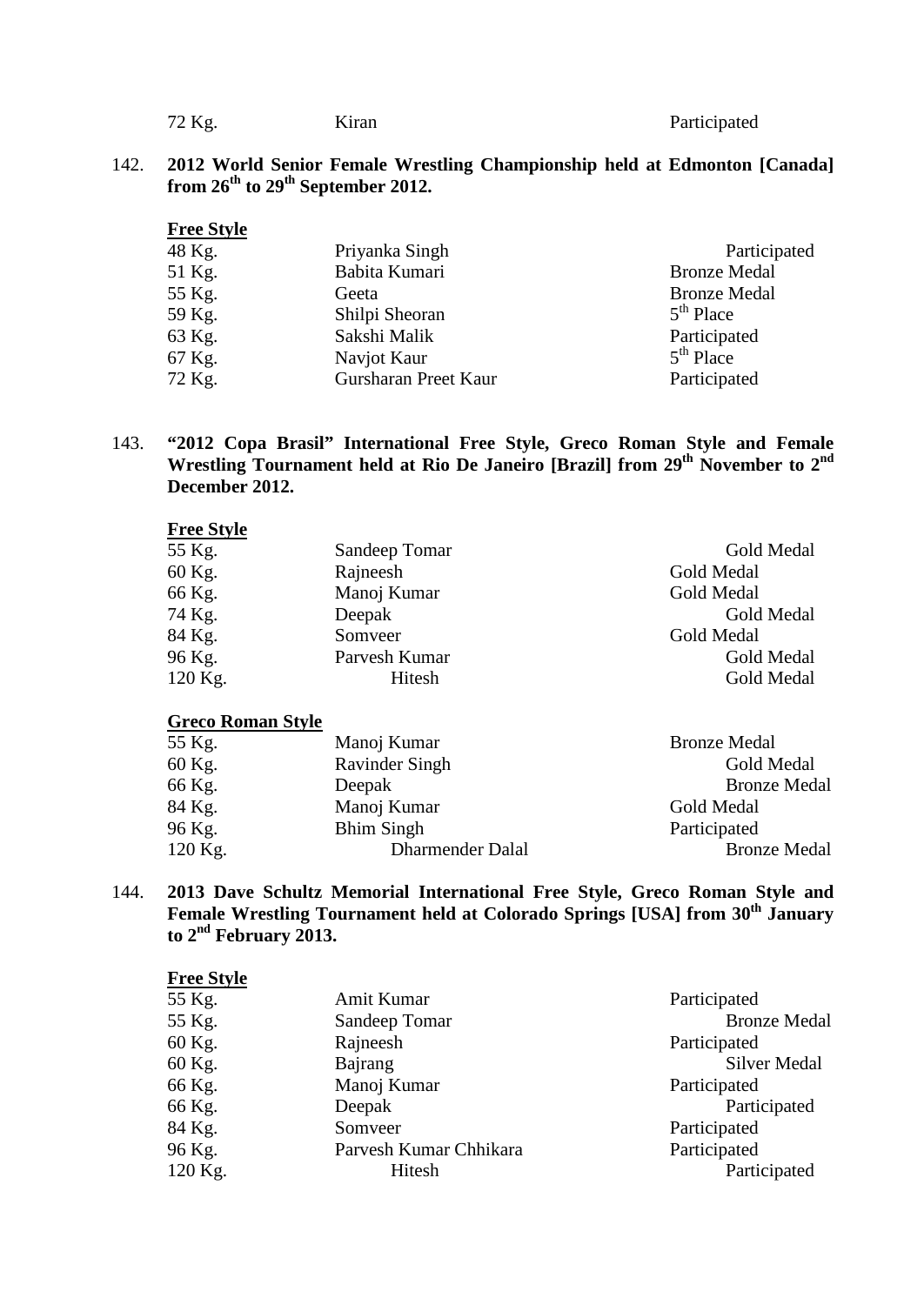| | | |
|---|---|---|
| 72 Kg. | Kiran | Participated |

142. **2012 World Senior Female Wrestling Championship held at Edmonton [Canada] from 26th to 29th September 2012.**

**Free Style**

| | | |
|---|---|---|
| 48 Kg. | Priyanka Singh | Participated |
| 51 Kg. | Babita Kumari | Bronze Medal |
| 55 Kg. | Geeta | Bronze Medal |
| 59 Kg. | Shilpi Sheoran | 5th Place |
| 63 Kg. | Sakshi Malik | Participated |
| 67 Kg. | Navjot Kaur | 5th Place |
| 72 Kg. | Gursharan Preet Kaur | Participated |

143. **"2012 Copa Brasil" International Free Style, Greco Roman Style and Female Wrestling Tournament held at Rio De Janeiro [Brazil] from 29th November to 2nd December 2012.**

**Free Style**

| | | |
|---|---|---|
| 55 Kg. | Sandeep Tomar | Gold Medal |
| 60 Kg. | Rajneesh | Gold Medal |
| 66 Kg. | Manoj Kumar | Gold Medal |
| 74 Kg. | Deepak | Gold Medal |
| 84 Kg. | Somveer | Gold Medal |
| 96 Kg. | Parvesh Kumar | Gold Medal |
| 120 Kg. | Hitesh | Gold Medal |

**Greco Roman Style**

| | | |
|---|---|---|
| 55 Kg. | Manoj Kumar | Bronze Medal |
| 60 Kg. | Ravinder Singh | Gold Medal |
| 66 Kg. | Deepak | Bronze Medal |
| 84 Kg. | Manoj Kumar | Gold Medal |
| 96 Kg. | Bhim Singh | Participated |
| 120 Kg. | Dharmender Dalal | Bronze Medal |

144. **2013 Dave Schultz Memorial International Free Style, Greco Roman Style and Female Wrestling Tournament held at Colorado Springs [USA] from 30th January to 2nd February 2013.**

**Free Style**

| | | |
|---|---|---|
| 55 Kg. | Amit Kumar | Participated |
| 55 Kg. | Sandeep Tomar | Bronze Medal |
| 60 Kg. | Rajneesh | Participated |
| 60 Kg. | Bajrang | Silver Medal |
| 66 Kg. | Manoj Kumar | Participated |
| 66 Kg. | Deepak | Participated |
| 84 Kg. | Somveer | Participated |
| 96 Kg. | Parvesh Kumar Chhikara | Participated |
| 120 Kg. | Hitesh | Participated |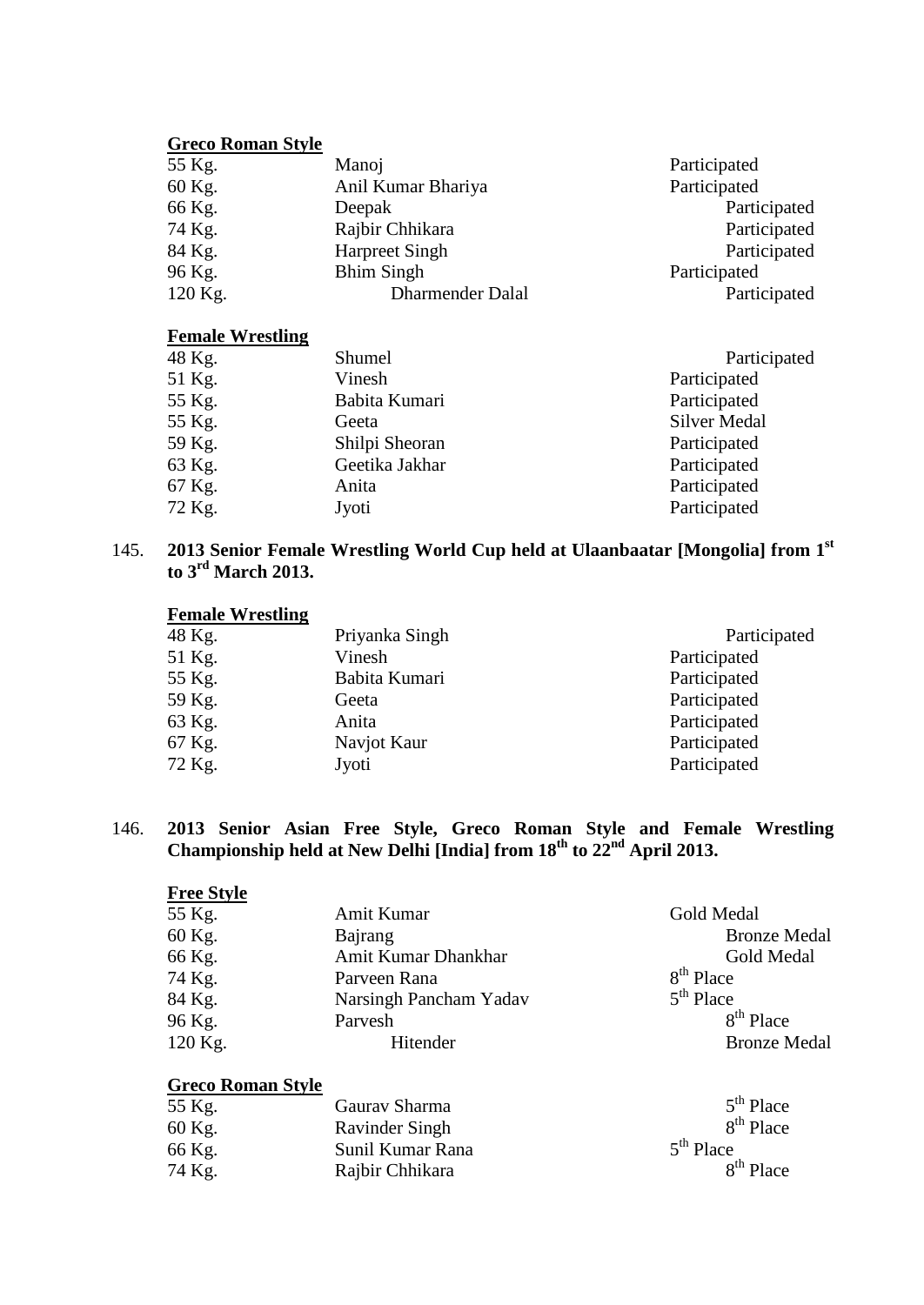**Greco Roman Style**

| | | |
|---|---|---|
| 55 Kg. | Manoj | Participated |
| 60 Kg. | Anil Kumar Bhariya | Participated |
| 66 Kg. | Deepak | Participated |
| 74 Kg. | Rajbir Chhikara | Participated |
| 84 Kg. | Harpreet Singh | Participated |
| 96 Kg. | Bhim Singh | Participated |
| 120 Kg. | Dharmender Dalal | Participated |

**Female Wrestling**

| | | |
|---|---|---|
| 48 Kg. | Shumel | Participated |
| 51 Kg. | Vinesh | Participated |
| 55 Kg. | Babita Kumari | Participated |
| 55 Kg. | Geeta | Silver Medal |
| 59 Kg. | Shilpi Sheoran | Participated |
| 63 Kg. | Geetika Jakhar | Participated |
| 67 Kg. | Anita | Participated |
| 72 Kg. | Jyoti | Participated |

145. **2013 Senior Female Wrestling World Cup held at Ulaanbaatar [Mongolia] from 1st to 3rd March 2013.**

**Female Wrestling**

| | | |
|---|---|---|
| 48 Kg. | Priyanka Singh | Participated |
| 51 Kg. | Vinesh | Participated |
| 55 Kg. | Babita Kumari | Participated |
| 59 Kg. | Geeta | Participated |
| 63 Kg. | Anita | Participated |
| 67 Kg. | Navjot Kaur | Participated |
| 72 Kg. | Jyoti | Participated |

146. **2013 Senior Asian Free Style, Greco Roman Style and Female Wrestling Championship held at New Delhi [India] from 18th to 22nd April 2013.**

**Free Style**

| | | |
|---|---|---|
| 55 Kg. | Amit Kumar | Gold Medal |
| 60 Kg. | Bajrang | Bronze Medal |
| 66 Kg. | Amit Kumar Dhankhar | Gold Medal |
| 74 Kg. | Parveen Rana | 8th Place |
| 84 Kg. | Narsingh Pancham Yadav | 5th Place |
| 96 Kg. | Parvesh | 8th Place |
| 120 Kg. | Hitender | Bronze Medal |

**Greco Roman Style**

| | | |
|---|---|---|
| 55 Kg. | Gaurav Sharma | 5th Place |
| 60 Kg. | Ravinder Singh | 8th Place |
| 66 Kg. | Sunil Kumar Rana | 5th Place |
| 74 Kg. | Rajbir Chhikara | 8th Place |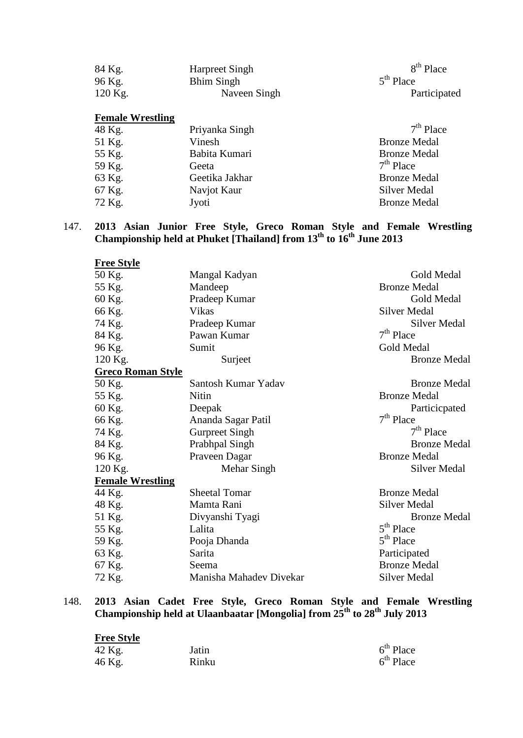| | | |
|---|---|---|
| 84 Kg. | Harpreet Singh | 8th Place |
| 96 Kg. | Bhim Singh | 5th Place |
| 120 Kg. | Naveen Singh | Participated |

**Female Wrestling**

| | | |
|---|---|---|
| 48 Kg. | Priyanka Singh | 7th Place |
| 51 Kg. | Vinesh | Bronze Medal |
| 55 Kg. | Babita Kumari | Bronze Medal |
| 59 Kg. | Geeta | 7th Place |
| 63 Kg. | Geetika Jakhar | Bronze Medal |
| 67 Kg. | Navjot Kaur | Silver Medal |
| 72 Kg. | Jyoti | Bronze Medal |

147. **2013 Asian Junior Free Style, Greco Roman Style and Female Wrestling Championship held at Phuket [Thailand] from 13th to 16th June 2013**

**Free Style**

| | | |
|---|---|---|
| 50 Kg. | Mangal Kadyan | Gold Medal |
| 55 Kg. | Mandeep | Bronze Medal |
| 60 Kg. | Pradeep Kumar | Gold Medal |
| 66 Kg. | Vikas | Silver Medal |
| 74 Kg. | Pradeep Kumar | Silver Medal |
| 84 Kg. | Pawan Kumar | 7th Place |
| 96 Kg. | Sumit | Gold Medal |
| 120 Kg. | Surjeet | Bronze Medal |

**Greco Roman Style**

| | | |
|---|---|---|
| 50 Kg. | Santosh Kumar Yadav | Bronze Medal |
| 55 Kg. | Nitin | Bronze Medal |
| 60 Kg. | Deepak | Particicpated |
| 66 Kg. | Ananda Sagar Patil | 7th Place |
| 74 Kg. | Gurpreet Singh | 7th Place |
| 84 Kg. | Prabhpal Singh | Bronze Medal |
| 96 Kg. | Praveen Dagar | Bronze Medal |
| 120 Kg. | Mehar Singh | Silver Medal |

**Female Wrestling**

| | | |
|---|---|---|
| 44 Kg. | Sheetal Tomar | Bronze Medal |
| 48 Kg. | Mamta Rani | Silver Medal |
| 51 Kg. | Divyanshi Tyagi | Bronze Medal |
| 55 Kg. | Lalita | 5th Place |
| 59 Kg. | Pooja Dhanda | 5th Place |
| 63 Kg. | Sarita | Participated |
| 67 Kg. | Seema | Bronze Medal |
| 72 Kg. | Manisha Mahadev Divekar | Silver Medal |

148. **2013 Asian Cadet Free Style, Greco Roman Style and Female Wrestling Championship held at Ulaanbaatar [Mongolia] from 25th to 28th July 2013**

**Free Style**

| | | |
|---|---|---|
| 42 Kg. | Jatin | 6th Place |
| 46 Kg. | Rinku | 6th Place |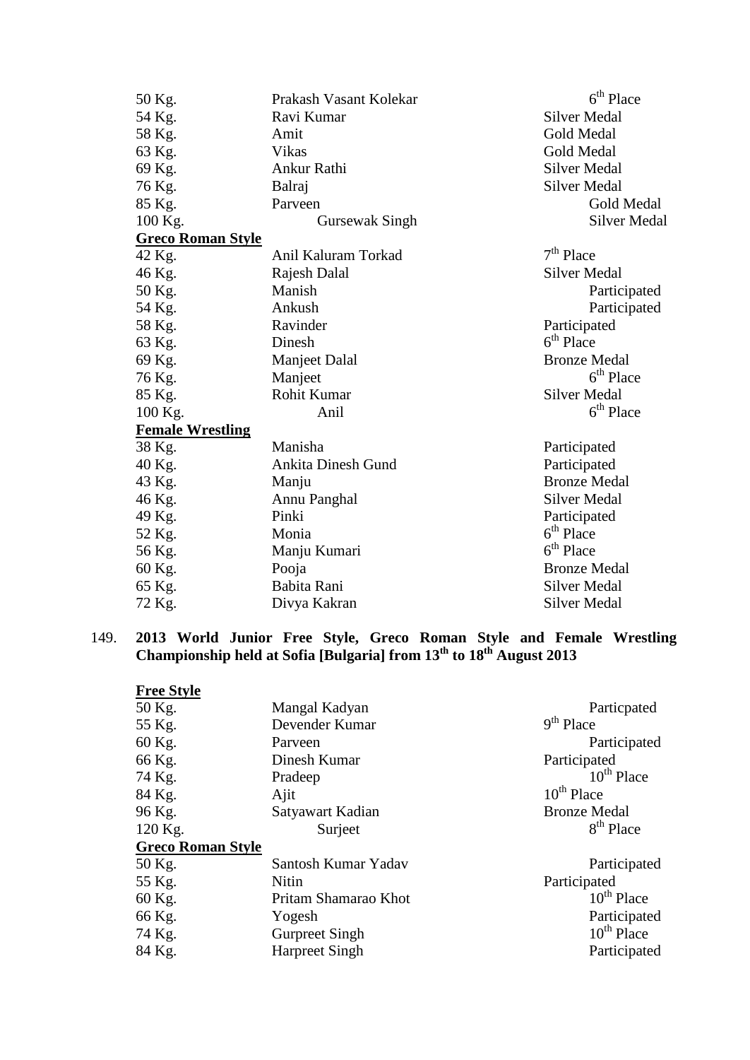| | | |
|---|---|---|
| 50 Kg. | Prakash Vasant Kolekar | 6th Place |
| 54 Kg. | Ravi Kumar | Silver Medal |
| 58 Kg. | Amit | Gold Medal |
| 63 Kg. | Vikas | Gold Medal |
| 69 Kg. | Ankur Rathi | Silver Medal |
| 76 Kg. | Balraj | Silver Medal |
| 85 Kg. | Parveen | Gold Medal |
| 100 Kg. | Gursewak Singh | Silver Medal |

**Greco Roman Style**

| | | |
|---|---|---|
| 42 Kg. | Anil Kaluram Torkad | 7th Place |
| 46 Kg. | Rajesh Dalal | Silver Medal |
| 50 Kg. | Manish | Participated |
| 54 Kg. | Ankush | Participated |
| 58 Kg. | Ravinder | Participated |
| 63 Kg. | Dinesh | 6th Place |
| 69 Kg. | Manjeet Dalal | Bronze Medal |
| 76 Kg. | Manjeet | 6th Place |
| 85 Kg. | Rohit Kumar | Silver Medal |
| 100 Kg. | Anil | 6th Place |

**Female Wrestling**

| | | |
|---|---|---|
| 38 Kg. | Manisha | Participated |
| 40 Kg. | Ankita Dinesh Gund | Participated |
| 43 Kg. | Manju | Bronze Medal |
| 46 Kg. | Annu Panghal | Silver Medal |
| 49 Kg. | Pinki | Participated |
| 52 Kg. | Monia | 6th Place |
| 56 Kg. | Manju Kumari | 6th Place |
| 60 Kg. | Pooja | Bronze Medal |
| 65 Kg. | Babita Rani | Silver Medal |
| 72 Kg. | Divya Kakran | Silver Medal |

149. **2013 World Junior Free Style, Greco Roman Style and Female Wrestling Championship held at Sofia [Bulgaria] from 13th to 18th August 2013**

**Free Style**

| | | |
|---|---|---|
| 50 Kg. | Mangal Kadyan | Particpated |
| 55 Kg. | Devender Kumar | 9th Place |
| 60 Kg. | Parveen | Participated |
| 66 Kg. | Dinesh Kumar | Participated |
| 74 Kg. | Pradeep | 10th Place |
| 84 Kg. | Ajit | 10th Place |
| 96 Kg. | Satyawart Kadian | Bronze Medal |
| 120 Kg. | Surjeet | 8th Place |

**Greco Roman Style**

| | | |
|---|---|---|
| 50 Kg. | Santosh Kumar Yadav | Participated |
| 55 Kg. | Nitin | Participated |
| 60 Kg. | Pritam Shamarao Khot | 10th Place |
| 66 Kg. | Yogesh | Participated |
| 74 Kg. | Gurpreet Singh | 10th Place |
| 84 Kg. | Harpreet Singh | Participated |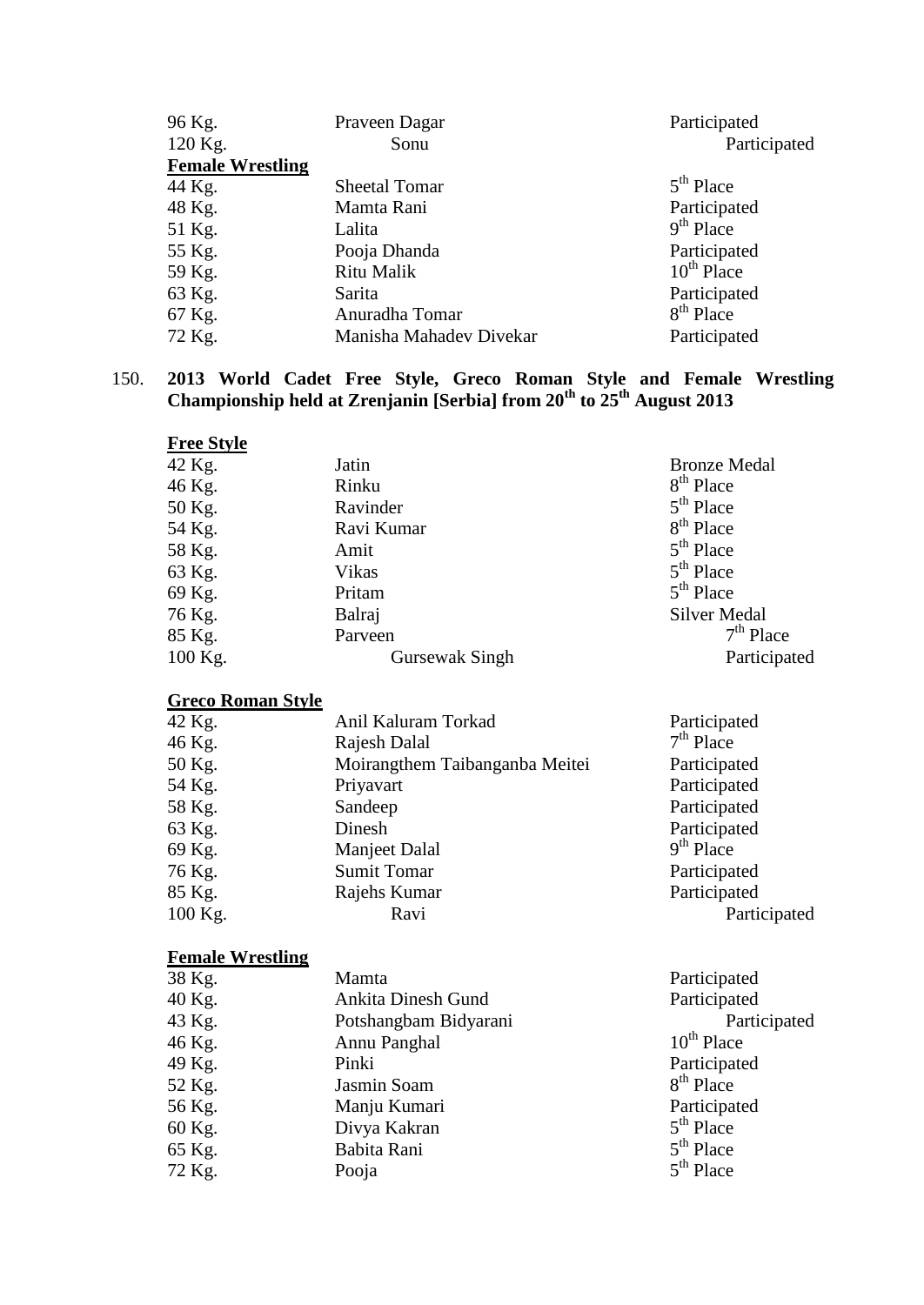| | | |
|---|---|---|
| 96 Kg. | Praveen Dagar | Participated |
| 120 Kg. | Sonu | Participated |

**Female Wrestling**

| | | |
|---|---|---|
| 44 Kg. | Sheetal Tomar | 5th Place |
| 48 Kg. | Mamta Rani | Participated |
| 51 Kg. | Lalita | 9th Place |
| 55 Kg. | Pooja Dhanda | Participated |
| 59 Kg. | Ritu Malik | 10th Place |
| 63 Kg. | Sarita | Participated |
| 67 Kg. | Anuradha Tomar | 8th Place |
| 72 Kg. | Manisha Mahadev Divekar | Participated |

150. **2013 World Cadet Free Style, Greco Roman Style and Female Wrestling Championship held at Zrenjanin [Serbia] from 20th to 25th August 2013**

**Free Style**

| | | |
|---|---|---|
| 42 Kg. | Jatin | Bronze Medal |
| 46 Kg. | Rinku | 8th Place |
| 50 Kg. | Ravinder | 5th Place |
| 54 Kg. | Ravi Kumar | 8th Place |
| 58 Kg. | Amit | 5th Place |
| 63 Kg. | Vikas | 5th Place |
| 69 Kg. | Pritam | 5th Place |
| 76 Kg. | Balraj | Silver Medal |
| 85 Kg. | Parveen | 7th Place |
| 100 Kg. | Gursewak Singh | Participated |

**Greco Roman Style**

| | | |
|---|---|---|
| 42 Kg. | Anil Kaluram Torkad | Participated |
| 46 Kg. | Rajesh Dalal | 7th Place |
| 50 Kg. | Moirangthem Taibanganba Meitei | Participated |
| 54 Kg. | Priyavart | Participated |
| 58 Kg. | Sandeep | Participated |
| 63 Kg. | Dinesh | Participated |
| 69 Kg. | Manjeet Dalal | 9th Place |
| 76 Kg. | Sumit Tomar | Participated |
| 85 Kg. | Rajehs Kumar | Participated |
| 100 Kg. | Ravi | Participated |

**Female Wrestling**

| | | |
|---|---|---|
| 38 Kg. | Mamta | Participated |
| 40 Kg. | Ankita Dinesh Gund | Participated |
| 43 Kg. | Potshangbam Bidyarani | Participated |
| 46 Kg. | Annu Panghal | 10th Place |
| 49 Kg. | Pinki | Participated |
| 52 Kg. | Jasmin Soam | 8th Place |
| 56 Kg. | Manju Kumari | Participated |
| 60 Kg. | Divya Kakran | 5th Place |
| 65 Kg. | Babita Rani | 5th Place |
| 72 Kg. | Pooja | 5th Place |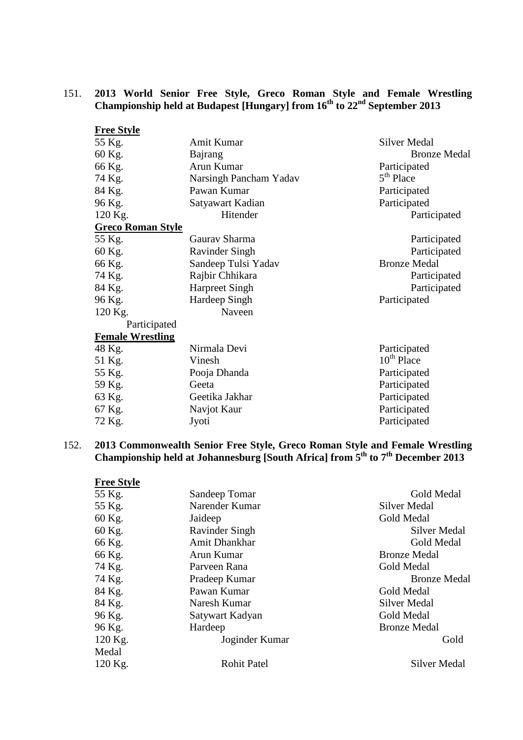151. **2013 World Senior Free Style, Greco Roman Style and Female Wrestling Championship held at Budapest [Hungary] from 16th to 22nd September 2013**

**Free Style**

| | | |
|---|---|---|
| 55 Kg. | Amit Kumar | Silver Medal |
| 60 Kg. | Bajrang | Bronze Medal |
| 66 Kg. | Arun Kumar | Participated |
| 74 Kg. | Narsingh Pancham Yadav | 5th Place |
| 84 Kg. | Pawan Kumar | Participated |
| 96 Kg. | Satyawart Kadian | Participated |
| 120 Kg. | Hitender | Participated |

**Greco Roman Style**

| | | |
|---|---|---|
| 55 Kg. | Gaurav Sharma | Participated |
| 60 Kg. | Ravinder Singh | Participated |
| 66 Kg. | Sandeep Tulsi Yadav | Bronze Medal |
| 74 Kg. | Rajbir Chhikara | Participated |
| 84 Kg. | Harpreet Singh | Participated |
| 96 Kg. | Hardeep Singh | Participated |
| 120 Kg. | Naveen | Participated |

**Female Wrestling**

| | | |
|---|---|---|
| 48 Kg. | Nirmala Devi | Participated |
| 51 Kg. | Vinesh | 10th Place |
| 55 Kg. | Pooja Dhanda | Participated |
| 59 Kg. | Geeta | Participated |
| 63 Kg. | Geetika Jakhar | Participated |
| 67 Kg. | Navjot Kaur | Participated |
| 72 Kg. | Jyoti | Participated |

152. **2013 Commonwealth Senior Free Style, Greco Roman Style and Female Wrestling Championship held at Johannesburg [South Africa] from 5th to 7th December 2013**

**Free Style**

| | | |
|---|---|---|
| 55 Kg. | Sandeep Tomar | Gold Medal |
| 55 Kg. | Narender Kumar | Silver Medal |
| 60 Kg. | Jaideep | Gold Medal |
| 60 Kg. | Ravinder Singh | Silver Medal |
| 66 Kg. | Amit Dhankhar | Gold Medal |
| 66 Kg. | Arun Kumar | Bronze Medal |
| 74 Kg. | Parveen Rana | Gold Medal |
| 74 Kg. | Pradeep Kumar | Bronze Medal |
| 84 Kg. | Pawan Kumar | Gold Medal |
| 84 Kg. | Naresh Kumar | Silver Medal |
| 96 Kg. | Satywart Kadyan | Gold Medal |
| 96 Kg. | Hardeep | Bronze Medal |
| 120 Kg. | Joginder Kumar | Gold Medal |
| 120 Kg. | Rohit Patel | Silver Medal |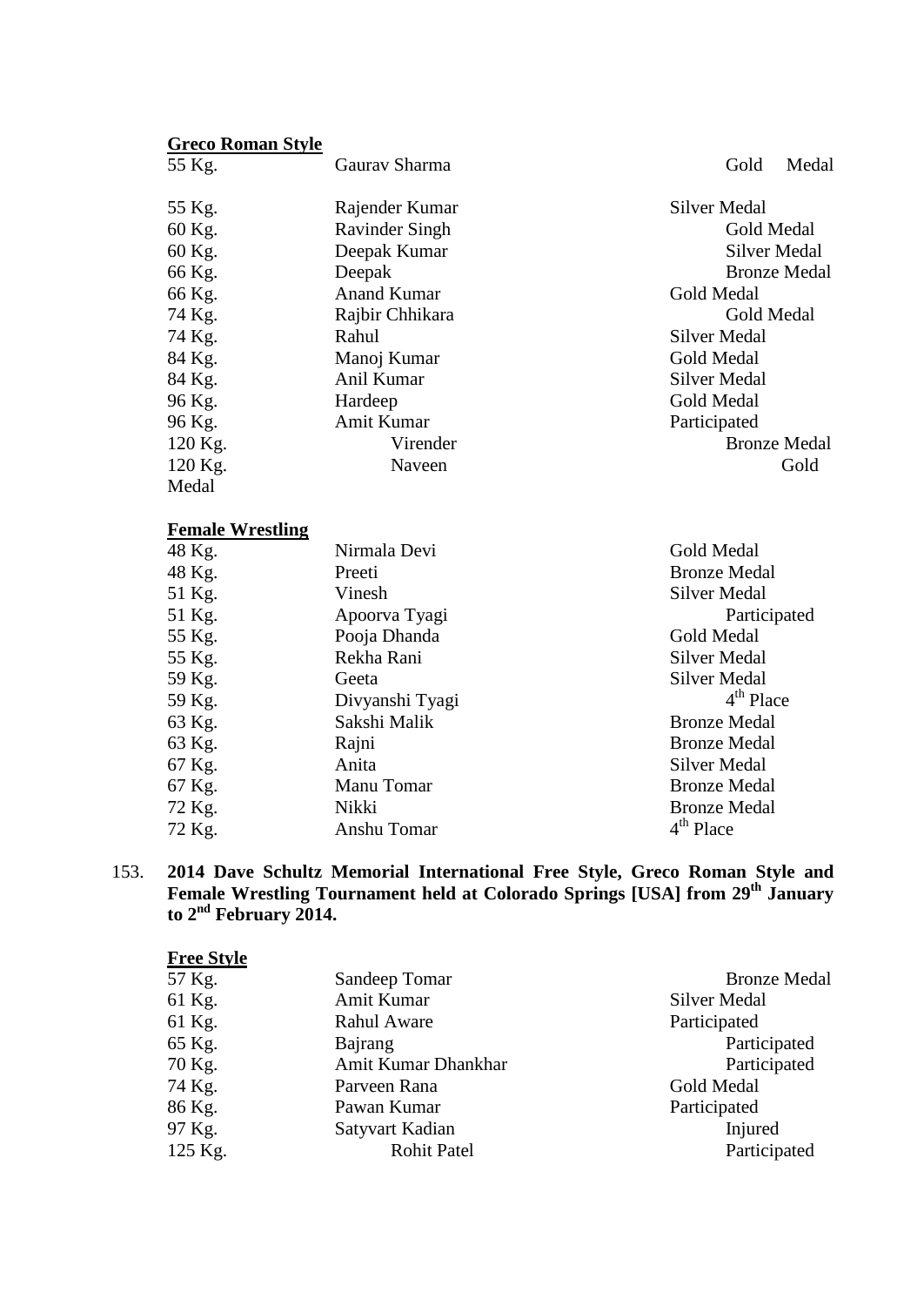**Greco Roman Style**

| | | |
|---|---|---|
| 55 Kg. | Gaurav Sharma | Gold Medal |
| 55 Kg. | Rajender Kumar | Silver Medal |
| 60 Kg. | Ravinder Singh | Gold Medal |
| 60 Kg. | Deepak Kumar | Silver Medal |
| 66 Kg. | Deepak | Bronze Medal |
| 66 Kg. | Anand Kumar | Gold Medal |
| 74 Kg. | Rajbir Chhikara | Gold Medal |
| 74 Kg. | Rahul | Silver Medal |
| 84 Kg. | Manoj Kumar | Gold Medal |
| 84 Kg. | Anil Kumar | Silver Medal |
| 96 Kg. | Hardeep | Gold Medal |
| 96 Kg. | Amit Kumar | Participated |
| 120 Kg. | Virender | Bronze Medal |
| 120 Kg. | Naveen | Gold Medal |

**Female Wrestling**

| | | |
|---|---|---|
| 48 Kg. | Nirmala Devi | Gold Medal |
| 48 Kg. | Preeti | Bronze Medal |
| 51 Kg. | Vinesh | Silver Medal |
| 51 Kg. | Apoorva Tyagi | Participated |
| 55 Kg. | Pooja Dhanda | Gold Medal |
| 55 Kg. | Rekha Rani | Silver Medal |
| 59 Kg. | Geeta | Silver Medal |
| 59 Kg. | Divyanshi Tyagi | 4th Place |
| 63 Kg. | Sakshi Malik | Bronze Medal |
| 63 Kg. | Rajni | Bronze Medal |
| 67 Kg. | Anita | Silver Medal |
| 67 Kg. | Manu Tomar | Bronze Medal |
| 72 Kg. | Nikki | Bronze Medal |
| 72 Kg. | Anshu Tomar | 4th Place |

153. **2014 Dave Schultz Memorial International Free Style, Greco Roman Style and Female Wrestling Tournament held at Colorado Springs [USA] from 29th January to 2nd February 2014.**

**Free Style**

| | | |
|---|---|---|
| 57 Kg. | Sandeep Tomar | Bronze Medal |
| 61 Kg. | Amit Kumar | Silver Medal |
| 61 Kg. | Rahul Aware | Participated |
| 65 Kg. | Bajrang | Participated |
| 70 Kg. | Amit Kumar Dhankhar | Participated |
| 74 Kg. | Parveen Rana | Gold Medal |
| 86 Kg. | Pawan Kumar | Participated |
| 97 Kg. | Satyvart Kadian | Injured |
| 125 Kg. | Rohit Patel | Participated |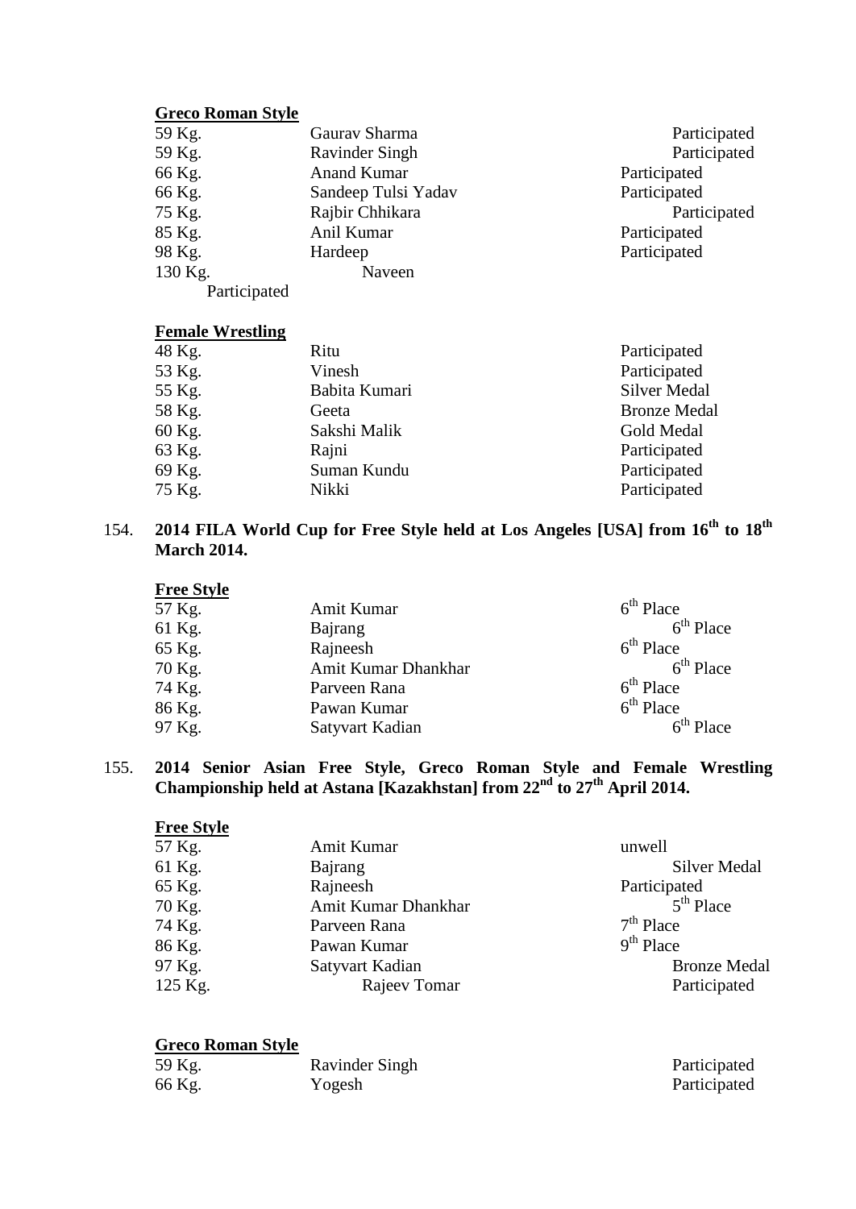**Greco Roman Style**

| | | |
|---|---|---|
| 59 Kg. | Gaurav Sharma | Participated |
| 59 Kg. | Ravinder Singh | Participated |
| 66 Kg. | Anand Kumar | Participated |
| 66 Kg. | Sandeep Tulsi Yadav | Participated |
| 75 Kg. | Rajbir Chhikara | Participated |
| 85 Kg. | Anil Kumar | Participated |
| 98 Kg. | Hardeep | Participated |
| 130 Kg. | Naveen | Participated |

**Female Wrestling**

| | | |
|---|---|---|
| 48 Kg. | Ritu | Participated |
| 53 Kg. | Vinesh | Participated |
| 55 Kg. | Babita Kumari | Silver Medal |
| 58 Kg. | Geeta | Bronze Medal |
| 60 Kg. | Sakshi Malik | Gold Medal |
| 63 Kg. | Rajni | Participated |
| 69 Kg. | Suman Kundu | Participated |
| 75 Kg. | Nikki | Participated |

154. **2014 FILA World Cup for Free Style held at Los Angeles [USA] from 16th to 18th March 2014.**

**Free Style**

| | | |
|---|---|---|
| 57 Kg. | Amit Kumar | 6th Place |
| 61 Kg. | Bajrang | 6th Place |
| 65 Kg. | Rajneesh | 6th Place |
| 70 Kg. | Amit Kumar Dhankhar | 6th Place |
| 74 Kg. | Parveen Rana | 6th Place |
| 86 Kg. | Pawan Kumar | 6th Place |
| 97 Kg. | Satyvart Kadian | 6th Place |

155. **2014 Senior Asian Free Style, Greco Roman Style and Female Wrestling Championship held at Astana [Kazakhstan] from 22nd to 27th April 2014.**

**Free Style**

| | | |
|---|---|---|
| 57 Kg. | Amit Kumar | unwell |
| 61 Kg. | Bajrang | Silver Medal |
| 65 Kg. | Rajneesh | Participated |
| 70 Kg. | Amit Kumar Dhankhar | 5th Place |
| 74 Kg. | Parveen Rana | 7th Place |
| 86 Kg. | Pawan Kumar | 9th Place |
| 97 Kg. | Satyvart Kadian | Bronze Medal |
| 125 Kg. | Rajeev Tomar | Participated |

**Greco Roman Style**

| | | |
|---|---|---|
| 59 Kg. | Ravinder Singh | Participated |
| 66 Kg. | Yogesh | Participated |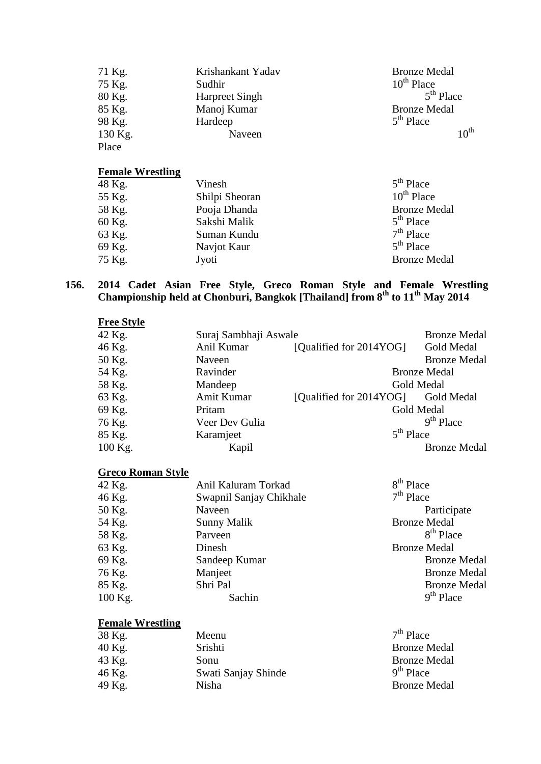| | | |
|---|---|---|
| 71 Kg. | Krishankant Yadav | Bronze Medal |
| 75 Kg. | Sudhir | 10th Place |
| 80 Kg. | Harpreet Singh | 5th Place |
| 85 Kg. | Manoj Kumar | Bronze Medal |
| 98 Kg. | Hardeep | 5th Place |
| 130 Kg. | Naveen | 10th Place |

**Female Wrestling**

| | | |
|---|---|---|
| 48 Kg. | Vinesh | 5th Place |
| 55 Kg. | Shilpi Sheoran | 10th Place |
| 58 Kg. | Pooja Dhanda | Bronze Medal |
| 60 Kg. | Sakshi Malik | 5th Place |
| 63 Kg. | Suman Kundu | 7th Place |
| 69 Kg. | Navjot Kaur | 5th Place |
| 75 Kg. | Jyoti | Bronze Medal |

**156. 2014 Cadet Asian Free Style, Greco Roman Style and Female Wrestling Championship held at Chonburi, Bangkok [Thailand] from 8th to 11th May 2014**

**Free Style**

| | | | |
|---|---|---|---|
| 42 Kg. | Suraj Sambhaji Aswale | | Bronze Medal |
| 46 Kg. | Anil Kumar | [Qualified for 2014YOG] | Gold Medal |
| 50 Kg. | Naveen | | Bronze Medal |
| 54 Kg. | Ravinder | | Bronze Medal |
| 58 Kg. | Mandeep | | Gold Medal |
| 63 Kg. | Amit Kumar | [Qualified for 2014YOG] | Gold Medal |
| 69 Kg. | Pritam | | Gold Medal |
| 76 Kg. | Veer Dev Gulia | | 9th Place |
| 85 Kg. | Karamjeet | | 5th Place |
| 100 Kg. | Kapil | | Bronze Medal |

**Greco Roman Style**

| | | |
|---|---|---|
| 42 Kg. | Anil Kaluram Torkad | 8th Place |
| 46 Kg. | Swapnil Sanjay Chikhale | 7th Place |
| 50 Kg. | Naveen | Participate |
| 54 Kg. | Sunny Malik | Bronze Medal |
| 58 Kg. | Parveen | 8th Place |
| 63 Kg. | Dinesh | Bronze Medal |
| 69 Kg. | Sandeep Kumar | Bronze Medal |
| 76 Kg. | Manjeet | Bronze Medal |
| 85 Kg. | Shri Pal | Bronze Medal |
| 100 Kg. | Sachin | 9th Place |

**Female Wrestling**

| | | |
|---|---|---|
| 38 Kg. | Meenu | 7th Place |
| 40 Kg. | Srishti | Bronze Medal |
| 43 Kg. | Sonu | Bronze Medal |
| 46 Kg. | Swati Sanjay Shinde | 9th Place |
| 49 Kg. | Nisha | Bronze Medal |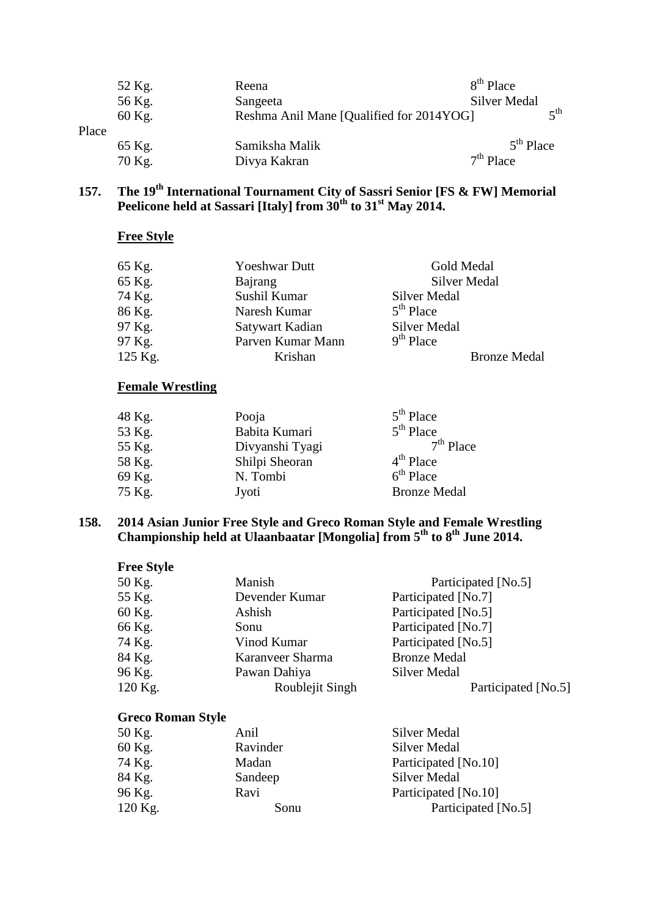| | | |
|---|---|---|
| 52 Kg. | Reena | 8th Place |
| 56 Kg. | Sangeeta | Silver Medal |
| 60 Kg. | Reshma Anil Mane [Qualified for 2014YOG] | 5th Place |
| 65 Kg. | Samiksha Malik | 5th Place |
| 70 Kg. | Divya Kakran | 7th Place |

**157. The 19th International Tournament City of Sassri Senior [FS & FW] Memorial Peelicone held at Sassari [Italy] from 30th to 31st May 2014.**

**Free Style**

| | | |
|---|---|---|
| 65 Kg. | Yoeshwar Dutt | Gold Medal |
| 65 Kg. | Bajrang | Silver Medal |
| 74 Kg. | Sushil Kumar | Silver Medal |
| 86 Kg. | Naresh Kumar | 5th Place |
| 97 Kg. | Satywart Kadian | Silver Medal |
| 97 Kg. | Parven Kumar Mann | 9th Place |
| 125 Kg. | Krishan | Bronze Medal |

**Female Wrestling**

| | | |
|---|---|---|
| 48 Kg. | Pooja | 5th Place |
| 53 Kg. | Babita Kumari | 5th Place |
| 55 Kg. | Divyanshi Tyagi | 7th Place |
| 58 Kg. | Shilpi Sheoran | 4th Place |
| 69 Kg. | N. Tombi | 6th Place |
| 75 Kg. | Jyoti | Bronze Medal |

**158. 2014 Asian Junior Free Style and Greco Roman Style and Female Wrestling Championship held at Ulaanbaatar [Mongolia] from 5th to 8th June 2014.**

**Free Style**

| | | |
|---|---|---|
| 50 Kg. | Manish | Participated [No.5] |
| 55 Kg. | Devender Kumar | Participated [No.7] |
| 60 Kg. | Ashish | Participated [No.5] |
| 66 Kg. | Sonu | Participated [No.7] |
| 74 Kg. | Vinod Kumar | Participated [No.5] |
| 84 Kg. | Karanveer Sharma | Bronze Medal |
| 96 Kg. | Pawan Dahiya | Silver Medal |
| 120 Kg. | Roublejit Singh | Participated [No.5] |

**Greco Roman Style**

| | | |
|---|---|---|
| 50 Kg. | Anil | Silver Medal |
| 60 Kg. | Ravinder | Silver Medal |
| 74 Kg. | Madan | Participated [No.10] |
| 84 Kg. | Sandeep | Silver Medal |
| 96 Kg. | Ravi | Participated [No.10] |
| 120 Kg. | Sonu | Participated [No.5] |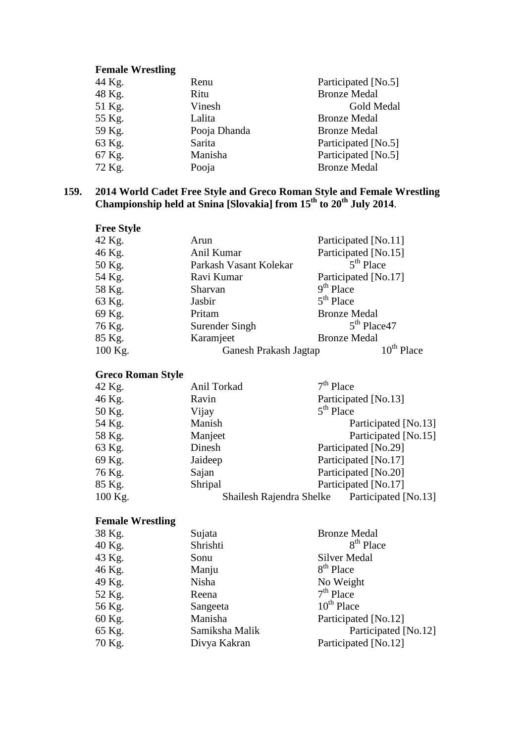**Female Wrestling**

| | | |
|---|---|---|
| 44 Kg. | Renu | Participated [No.5] |
| 48 Kg. | Ritu | Bronze Medal |
| 51 Kg. | Vinesh | Gold Medal |
| 55 Kg. | Lalita | Bronze Medal |
| 59 Kg. | Pooja Dhanda | Bronze Medal |
| 63 Kg. | Sarita | Participated [No.5] |
| 67 Kg. | Manisha | Participated [No.5] |
| 72 Kg. | Pooja | Bronze Medal |

**159. 2014 World Cadet Free Style and Greco Roman Style and Female Wrestling Championship held at Snina [Slovakia] from 15th to 20th July 2014**.

**Free Style**

| | | |
|---|---|---|
| 42 Kg. | Arun | Participated [No.11] |
| 46 Kg. | Anil Kumar | Participated [No.15] |
| 50 Kg. | Parkash Vasant Kolekar | 5th Place |
| 54 Kg. | Ravi Kumar | Participated [No.17] |
| 58 Kg. | Sharvan | 9th Place |
| 63 Kg. | Jasbir | 5th Place |
| 69 Kg. | Pritam | Bronze Medal |
| 76 Kg. | Surender Singh | 5th Place47 |
| 85 Kg. | Karamjeet | Bronze Medal |
| 100 Kg. | Ganesh Prakash Jagtap | 10th Place |

**Greco Roman Style**

| | | |
|---|---|---|
| 42 Kg. | Anil Torkad | 7th Place |
| 46 Kg. | Ravin | Participated [No.13] |
| 50 Kg. | Vijay | 5th Place |
| 54 Kg. | Manish | Participated [No.13] |
| 58 Kg. | Manjeet | Participated [No.15] |
| 63 Kg. | Dinesh | Participated [No.29] |
| 69 Kg. | Jaideep | Participated [No.17] |
| 76 Kg. | Sajan | Participated [No.20] |
| 85 Kg. | Shripal | Participated [No.17] |
| 100 Kg. | Shailesh Rajendra Shelke | Participated [No.13] |

**Female Wrestling**

| | | |
|---|---|---|
| 38 Kg. | Sujata | Bronze Medal |
| 40 Kg. | Shrishti | 8th Place |
| 43 Kg. | Sonu | Silver Medal |
| 46 Kg. | Manju | 8th Place |
| 49 Kg. | Nisha | No Weight |
| 52 Kg. | Reena | 7th Place |
| 56 Kg. | Sangeeta | 10th Place |
| 60 Kg. | Manisha | Participated [No.12] |
| 65 Kg. | Samiksha Malik | Participated [No.12] |
| 70 Kg. | Divya Kakran | Participated [No.12] |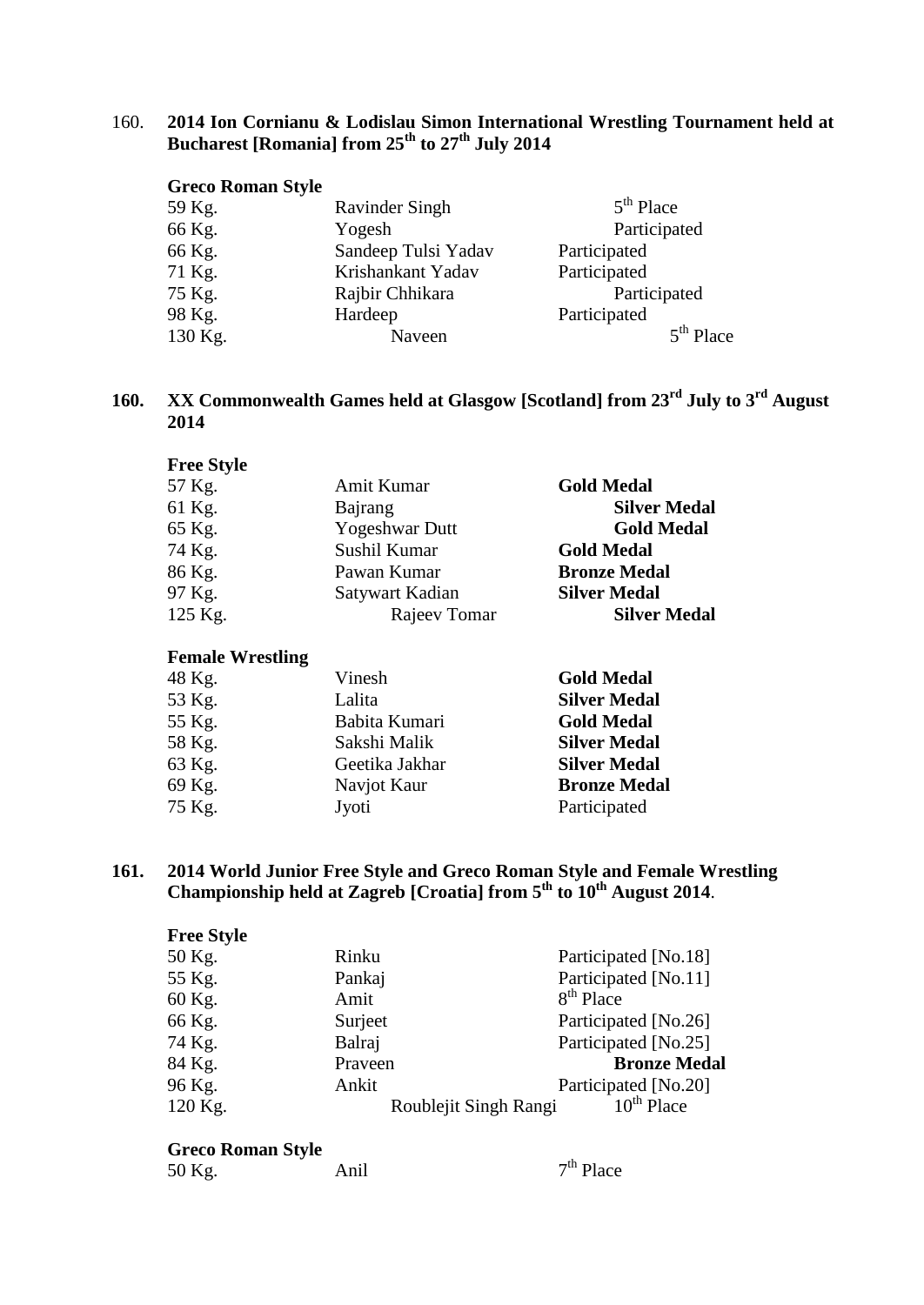160. **2014 Ion Cornianu & Lodislau Simon International Wrestling Tournament held at Bucharest [Romania] from 25th to 27th July 2014**

**Greco Roman Style**

| | | |
|---|---|---|
| 59 Kg. | Ravinder Singh | 5th Place |
| 66 Kg. | Yogesh | Participated |
| 66 Kg. | Sandeep Tulsi Yadav | Participated |
| 71 Kg. | Krishankant Yadav | Participated |
| 75 Kg. | Rajbir Chhikara | Participated |
| 98 Kg. | Hardeep | Participated |
| 130 Kg. | Naveen | 5th Place |

**160. XX Commonwealth Games held at Glasgow [Scotland] from 23rd July to 3rd August 2014**

**Free Style**

| | | |
|---|---|---|
| 57 Kg. | Amit Kumar | **Gold Medal** |
| 61 Kg. | Bajrang | **Silver Medal** |
| 65 Kg. | Yogeshwar Dutt | **Gold Medal** |
| 74 Kg. | Sushil Kumar | **Gold Medal** |
| 86 Kg. | Pawan Kumar | **Bronze Medal** |
| 97 Kg. | Satywart Kadian | **Silver Medal** |
| 125 Kg. | Rajeev Tomar | **Silver Medal** |

**Female Wrestling**

| | | |
|---|---|---|
| 48 Kg. | Vinesh | **Gold Medal** |
| 53 Kg. | Lalita | **Silver Medal** |
| 55 Kg. | Babita Kumari | **Gold Medal** |
| 58 Kg. | Sakshi Malik | **Silver Medal** |
| 63 Kg. | Geetika Jakhar | **Silver Medal** |
| 69 Kg. | Navjot Kaur | **Bronze Medal** |
| 75 Kg. | Jyoti | Participated |

**161. 2014 World Junior Free Style and Greco Roman Style and Female Wrestling Championship held at Zagreb [Croatia] from 5th to 10th August 2014**.

**Free Style**

| | | |
|---|---|---|
| 50 Kg. | Rinku | Participated [No.18] |
| 55 Kg. | Pankaj | Participated [No.11] |
| 60 Kg. | Amit | 8th Place |
| 66 Kg. | Surjeet | Participated [No.26] |
| 74 Kg. | Balraj | Participated [No.25] |
| 84 Kg. | Praveen | **Bronze Medal** |
| 96 Kg. | Ankit | Participated [No.20] |
| 120 Kg. | Roublejit Singh Rangi | 10th Place |

**Greco Roman Style**

| | | |
|---|---|---|
| 50 Kg. | Anil | 7th Place |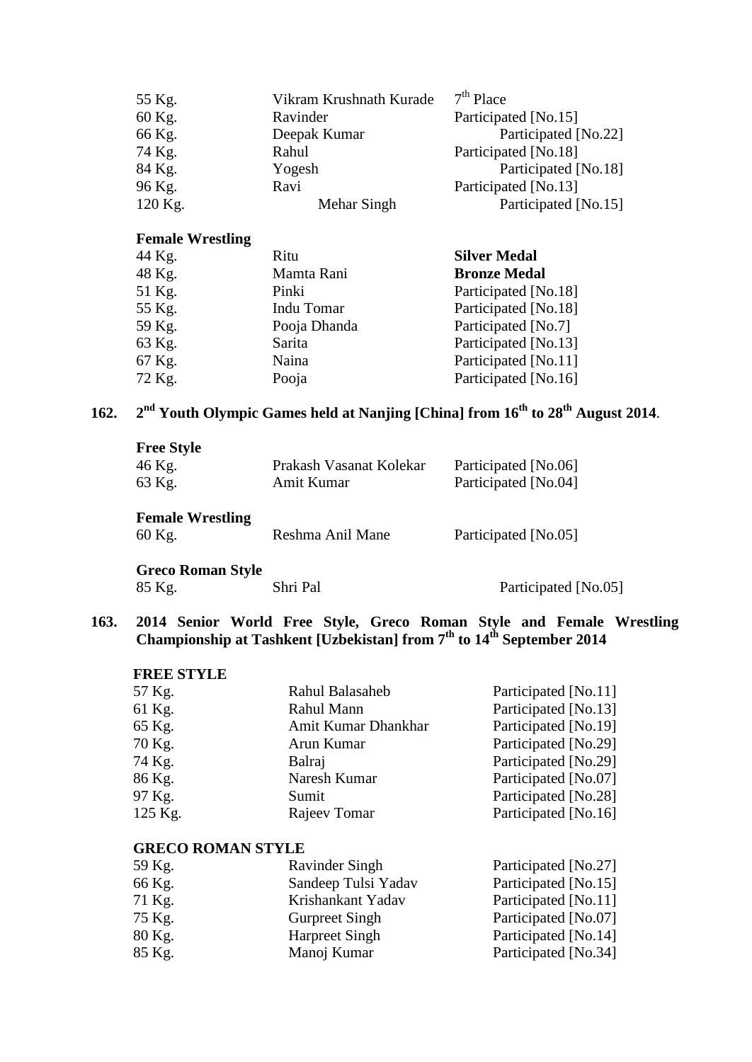| | | |
|---|---|---|
| 55 Kg. | Vikram Krushnath Kurade | 7th Place |
| 60 Kg. | Ravinder | Participated [No.15] |
| 66 Kg. | Deepak Kumar | Participated [No.22] |
| 74 Kg. | Rahul | Participated [No.18] |
| 84 Kg. | Yogesh | Participated [No.18] |
| 96 Kg. | Ravi | Participated [No.13] |
| 120 Kg. | Mehar Singh | Participated [No.15] |

**Female Wrestling**

| | | |
|---|---|---|
| 44 Kg. | Ritu | **Silver Medal** |
| 48 Kg. | Mamta Rani | **Bronze Medal** |
| 51 Kg. | Pinki | Participated [No.18] |
| 55 Kg. | Indu Tomar | Participated [No.18] |
| 59 Kg. | Pooja Dhanda | Participated [No.7] |
| 63 Kg. | Sarita | Participated [No.13] |
| 67 Kg. | Naina | Participated [No.11] |
| 72 Kg. | Pooja | Participated [No.16] |

**162. 2nd Youth Olympic Games held at Nanjing [China] from 16th to 28th August 2014**.

**Free Style**

| | | |
|---|---|---|
| 46 Kg. | Prakash Vasanat Kolekar | Participated [No.06] |
| 63 Kg. | Amit Kumar | Participated [No.04] |

**Female Wrestling**

| | | |
|---|---|---|
| 60 Kg. | Reshma Anil Mane | Participated [No.05] |

**Greco Roman Style**

| | | |
|---|---|---|
| 85 Kg. | Shri Pal | Participated [No.05] |

**163. 2014 Senior World Free Style, Greco Roman Style and Female Wrestling Championship at Tashkent [Uzbekistan] from 7th to 14th September 2014**

**FREE STYLE**

| | | |
|---|---|---|
| 57 Kg. | Rahul Balasaheb | Participated [No.11] |
| 61 Kg. | Rahul Mann | Participated [No.13] |
| 65 Kg. | Amit Kumar Dhankhar | Participated [No.19] |
| 70 Kg. | Arun Kumar | Participated [No.29] |
| 74 Kg. | Balraj | Participated [No.29] |
| 86 Kg. | Naresh Kumar | Participated [No.07] |
| 97 Kg. | Sumit | Participated [No.28] |
| 125 Kg. | Rajeev Tomar | Participated [No.16] |

**GRECO ROMAN STYLE**

| | | |
|---|---|---|
| 59 Kg. | Ravinder Singh | Participated [No.27] |
| 66 Kg. | Sandeep Tulsi Yadav | Participated [No.15] |
| 71 Kg. | Krishankant Yadav | Participated [No.11] |
| 75 Kg. | Gurpreet Singh | Participated [No.07] |
| 80 Kg. | Harpreet Singh | Participated [No.14] |
| 85 Kg. | Manoj Kumar | Participated [No.34] |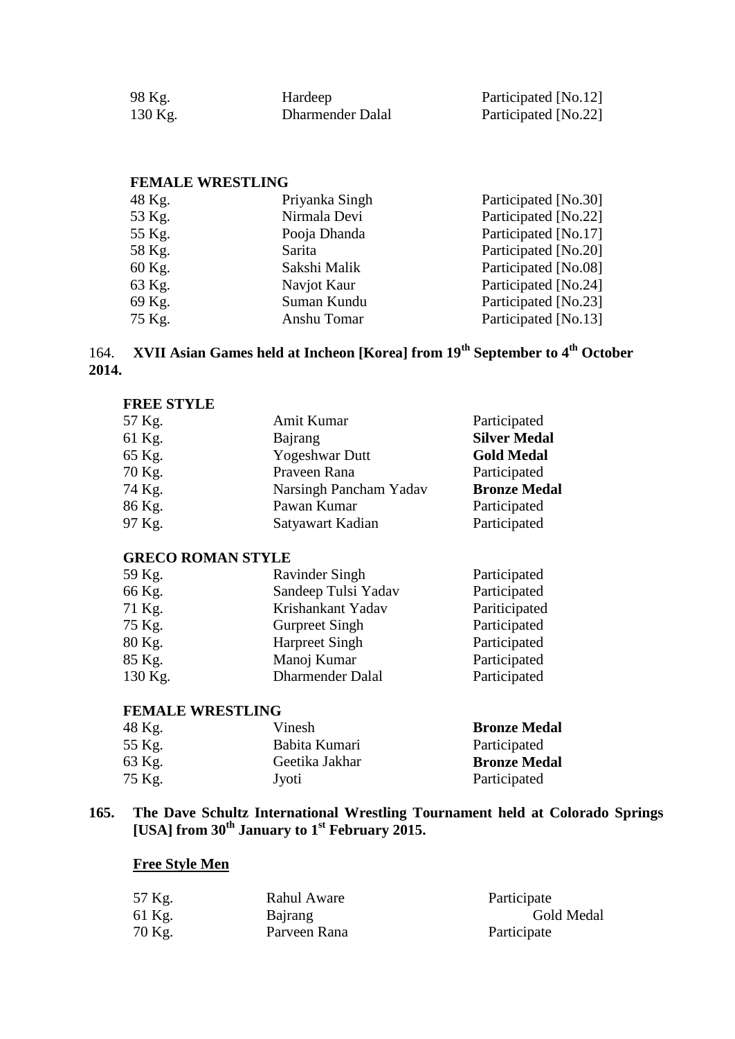| | | |
|---|---|---|
| 98 Kg. | Hardeep | Participated [No.12] |
| 130 Kg. | Dharmender Dalal | Participated [No.22] |

**FEMALE WRESTLING**

| | | |
|---|---|---|
| 48 Kg. | Priyanka Singh | Participated [No.30] |
| 53 Kg. | Nirmala Devi | Participated [No.22] |
| 55 Kg. | Pooja Dhanda | Participated [No.17] |
| 58 Kg. | Sarita | Participated [No.20] |
| 60 Kg. | Sakshi Malik | Participated [No.08] |
| 63 Kg. | Navjot Kaur | Participated [No.24] |
| 69 Kg. | Suman Kundu | Participated [No.23] |
| 75 Kg. | Anshu Tomar | Participated [No.13] |

164. **XVII Asian Games held at Incheon [Korea] from 19th September to 4th October 2014.**

**FREE STYLE**

| | | |
|---|---|---|
| 57 Kg. | Amit Kumar | Participated |
| 61 Kg. | Bajrang | **Silver Medal** |
| 65 Kg. | Yogeshwar Dutt | **Gold Medal** |
| 70 Kg. | Praveen Rana | Participated |
| 74 Kg. | Narsingh Pancham Yadav | **Bronze Medal** |
| 86 Kg. | Pawan Kumar | Participated |
| 97 Kg. | Satyawart Kadian | Participated |

**GRECO ROMAN STYLE**

| | | |
|---|---|---|
| 59 Kg. | Ravinder Singh | Participated |
| 66 Kg. | Sandeep Tulsi Yadav | Participated |
| 71 Kg. | Krishankant Yadav | Pariticipated |
| 75 Kg. | Gurpreet Singh | Participated |
| 80 Kg. | Harpreet Singh | Participated |
| 85 Kg. | Manoj Kumar | Participated |
| 130 Kg. | Dharmender Dalal | Participated |

**FEMALE WRESTLING**

| | | |
|---|---|---|
| 48 Kg. | Vinesh | **Bronze Medal** |
| 55 Kg. | Babita Kumari | Participated |
| 63 Kg. | Geetika Jakhar | **Bronze Medal** |
| 75 Kg. | Jyoti | Participated |

**165. The Dave Schultz International Wrestling Tournament held at Colorado Springs [USA] from 30th January to 1st February 2015.**

**Free Style Men**

| | | |
|---|---|---|
| 57 Kg. | Rahul Aware | Participate |
| 61 Kg. | Bajrang | Gold Medal |
| 70 Kg. | Parveen Rana | Participate |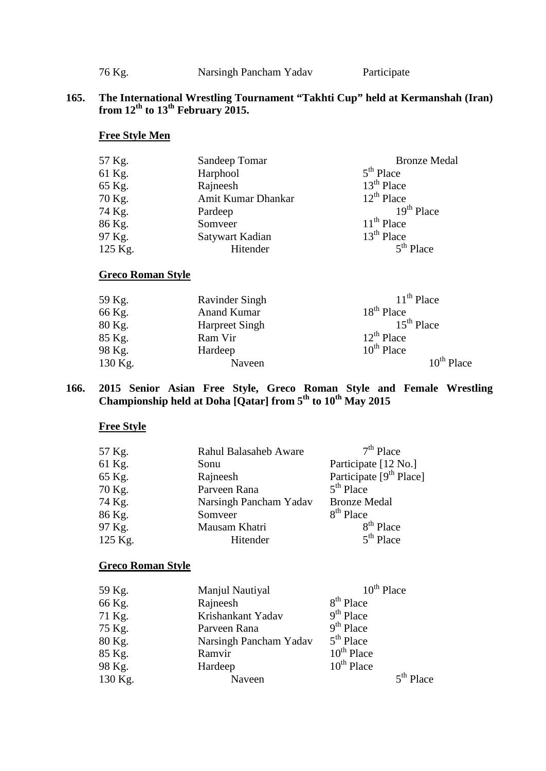| | | |
|---|---|---|
| 76 Kg. | Narsingh Pancham Yadav | Participate |

**165. The International Wrestling Tournament "Takhti Cup" held at Kermanshah (Iran) from 12th to 13th February 2015.**

**Free Style Men**

| | | |
|---|---|---|
| 57 Kg. | Sandeep Tomar | Bronze Medal |
| 61 Kg. | Harphool | 5th Place |
| 65 Kg. | Rajneesh | 13th Place |
| 70 Kg. | Amit Kumar Dhankar | 12th Place |
| 74 Kg. | Pardeep | 19th Place |
| 86 Kg. | Somveer | 11th Place |
| 97 Kg. | Satywart Kadian | 13th Place |
| 125 Kg. | Hitender | 5th Place |

**Greco Roman Style**

| | | |
|---|---|---|
| 59 Kg. | Ravinder Singh | 11th Place |
| 66 Kg. | Anand Kumar | 18th Place |
| 80 Kg. | Harpreet Singh | 15th Place |
| 85 Kg. | Ram Vir | 12th Place |
| 98 Kg. | Hardeep | 10th Place |
| 130 Kg. | Naveen | 10th Place |

**166. 2015 Senior Asian Free Style, Greco Roman Style and Female Wrestling Championship held at Doha [Qatar] from 5th to 10th May 2015**

**Free Style**

| | | |
|---|---|---|
| 57 Kg. | Rahul Balasaheb Aware | 7th Place |
| 61 Kg. | Sonu | Participate [12 No.] |
| 65 Kg. | Rajneesh | Participate [9th Place] |
| 70 Kg. | Parveen Rana | 5th Place |
| 74 Kg. | Narsingh Pancham Yadav | Bronze Medal |
| 86 Kg. | Somveer | 8th Place |
| 97 Kg. | Mausam Khatri | 8th Place |
| 125 Kg. | Hitender | 5th Place |

**Greco Roman Style**

| | | |
|---|---|---|
| 59 Kg. | Manjul Nautiyal | 10th Place |
| 66 Kg. | Rajneesh | 8th Place |
| 71 Kg. | Krishankant Yadav | 9th Place |
| 75 Kg. | Parveen Rana | 9th Place |
| 80 Kg. | Narsingh Pancham Yadav | 5th Place |
| 85 Kg. | Ramvir | 10th Place |
| 98 Kg. | Hardeep | 10th Place |
| 130 Kg. | Naveen | 5th Place |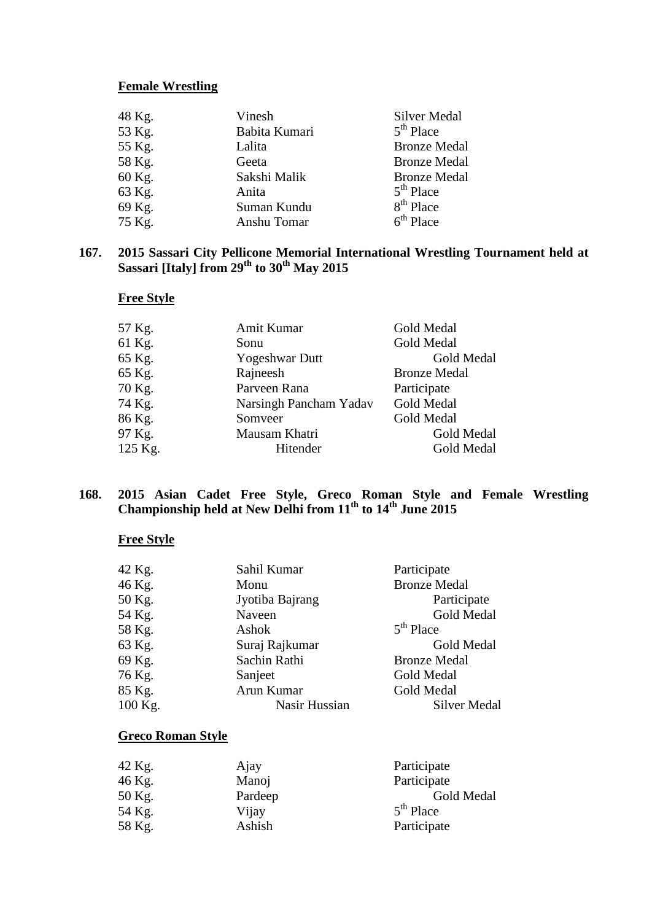**Female Wrestling**

| | | |
|---|---|---|
| 48 Kg. | Vinesh | Silver Medal |
| 53 Kg. | Babita Kumari | 5th Place |
| 55 Kg. | Lalita | Bronze Medal |
| 58 Kg. | Geeta | Bronze Medal |
| 60 Kg. | Sakshi Malik | Bronze Medal |
| 63 Kg. | Anita | 5th Place |
| 69 Kg. | Suman Kundu | 8th Place |
| 75 Kg. | Anshu Tomar | 6th Place |

**167. 2015 Sassari City Pellicone Memorial International Wrestling Tournament held at Sassari [Italy] from 29th to 30th May 2015**

**Free Style**

| | | |
|---|---|---|
| 57 Kg. | Amit Kumar | Gold Medal |
| 61 Kg. | Sonu | Gold Medal |
| 65 Kg. | Yogeshwar Dutt | Gold Medal |
| 65 Kg. | Rajneesh | Bronze Medal |
| 70 Kg. | Parveen Rana | Participate |
| 74 Kg. | Narsingh Pancham Yadav | Gold Medal |
| 86 Kg. | Somveer | Gold Medal |
| 97 Kg. | Mausam Khatri | Gold Medal |
| 125 Kg. | Hitender | Gold Medal |

**168. 2015 Asian Cadet Free Style, Greco Roman Style and Female Wrestling Championship held at New Delhi from 11th to 14th June 2015**

**Free Style**

| | | |
|---|---|---|
| 42 Kg. | Sahil Kumar | Participate |
| 46 Kg. | Monu | Bronze Medal |
| 50 Kg. | Jyotiba Bajrang | Participate |
| 54 Kg. | Naveen | Gold Medal |
| 58 Kg. | Ashok | 5th Place |
| 63 Kg. | Suraj Rajkumar | Gold Medal |
| 69 Kg. | Sachin Rathi | Bronze Medal |
| 76 Kg. | Sanjeet | Gold Medal |
| 85 Kg. | Arun Kumar | Gold Medal |
| 100 Kg. | Nasir Hussian | Silver Medal |

**Greco Roman Style**

| | | |
|---|---|---|
| 42 Kg. | Ajay | Participate |
| 46 Kg. | Manoj | Participate |
| 50 Kg. | Pardeep | Gold Medal |
| 54 Kg. | Vijay | 5th Place |
| 58 Kg. | Ashish | Participate |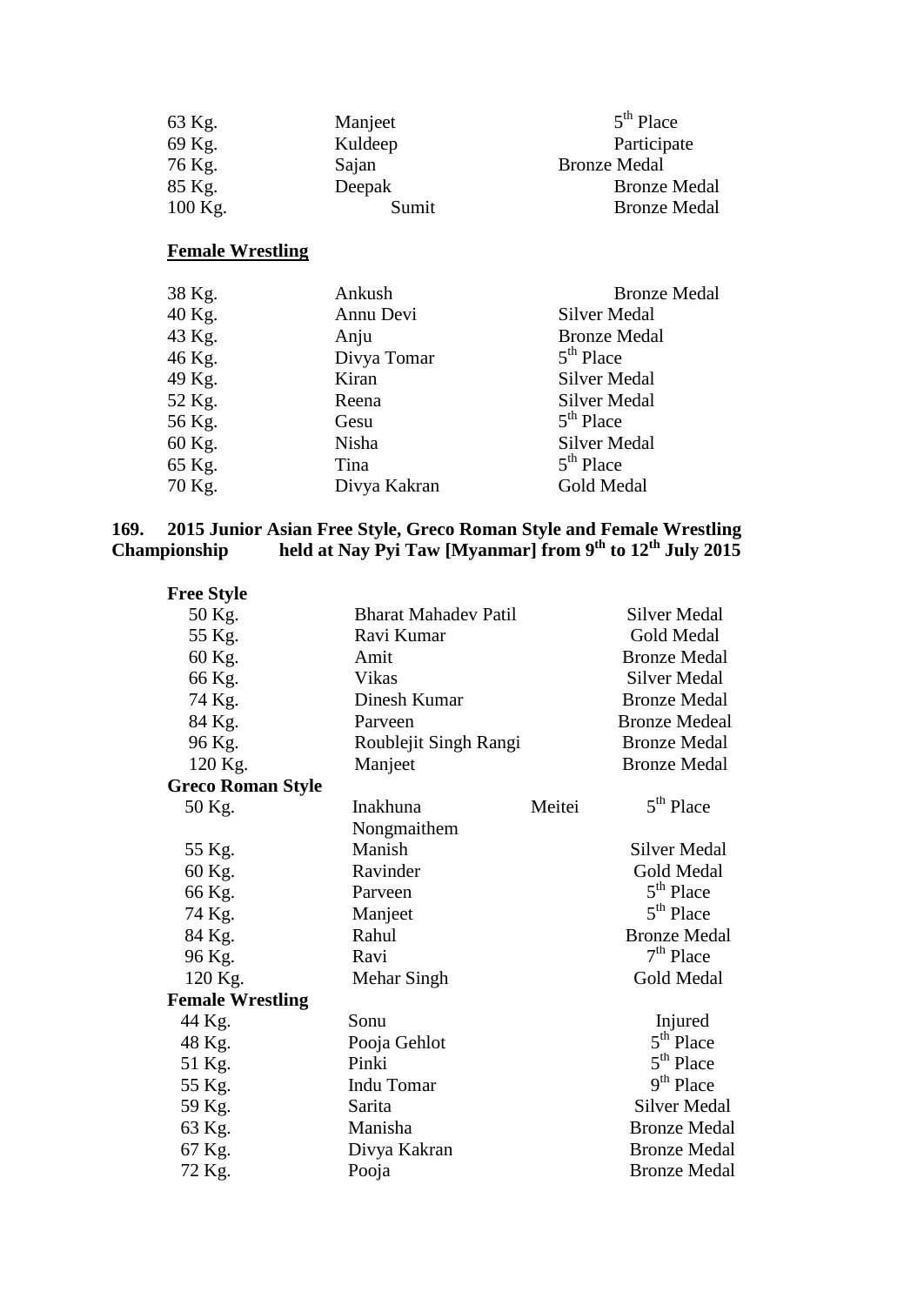| | | |
|---|---|---|
| 63 Kg. | Manjeet | 5th Place |
| 69 Kg. | Kuldeep | Participate |
| 76 Kg. | Sajan | Bronze Medal |
| 85 Kg. | Deepak | Bronze Medal |
| 100 Kg. | Sumit | Bronze Medal |

**Female Wrestling**

| | | |
|---|---|---|
| 38 Kg. | Ankush | Bronze Medal |
| 40 Kg. | Annu Devi | Silver Medal |
| 43 Kg. | Anju | Bronze Medal |
| 46 Kg. | Divya Tomar | 5th Place |
| 49 Kg. | Kiran | Silver Medal |
| 52 Kg. | Reena | Silver Medal |
| 56 Kg. | Gesu | 5th Place |
| 60 Kg. | Nisha | Silver Medal |
| 65 Kg. | Tina | 5th Place |
| 70 Kg. | Divya Kakran | Gold Medal |

**169. 2015 Junior Asian Free Style, Greco Roman Style and Female Wrestling Championship held at Nay Pyi Taw [Myanmar] from 9th to 12th July 2015**

**Free Style**

| | | |
|---|---|---|
| 50 Kg. | Bharat Mahadev Patil | Silver Medal |
| 55 Kg. | Ravi Kumar | Gold Medal |
| 60 Kg. | Amit | Bronze Medal |
| 66 Kg. | Vikas | Silver Medal |
| 74 Kg. | Dinesh Kumar | Bronze Medal |
| 84 Kg. | Parveen | Bronze Medeal |
| 96 Kg. | Roublejit Singh Rangi | Bronze Medal |
| 120 Kg. | Manjeet | Bronze Medal |

**Greco Roman Style**

| | | |
|---|---|---|
| 50 Kg. | Inakhuna Meitei Nongmaithem | 5th Place |
| 55 Kg. | Manish | Silver Medal |
| 60 Kg. | Ravinder | Gold Medal |
| 66 Kg. | Parveen | 5th Place |
| 74 Kg. | Manjeet | 5th Place |
| 84 Kg. | Rahul | Bronze Medal |
| 96 Kg. | Ravi | 7th Place |
| 120 Kg. | Mehar Singh | Gold Medal |

**Female Wrestling**

| | | |
|---|---|---|
| 44 Kg. | Sonu | Injured |
| 48 Kg. | Pooja Gehlot | 5th Place |
| 51 Kg. | Pinki | 5th Place |
| 55 Kg. | Indu Tomar | 9th Place |
| 59 Kg. | Sarita | Silver Medal |
| 63 Kg. | Manisha | Bronze Medal |
| 67 Kg. | Divya Kakran | Bronze Medal |
| 72 Kg. | Pooja | Bronze Medal |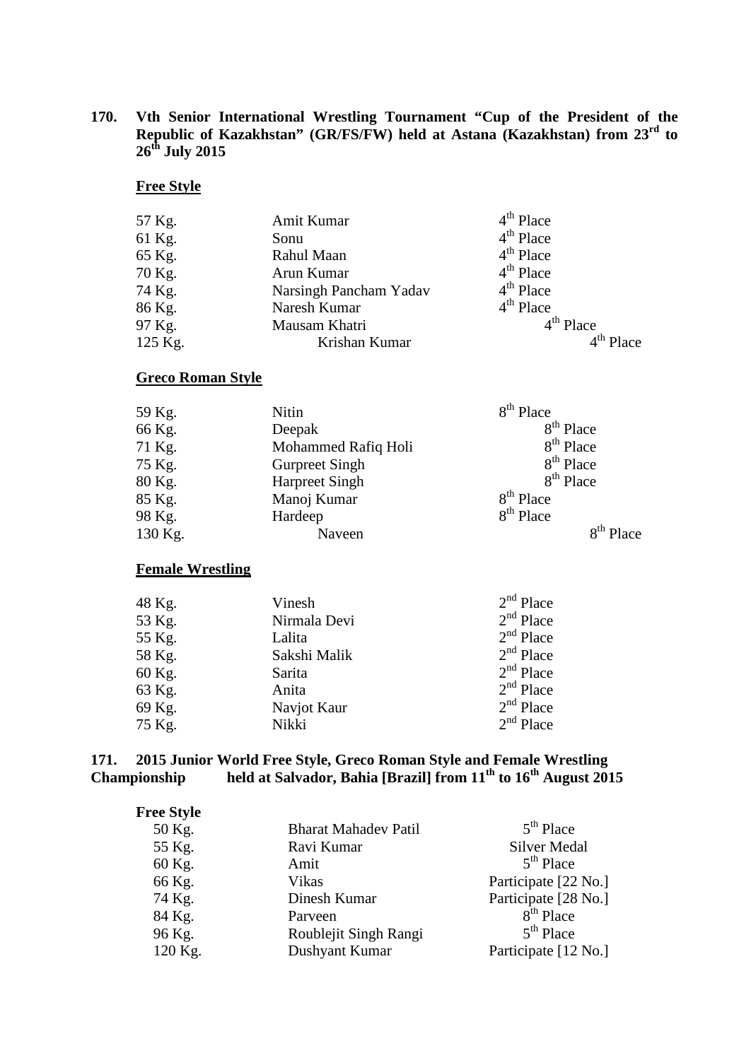**170. Vth Senior International Wrestling Tournament "Cup of the President of the Republic of Kazakhstan" (GR/FS/FW) held at Astana (Kazakhstan) from 23rd to 26th July 2015**

**Free Style**

| | | |
|---|---|---|
| 57 Kg. | Amit Kumar | 4th Place |
| 61 Kg. | Sonu | 4th Place |
| 65 Kg. | Rahul Maan | 4th Place |
| 70 Kg. | Arun Kumar | 4th Place |
| 74 Kg. | Narsingh Pancham Yadav | 4th Place |
| 86 Kg. | Naresh Kumar | 4th Place |
| 97 Kg. | Mausam Khatri | 4th Place |
| 125 Kg. | Krishan Kumar | 4th Place |

**Greco Roman Style**

| | | |
|---|---|---|
| 59 Kg. | Nitin | 8th Place |
| 66 Kg. | Deepak | 8th Place |
| 71 Kg. | Mohammed Rafiq Holi | 8th Place |
| 75 Kg. | Gurpreet Singh | 8th Place |
| 80 Kg. | Harpreet Singh | 8th Place |
| 85 Kg. | Manoj Kumar | 8th Place |
| 98 Kg. | Hardeep | 8th Place |
| 130 Kg. | Naveen | 8th Place |

**Female Wrestling**

| | | |
|---|---|---|
| 48 Kg. | Vinesh | 2nd Place |
| 53 Kg. | Nirmala Devi | 2nd Place |
| 55 Kg. | Lalita | 2nd Place |
| 58 Kg. | Sakshi Malik | 2nd Place |
| 60 Kg. | Sarita | 2nd Place |
| 63 Kg. | Anita | 2nd Place |
| 69 Kg. | Navjot Kaur | 2nd Place |
| 75 Kg. | Nikki | 2nd Place |

**171. 2015 Junior World Free Style, Greco Roman Style and Female Wrestling Championship held at Salvador, Bahia [Brazil] from 11th to 16th August 2015**

**Free Style**

| | | |
|---|---|---|
| 50 Kg. | Bharat Mahadev Patil | 5th Place |
| 55 Kg. | Ravi Kumar | Silver Medal |
| 60 Kg. | Amit | 5th Place |
| 66 Kg. | Vikas | Participate [22 No.] |
| 74 Kg. | Dinesh Kumar | Participate [28 No.] |
| 84 Kg. | Parveen | 8th Place |
| 96 Kg. | Roublejit Singh Rangi | 5th Place |
| 120 Kg. | Dushyant Kumar | Participate [12 No.] |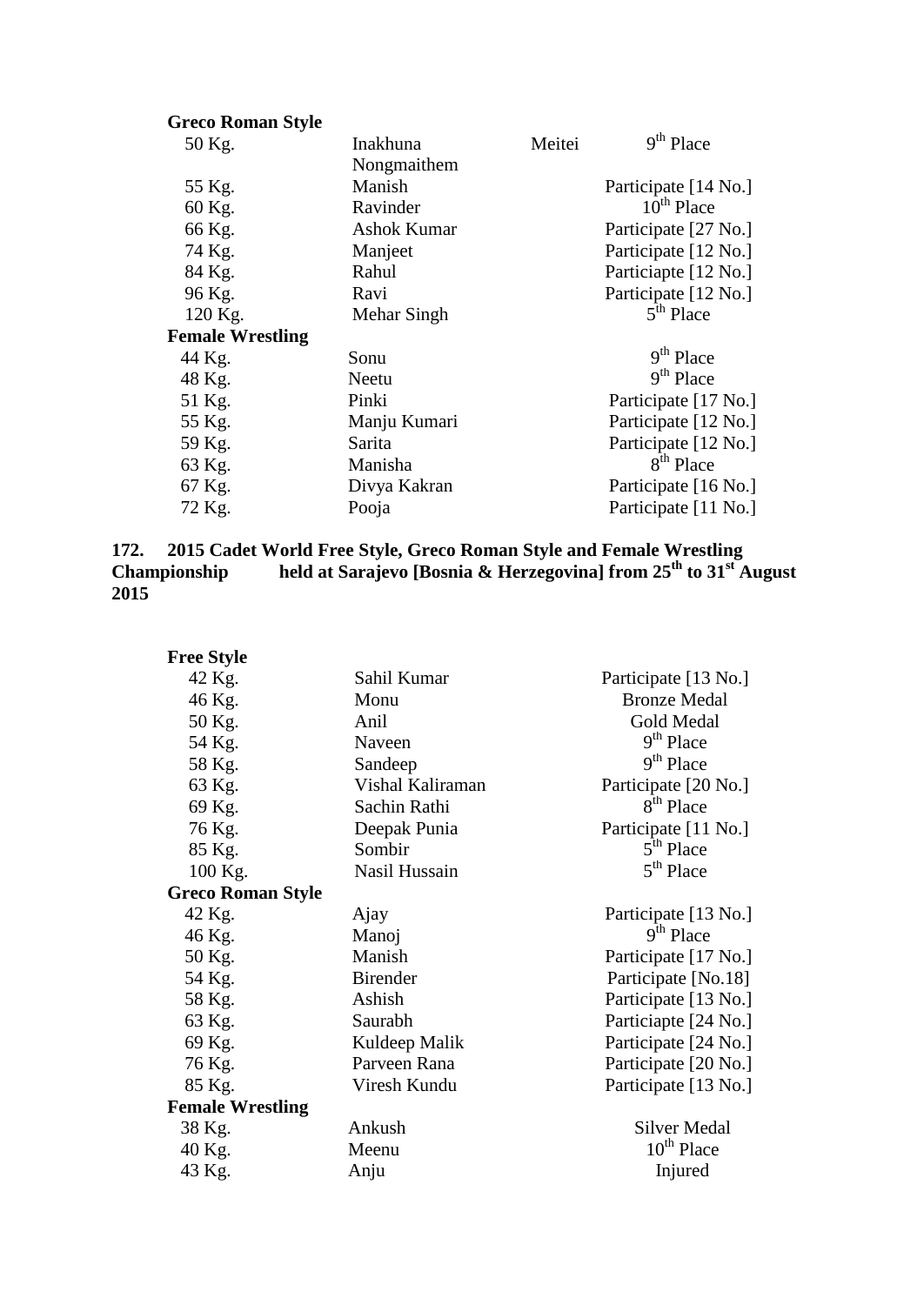**Greco Roman Style**

| | | |
|---|---|---|
| 50 Kg. | Inakhuna Meitei Nongmaithem | 9th Place |
| 55 Kg. | Manish | Participate [14 No.] |
| 60 Kg. | Ravinder | 10th Place |
| 66 Kg. | Ashok Kumar | Participate [27 No.] |
| 74 Kg. | Manjeet | Participate [12 No.] |
| 84 Kg. | Rahul | Particiapte [12 No.] |
| 96 Kg. | Ravi | Participate [12 No.] |
| 120 Kg. | Mehar Singh | 5th Place |

**Female Wrestling**

| | | |
|---|---|---|
| 44 Kg. | Sonu | 9th Place |
| 48 Kg. | Neetu | 9th Place |
| 51 Kg. | Pinki | Participate [17 No.] |
| 55 Kg. | Manju Kumari | Participate [12 No.] |
| 59 Kg. | Sarita | Participate [12 No.] |
| 63 Kg. | Manisha | 8th Place |
| 67 Kg. | Divya Kakran | Participate [16 No.] |
| 72 Kg. | Pooja | Participate [11 No.] |

**172. 2015 Cadet World Free Style, Greco Roman Style and Female Wrestling Championship held at Sarajevo [Bosnia & Herzegovina] from 25th to 31st August 2015**

**Free Style**

| | | |
|---|---|---|
| 42 Kg. | Sahil Kumar | Participate [13 No.] |
| 46 Kg. | Monu | Bronze Medal |
| 50 Kg. | Anil | Gold Medal |
| 54 Kg. | Naveen | 9th Place |
| 58 Kg. | Sandeep | 9th Place |
| 63 Kg. | Vishal Kaliraman | Participate [20 No.] |
| 69 Kg. | Sachin Rathi | 8th Place |
| 76 Kg. | Deepak Punia | Participate [11 No.] |
| 85 Kg. | Sombir | 5th Place |
| 100 Kg. | Nasil Hussain | 5th Place |

**Greco Roman Style**

| | | |
|---|---|---|
| 42 Kg. | Ajay | Participate [13 No.] |
| 46 Kg. | Manoj | 9th Place |
| 50 Kg. | Manish | Participate [17 No.] |
| 54 Kg. | Birender | Participate [No.18] |
| 58 Kg. | Ashish | Participate [13 No.] |
| 63 Kg. | Saurabh | Particiapte [24 No.] |
| 69 Kg. | Kuldeep Malik | Participate [24 No.] |
| 76 Kg. | Parveen Rana | Participate [20 No.] |
| 85 Kg. | Viresh Kundu | Participate [13 No.] |

**Female Wrestling**

| | | |
|---|---|---|
| 38 Kg. | Ankush | Silver Medal |
| 40 Kg. | Meenu | 10th Place |
| 43 Kg. | Anju | Injured |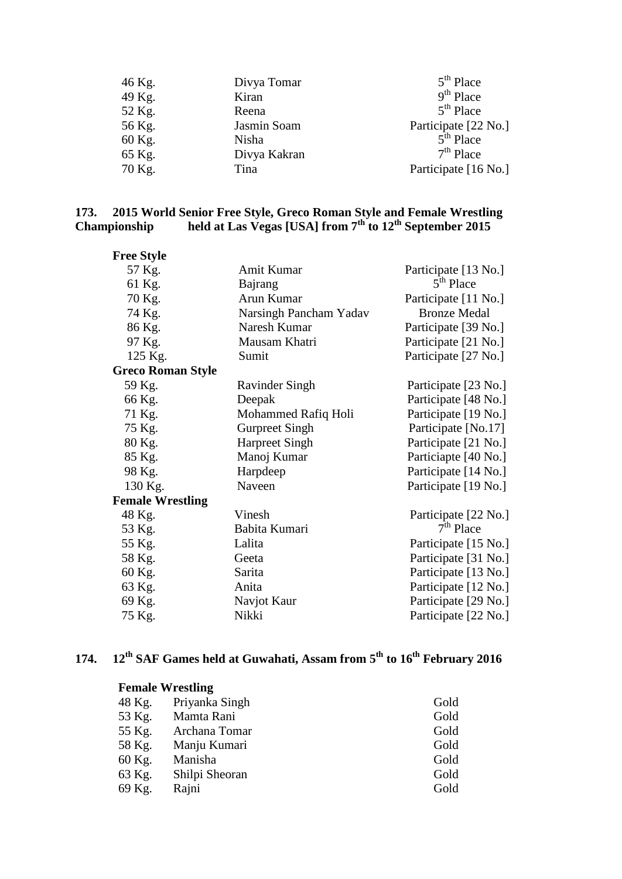| | | |
|---|---|---|
| 46 Kg. | Divya Tomar | 5th Place |
| 49 Kg. | Kiran | 9th Place |
| 52 Kg. | Reena | 5th Place |
| 56 Kg. | Jasmin Soam | Participate [22 No.] |
| 60 Kg. | Nisha | 5th Place |
| 65 Kg. | Divya Kakran | 7th Place |
| 70 Kg. | Tina | Participate [16 No.] |

### 173. 2015 World Senior Free Style, Greco Roman Style and Female Wrestling Championship held at Las Vegas [USA] from 7th to 12th September 2015

| | | |
|---|---|---|
| **Free Style** | | |
| 57 Kg. | Amit Kumar | Participate [13 No.] |
| 61 Kg. | Bajrang | 5th Place |
| 70 Kg. | Arun Kumar | Participate [11 No.] |
| 74 Kg. | Narsingh Pancham Yadav | Bronze Medal |
| 86 Kg. | Naresh Kumar | Participate [39 No.] |
| 97 Kg. | Mausam Khatri | Participate [21 No.] |
| 125 Kg. | Sumit | Participate [27 No.] |
| **Greco Roman Style** | | |
| 59 Kg. | Ravinder Singh | Participate [23 No.] |
| 66 Kg. | Deepak | Participate [48 No.] |
| 71 Kg. | Mohammed Rafiq Holi | Participate [19 No.] |
| 75 Kg. | Gurpreet Singh | Participate [No.17] |
| 80 Kg. | Harpreet Singh | Participate [21 No.] |
| 85 Kg. | Manoj Kumar | Particiapte [40 No.] |
| 98 Kg. | Harpdeep | Participate [14 No.] |
| 130 Kg. | Naveen | Participate [19 No.] |
| **Female Wrestling** | | |
| 48 Kg. | Vinesh | Participate [22 No.] |
| 53 Kg. | Babita Kumari | 7th Place |
| 55 Kg. | Lalita | Participate [15 No.] |
| 58 Kg. | Geeta | Participate [31 No.] |
| 60 Kg. | Sarita | Participate [13 No.] |
| 63 Kg. | Anita | Participate [12 No.] |
| 69 Kg. | Navjot Kaur | Participate [29 No.] |
| 75 Kg. | Nikki | Participate [22 No.] |

### 174. 12th SAF Games held at Guwahati, Assam from 5th to 16th February 2016

| | | |
|---|---|---|
| **Female Wrestling** | | |
| 48 Kg. | Priyanka Singh | Gold |
| 53 Kg. | Mamta Rani | Gold |
| 55 Kg. | Archana Tomar | Gold |
| 58 Kg. | Manju Kumari | Gold |
| 60 Kg. | Manisha | Gold |
| 63 Kg. | Shilpi Sheoran | Gold |
| 69 Kg. | Rajni | Gold |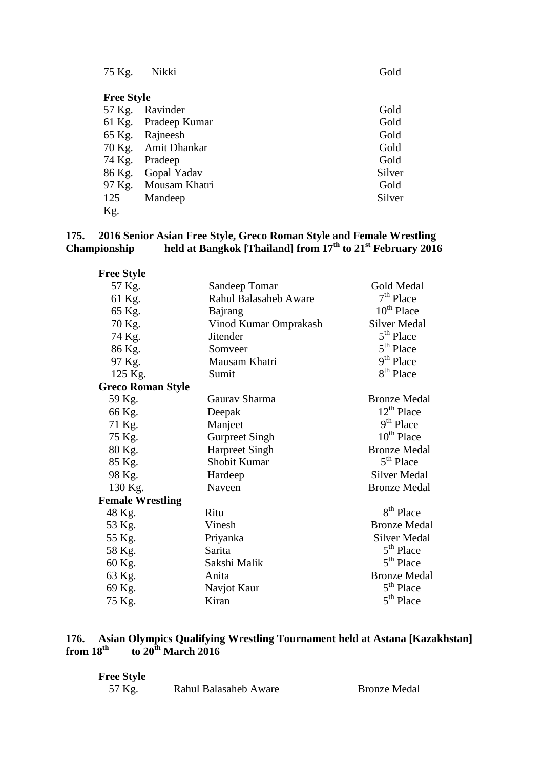| | | |
|---|---|---|
| 75 Kg. | Nikki | Gold |

**Free Style**

| | | |
|---|---|---|
| 57 Kg. | Ravinder | Gold |
| 61 Kg. | Pradeep Kumar | Gold |
| 65 Kg. | Rajneesh | Gold |
| 70 Kg. | Amit Dhankar | Gold |
| 74 Kg. | Pradeep | Gold |
| 86 Kg. | Gopal Yadav | Silver |
| 97 Kg. | Mousam Khatri | Gold |
| 125 Kg. | Mandeep | Silver |

**175. 2016 Senior Asian Free Style, Greco Roman Style and Female Wrestling Championship held at Bangkok [Thailand] from 17th to 21st February 2016**

**Free Style**

| | | |
|---|---|---|
| 57 Kg. | Sandeep Tomar | Gold Medal |
| 61 Kg. | Rahul Balasaheb Aware | 7th Place |
| 65 Kg. | Bajrang | 10th Place |
| 70 Kg. | Vinod Kumar Omprakash | Silver Medal |
| 74 Kg. | Jitender | 5th Place |
| 86 Kg. | Somveer | 5th Place |
| 97 Kg. | Mausam Khatri | 9th Place |
| 125 Kg. | Sumit | 8th Place |

**Greco Roman Style**

| | | |
|---|---|---|
| 59 Kg. | Gaurav Sharma | Bronze Medal |
| 66 Kg. | Deepak | 12th Place |
| 71 Kg. | Manjeet | 9th Place |
| 75 Kg. | Gurpreet Singh | 10th Place |
| 80 Kg. | Harpreet Singh | Bronze Medal |
| 85 Kg. | Shobit Kumar | 5th Place |
| 98 Kg. | Hardeep | Silver Medal |
| 130 Kg. | Naveen | Bronze Medal |

**Female Wrestling**

| | | |
|---|---|---|
| 48 Kg. | Ritu | 8th Place |
| 53 Kg. | Vinesh | Bronze Medal |
| 55 Kg. | Priyanka | Silver Medal |
| 58 Kg. | Sarita | 5th Place |
| 60 Kg. | Sakshi Malik | 5th Place |
| 63 Kg. | Anita | Bronze Medal |
| 69 Kg. | Navjot Kaur | 5th Place |
| 75 Kg. | Kiran | 5th Place |

**176. Asian Olympics Qualifying Wrestling Tournament held at Astana [Kazakhstan] from 18th to 20th March 2016**

**Free Style**

| | | |
|---|---|---|
| 57 Kg. | Rahul Balasaheb Aware | Bronze Medal |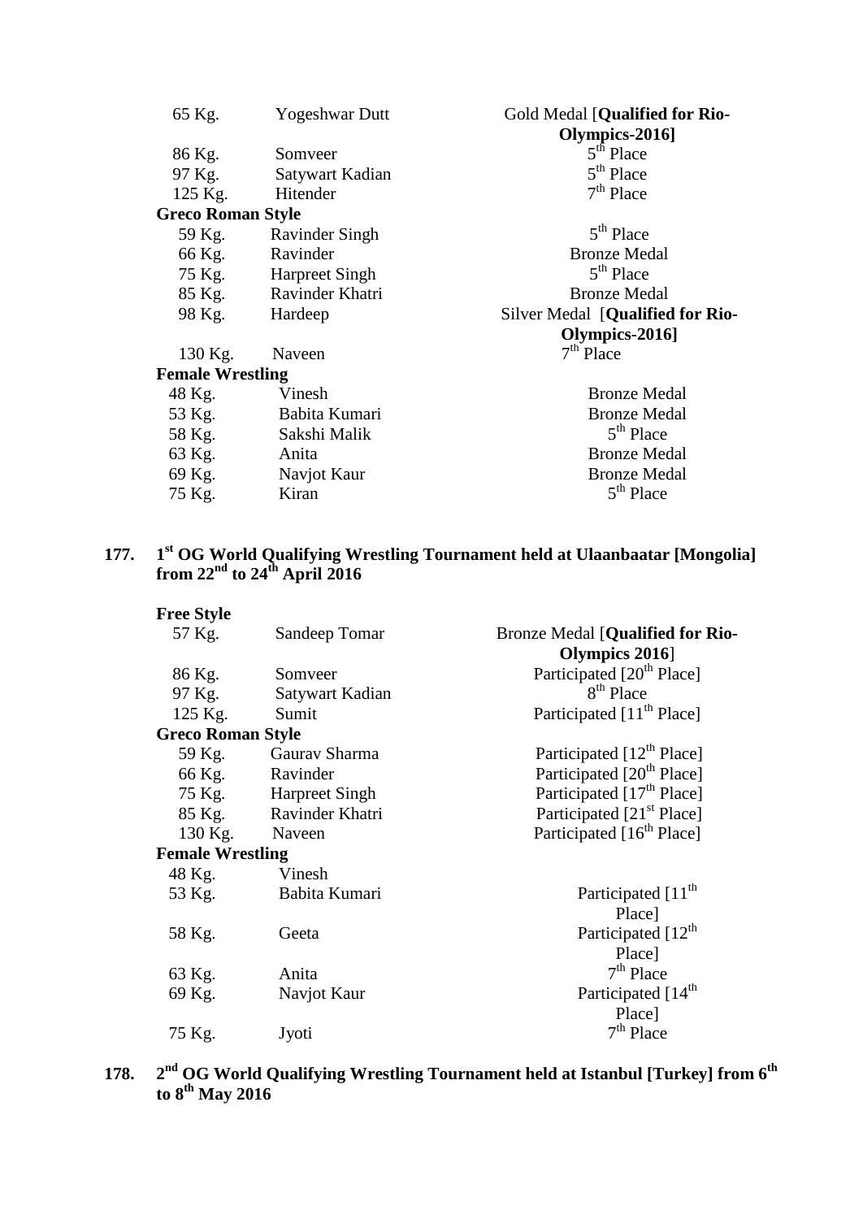| | | |
|---|---|---|
| 65 Kg. | Yogeshwar Dutt | Gold Medal [**Qualified for Rio-Olympics-2016]** |
| 86 Kg. | Somveer | 5th Place |
| 97 Kg. | Satywart Kadian | 5th Place |
| 125 Kg. | Hitender | 7th Place |
| **Greco Roman Style** | | |
| 59 Kg. | Ravinder Singh | 5th Place |
| 66 Kg. | Ravinder | Bronze Medal |
| 75 Kg. | Harpreet Singh | 5th Place |
| 85 Kg. | Ravinder Khatri | Bronze Medal |
| 98 Kg. | Hardeep | Silver Medal [**Qualified for Rio-Olympics-2016]** |
| 130 Kg. | Naveen | 7th Place |
| **Female Wrestling** | | |
| 48 Kg. | Vinesh | Bronze Medal |
| 53 Kg. | Babita Kumari | Bronze Medal |
| 58 Kg. | Sakshi Malik | 5th Place |
| 63 Kg. | Anita | Bronze Medal |
| 69 Kg. | Navjot Kaur | Bronze Medal |
| 75 Kg. | Kiran | 5th Place |

## 177. 1st OG World Qualifying Wrestling Tournament held at Ulaanbaatar [Mongolia] from 22nd to 24th April 2016

| | | |
|---|---|---|
| **Free Style** | | |
| 57 Kg. | Sandeep Tomar | Bronze Medal [**Qualified for Rio-Olympics 2016**] |
| 86 Kg. | Somveer | Participated [20th Place] |
| 97 Kg. | Satywart Kadian | 8th Place |
| 125 Kg. | Sumit | Participated [11th Place] |
| **Greco Roman Style** | | |
| 59 Kg. | Gaurav Sharma | Participated [12th Place] |
| 66 Kg. | Ravinder | Participated [20th Place] |
| 75 Kg. | Harpreet Singh | Participated [17th Place] |
| 85 Kg. | Ravinder Khatri | Participated [21st Place] |
| 130 Kg. | Naveen | Participated [16th Place] |
| **Female Wrestling** | | |
| 48 Kg. | Vinesh | |
| 53 Kg. | Babita Kumari | Participated [11th Place] |
| 58 Kg. | Geeta | Participated [12th Place] |
| 63 Kg. | Anita | 7th Place |
| 69 Kg. | Navjot Kaur | Participated [14th Place] |
| 75 Kg. | Jyoti | 7th Place |

## 178. 2nd OG World Qualifying Wrestling Tournament held at Istanbul [Turkey] from 6th to 8th May 2016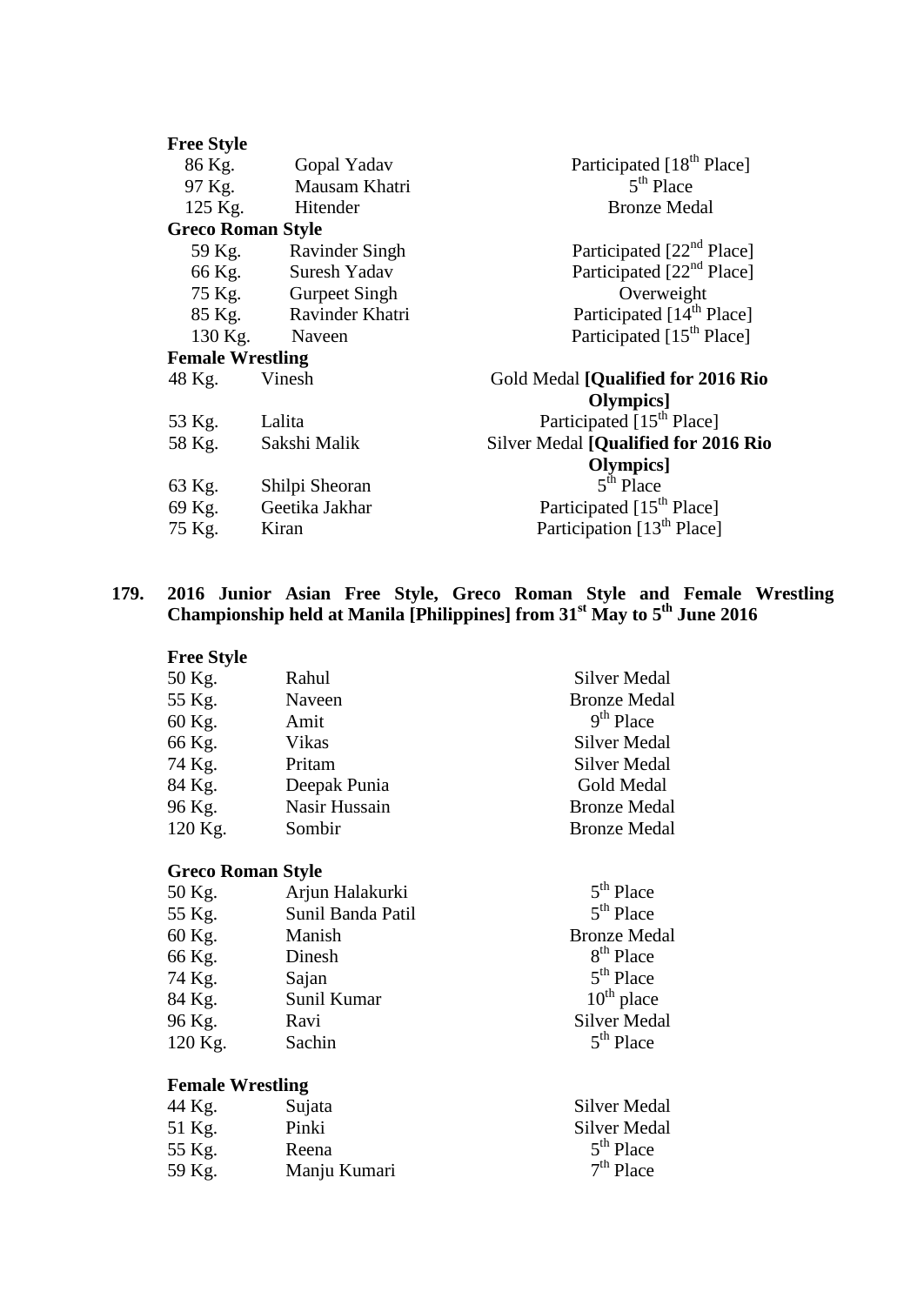**Free Style**

| | | |
|---|---|---|
| 86 Kg. | Gopal Yadav | Participated [18th Place] |
| 97 Kg. | Mausam Khatri | 5th Place |
| 125 Kg. | Hitender | Bronze Medal |

**Greco Roman Style**

| | | |
|---|---|---|
| 59 Kg. | Ravinder Singh | Participated [22nd Place] |
| 66 Kg. | Suresh Yadav | Participated [22nd Place] |
| 75 Kg. | Gurpeet Singh | Overweight |
| 85 Kg. | Ravinder Khatri | Participated [14th Place] |
| 130 Kg. | Naveen | Participated [15th Place] |

**Female Wrestling**

| | | |
|---|---|---|
| 48 Kg. | Vinesh | Gold Medal **[Qualified for 2016 Rio Olympics]** |
| 53 Kg. | Lalita | Participated [15th Place] |
| 58 Kg. | Sakshi Malik | Silver Medal **[Qualified for 2016 Rio Olympics]** |
| 63 Kg. | Shilpi Sheoran | 5th Place |
| 69 Kg. | Geetika Jakhar | Participated [15th Place] |
| 75 Kg. | Kiran | Participation [13th Place] |

**179. 2016 Junior Asian Free Style, Greco Roman Style and Female Wrestling Championship held at Manila [Philippines] from 31st May to 5th June 2016**

**Free Style**

| | | |
|---|---|---|
| 50 Kg. | Rahul | Silver Medal |
| 55 Kg. | Naveen | Bronze Medal |
| 60 Kg. | Amit | 9th Place |
| 66 Kg. | Vikas | Silver Medal |
| 74 Kg. | Pritam | Silver Medal |
| 84 Kg. | Deepak Punia | Gold Medal |
| 96 Kg. | Nasir Hussain | Bronze Medal |
| 120 Kg. | Sombir | Bronze Medal |

**Greco Roman Style**

| | | |
|---|---|---|
| 50 Kg. | Arjun Halakurki | 5th Place |
| 55 Kg. | Sunil Banda Patil | 5th Place |
| 60 Kg. | Manish | Bronze Medal |
| 66 Kg. | Dinesh | 8th Place |
| 74 Kg. | Sajan | 5th Place |
| 84 Kg. | Sunil Kumar | 10th place |
| 96 Kg. | Ravi | Silver Medal |
| 120 Kg. | Sachin | 5th Place |

**Female Wrestling**

| | | |
|---|---|---|
| 44 Kg. | Sujata | Silver Medal |
| 51 Kg. | Pinki | Silver Medal |
| 55 Kg. | Reena | 5th Place |
| 59 Kg. | Manju Kumari | 7th Place |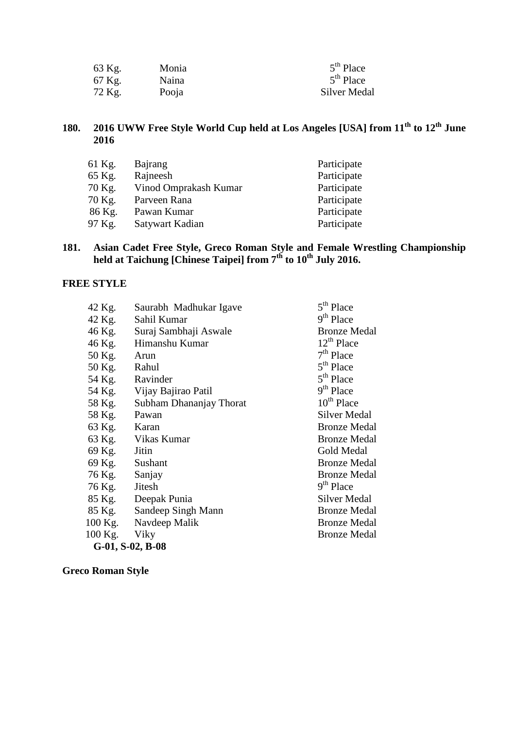| | | |
|---|---|---|
| 63 Kg. | Monia | 5th Place |
| 67 Kg. | Naina | 5th Place |
| 72 Kg. | Pooja | Silver Medal |

**180. 2016 UWW Free Style World Cup held at Los Angeles [USA] from 11th to 12th June 2016**

| | | |
|---|---|---|
| 61 Kg. | Bajrang | Participate |
| 65 Kg. | Rajneesh | Participate |
| 70 Kg. | Vinod Omprakash Kumar | Participate |
| 70 Kg. | Parveen Rana | Participate |
| 86 Kg. | Pawan Kumar | Participate |
| 97 Kg. | Satywart Kadian | Participate |

**181. Asian Cadet Free Style, Greco Roman Style and Female Wrestling Championship held at Taichung [Chinese Taipei] from 7th to 10th July 2016.**

**FREE STYLE**

| | | |
|---|---|---|
| 42 Kg. | Saurabh Madhukar Igave | 5th Place |
| 42 Kg. | Sahil Kumar | 9th Place |
| 46 Kg. | Suraj Sambhaji Aswale | Bronze Medal |
| 46 Kg. | Himanshu Kumar | 12th Place |
| 50 Kg. | Arun | 7th Place |
| 50 Kg. | Rahul | 5th Place |
| 54 Kg. | Ravinder | 5th Place |
| 54 Kg. | Vijay Bajirao Patil | 9th Place |
| 58 Kg. | Subham Dhananjay Thorat | 10th Place |
| 58 Kg. | Pawan | Silver Medal |
| 63 Kg. | Karan | Bronze Medal |
| 63 Kg. | Vikas Kumar | Bronze Medal |
| 69 Kg. | Jitin | Gold Medal |
| 69 Kg. | Sushant | Bronze Medal |
| 76 Kg. | Sanjay | Bronze Medal |
| 76 Kg. | Jitesh | 9th Place |
| 85 Kg. | Deepak Punia | Silver Medal |
| 85 Kg. | Sandeep Singh Mann | Bronze Medal |
| 100 Kg. | Navdeep Malik | Bronze Medal |
| 100 Kg. | Viky | Bronze Medal |

**G-01, S-02, B-08**

**Greco Roman Style**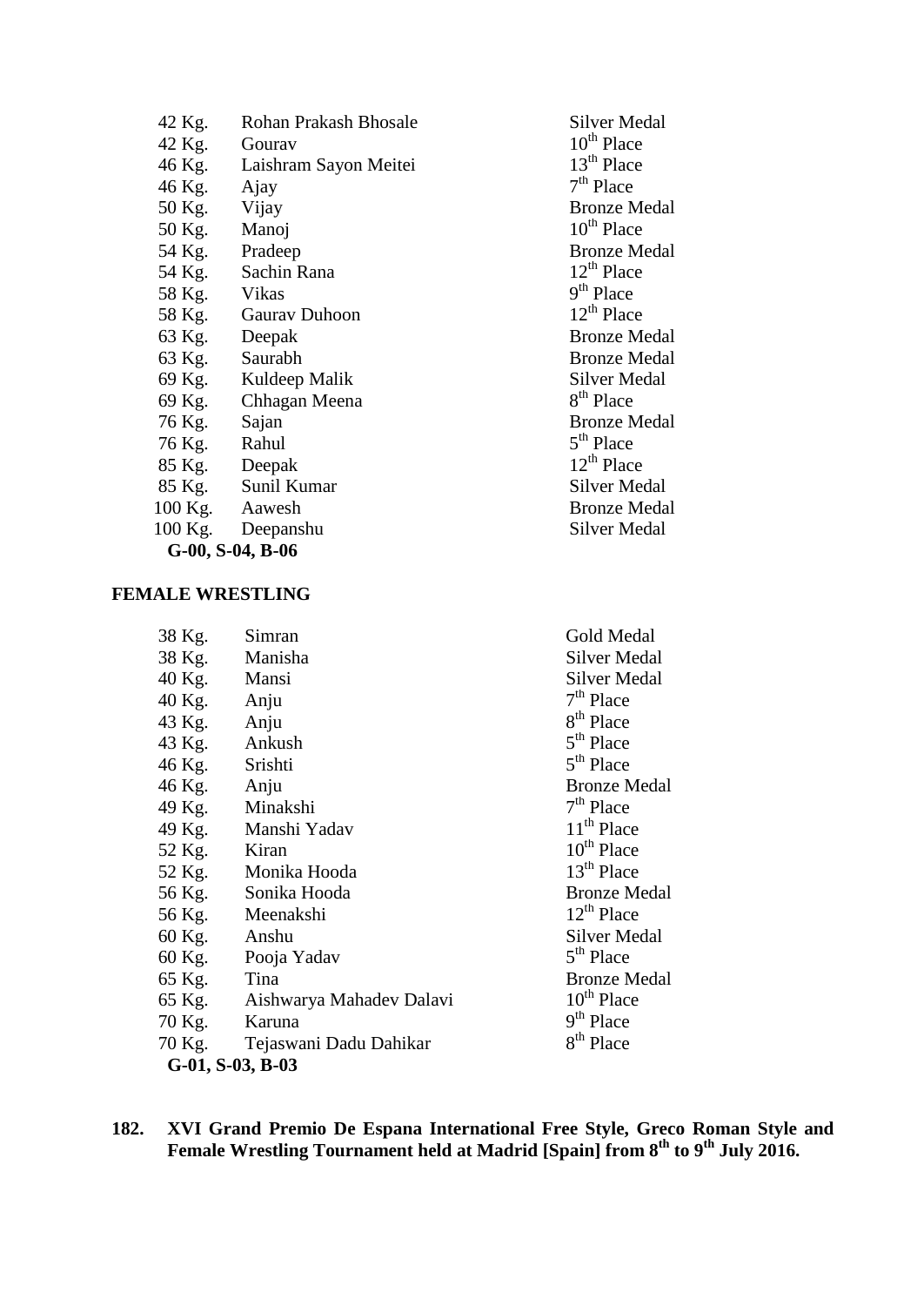| | | |
|---|---|---|
| 42 Kg. | Rohan Prakash Bhosale | Silver Medal |
| 42 Kg. | Gourav | 10th Place |
| 46 Kg. | Laishram Sayon Meitei | 13th Place |
| 46 Kg. | Ajay | 7th Place |
| 50 Kg. | Vijay | Bronze Medal |
| 50 Kg. | Manoj | 10th Place |
| 54 Kg. | Pradeep | Bronze Medal |
| 54 Kg. | Sachin Rana | 12th Place |
| 58 Kg. | Vikas | 9th Place |
| 58 Kg. | Gaurav Duhoon | 12th Place |
| 63 Kg. | Deepak | Bronze Medal |
| 63 Kg. | Saurabh | Bronze Medal |
| 69 Kg. | Kuldeep Malik | Silver Medal |
| 69 Kg. | Chhagan Meena | 8th Place |
| 76 Kg. | Sajan | Bronze Medal |
| 76 Kg. | Rahul | 5th Place |
| 85 Kg. | Deepak | 12th Place |
| 85 Kg. | Sunil Kumar | Silver Medal |
| 100 Kg. | Aawesh | Bronze Medal |
| 100 Kg. | Deepanshu | Silver Medal |

**G-00, S-04, B-06**

**FEMALE WRESTLING**

| | | |
|---|---|---|
| 38 Kg. | Simran | Gold Medal |
| 38 Kg. | Manisha | Silver Medal |
| 40 Kg. | Mansi | Silver Medal |
| 40 Kg. | Anju | 7th Place |
| 43 Kg. | Anju | 8th Place |
| 43 Kg. | Ankush | 5th Place |
| 46 Kg. | Srishti | 5th Place |
| 46 Kg. | Anju | Bronze Medal |
| 49 Kg. | Minakshi | 7th Place |
| 49 Kg. | Manshi Yadav | 11th Place |
| 52 Kg. | Kiran | 10th Place |
| 52 Kg. | Monika Hooda | 13th Place |
| 56 Kg. | Sonika Hooda | Bronze Medal |
| 56 Kg. | Meenakshi | 12th Place |
| 60 Kg. | Anshu | Silver Medal |
| 60 Kg. | Pooja Yadav | 5th Place |
| 65 Kg. | Tina | Bronze Medal |
| 65 Kg. | Aishwarya Mahadev Dalavi | 10th Place |
| 70 Kg. | Karuna | 9th Place |
| 70 Kg. | Tejaswani Dadu Dahikar | 8th Place |

**G-01, S-03, B-03**

**182. XVI Grand Premio De Espana International Free Style, Greco Roman Style and Female Wrestling Tournament held at Madrid [Spain] from 8th to 9th July 2016.**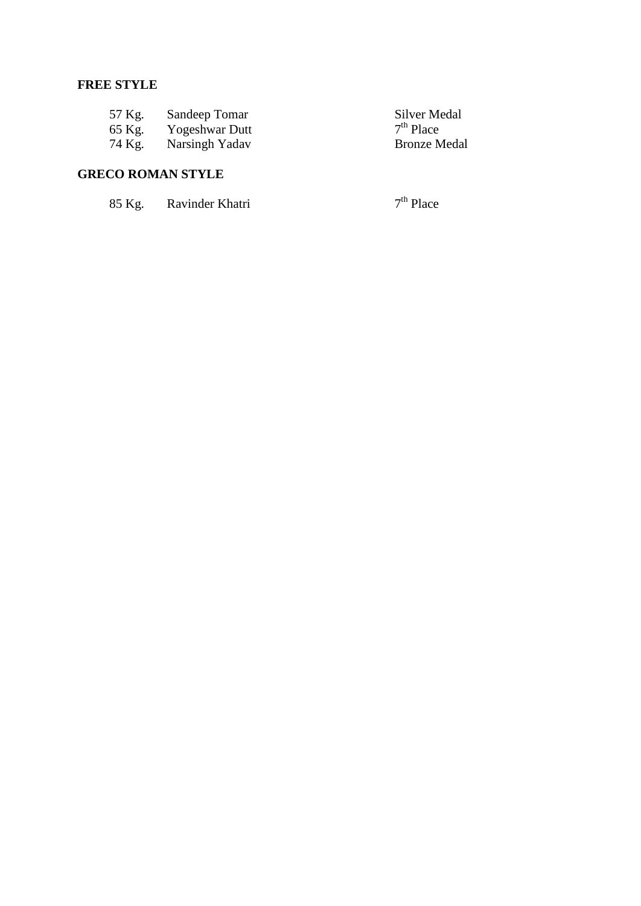**FREE STYLE**

| | | |
|---|---|---|
| 57 Kg. | Sandeep Tomar | Silver Medal |
| 65 Kg. | Yogeshwar Dutt | 7th Place |
| 74 Kg. | Narsingh Yadav | Bronze Medal |

**GRECO ROMAN STYLE**

| | | |
|---|---|---|
| 85 Kg. | Ravinder Khatri | 7th Place |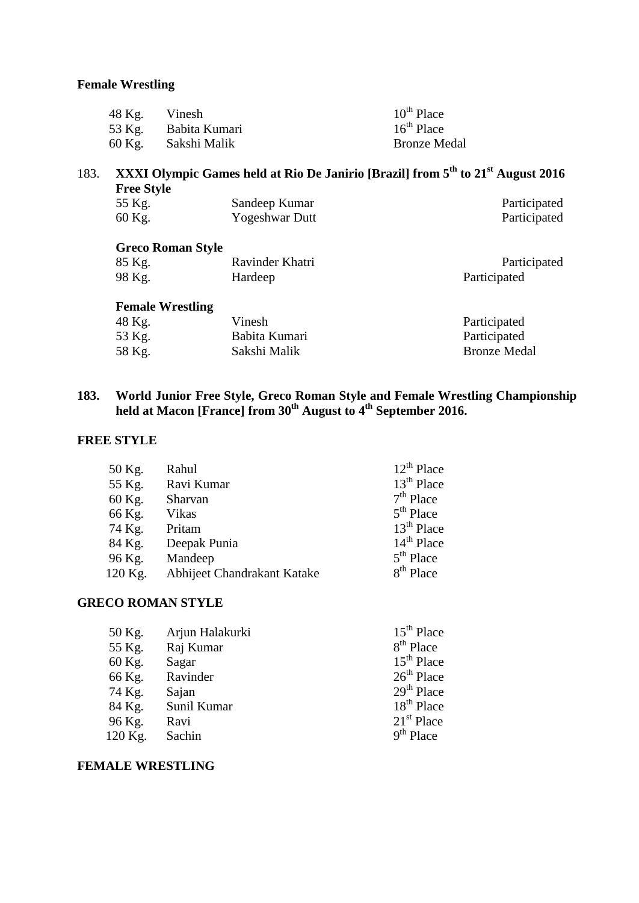**Female Wrestling**

| | | |
|---|---|---|
| 48 Kg. | Vinesh | 10th Place |
| 53 Kg. | Babita Kumari | 16th Place |
| 60 Kg. | Sakshi Malik | Bronze Medal |

183. **XXXI Olympic Games held at Rio De Janirio [Brazil] from 5th to 21st August 2016**

**Free Style**

| | | |
|---|---|---|
| 55 Kg. | Sandeep Kumar | Participated |
| 60 Kg. | Yogeshwar Dutt | Participated |

**Greco Roman Style**

| | | |
|---|---|---|
| 85 Kg. | Ravinder Khatri | Participated |
| 98 Kg. | Hardeep | Participated |

**Female Wrestling**

| | | |
|---|---|---|
| 48 Kg. | Vinesh | Participated |
| 53 Kg. | Babita Kumari | Participated |
| 58 Kg. | Sakshi Malik | Bronze Medal |

**183. World Junior Free Style, Greco Roman Style and Female Wrestling Championship held at Macon [France] from 30th August to 4th September 2016.**

**FREE STYLE**

| | | |
|---|---|---|
| 50 Kg. | Rahul | 12th Place |
| 55 Kg. | Ravi Kumar | 13th Place |
| 60 Kg. | Sharvan | 7th Place |
| 66 Kg. | Vikas | 5th Place |
| 74 Kg. | Pritam | 13th Place |
| 84 Kg. | Deepak Punia | 14th Place |
| 96 Kg. | Mandeep | 5th Place |
| 120 Kg. | Abhijeet Chandrakant Katake | 8th Place |

**GRECO ROMAN STYLE**

| | | |
|---|---|---|
| 50 Kg. | Arjun Halakurki | 15th Place |
| 55 Kg. | Raj Kumar | 8th Place |
| 60 Kg. | Sagar | 15th Place |
| 66 Kg. | Ravinder | 26th Place |
| 74 Kg. | Sajan | 29th Place |
| 84 Kg. | Sunil Kumar | 18th Place |
| 96 Kg. | Ravi | 21st Place |
| 120 Kg. | Sachin | 9th Place |

**FEMALE WRESTLING**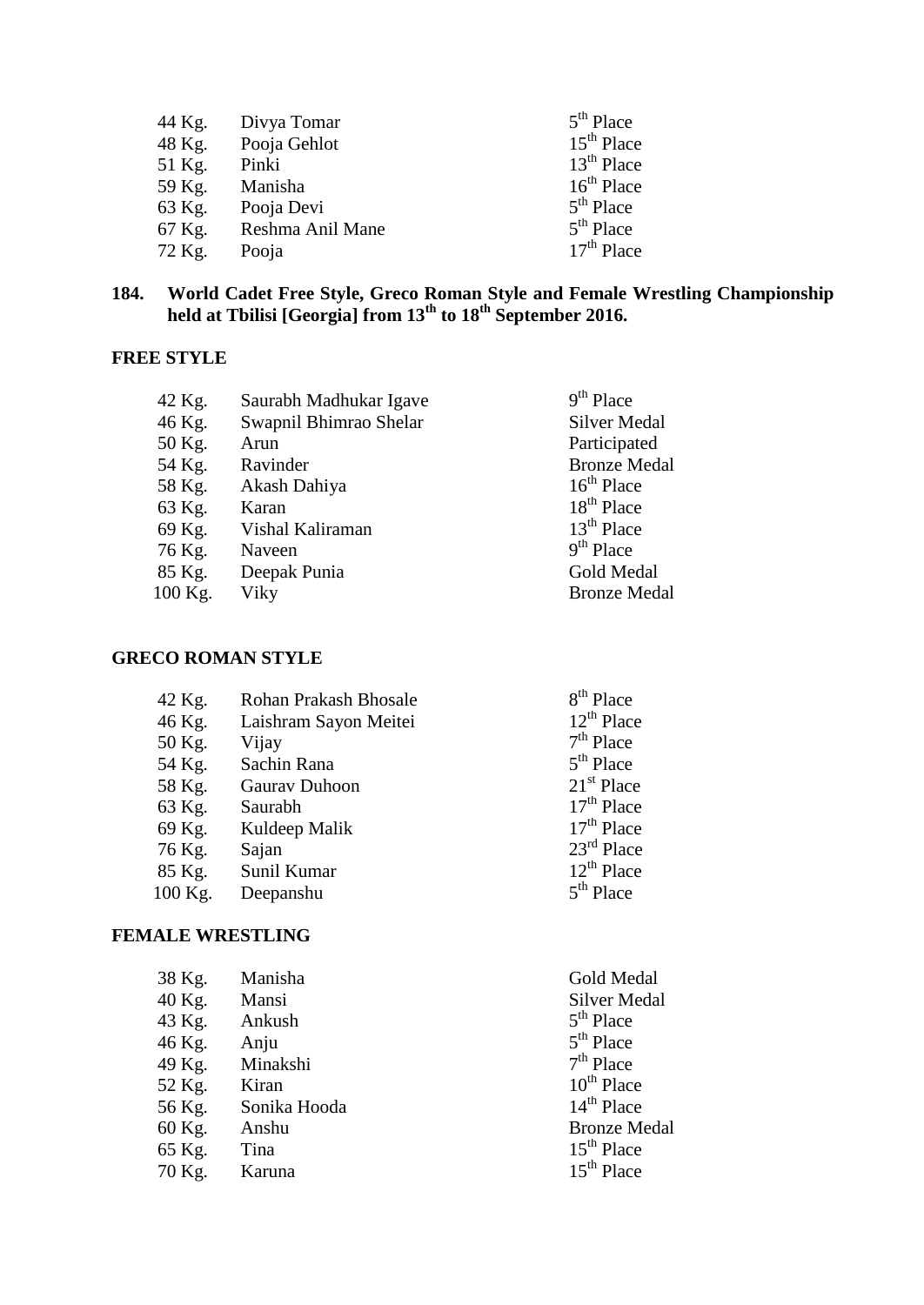| | | |
|---|---|---|
| 44 Kg. | Divya Tomar | 5th Place |
| 48 Kg. | Pooja Gehlot | 15th Place |
| 51 Kg. | Pinki | 13th Place |
| 59 Kg. | Manisha | 16th Place |
| 63 Kg. | Pooja Devi | 5th Place |
| 67 Kg. | Reshma Anil Mane | 5th Place |
| 72 Kg. | Pooja | 17th Place |

**184. World Cadet Free Style, Greco Roman Style and Female Wrestling Championship held at Tbilisi [Georgia] from 13th to 18th September 2016.**

**FREE STYLE**

| | | |
|---|---|---|
| 42 Kg. | Saurabh Madhukar Igave | 9th Place |
| 46 Kg. | Swapnil Bhimrao Shelar | Silver Medal |
| 50 Kg. | Arun | Participated |
| 54 Kg. | Ravinder | Bronze Medal |
| 58 Kg. | Akash Dahiya | 16th Place |
| 63 Kg. | Karan | 18th Place |
| 69 Kg. | Vishal Kaliraman | 13th Place |
| 76 Kg. | Naveen | 9th Place |
| 85 Kg. | Deepak Punia | Gold Medal |
| 100 Kg. | Viky | Bronze Medal |

**GRECO ROMAN STYLE**

| | | |
|---|---|---|
| 42 Kg. | Rohan Prakash Bhosale | 8th Place |
| 46 Kg. | Laishram Sayon Meitei | 12th Place |
| 50 Kg. | Vijay | 7th Place |
| 54 Kg. | Sachin Rana | 5th Place |
| 58 Kg. | Gaurav Duhoon | 21st Place |
| 63 Kg. | Saurabh | 17th Place |
| 69 Kg. | Kuldeep Malik | 17th Place |
| 76 Kg. | Sajan | 23rd Place |
| 85 Kg. | Sunil Kumar | 12th Place |
| 100 Kg. | Deepanshu | 5th Place |

**FEMALE WRESTLING**

| | | |
|---|---|---|
| 38 Kg. | Manisha | Gold Medal |
| 40 Kg. | Mansi | Silver Medal |
| 43 Kg. | Ankush | 5th Place |
| 46 Kg. | Anju | 5th Place |
| 49 Kg. | Minakshi | 7th Place |
| 52 Kg. | Kiran | 10th Place |
| 56 Kg. | Sonika Hooda | 14th Place |
| 60 Kg. | Anshu | Bronze Medal |
| 65 Kg. | Tina | 15th Place |
| 70 Kg. | Karuna | 15th Place |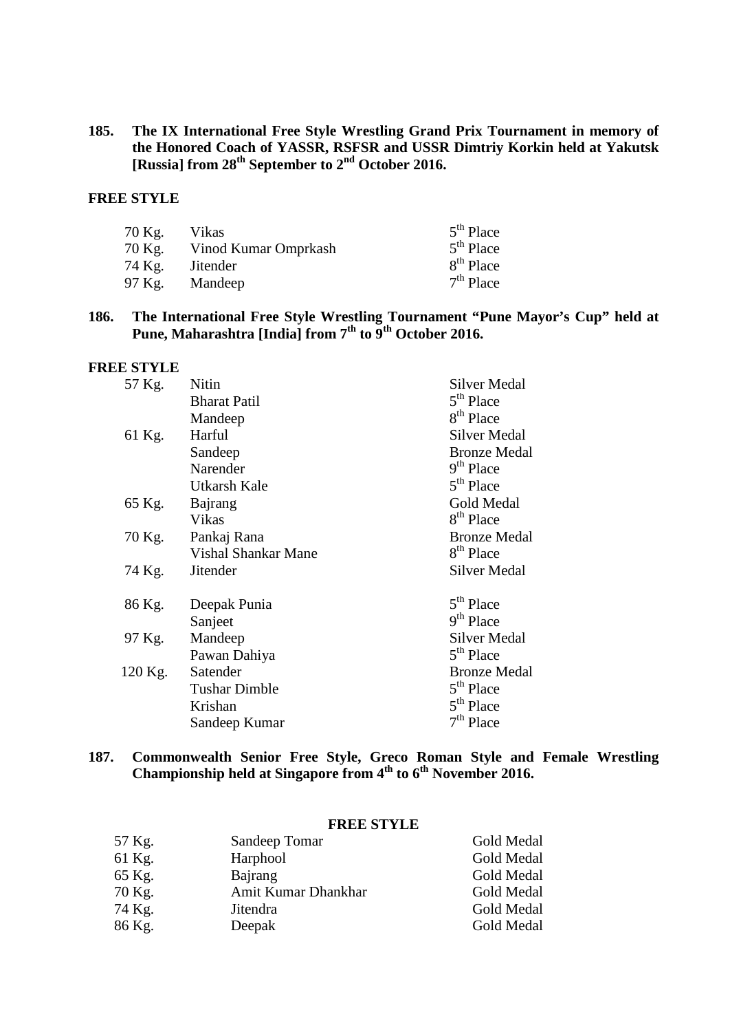**185. The IX International Free Style Wrestling Grand Prix Tournament in memory of the Honored Coach of YASSR, RSFSR and USSR Dimtriy Korkin held at Yakutsk [Russia] from 28th September to 2nd October 2016.**

**FREE STYLE**

| | | |
|---|---|---|
| 70 Kg. | Vikas | 5th Place |
| 70 Kg. | Vinod Kumar Omprkash | 5th Place |
| 74 Kg. | Jitender | 8th Place |
| 97 Kg. | Mandeep | 7th Place |

**186. The International Free Style Wrestling Tournament "Pune Mayor's Cup" held at Pune, Maharashtra [India] from 7th to 9th October 2016.**

**FREE STYLE**

| | | |
|---|---|---|
| 57 Kg. | Nitin | Silver Medal |
| | Bharat Patil | 5th Place |
| | Mandeep | 8th Place |
| 61 Kg. | Harful | Silver Medal |
| | Sandeep | Bronze Medal |
| | Narender | 9th Place |
| | Utkarsh Kale | 5th Place |
| 65 Kg. | Bajrang | Gold Medal |
| | Vikas | 8th Place |
| 70 Kg. | Pankaj Rana | Bronze Medal |
| | Vishal Shankar Mane | 8th Place |
| 74 Kg. | Jitender | Silver Medal |
| 86 Kg. | Deepak Punia | 5th Place |
| | Sanjeet | 9th Place |
| 97 Kg. | Mandeep | Silver Medal |
| | Pawan Dahiya | 5th Place |
| 120 Kg. | Satender | Bronze Medal |
| | Tushar Dimble | 5th Place |
| | Krishan | 5th Place |
| | Sandeep Kumar | 7th Place |

**187. Commonwealth Senior Free Style, Greco Roman Style and Female Wrestling Championship held at Singapore from 4th to 6th November 2016.**

**FREE STYLE**

| | | |
|---|---|---|
| 57 Kg. | Sandeep Tomar | Gold Medal |
| 61 Kg. | Harphool | Gold Medal |
| 65 Kg. | Bajrang | Gold Medal |
| 70 Kg. | Amit Kumar Dhankhar | Gold Medal |
| 74 Kg. | Jitendra | Gold Medal |
| 86 Kg. | Deepak | Gold Medal |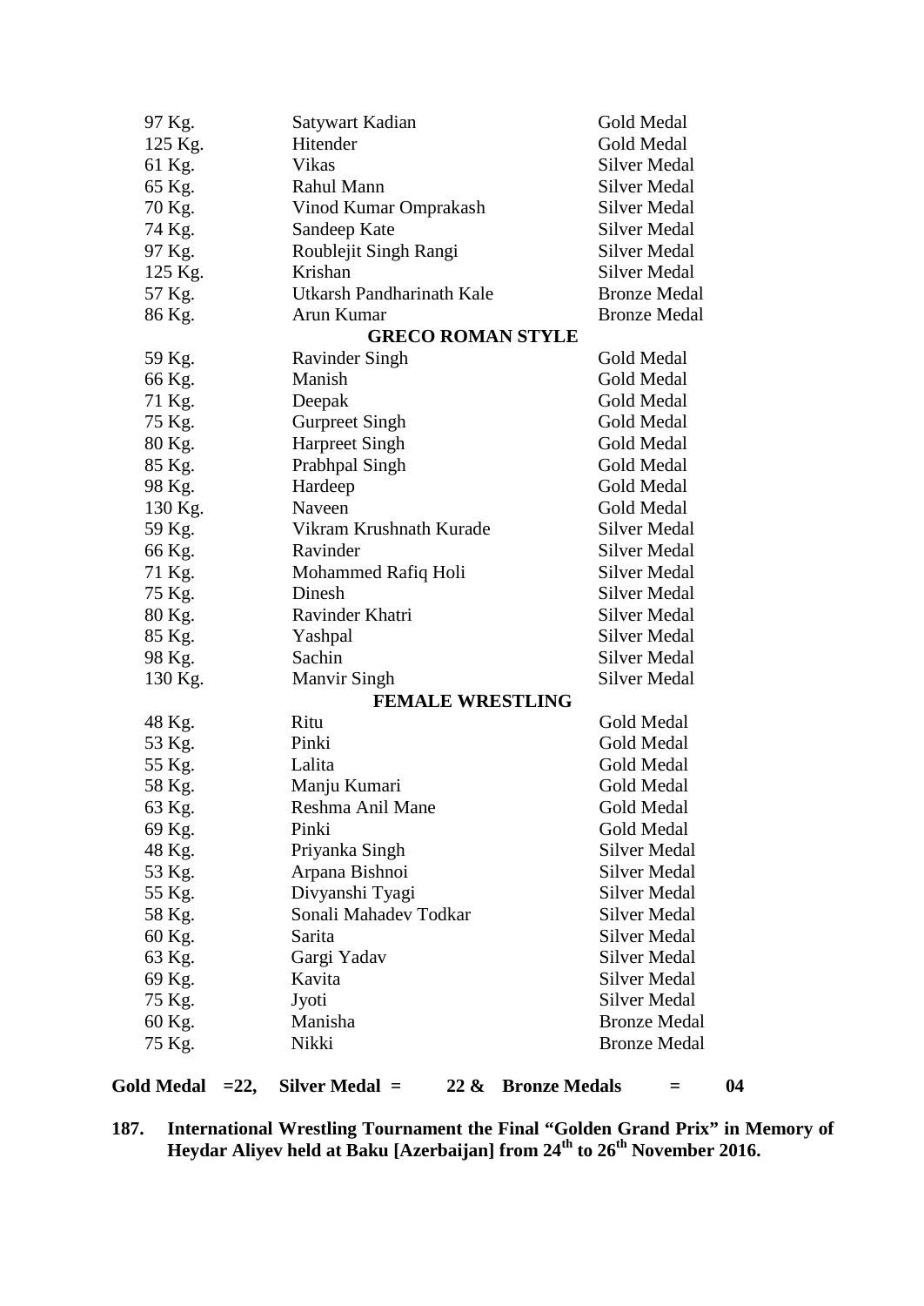| | | |
|---|---|---|
| 97 Kg. | Satywart Kadian | Gold Medal |
| 125 Kg. | Hitender | Gold Medal |
| 61 Kg. | Vikas | Silver Medal |
| 65 Kg. | Rahul Mann | Silver Medal |
| 70 Kg. | Vinod Kumar Omprakash | Silver Medal |
| 74 Kg. | Sandeep Kate | Silver Medal |
| 97 Kg. | Roublejit Singh Rangi | Silver Medal |
| 125 Kg. | Krishan | Silver Medal |
| 57 Kg. | Utkarsh Pandharinath Kale | Bronze Medal |
| 86 Kg. | Arun Kumar | Bronze Medal |
| | **GRECO ROMAN STYLE** | |
| 59 Kg. | Ravinder Singh | Gold Medal |
| 66 Kg. | Manish | Gold Medal |
| 71 Kg. | Deepak | Gold Medal |
| 75 Kg. | Gurpreet Singh | Gold Medal |
| 80 Kg. | Harpreet Singh | Gold Medal |
| 85 Kg. | Prabhpal Singh | Gold Medal |
| 98 Kg. | Hardeep | Gold Medal |
| 130 Kg. | Naveen | Gold Medal |
| 59 Kg. | Vikram Krushnath Kurade | Silver Medal |
| 66 Kg. | Ravinder | Silver Medal |
| 71 Kg. | Mohammed Rafiq Holi | Silver Medal |
| 75 Kg. | Dinesh | Silver Medal |
| 80 Kg. | Ravinder Khatri | Silver Medal |
| 85 Kg. | Yashpal | Silver Medal |
| 98 Kg. | Sachin | Silver Medal |
| 130 Kg. | Manvir Singh | Silver Medal |
| | **FEMALE WRESTLING** | |
| 48 Kg. | Ritu | Gold Medal |
| 53 Kg. | Pinki | Gold Medal |
| 55 Kg. | Lalita | Gold Medal |
| 58 Kg. | Manju Kumari | Gold Medal |
| 63 Kg. | Reshma Anil Mane | Gold Medal |
| 69 Kg. | Pinki | Gold Medal |
| 48 Kg. | Priyanka Singh | Silver Medal |
| 53 Kg. | Arpana Bishnoi | Silver Medal |
| 55 Kg. | Divyanshi Tyagi | Silver Medal |
| 58 Kg. | Sonali Mahadev Todkar | Silver Medal |
| 60 Kg. | Sarita | Silver Medal |
| 63 Kg. | Gargi Yadav | Silver Medal |
| 69 Kg. | Kavita | Silver Medal |
| 75 Kg. | Jyoti | Silver Medal |
| 60 Kg. | Manisha | Bronze Medal |
| 75 Kg. | Nikki | Bronze Medal |

**Gold Medal =22, Silver Medal = 22 & Bronze Medals = 04**

**187. International Wrestling Tournament the Final "Golden Grand Prix" in Memory of Heydar Aliyev held at Baku [Azerbaijan] from 24th to 26th November 2016.**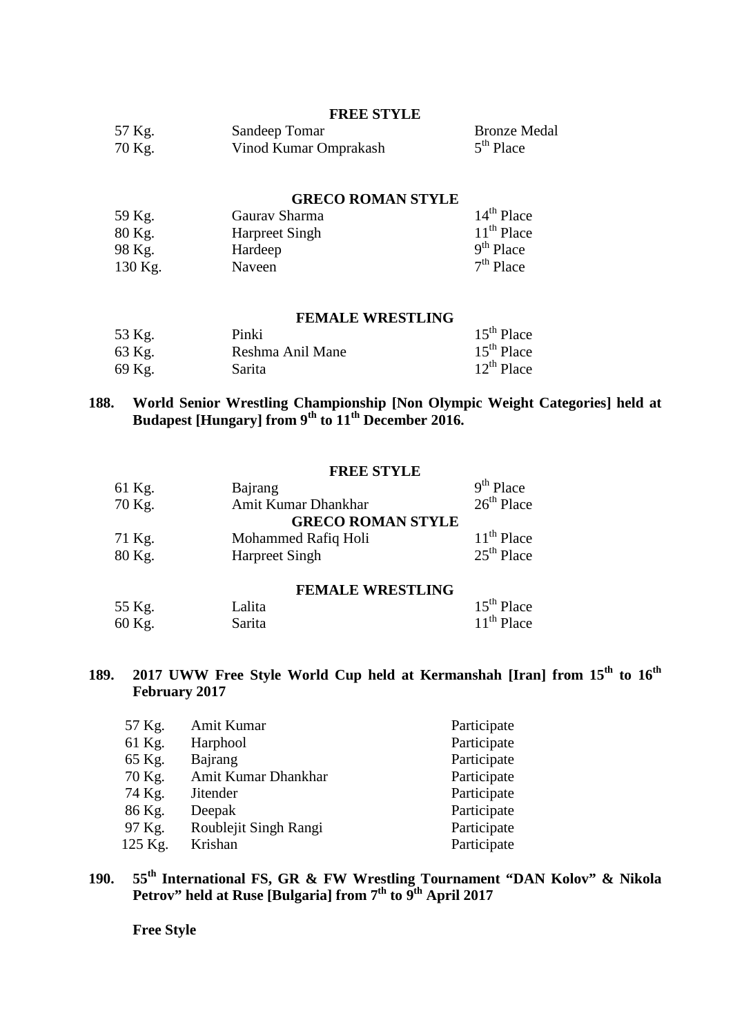**FREE STYLE**

| | | |
|---|---|---|
| 57 Kg. | Sandeep Tomar | Bronze Medal |
| 70 Kg. | Vinod Kumar Omprakash | 5th Place |

**GRECO ROMAN STYLE**

| | | |
|---|---|---|
| 59 Kg. | Gaurav Sharma | 14th Place |
| 80 Kg. | Harpreet Singh | 11th Place |
| 98 Kg. | Hardeep | 9th Place |
| 130 Kg. | Naveen | 7th Place |

**FEMALE WRESTLING**

| | | |
|---|---|---|
| 53 Kg. | Pinki | 15th Place |
| 63 Kg. | Reshma Anil Mane | 15th Place |
| 69 Kg. | Sarita | 12th Place |

**188. World Senior Wrestling Championship [Non Olympic Weight Categories] held at Budapest [Hungary] from 9th to 11th December 2016.**

**FREE STYLE**

| | | |
|---|---|---|
| 61 Kg. | Bajrang | 9th Place |
| 70 Kg. | Amit Kumar Dhankhar | 26th Place |

**GRECO ROMAN STYLE**

| | | |
|---|---|---|
| 71 Kg. | Mohammed Rafiq Holi | 11th Place |
| 80 Kg. | Harpreet Singh | 25th Place |

**FEMALE WRESTLING**

| | | |
|---|---|---|
| 55 Kg. | Lalita | 15th Place |
| 60 Kg. | Sarita | 11th Place |

**189. 2017 UWW Free Style World Cup held at Kermanshah [Iran] from 15th to 16th February 2017**

| | | |
|---|---|---|
| 57 Kg. | Amit Kumar | Participate |
| 61 Kg. | Harphool | Participate |
| 65 Kg. | Bajrang | Participate |
| 70 Kg. | Amit Kumar Dhankhar | Participate |
| 74 Kg. | Jitender | Participate |
| 86 Kg. | Deepak | Participate |
| 97 Kg. | Roublejit Singh Rangi | Participate |
| 125 Kg. | Krishan | Participate |

**190. 55th International FS, GR & FW Wrestling Tournament "DAN Kolov" & Nikola Petrov" held at Ruse [Bulgaria] from 7th to 9th April 2017**

**Free Style**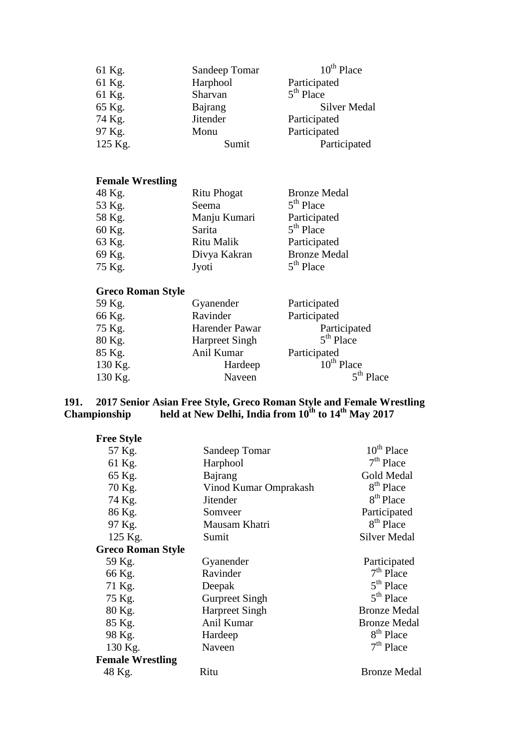| | | |
|---|---|---|
| 61 Kg. | Sandeep Tomar | 10th Place |
| 61 Kg. | Harphool | Participated |
| 61 Kg. | Sharvan | 5th Place |
| 65 Kg. | Bajrang | Silver Medal |
| 74 Kg. | Jitender | Participated |
| 97 Kg. | Monu | Participated |
| 125 Kg. | Sumit | Participated |

**Female Wrestling**

| | | |
|---|---|---|
| 48 Kg. | Ritu Phogat | Bronze Medal |
| 53 Kg. | Seema | 5th Place |
| 58 Kg. | Manju Kumari | Participated |
| 60 Kg. | Sarita | 5th Place |
| 63 Kg. | Ritu Malik | Participated |
| 69 Kg. | Divya Kakran | Bronze Medal |
| 75 Kg. | Jyoti | 5th Place |

**Greco Roman Style**

| | | |
|---|---|---|
| 59 Kg. | Gyanender | Participated |
| 66 Kg. | Ravinder | Participated |
| 75 Kg. | Harender Pawar | Participated |
| 80 Kg. | Harpreet Singh | 5th Place |
| 85 Kg. | Anil Kumar | Participated |
| 130 Kg. | Hardeep | 10th Place |
| 130 Kg. | Naveen | 5th Place |

**191. 2017 Senior Asian Free Style, Greco Roman Style and Female Wrestling Championship held at New Delhi, India from 10th to 14th May 2017**

**Free Style**

| | | |
|---|---|---|
| 57 Kg. | Sandeep Tomar | 10th Place |
| 61 Kg. | Harphool | 7th Place |
| 65 Kg. | Bajrang | Gold Medal |
| 70 Kg. | Vinod Kumar Omprakash | 8th Place |
| 74 Kg. | Jitender | 8th Place |
| 86 Kg. | Somveer | Participated |
| 97 Kg. | Mausam Khatri | 8th Place |
| 125 Kg. | Sumit | Silver Medal |

**Greco Roman Style**

| | | |
|---|---|---|
| 59 Kg. | Gyanender | Participated |
| 66 Kg. | Ravinder | 7th Place |
| 71 Kg. | Deepak | 5th Place |
| 75 Kg. | Gurpreet Singh | 5th Place |
| 80 Kg. | Harpreet Singh | Bronze Medal |
| 85 Kg. | Anil Kumar | Bronze Medal |
| 98 Kg. | Hardeep | 8th Place |
| 130 Kg. | Naveen | 7th Place |

**Female Wrestling**

| | | |
|---|---|---|
| 48 Kg. | Ritu | Bronze Medal |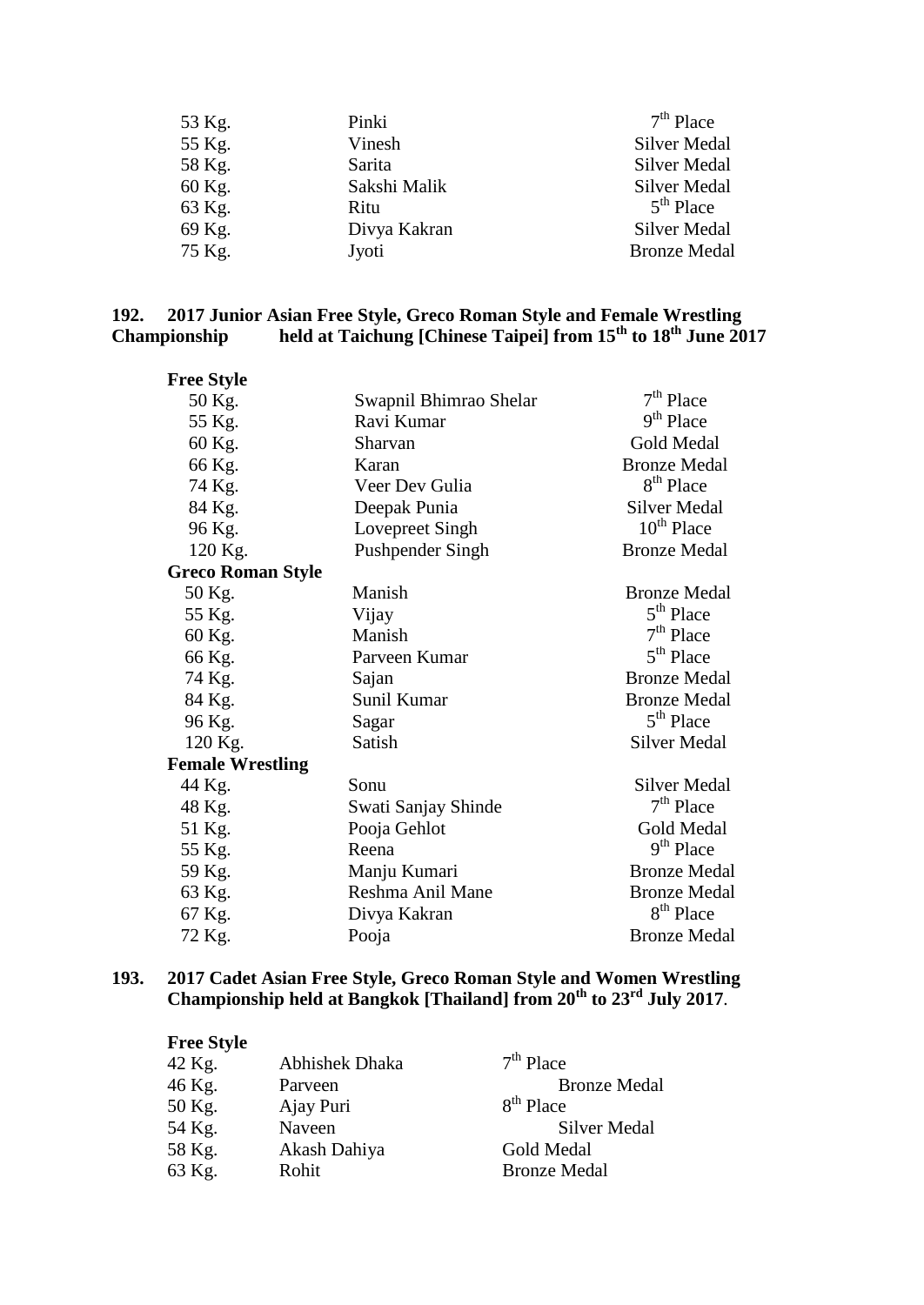| | | |
|---|---|---|
| 53 Kg. | Pinki | 7th Place |
| 55 Kg. | Vinesh | Silver Medal |
| 58 Kg. | Sarita | Silver Medal |
| 60 Kg. | Sakshi Malik | Silver Medal |
| 63 Kg. | Ritu | 5th Place |
| 69 Kg. | Divya Kakran | Silver Medal |
| 75 Kg. | Jyoti | Bronze Medal |

**192. 2017 Junior Asian Free Style, Greco Roman Style and Female Wrestling Championship held at Taichung [Chinese Taipei] from 15th to 18th June 2017**

| | | |
|---|---|---|
| **Free Style** | | |
| 50 Kg. | Swapnil Bhimrao Shelar | 7th Place |
| 55 Kg. | Ravi Kumar | 9th Place |
| 60 Kg. | Sharvan | Gold Medal |
| 66 Kg. | Karan | Bronze Medal |
| 74 Kg. | Veer Dev Gulia | 8th Place |
| 84 Kg. | Deepak Punia | Silver Medal |
| 96 Kg. | Lovepreet Singh | 10th Place |
| 120 Kg. | Pushpender Singh | Bronze Medal |
| **Greco Roman Style** | | |
| 50 Kg. | Manish | Bronze Medal |
| 55 Kg. | Vijay | 5th Place |
| 60 Kg. | Manish | 7th Place |
| 66 Kg. | Parveen Kumar | 5th Place |
| 74 Kg. | Sajan | Bronze Medal |
| 84 Kg. | Sunil Kumar | Bronze Medal |
| 96 Kg. | Sagar | 5th Place |
| 120 Kg. | Satish | Silver Medal |
| **Female Wrestling** | | |
| 44 Kg. | Sonu | Silver Medal |
| 48 Kg. | Swati Sanjay Shinde | 7th Place |
| 51 Kg. | Pooja Gehlot | Gold Medal |
| 55 Kg. | Reena | 9th Place |
| 59 Kg. | Manju Kumari | Bronze Medal |
| 63 Kg. | Reshma Anil Mane | Bronze Medal |
| 67 Kg. | Divya Kakran | 8th Place |
| 72 Kg. | Pooja | Bronze Medal |

**193. 2017 Cadet Asian Free Style, Greco Roman Style and Women Wrestling Championship held at Bangkok [Thailand] from 20th to 23rd July 2017**.

| | | |
|---|---|---|
| **Free Style** | | |
| 42 Kg. | Abhishek Dhaka | 7th Place |
| 46 Kg. | Parveen | Bronze Medal |
| 50 Kg. | Ajay Puri | 8th Place |
| 54 Kg. | Naveen | Silver Medal |
| 58 Kg. | Akash Dahiya | Gold Medal |
| 63 Kg. | Rohit | Bronze Medal |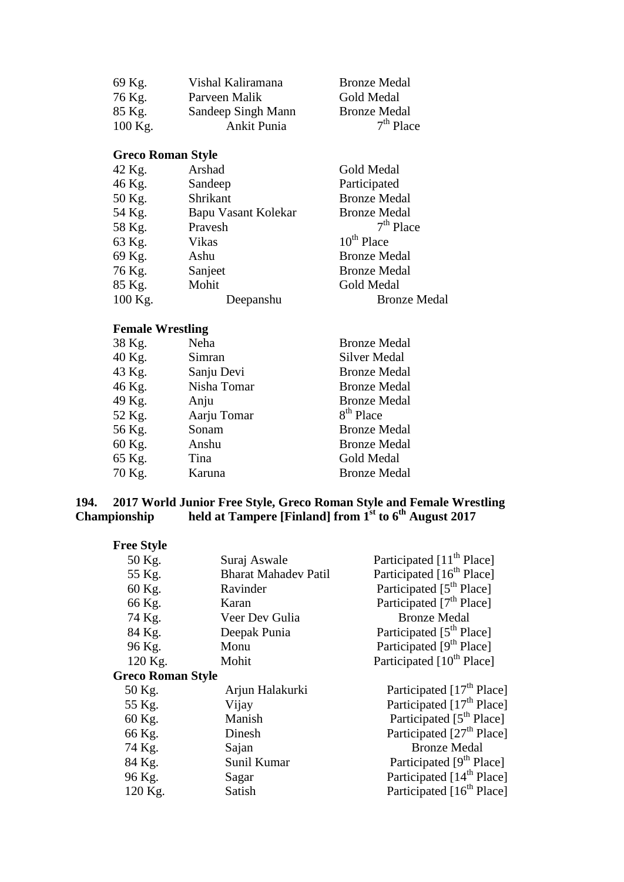| | | |
|---|---|---|
| 69 Kg. | Vishal Kaliramana | Bronze Medal |
| 76 Kg. | Parveen Malik | Gold Medal |
| 85 Kg. | Sandeep Singh Mann | Bronze Medal |
| 100 Kg. | Ankit Punia | 7th Place |

**Greco Roman Style**

| | | |
|---|---|---|
| 42 Kg. | Arshad | Gold Medal |
| 46 Kg. | Sandeep | Participated |
| 50 Kg. | Shrikant | Bronze Medal |
| 54 Kg. | Bapu Vasant Kolekar | Bronze Medal |
| 58 Kg. | Pravesh | 7th Place |
| 63 Kg. | Vikas | 10th Place |
| 69 Kg. | Ashu | Bronze Medal |
| 76 Kg. | Sanjeet | Bronze Medal |
| 85 Kg. | Mohit | Gold Medal |
| 100 Kg. | Deepanshu | Bronze Medal |

**Female Wrestling**

| | | |
|---|---|---|
| 38 Kg. | Neha | Bronze Medal |
| 40 Kg. | Simran | Silver Medal |
| 43 Kg. | Sanju Devi | Bronze Medal |
| 46 Kg. | Nisha Tomar | Bronze Medal |
| 49 Kg. | Anju | Bronze Medal |
| 52 Kg. | Aarju Tomar | 8th Place |
| 56 Kg. | Sonam | Bronze Medal |
| 60 Kg. | Anshu | Bronze Medal |
| 65 Kg. | Tina | Gold Medal |
| 70 Kg. | Karuna | Bronze Medal |

**194. 2017 World Junior Free Style, Greco Roman Style and Female Wrestling Championship held at Tampere [Finland] from 1st to 6th August 2017**

**Free Style**

| | | |
|---|---|---|
| 50 Kg. | Suraj Aswale | Participated [11th Place] |
| 55 Kg. | Bharat Mahadev Patil | Participated [16th Place] |
| 60 Kg. | Ravinder | Participated [5th Place] |
| 66 Kg. | Karan | Participated [7th Place] |
| 74 Kg. | Veer Dev Gulia | Bronze Medal |
| 84 Kg. | Deepak Punia | Participated [5th Place] |
| 96 Kg. | Monu | Participated [9th Place] |
| 120 Kg. | Mohit | Participated [10th Place] |

**Greco Roman Style**

| | | |
|---|---|---|
| 50 Kg. | Arjun Halakurki | Participated [17th Place] |
| 55 Kg. | Vijay | Participated [17th Place] |
| 60 Kg. | Manish | Participated [5th Place] |
| 66 Kg. | Dinesh | Participated [27th Place] |
| 74 Kg. | Sajan | Bronze Medal |
| 84 Kg. | Sunil Kumar | Participated [9th Place] |
| 96 Kg. | Sagar | Participated [14th Place] |
| 120 Kg. | Satish | Participated [16th Place] |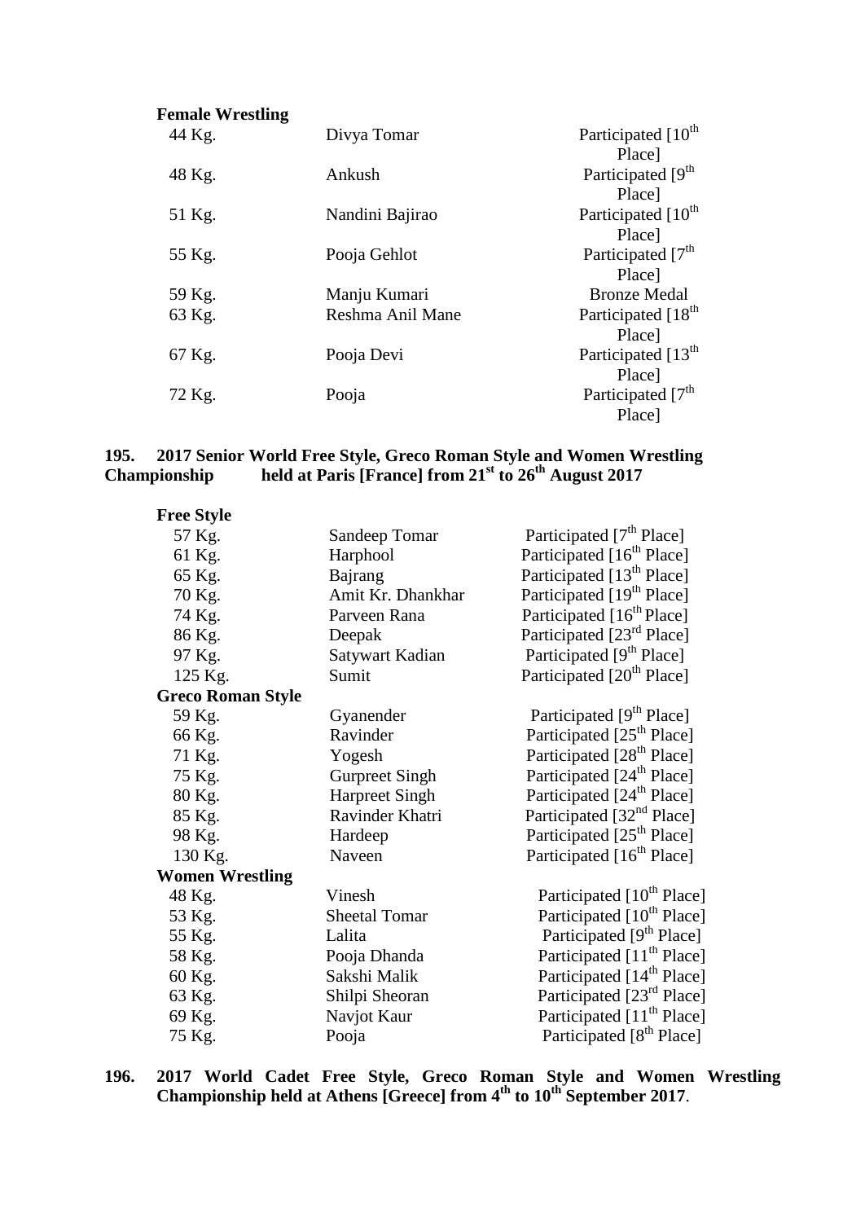**Female Wrestling**

| | | |
|---|---|---|
| 44 Kg. | Divya Tomar | Participated [10th Place] |
| 48 Kg. | Ankush | Participated [9th Place] |
| 51 Kg. | Nandini Bajirao | Participated [10th Place] |
| 55 Kg. | Pooja Gehlot | Participated [7th Place] |
| 59 Kg. | Manju Kumari | Bronze Medal |
| 63 Kg. | Reshma Anil Mane | Participated [18th Place] |
| 67 Kg. | Pooja Devi | Participated [13th Place] |
| 72 Kg. | Pooja | Participated [7th Place] |

**195. 2017 Senior World Free Style, Greco Roman Style and Women Wrestling Championship held at Paris [France] from 21st to 26th August 2017**

| | | |
|---|---|---|
| **Free Style** | | |
| 57 Kg. | Sandeep Tomar | Participated [7th Place] |
| 61 Kg. | Harphool | Participated [16th Place] |
| 65 Kg. | Bajrang | Participated [13th Place] |
| 70 Kg. | Amit Kr. Dhankhar | Participated [19th Place] |
| 74 Kg. | Parveen Rana | Participated [16th Place] |
| 86 Kg. | Deepak | Participated [23rd Place] |
| 97 Kg. | Satywart Kadian | Participated [9th Place] |
| 125 Kg. | Sumit | Participated [20th Place] |
| **Greco Roman Style** | | |
| 59 Kg. | Gyanender | Participated [9th Place] |
| 66 Kg. | Ravinder | Participated [25th Place] |
| 71 Kg. | Yogesh | Participated [28th Place] |
| 75 Kg. | Gurpreet Singh | Participated [24th Place] |
| 80 Kg. | Harpreet Singh | Participated [24th Place] |
| 85 Kg. | Ravinder Khatri | Participated [32nd Place] |
| 98 Kg. | Hardeep | Participated [25th Place] |
| 130 Kg. | Naveen | Participated [16th Place] |
| **Women Wrestling** | | |
| 48 Kg. | Vinesh | Participated [10th Place] |
| 53 Kg. | Sheetal Tomar | Participated [10th Place] |
| 55 Kg. | Lalita | Participated [9th Place] |
| 58 Kg. | Pooja Dhanda | Participated [11th Place] |
| 60 Kg. | Sakshi Malik | Participated [14th Place] |
| 63 Kg. | Shilpi Sheoran | Participated [23rd Place] |
| 69 Kg. | Navjot Kaur | Participated [11th Place] |
| 75 Kg. | Pooja | Participated [8th Place] |

**196. 2017 World Cadet Free Style, Greco Roman Style and Women Wrestling Championship held at Athens [Greece] from 4th to 10th September 2017**.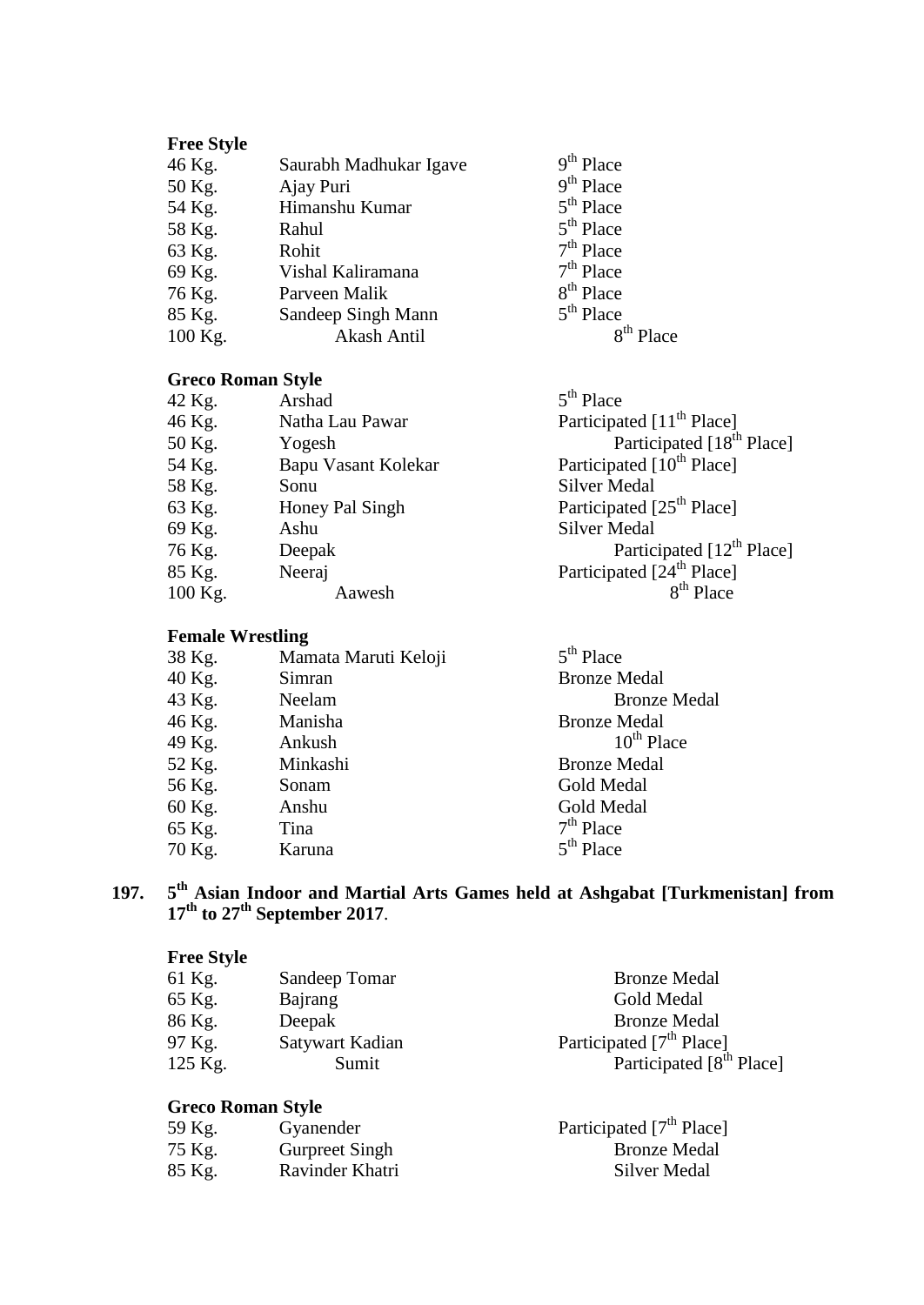**Free Style**

| | | |
|---|---|---|
| 46 Kg. | Saurabh Madhukar Igave | 9th Place |
| 50 Kg. | Ajay Puri | 9th Place |
| 54 Kg. | Himanshu Kumar | 5th Place |
| 58 Kg. | Rahul | 5th Place |
| 63 Kg. | Rohit | 7th Place |
| 69 Kg. | Vishal Kaliramana | 7th Place |
| 76 Kg. | Parveen Malik | 8th Place |
| 85 Kg. | Sandeep Singh Mann | 5th Place |
| 100 Kg. | Akash Antil | 8th Place |

**Greco Roman Style**

| | | |
|---|---|---|
| 42 Kg. | Arshad | 5th Place |
| 46 Kg. | Natha Lau Pawar | Participated [11th Place] |
| 50 Kg. | Yogesh | Participated [18th Place] |
| 54 Kg. | Bapu Vasant Kolekar | Participated [10th Place] |
| 58 Kg. | Sonu | Silver Medal |
| 63 Kg. | Honey Pal Singh | Participated [25th Place] |
| 69 Kg. | Ashu | Silver Medal |
| 76 Kg. | Deepak | Participated [12th Place] |
| 85 Kg. | Neeraj | Participated [24th Place] |
| 100 Kg. | Aawesh | 8th Place |

**Female Wrestling**

| | | |
|---|---|---|
| 38 Kg. | Mamata Maruti Keloji | 5th Place |
| 40 Kg. | Simran | Bronze Medal |
| 43 Kg. | Neelam | Bronze Medal |
| 46 Kg. | Manisha | Bronze Medal |
| 49 Kg. | Ankush | 10th Place |
| 52 Kg. | Minkashi | Bronze Medal |
| 56 Kg. | Sonam | Gold Medal |
| 60 Kg. | Anshu | Gold Medal |
| 65 Kg. | Tina | 7th Place |
| 70 Kg. | Karuna | 5th Place |

**197. 5th Asian Indoor and Martial Arts Games held at Ashgabat [Turkmenistan] from 17th to 27th September 2017**.

**Free Style**

| | | |
|---|---|---|
| 61 Kg. | Sandeep Tomar | Bronze Medal |
| 65 Kg. | Bajrang | Gold Medal |
| 86 Kg. | Deepak | Bronze Medal |
| 97 Kg. | Satywart Kadian | Participated [7th Place] |
| 125 Kg. | Sumit | Participated [8th Place] |

**Greco Roman Style**

| | | |
|---|---|---|
| 59 Kg. | Gyanender | Participated [7th Place] |
| 75 Kg. | Gurpreet Singh | Bronze Medal |
| 85 Kg. | Ravinder Khatri | Silver Medal |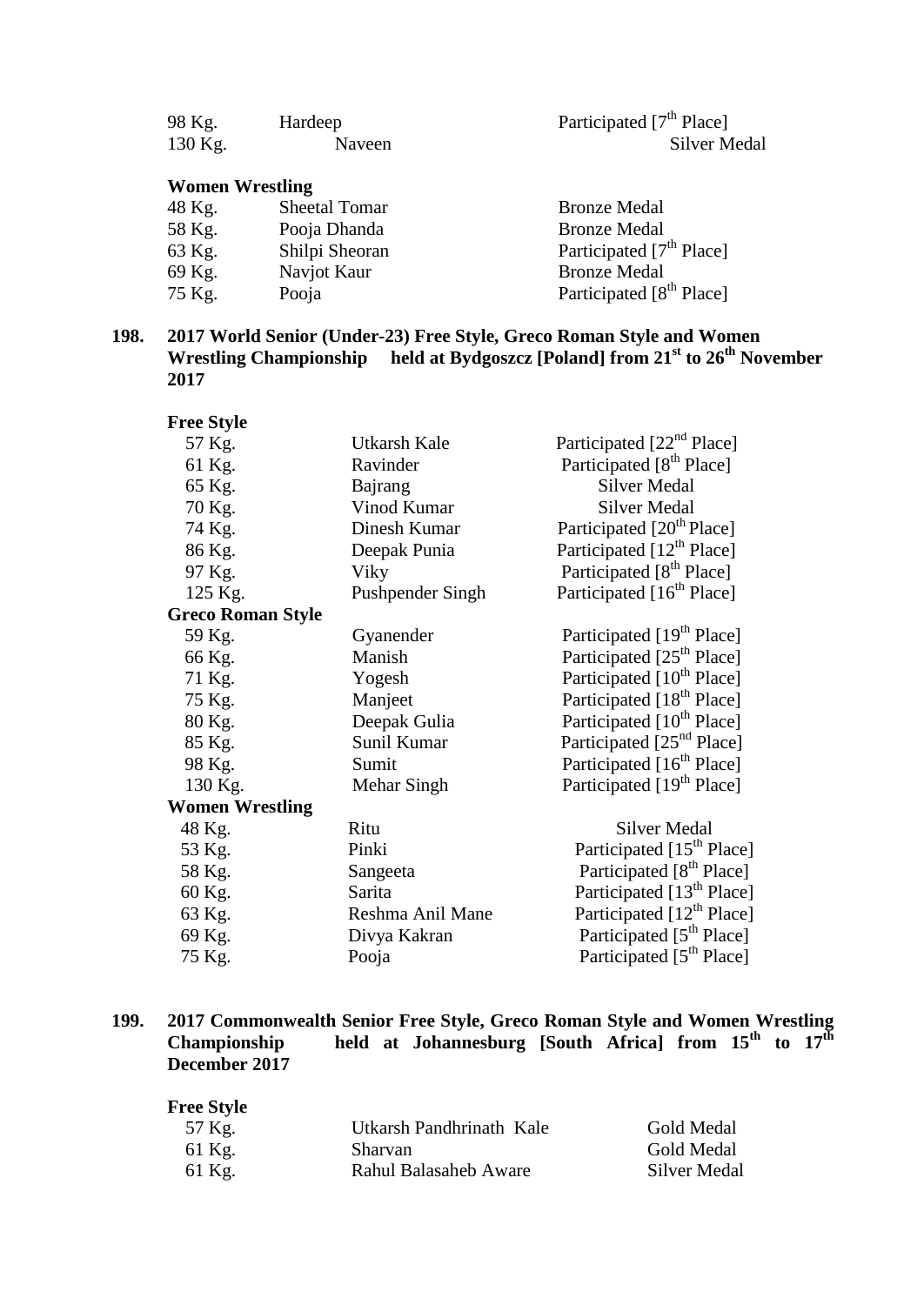| | | |
|---|---|---|
| 98 Kg. | Hardeep | Participated [7th Place] |
| 130 Kg. | Naveen | Silver Medal |

**Women Wrestling**

| | | |
|---|---|---|
| 48 Kg. | Sheetal Tomar | Bronze Medal |
| 58 Kg. | Pooja Dhanda | Bronze Medal |
| 63 Kg. | Shilpi Sheoran | Participated [7th Place] |
| 69 Kg. | Navjot Kaur | Bronze Medal |
| 75 Kg. | Pooja | Participated [8th Place] |

**198. 2017 World Senior (Under-23) Free Style, Greco Roman Style and Women Wrestling Championship held at Bydgoszcz [Poland] from 21st to 26th November 2017**

**Free Style**

| | | |
|---|---|---|
| 57 Kg. | Utkarsh Kale | Participated [22nd Place] |
| 61 Kg. | Ravinder | Participated [8th Place] |
| 65 Kg. | Bajrang | Silver Medal |
| 70 Kg. | Vinod Kumar | Silver Medal |
| 74 Kg. | Dinesh Kumar | Participated [20th Place] |
| 86 Kg. | Deepak Punia | Participated [12th Place] |
| 97 Kg. | Viky | Participated [8th Place] |
| 125 Kg. | Pushpender Singh | Participated [16th Place] |

**Greco Roman Style**

| | | |
|---|---|---|
| 59 Kg. | Gyanender | Participated [19th Place] |
| 66 Kg. | Manish | Participated [25th Place] |
| 71 Kg. | Yogesh | Participated [10th Place] |
| 75 Kg. | Manjeet | Participated [18th Place] |
| 80 Kg. | Deepak Gulia | Participated [10th Place] |
| 85 Kg. | Sunil Kumar | Participated [25nd Place] |
| 98 Kg. | Sumit | Participated [16th Place] |
| 130 Kg. | Mehar Singh | Participated [19th Place] |

**Women Wrestling**

| | | |
|---|---|---|
| 48 Kg. | Ritu | Silver Medal |
| 53 Kg. | Pinki | Participated [15th Place] |
| 58 Kg. | Sangeeta | Participated [8th Place] |
| 60 Kg. | Sarita | Participated [13th Place] |
| 63 Kg. | Reshma Anil Mane | Participated [12th Place] |
| 69 Kg. | Divya Kakran | Participated [5th Place] |
| 75 Kg. | Pooja | Participated [5th Place] |

**199. 2017 Commonwealth Senior Free Style, Greco Roman Style and Women Wrestling Championship held at Johannesburg [South Africa] from 15th to 17th December 2017**

**Free Style**

| | | |
|---|---|---|
| 57 Kg. | Utkarsh Pandhrinath Kale | Gold Medal |
| 61 Kg. | Sharvan | Gold Medal |
| 61 Kg. | Rahul Balasaheb Aware | Silver Medal |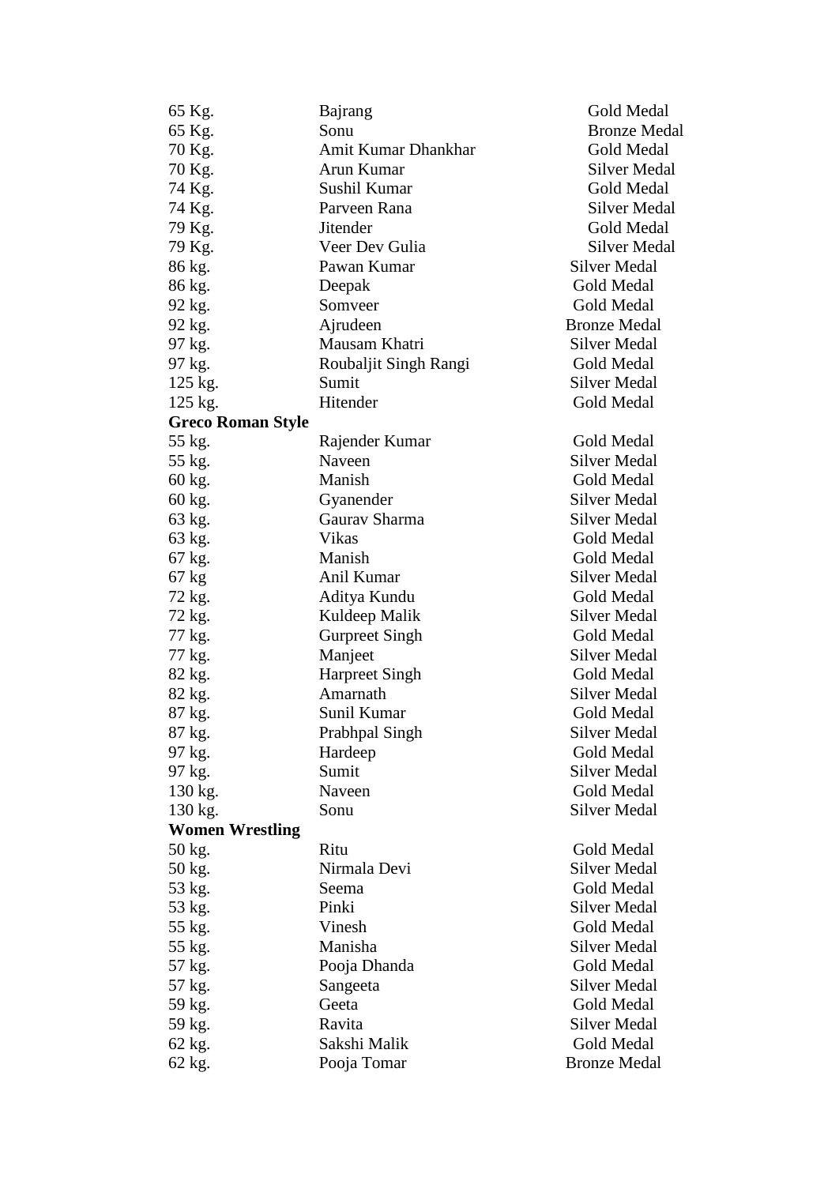| | | |
|---|---|---|
| 65 Kg. | Bajrang | Gold Medal |
| 65 Kg. | Sonu | Bronze Medal |
| 70 Kg. | Amit Kumar Dhankhar | Gold Medal |
| 70 Kg. | Arun Kumar | Silver Medal |
| 74 Kg. | Sushil Kumar | Gold Medal |
| 74 Kg. | Parveen Rana | Silver Medal |
| 79 Kg. | Jitender | Gold Medal |
| 79 Kg. | Veer Dev Gulia | Silver Medal |
| 86 kg. | Pawan Kumar | Silver Medal |
| 86 kg. | Deepak | Gold Medal |
| 92 kg. | Somveer | Gold Medal |
| 92 kg. | Ajrudeen | Bronze Medal |
| 97 kg. | Mausam Khatri | Silver Medal |
| 97 kg. | Roubaljit Singh Rangi | Gold Medal |
| 125 kg. | Sumit | Silver Medal |
| 125 kg. | Hitender | Gold Medal |
| **Greco Roman Style** | | |
| 55 kg. | Rajender Kumar | Gold Medal |
| 55 kg. | Naveen | Silver Medal |
| 60 kg. | Manish | Gold Medal |
| 60 kg. | Gyanender | Silver Medal |
| 63 kg. | Gaurav Sharma | Silver Medal |
| 63 kg. | Vikas | Gold Medal |
| 67 kg. | Manish | Gold Medal |
| 67 kg | Anil Kumar | Silver Medal |
| 72 kg. | Aditya Kundu | Gold Medal |
| 72 kg. | Kuldeep Malik | Silver Medal |
| 77 kg. | Gurpreet Singh | Gold Medal |
| 77 kg. | Manjeet | Silver Medal |
| 82 kg. | Harpreet Singh | Gold Medal |
| 82 kg. | Amarnath | Silver Medal |
| 87 kg. | Sunil Kumar | Gold Medal |
| 87 kg. | Prabhpal Singh | Silver Medal |
| 97 kg. | Hardeep | Gold Medal |
| 97 kg. | Sumit | Silver Medal |
| 130 kg. | Naveen | Gold Medal |
| 130 kg. | Sonu | Silver Medal |
| **Women Wrestling** | | |
| 50 kg. | Ritu | Gold Medal |
| 50 kg. | Nirmala Devi | Silver Medal |
| 53 kg. | Seema | Gold Medal |
| 53 kg. | Pinki | Silver Medal |
| 55 kg. | Vinesh | Gold Medal |
| 55 kg. | Manisha | Silver Medal |
| 57 kg. | Pooja Dhanda | Gold Medal |
| 57 kg. | Sangeeta | Silver Medal |
| 59 kg. | Geeta | Gold Medal |
| 59 kg. | Ravita | Silver Medal |
| 62 kg. | Sakshi Malik | Gold Medal |
| 62 kg. | Pooja Tomar | Bronze Medal |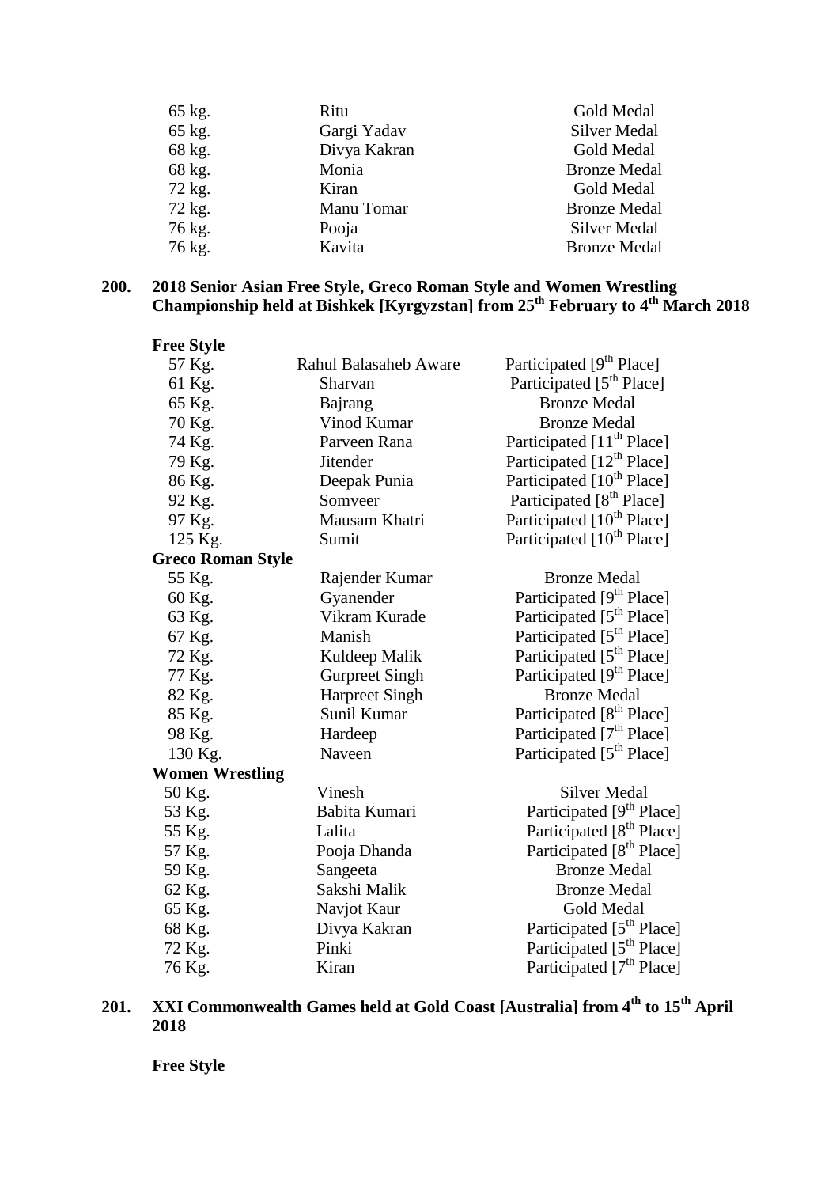| | | |
|---|---|---|
| 65 kg. | Ritu | Gold Medal |
| 65 kg. | Gargi Yadav | Silver Medal |
| 68 kg. | Divya Kakran | Gold Medal |
| 68 kg. | Monia | Bronze Medal |
| 72 kg. | Kiran | Gold Medal |
| 72 kg. | Manu Tomar | Bronze Medal |
| 76 kg. | Pooja | Silver Medal |
| 76 kg. | Kavita | Bronze Medal |

**200. 2018 Senior Asian Free Style, Greco Roman Style and Women Wrestling Championship held at Bishkek [Kyrgyzstan] from 25th February to 4th March 2018**

**Free Style**

| | | |
|---|---|---|
| 57 Kg. | Rahul Balasaheb Aware | Participated [9th Place] |
| 61 Kg. | Sharvan | Participated [5th Place] |
| 65 Kg. | Bajrang | Bronze Medal |
| 70 Kg. | Vinod Kumar | Bronze Medal |
| 74 Kg. | Parveen Rana | Participated [11th Place] |
| 79 Kg. | Jitender | Participated [12th Place] |
| 86 Kg. | Deepak Punia | Participated [10th Place] |
| 92 Kg. | Somveer | Participated [8th Place] |
| 97 Kg. | Mausam Khatri | Participated [10th Place] |
| 125 Kg. | Sumit | Participated [10th Place] |

**Greco Roman Style**

| | | |
|---|---|---|
| 55 Kg. | Rajender Kumar | Bronze Medal |
| 60 Kg. | Gyanender | Participated [9th Place] |
| 63 Kg. | Vikram Kurade | Participated [5th Place] |
| 67 Kg. | Manish | Participated [5th Place] |
| 72 Kg. | Kuldeep Malik | Participated [5th Place] |
| 77 Kg. | Gurpreet Singh | Participated [9th Place] |
| 82 Kg. | Harpreet Singh | Bronze Medal |
| 85 Kg. | Sunil Kumar | Participated [8th Place] |
| 98 Kg. | Hardeep | Participated [7th Place] |
| 130 Kg. | Naveen | Participated [5th Place] |

**Women Wrestling**

| | | |
|---|---|---|
| 50 Kg. | Vinesh | Silver Medal |
| 53 Kg. | Babita Kumari | Participated [9th Place] |
| 55 Kg. | Lalita | Participated [8th Place] |
| 57 Kg. | Pooja Dhanda | Participated [8th Place] |
| 59 Kg. | Sangeeta | Bronze Medal |
| 62 Kg. | Sakshi Malik | Bronze Medal |
| 65 Kg. | Navjot Kaur | Gold Medal |
| 68 Kg. | Divya Kakran | Participated [5th Place] |
| 72 Kg. | Pinki | Participated [5th Place] |
| 76 Kg. | Kiran | Participated [7th Place] |

**201. XXI Commonwealth Games held at Gold Coast [Australia] from 4th to 15th April 2018**

**Free Style**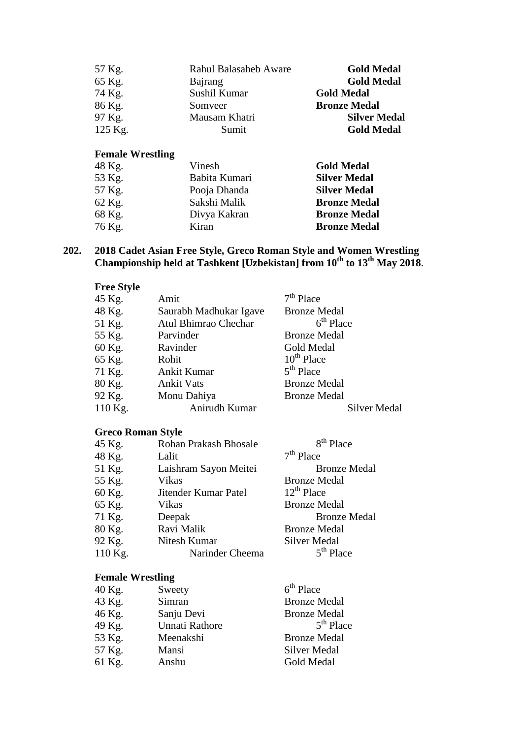| | | |
|---|---|---|
| 57 Kg. | Rahul Balasaheb Aware | **Gold Medal** |
| 65 Kg. | Bajrang | **Gold Medal** |
| 74 Kg. | Sushil Kumar | **Gold Medal** |
| 86 Kg. | Somveer | **Bronze Medal** |
| 97 Kg. | Mausam Khatri | **Silver Medal** |
| 125 Kg. | Sumit | **Gold Medal** |

**Female Wrestling**

| | | |
|---|---|---|
| 48 Kg. | Vinesh | **Gold Medal** |
| 53 Kg. | Babita Kumari | **Silver Medal** |
| 57 Kg. | Pooja Dhanda | **Silver Medal** |
| 62 Kg. | Sakshi Malik | **Bronze Medal** |
| 68 Kg. | Divya Kakran | **Bronze Medal** |
| 76 Kg. | Kiran | **Bronze Medal** |

**202. 2018 Cadet Asian Free Style, Greco Roman Style and Women Wrestling Championship held at Tashkent [Uzbekistan] from 10th to 13th May 2018**.

**Free Style**

| | | |
|---|---|---|
| 45 Kg. | Amit | 7th Place |
| 48 Kg. | Saurabh Madhukar Igave | Bronze Medal |
| 51 Kg. | Atul Bhimrao Chechar | 6th Place |
| 55 Kg. | Parvinder | Bronze Medal |
| 60 Kg. | Ravinder | Gold Medal |
| 65 Kg. | Rohit | 10th Place |
| 71 Kg. | Ankit Kumar | 5th Place |
| 80 Kg. | Ankit Vats | Bronze Medal |
| 92 Kg. | Monu Dahiya | Bronze Medal |
| 110 Kg. | Anirudh Kumar | Silver Medal |

**Greco Roman Style**

| | | |
|---|---|---|
| 45 Kg. | Rohan Prakash Bhosale | 8th Place |
| 48 Kg. | Lalit | 7th Place |
| 51 Kg. | Laishram Sayon Meitei | Bronze Medal |
| 55 Kg. | Vikas | Bronze Medal |
| 60 Kg. | Jitender Kumar Patel | 12th Place |
| 65 Kg. | Vikas | Bronze Medal |
| 71 Kg. | Deepak | Bronze Medal |
| 80 Kg. | Ravi Malik | Bronze Medal |
| 92 Kg. | Nitesh Kumar | Silver Medal |
| 110 Kg. | Narinder Cheema | 5th Place |

**Female Wrestling**

| | | |
|---|---|---|
| 40 Kg. | Sweety | 6th Place |
| 43 Kg. | Simran | Bronze Medal |
| 46 Kg. | Sanju Devi | Bronze Medal |
| 49 Kg. | Unnati Rathore | 5th Place |
| 53 Kg. | Meenakshi | Bronze Medal |
| 57 Kg. | Mansi | Silver Medal |
| 61 Kg. | Anshu | Gold Medal |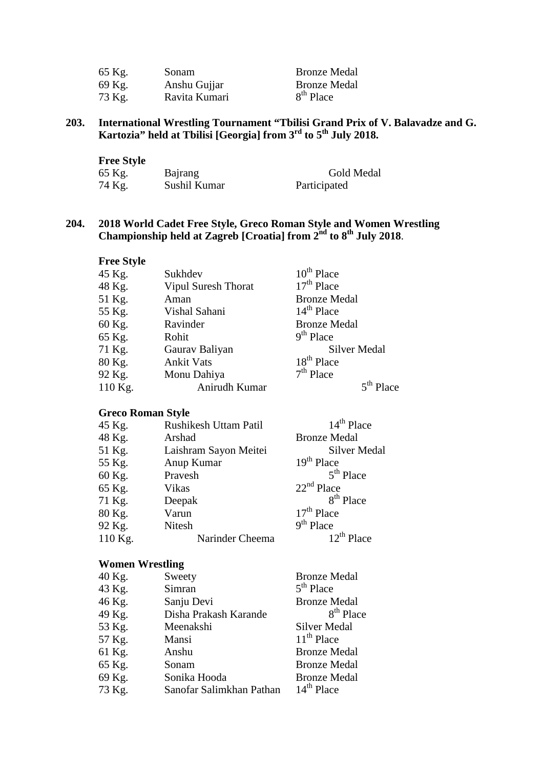| | | |
|---|---|---|
| 65 Kg. | Sonam | Bronze Medal |
| 69 Kg. | Anshu Gujjar | Bronze Medal |
| 73 Kg. | Ravita Kumari | 8th Place |

**203. International Wrestling Tournament "Tbilisi Grand Prix of V. Balavadze and G. Kartozia" held at Tbilisi [Georgia] from 3rd to 5th July 2018.**

**Free Style**

| | | |
|---|---|---|
| 65 Kg. | Bajrang | Gold Medal |
| 74 Kg. | Sushil Kumar | Participated |

**204. 2018 World Cadet Free Style, Greco Roman Style and Women Wrestling Championship held at Zagreb [Croatia] from 2nd to 8th July 2018.**

**Free Style**

| | | |
|---|---|---|
| 45 Kg. | Sukhdev | 10th Place |
| 48 Kg. | Vipul Suresh Thorat | 17th Place |
| 51 Kg. | Aman | Bronze Medal |
| 55 Kg. | Vishal Sahani | 14th Place |
| 60 Kg. | Ravinder | Bronze Medal |
| 65 Kg. | Rohit | 9th Place |
| 71 Kg. | Gaurav Baliyan | Silver Medal |
| 80 Kg. | Ankit Vats | 18th Place |
| 92 Kg. | Monu Dahiya | 7th Place |
| 110 Kg. | Anirudh Kumar | 5th Place |

**Greco Roman Style**

| | | |
|---|---|---|
| 45 Kg. | Rushikesh Uttam Patil | 14th Place |
| 48 Kg. | Arshad | Bronze Medal |
| 51 Kg. | Laishram Sayon Meitei | Silver Medal |
| 55 Kg. | Anup Kumar | 19th Place |
| 60 Kg. | Pravesh | 5th Place |
| 65 Kg. | Vikas | 22nd Place |
| 71 Kg. | Deepak | 8th Place |
| 80 Kg. | Varun | 17th Place |
| 92 Kg. | Nitesh | 9th Place |
| 110 Kg. | Narinder Cheema | 12th Place |

**Women Wrestling**

| | | |
|---|---|---|
| 40 Kg. | Sweety | Bronze Medal |
| 43 Kg. | Simran | 5th Place |
| 46 Kg. | Sanju Devi | Bronze Medal |
| 49 Kg. | Disha Prakash Karande | 8th Place |
| 53 Kg. | Meenakshi | Silver Medal |
| 57 Kg. | Mansi | 11th Place |
| 61 Kg. | Anshu | Bronze Medal |
| 65 Kg. | Sonam | Bronze Medal |
| 69 Kg. | Sonika Hooda | Bronze Medal |
| 73 Kg. | Sanofar Salimkhan Pathan | 14th Place |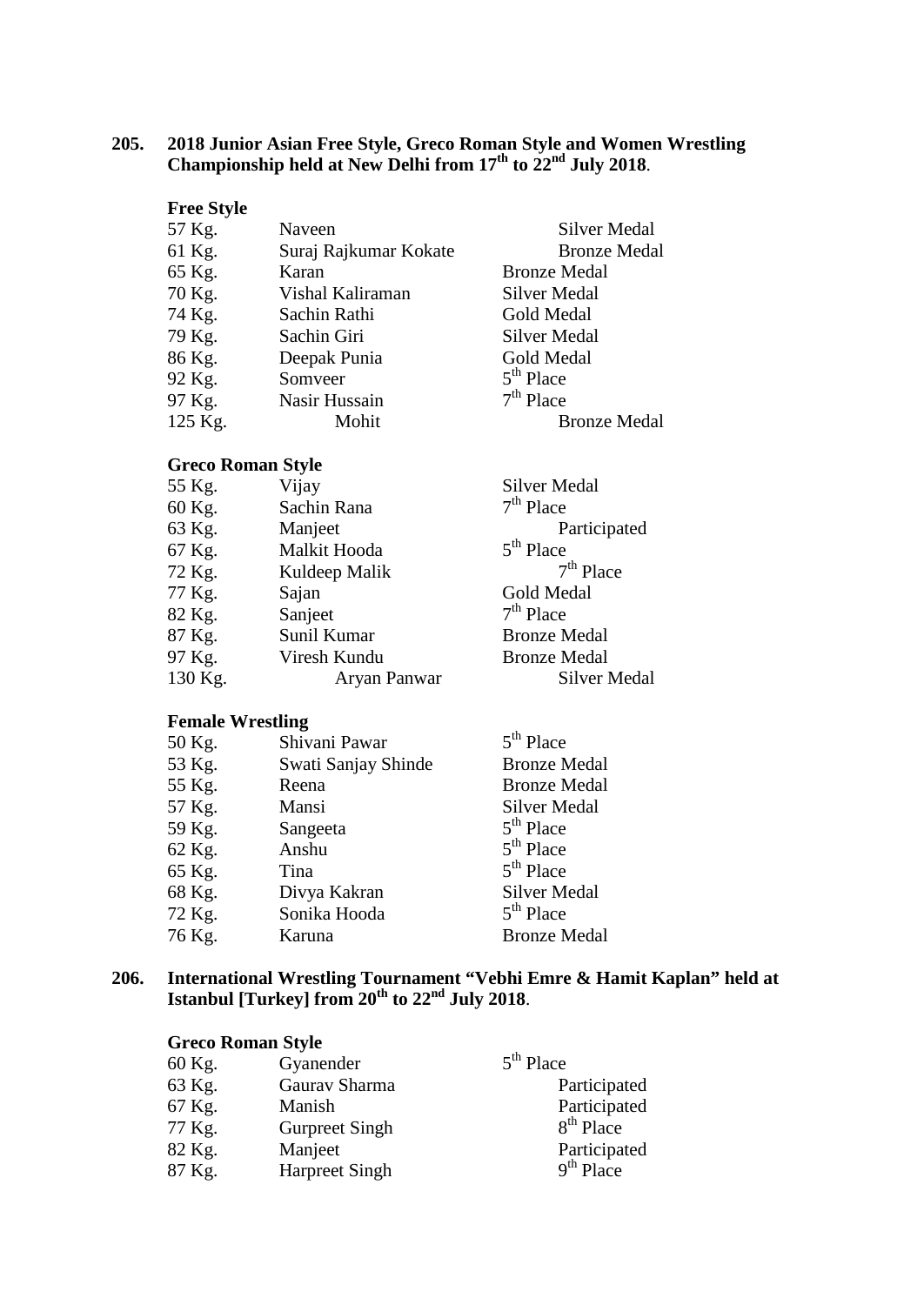**205. 2018 Junior Asian Free Style, Greco Roman Style and Women Wrestling Championship held at New Delhi from 17th to 22nd July 2018.**

**Free Style**

| | | |
|---|---|---|
| 57 Kg. | Naveen | Silver Medal |
| 61 Kg. | Suraj Rajkumar Kokate | Bronze Medal |
| 65 Kg. | Karan | Bronze Medal |
| 70 Kg. | Vishal Kaliraman | Silver Medal |
| 74 Kg. | Sachin Rathi | Gold Medal |
| 79 Kg. | Sachin Giri | Silver Medal |
| 86 Kg. | Deepak Punia | Gold Medal |
| 92 Kg. | Somveer | 5th Place |
| 97 Kg. | Nasir Hussain | 7th Place |
| 125 Kg. | Mohit | Bronze Medal |

**Greco Roman Style**

| | | |
|---|---|---|
| 55 Kg. | Vijay | Silver Medal |
| 60 Kg. | Sachin Rana | 7th Place |
| 63 Kg. | Manjeet | Participated |
| 67 Kg. | Malkit Hooda | 5th Place |
| 72 Kg. | Kuldeep Malik | 7th Place |
| 77 Kg. | Sajan | Gold Medal |
| 82 Kg. | Sanjeet | 7th Place |
| 87 Kg. | Sunil Kumar | Bronze Medal |
| 97 Kg. | Viresh Kundu | Bronze Medal |
| 130 Kg. | Aryan Panwar | Silver Medal |

**Female Wrestling**

| | | |
|---|---|---|
| 50 Kg. | Shivani Pawar | 5th Place |
| 53 Kg. | Swati Sanjay Shinde | Bronze Medal |
| 55 Kg. | Reena | Bronze Medal |
| 57 Kg. | Mansi | Silver Medal |
| 59 Kg. | Sangeeta | 5th Place |
| 62 Kg. | Anshu | 5th Place |
| 65 Kg. | Tina | 5th Place |
| 68 Kg. | Divya Kakran | Silver Medal |
| 72 Kg. | Sonika Hooda | 5th Place |
| 76 Kg. | Karuna | Bronze Medal |

**206. International Wrestling Tournament "Vebhi Emre & Hamit Kaplan" held at Istanbul [Turkey] from 20th to 22nd July 2018.**

**Greco Roman Style**

| | | |
|---|---|---|
| 60 Kg. | Gyanender | 5th Place |
| 63 Kg. | Gaurav Sharma | Participated |
| 67 Kg. | Manish | Participated |
| 77 Kg. | Gurpreet Singh | 8th Place |
| 82 Kg. | Manjeet | Participated |
| 87 Kg. | Harpreet Singh | 9th Place |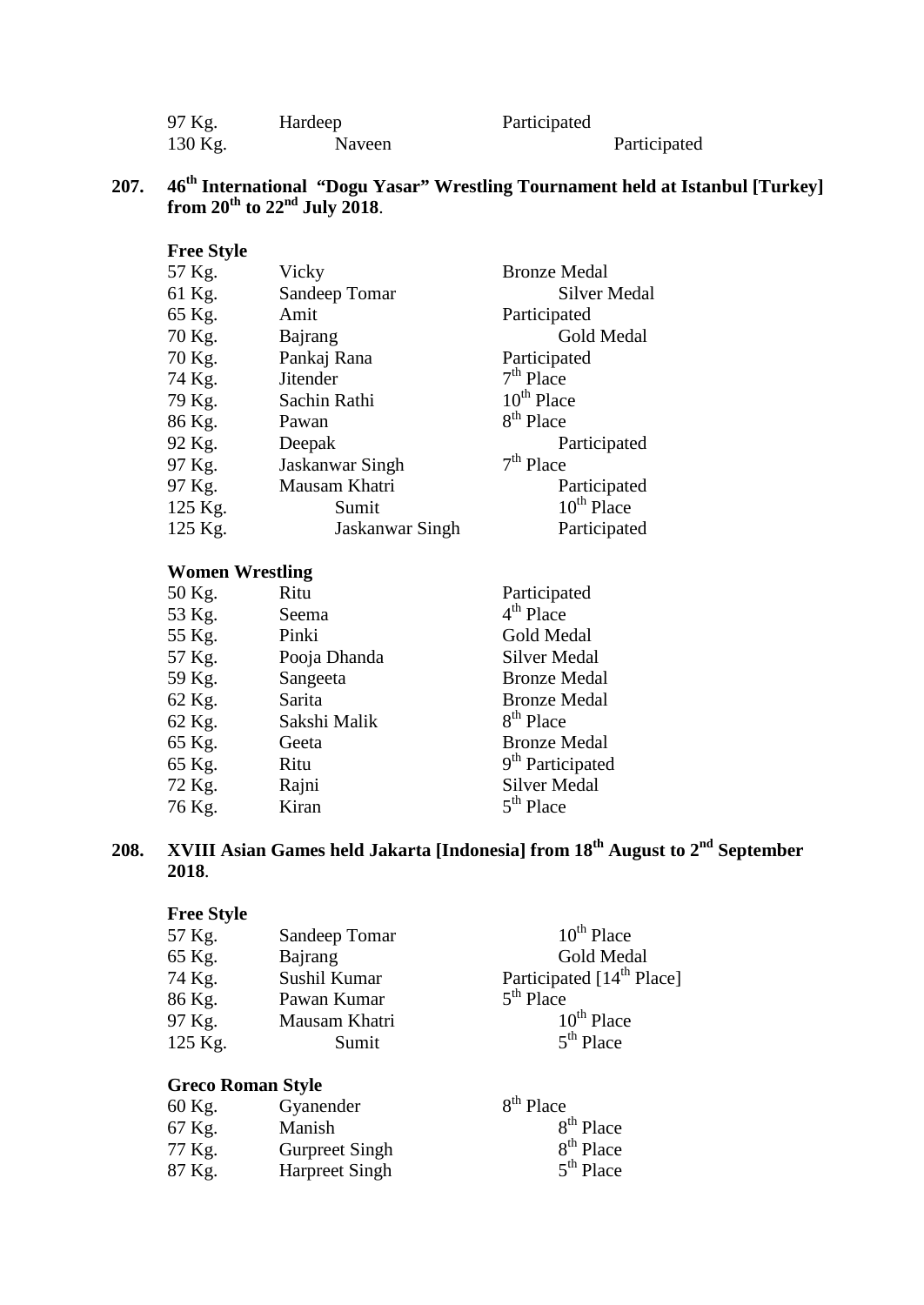| | | |
|---|---|---|
| 97 Kg. | Hardeep | Participated |
| 130 Kg. | Naveen | Participated |

**207. 46th International "Dogu Yasar" Wrestling Tournament held at Istanbul [Turkey] from 20th to 22nd July 2018.**

**Free Style**

| | | |
|---|---|---|
| 57 Kg. | Vicky | Bronze Medal |
| 61 Kg. | Sandeep Tomar | Silver Medal |
| 65 Kg. | Amit | Participated |
| 70 Kg. | Bajrang | Gold Medal |
| 70 Kg. | Pankaj Rana | Participated |
| 74 Kg. | Jitender | 7th Place |
| 79 Kg. | Sachin Rathi | 10th Place |
| 86 Kg. | Pawan | 8th Place |
| 92 Kg. | Deepak | Participated |
| 97 Kg. | Jaskanwar Singh | 7th Place |
| 97 Kg. | Mausam Khatri | Participated |
| 125 Kg. | Sumit | 10th Place |
| 125 Kg. | Jaskanwar Singh | Participated |

**Women Wrestling**

| | | |
|---|---|---|
| 50 Kg. | Ritu | Participated |
| 53 Kg. | Seema | 4th Place |
| 55 Kg. | Pinki | Gold Medal |
| 57 Kg. | Pooja Dhanda | Silver Medal |
| 59 Kg. | Sangeeta | Bronze Medal |
| 62 Kg. | Sarita | Bronze Medal |
| 62 Kg. | Sakshi Malik | 8th Place |
| 65 Kg. | Geeta | Bronze Medal |
| 65 Kg. | Ritu | 9th Participated |
| 72 Kg. | Rajni | Silver Medal |
| 76 Kg. | Kiran | 5th Place |

**208. XVIII Asian Games held Jakarta [Indonesia] from 18th August to 2nd September 2018.**

**Free Style**

| | | |
|---|---|---|
| 57 Kg. | Sandeep Tomar | 10th Place |
| 65 Kg. | Bajrang | Gold Medal |
| 74 Kg. | Sushil Kumar | Participated [14th Place] |
| 86 Kg. | Pawan Kumar | 5th Place |
| 97 Kg. | Mausam Khatri | 10th Place |
| 125 Kg. | Sumit | 5th Place |

**Greco Roman Style**

| | | |
|---|---|---|
| 60 Kg. | Gyanender | 8th Place |
| 67 Kg. | Manish | 8th Place |
| 77 Kg. | Gurpreet Singh | 8th Place |
| 87 Kg. | Harpreet Singh | 5th Place |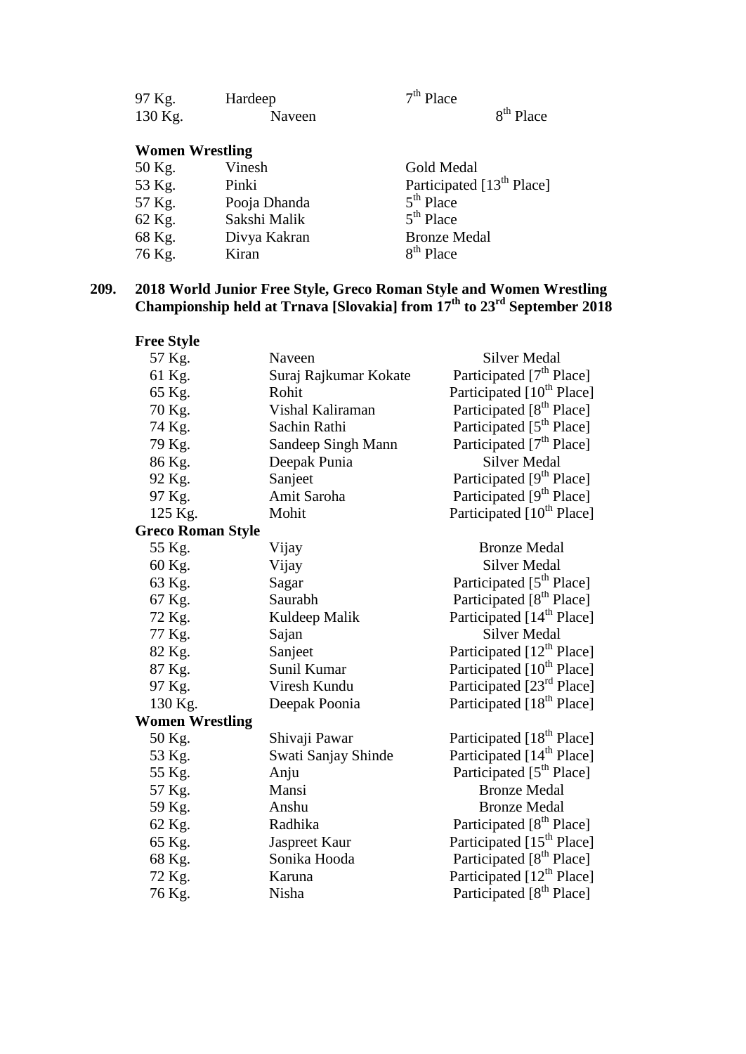| | | |
|---|---|---|
| 97 Kg. | Hardeep | 7th Place |
| 130 Kg. | Naveen | 8th Place |

**Women Wrestling**

| | | |
|---|---|---|
| 50 Kg. | Vinesh | Gold Medal |
| 53 Kg. | Pinki | Participated [13th Place] |
| 57 Kg. | Pooja Dhanda | 5th Place |
| 62 Kg. | Sakshi Malik | 5th Place |
| 68 Kg. | Divya Kakran | Bronze Medal |
| 76 Kg. | Kiran | 8th Place |

**209. 2018 World Junior Free Style, Greco Roman Style and Women Wrestling Championship held at Trnava [Slovakia] from 17th to 23rd September 2018**

**Free Style**

| | | |
|---|---|---|
| 57 Kg. | Naveen | Silver Medal |
| 61 Kg. | Suraj Rajkumar Kokate | Participated [7th Place] |
| 65 Kg. | Rohit | Participated [10th Place] |
| 70 Kg. | Vishal Kaliraman | Participated [8th Place] |
| 74 Kg. | Sachin Rathi | Participated [5th Place] |
| 79 Kg. | Sandeep Singh Mann | Participated [7th Place] |
| 86 Kg. | Deepak Punia | Silver Medal |
| 92 Kg. | Sanjeet | Participated [9th Place] |
| 97 Kg. | Amit Saroha | Participated [9th Place] |
| 125 Kg. | Mohit | Participated [10th Place] |

**Greco Roman Style**

| | | |
|---|---|---|
| 55 Kg. | Vijay | Bronze Medal |
| 60 Kg. | Vijay | Silver Medal |
| 63 Kg. | Sagar | Participated [5th Place] |
| 67 Kg. | Saurabh | Participated [8th Place] |
| 72 Kg. | Kuldeep Malik | Participated [14th Place] |
| 77 Kg. | Sajan | Silver Medal |
| 82 Kg. | Sanjeet | Participated [12th Place] |
| 87 Kg. | Sunil Kumar | Participated [10th Place] |
| 97 Kg. | Viresh Kundu | Participated [23rd Place] |
| 130 Kg. | Deepak Poonia | Participated [18th Place] |

**Women Wrestling**

| | | |
|---|---|---|
| 50 Kg. | Shivaji Pawar | Participated [18th Place] |
| 53 Kg. | Swati Sanjay Shinde | Participated [14th Place] |
| 55 Kg. | Anju | Participated [5th Place] |
| 57 Kg. | Mansi | Bronze Medal |
| 59 Kg. | Anshu | Bronze Medal |
| 62 Kg. | Radhika | Participated [8th Place] |
| 65 Kg. | Jaspreet Kaur | Participated [15th Place] |
| 68 Kg. | Sonika Hooda | Participated [8th Place] |
| 72 Kg. | Karuna | Participated [12th Place] |
| 76 Kg. | Nisha | Participated [8th Place] |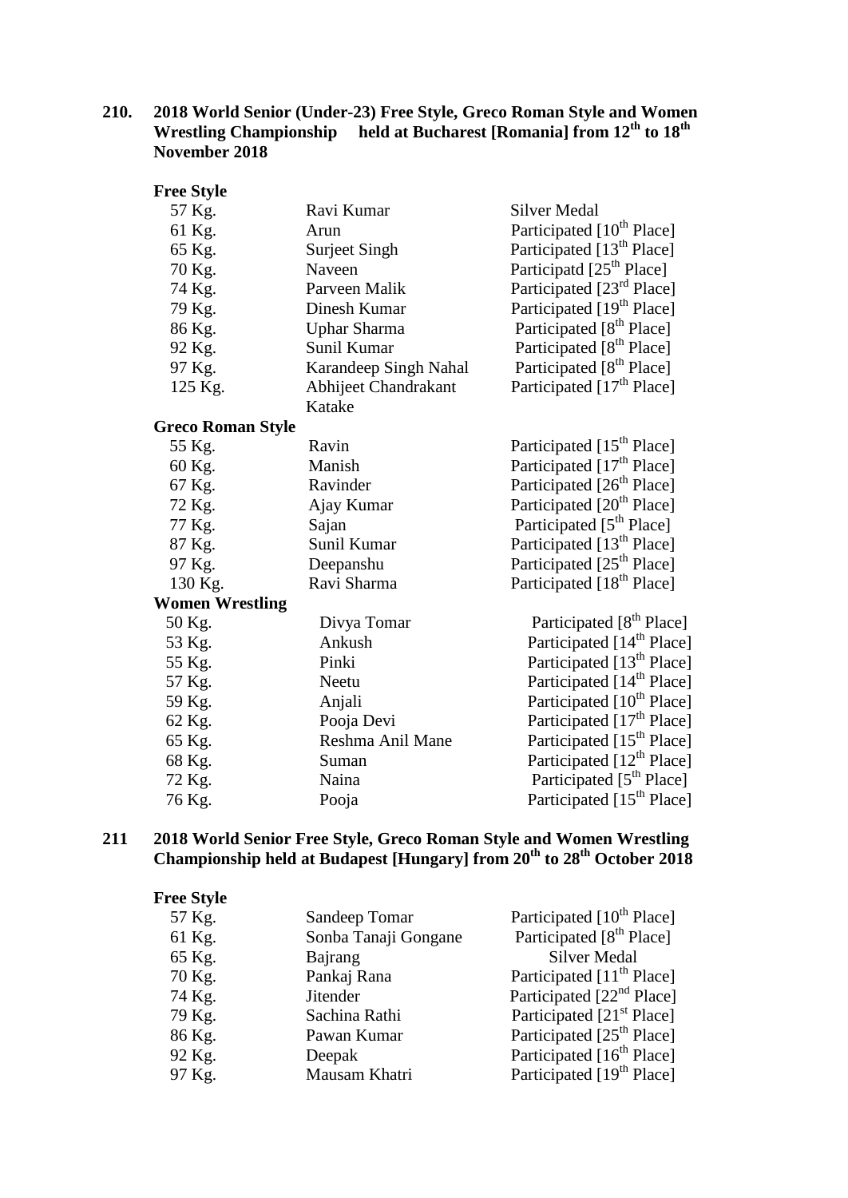**210. 2018 World Senior (Under-23) Free Style, Greco Roman Style and Women Wrestling Championship held at Bucharest [Romania] from 12th to 18th November 2018**

**Free Style**

| | | |
|---|---|---|
| 57 Kg. | Ravi Kumar | Silver Medal |
| 61 Kg. | Arun | Participated [10th Place] |
| 65 Kg. | Surjeet Singh | Participated [13th Place] |
| 70 Kg. | Naveen | Participatd [25th Place] |
| 74 Kg. | Parveen Malik | Participated [23rd Place] |
| 79 Kg. | Dinesh Kumar | Participated [19th Place] |
| 86 Kg. | Uphar Sharma | Participated [8th Place] |
| 92 Kg. | Sunil Kumar | Participated [8th Place] |
| 97 Kg. | Karandeep Singh Nahal | Participated [8th Place] |
| 125 Kg. | Abhijeet Chandrakant Katake | Participated [17th Place] |

**Greco Roman Style**

| | | |
|---|---|---|
| 55 Kg. | Ravin | Participated [15th Place] |
| 60 Kg. | Manish | Participated [17th Place] |
| 67 Kg. | Ravinder | Participated [26th Place] |
| 72 Kg. | Ajay Kumar | Participated [20th Place] |
| 77 Kg. | Sajan | Participated [5th Place] |
| 87 Kg. | Sunil Kumar | Participated [13th Place] |
| 97 Kg. | Deepanshu | Participated [25th Place] |
| 130 Kg. | Ravi Sharma | Participated [18th Place] |

**Women Wrestling**

| | | |
|---|---|---|
| 50 Kg. | Divya Tomar | Participated [8th Place] |
| 53 Kg. | Ankush | Participated [14th Place] |
| 55 Kg. | Pinki | Participated [13th Place] |
| 57 Kg. | Neetu | Participated [14th Place] |
| 59 Kg. | Anjali | Participated [10th Place] |
| 62 Kg. | Pooja Devi | Participated [17th Place] |
| 65 Kg. | Reshma Anil Mane | Participated [15th Place] |
| 68 Kg. | Suman | Participated [12th Place] |
| 72 Kg. | Naina | Participated [5th Place] |
| 76 Kg. | Pooja | Participated [15th Place] |

**211 2018 World Senior Free Style, Greco Roman Style and Women Wrestling Championship held at Budapest [Hungary] from 20th to 28th October 2018**

**Free Style**

| | | |
|---|---|---|
| 57 Kg. | Sandeep Tomar | Participated [10th Place] |
| 61 Kg. | Sonba Tanaji Gongane | Participated [8th Place] |
| 65 Kg. | Bajrang | Silver Medal |
| 70 Kg. | Pankaj Rana | Participated [11th Place] |
| 74 Kg. | Jitender | Participated [22nd Place] |
| 79 Kg. | Sachina Rathi | Participated [21st Place] |
| 86 Kg. | Pawan Kumar | Participated [25th Place] |
| 92 Kg. | Deepak | Participated [16th Place] |
| 97 Kg. | Mausam Khatri | Participated [19th Place] |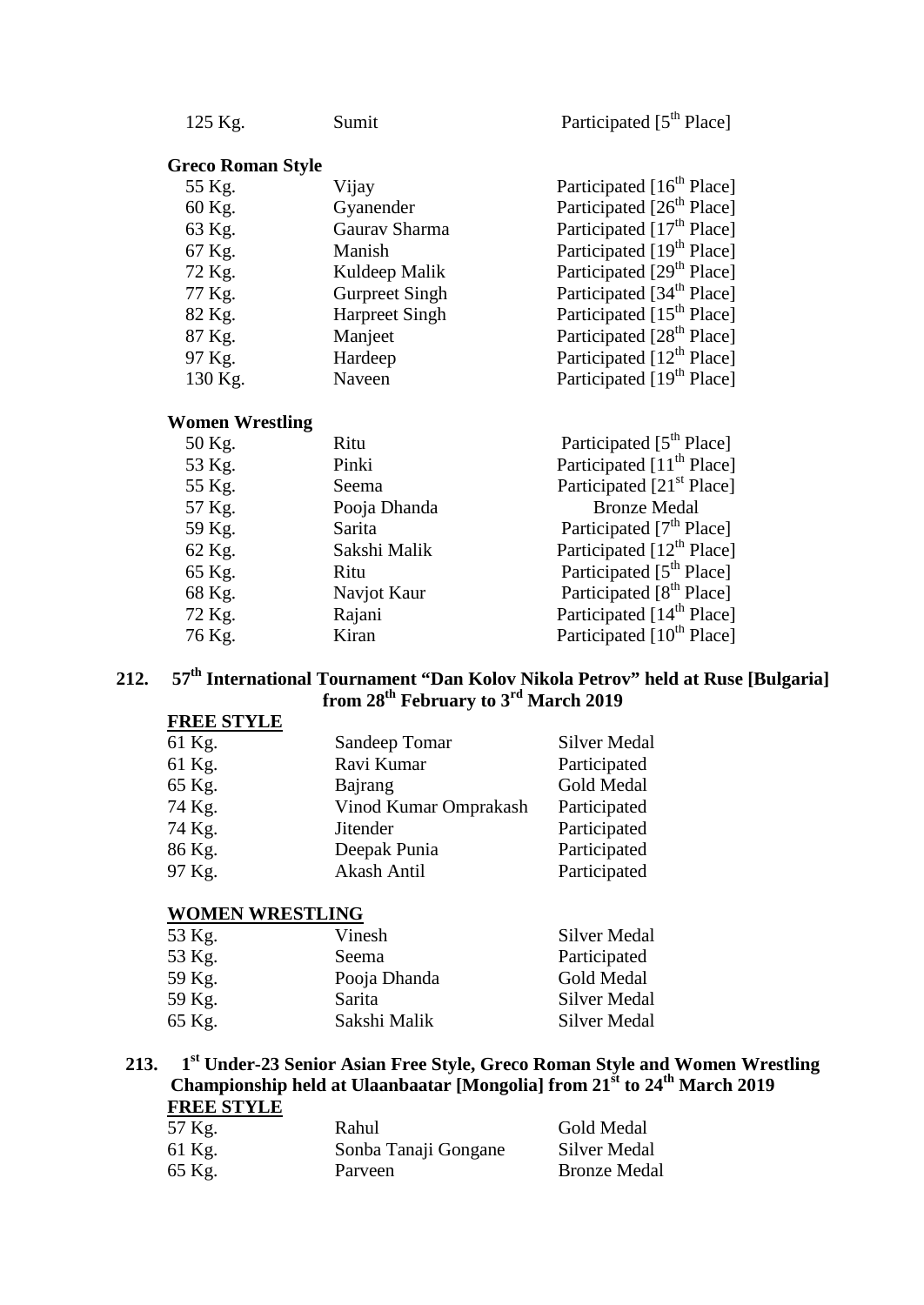| | | |
|---|---|---|
| 125 Kg. | Sumit | Participated [5th Place] |

**Greco Roman Style**

| | | |
|---|---|---|
| 55 Kg. | Vijay | Participated [16th Place] |
| 60 Kg. | Gyanender | Participated [26th Place] |
| 63 Kg. | Gaurav Sharma | Participated [17th Place] |
| 67 Kg. | Manish | Participated [19th Place] |
| 72 Kg. | Kuldeep Malik | Participated [29th Place] |
| 77 Kg. | Gurpreet Singh | Participated [34th Place] |
| 82 Kg. | Harpreet Singh | Participated [15th Place] |
| 87 Kg. | Manjeet | Participated [28th Place] |
| 97 Kg. | Hardeep | Participated [12th Place] |
| 130 Kg. | Naveen | Participated [19th Place] |

**Women Wrestling**

| | | |
|---|---|---|
| 50 Kg. | Ritu | Participated [5th Place] |
| 53 Kg. | Pinki | Participated [11th Place] |
| 55 Kg. | Seema | Participated [21st Place] |
| 57 Kg. | Pooja Dhanda | Bronze Medal |
| 59 Kg. | Sarita | Participated [7th Place] |
| 62 Kg. | Sakshi Malik | Participated [12th Place] |
| 65 Kg. | Ritu | Participated [5th Place] |
| 68 Kg. | Navjot Kaur | Participated [8th Place] |
| 72 Kg. | Rajani | Participated [14th Place] |
| 76 Kg. | Kiran | Participated [10th Place] |

## 212. 57th International Tournament "Dan Kolov Nikola Petrov" held at Ruse [Bulgaria] from 28th February to 3rd March 2019

**FREE STYLE**

| | | |
|---|---|---|
| 61 Kg. | Sandeep Tomar | Silver Medal |
| 61 Kg. | Ravi Kumar | Participated |
| 65 Kg. | Bajrang | Gold Medal |
| 74 Kg. | Vinod Kumar Omprakash | Participated |
| 74 Kg. | Jitender | Participated |
| 86 Kg. | Deepak Punia | Participated |
| 97 Kg. | Akash Antil | Participated |

**WOMEN WRESTLING**

| | | |
|---|---|---|
| 53 Kg. | Vinesh | Silver Medal |
| 53 Kg. | Seema | Participated |
| 59 Kg. | Pooja Dhanda | Gold Medal |
| 59 Kg. | Sarita | Silver Medal |
| 65 Kg. | Sakshi Malik | Silver Medal |

## 213. 1st Under-23 Senior Asian Free Style, Greco Roman Style and Women Wrestling Championship held at Ulaanbaatar [Mongolia] from 21st to 24th March 2019

**FREE STYLE**

| | | |
|---|---|---|
| 57 Kg. | Rahul | Gold Medal |
| 61 Kg. | Sonba Tanaji Gongane | Silver Medal |
| 65 Kg. | Parveen | Bronze Medal |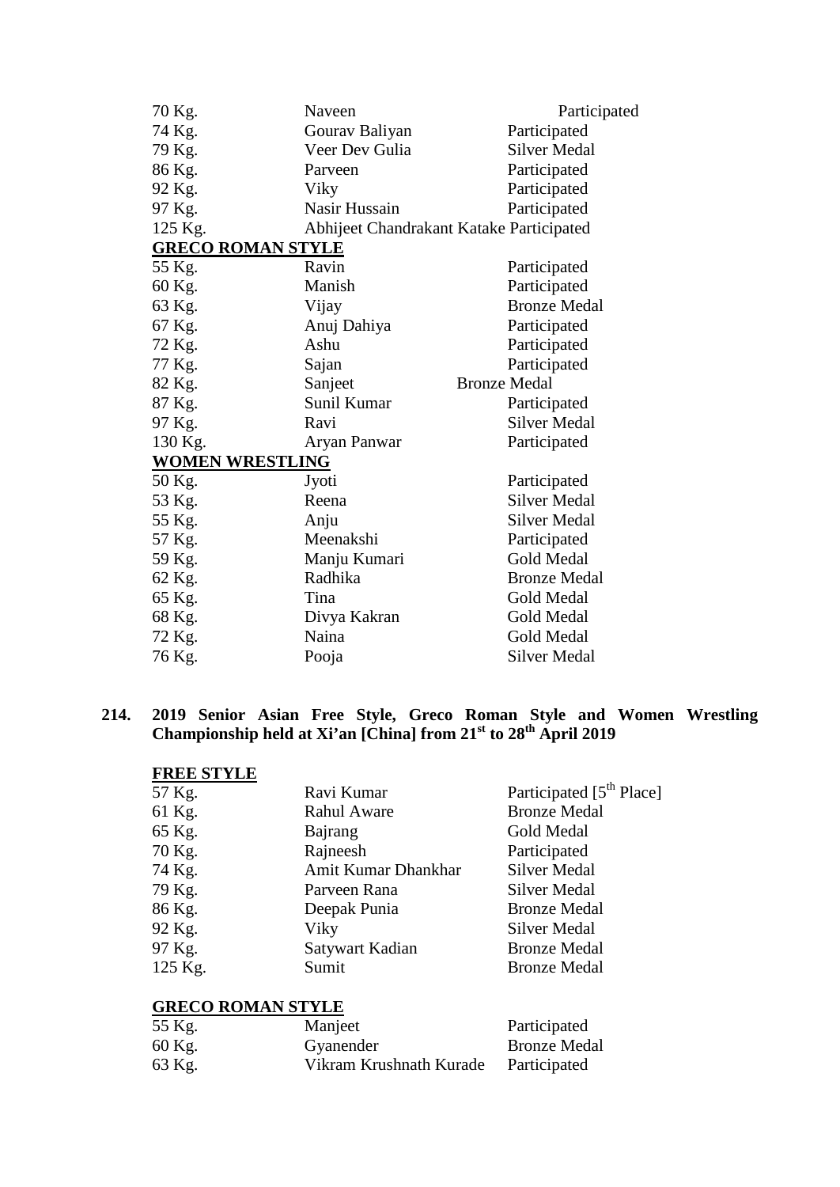| | | |
|---|---|---|
| 70 Kg. | Naveen | Participated |
| 74 Kg. | Gourav Baliyan | Participated |
| 79 Kg. | Veer Dev Gulia | Silver Medal |
| 86 Kg. | Parveen | Participated |
| 92 Kg. | Viky | Participated |
| 97 Kg. | Nasir Hussain | Participated |
| 125 Kg. | Abhijeet Chandrakant Katake | Participated |

**GRECO ROMAN STYLE**

| | | |
|---|---|---|
| 55 Kg. | Ravin | Participated |
| 60 Kg. | Manish | Participated |
| 63 Kg. | Vijay | Bronze Medal |
| 67 Kg. | Anuj Dahiya | Participated |
| 72 Kg. | Ashu | Participated |
| 77 Kg. | Sajan | Participated |
| 82 Kg. | Sanjeet | Bronze Medal |
| 87 Kg. | Sunil Kumar | Participated |
| 97 Kg. | Ravi | Silver Medal |
| 130 Kg. | Aryan Panwar | Participated |

**WOMEN WRESTLING**

| | | |
|---|---|---|
| 50 Kg. | Jyoti | Participated |
| 53 Kg. | Reena | Silver Medal |
| 55 Kg. | Anju | Silver Medal |
| 57 Kg. | Meenakshi | Participated |
| 59 Kg. | Manju Kumari | Gold Medal |
| 62 Kg. | Radhika | Bronze Medal |
| 65 Kg. | Tina | Gold Medal |
| 68 Kg. | Divya Kakran | Gold Medal |
| 72 Kg. | Naina | Gold Medal |
| 76 Kg. | Pooja | Silver Medal |

**214. 2019 Senior Asian Free Style, Greco Roman Style and Women Wrestling Championship held at Xi'an [China] from 21st to 28th April 2019**

**FREE STYLE**

| | | |
|---|---|---|
| 57 Kg. | Ravi Kumar | Participated [5th Place] |
| 61 Kg. | Rahul Aware | Bronze Medal |
| 65 Kg. | Bajrang | Gold Medal |
| 70 Kg. | Rajneesh | Participated |
| 74 Kg. | Amit Kumar Dhankhar | Silver Medal |
| 79 Kg. | Parveen Rana | Silver Medal |
| 86 Kg. | Deepak Punia | Bronze Medal |
| 92 Kg. | Viky | Silver Medal |
| 97 Kg. | Satywart Kadian | Bronze Medal |
| 125 Kg. | Sumit | Bronze Medal |

**GRECO ROMAN STYLE**

| | | |
|---|---|---|
| 55 Kg. | Manjeet | Participated |
| 60 Kg. | Gyanender | Bronze Medal |
| 63 Kg. | Vikram Krushnath Kurade | Participated |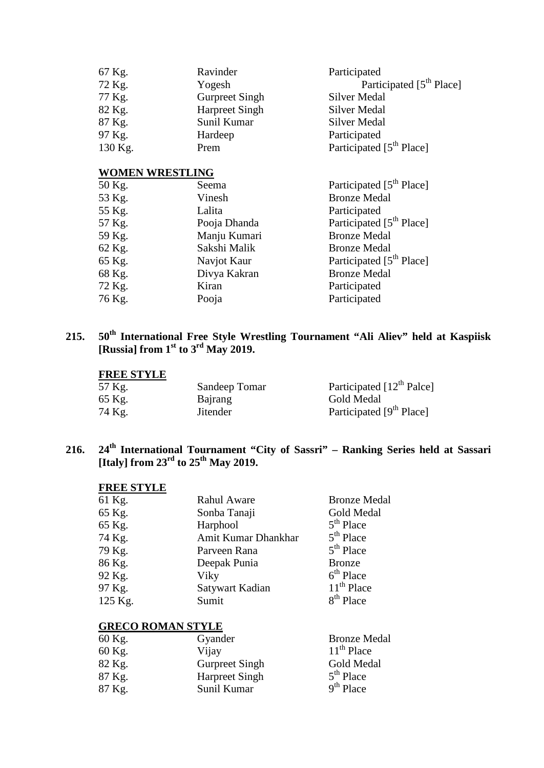| | | |
|---|---|---|
| 67 Kg. | Ravinder | Participated |
| 72 Kg. | Yogesh | Participated [5th Place] |
| 77 Kg. | Gurpreet Singh | Silver Medal |
| 82 Kg. | Harpreet Singh | Silver Medal |
| 87 Kg. | Sunil Kumar | Silver Medal |
| 97 Kg. | Hardeep | Participated |
| 130 Kg. | Prem | Participated [5th Place] |

**WOMEN WRESTLING**

| | | |
|---|---|---|
| 50 Kg. | Seema | Participated [5th Place] |
| 53 Kg. | Vinesh | Bronze Medal |
| 55 Kg. | Lalita | Participated |
| 57 Kg. | Pooja Dhanda | Participated [5th Place] |
| 59 Kg. | Manju Kumari | Bronze Medal |
| 62 Kg. | Sakshi Malik | Bronze Medal |
| 65 Kg. | Navjot Kaur | Participated [5th Place] |
| 68 Kg. | Divya Kakran | Bronze Medal |
| 72 Kg. | Kiran | Participated |
| 76 Kg. | Pooja | Participated |

**215. 50th International Free Style Wrestling Tournament "Ali Aliev" held at Kaspiisk [Russia] from 1st to 3rd May 2019.**

**FREE STYLE**

| | | |
|---|---|---|
| 57 Kg. | Sandeep Tomar | Participated [12th Palce] |
| 65 Kg. | Bajrang | Gold Medal |
| 74 Kg. | Jitender | Participated [9th Place] |

**216. 24th International Tournament "City of Sassri" – Ranking Series held at Sassari [Italy] from 23rd to 25th May 2019.**

**FREE STYLE**

| | | |
|---|---|---|
| 61 Kg. | Rahul Aware | Bronze Medal |
| 65 Kg. | Sonba Tanaji | Gold Medal |
| 65 Kg. | Harphool | 5th Place |
| 74 Kg. | Amit Kumar Dhankhar | 5th Place |
| 79 Kg. | Parveen Rana | 5th Place |
| 86 Kg. | Deepak Punia | Bronze |
| 92 Kg. | Viky | 6th Place |
| 97 Kg. | Satywart Kadian | 11th Place |
| 125 Kg. | Sumit | 8th Place |

**GRECO ROMAN STYLE**

| | | |
|---|---|---|
| 60 Kg. | Gyander | Bronze Medal |
| 60 Kg. | Vijay | 11th Place |
| 82 Kg. | Gurpreet Singh | Gold Medal |
| 87 Kg. | Harpreet Singh | 5th Place |
| 87 Kg. | Sunil Kumar | 9th Place |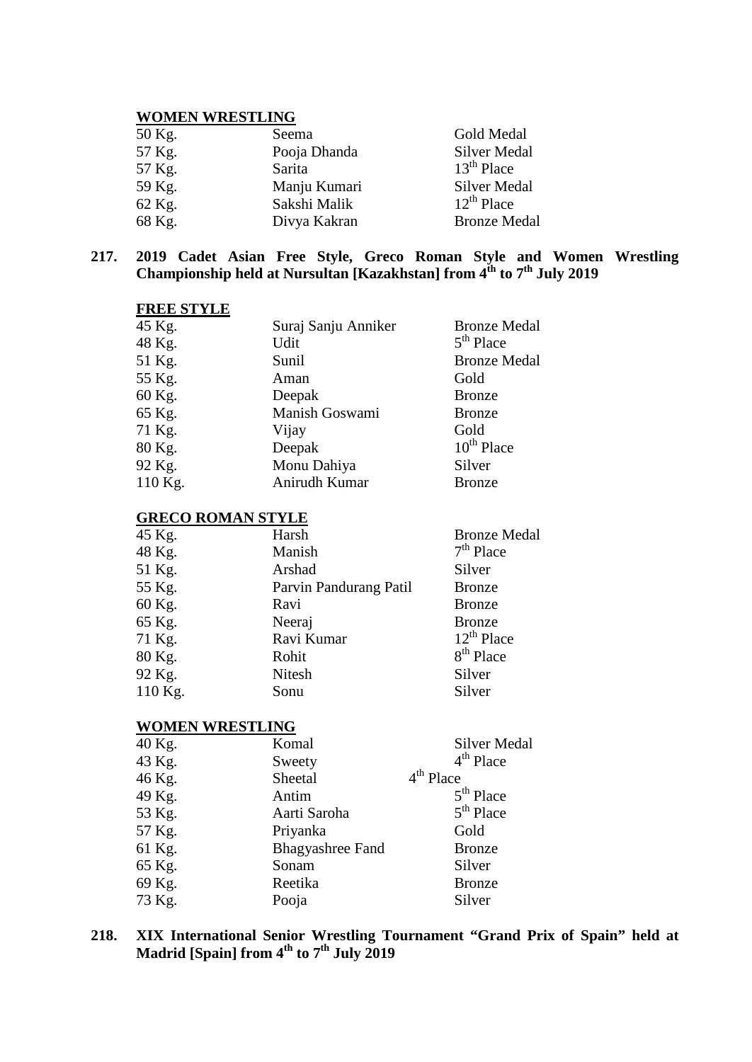**WOMEN WRESTLING**

| | | |
|---|---|---|
| 50 Kg. | Seema | Gold Medal |
| 57 Kg. | Pooja Dhanda | Silver Medal |
| 57 Kg. | Sarita | 13th Place |
| 59 Kg. | Manju Kumari | Silver Medal |
| 62 Kg. | Sakshi Malik | 12th Place |
| 68 Kg. | Divya Kakran | Bronze Medal |

**217. 2019 Cadet Asian Free Style, Greco Roman Style and Women Wrestling Championship held at Nursultan [Kazakhstan] from 4th to 7th July 2019**

**FREE STYLE**

| | | |
|---|---|---|
| 45 Kg. | Suraj Sanju Anniker | Bronze Medal |
| 48 Kg. | Udit | 5th Place |
| 51 Kg. | Sunil | Bronze Medal |
| 55 Kg. | Aman | Gold |
| 60 Kg. | Deepak | Bronze |
| 65 Kg. | Manish Goswami | Bronze |
| 71 Kg. | Vijay | Gold |
| 80 Kg. | Deepak | 10th Place |
| 92 Kg. | Monu Dahiya | Silver |
| 110 Kg. | Anirudh Kumar | Bronze |

**GRECO ROMAN STYLE**

| | | |
|---|---|---|
| 45 Kg. | Harsh | Bronze Medal |
| 48 Kg. | Manish | 7th Place |
| 51 Kg. | Arshad | Silver |
| 55 Kg. | Parvin Pandurang Patil | Bronze |
| 60 Kg. | Ravi | Bronze |
| 65 Kg. | Neeraj | Bronze |
| 71 Kg. | Ravi Kumar | 12th Place |
| 80 Kg. | Rohit | 8th Place |
| 92 Kg. | Nitesh | Silver |
| 110 Kg. | Sonu | Silver |

**WOMEN WRESTLING**

| | | |
|---|---|---|
| 40 Kg. | Komal | Silver Medal |
| 43 Kg. | Sweety | 4th Place |
| 46 Kg. | Sheetal | 4th Place |
| 49 Kg. | Antim | 5th Place |
| 53 Kg. | Aarti Saroha | 5th Place |
| 57 Kg. | Priyanka | Gold |
| 61 Kg. | Bhagyashree Fand | Bronze |
| 65 Kg. | Sonam | Silver |
| 69 Kg. | Reetika | Bronze |
| 73 Kg. | Pooja | Silver |

**218. XIX International Senior Wrestling Tournament "Grand Prix of Spain" held at Madrid [Spain] from 4th to 7th July 2019**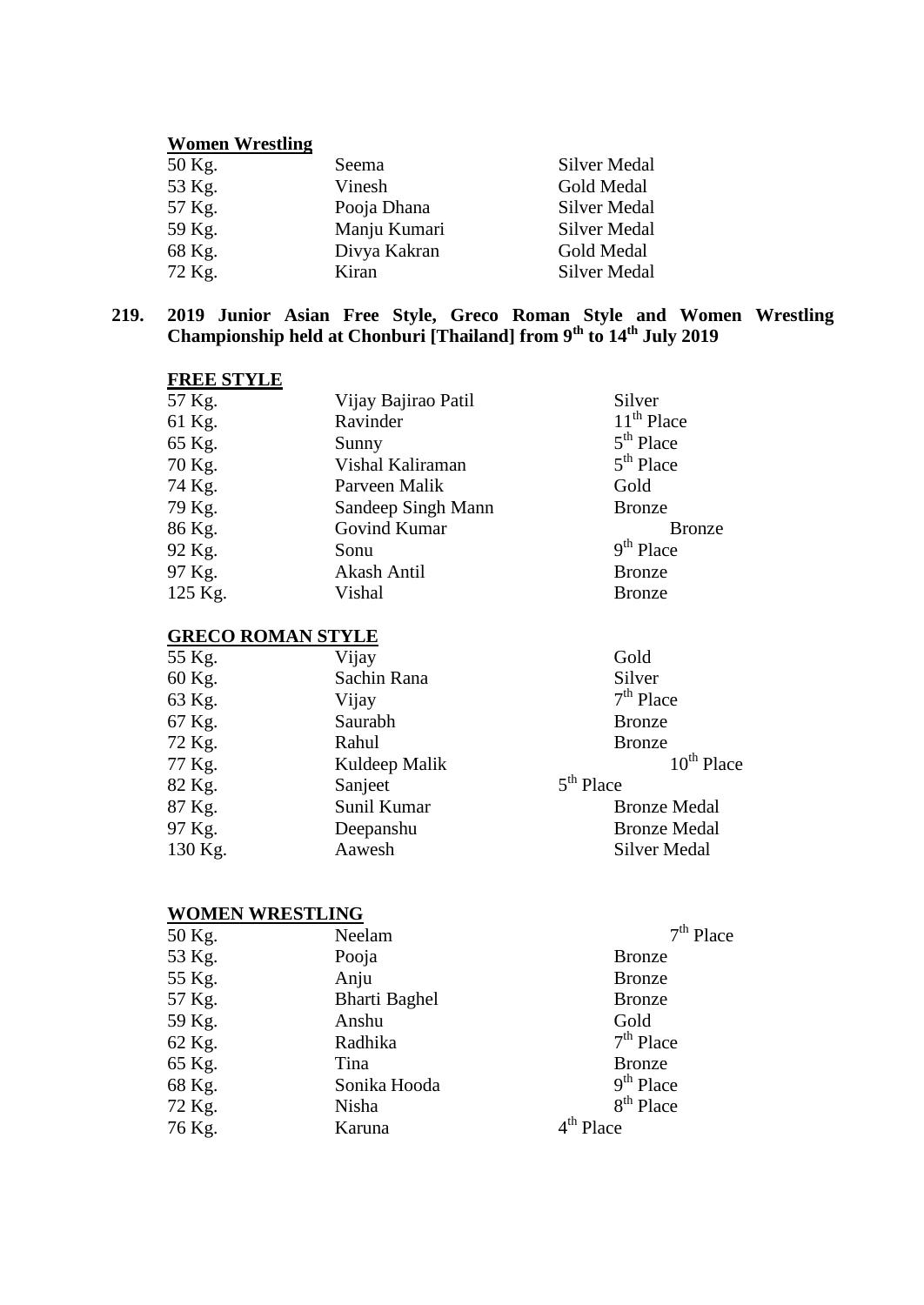**Women Wrestling**

| | | |
|---|---|---|
| 50 Kg. | Seema | Silver Medal |
| 53 Kg. | Vinesh | Gold Medal |
| 57 Kg. | Pooja Dhana | Silver Medal |
| 59 Kg. | Manju Kumari | Silver Medal |
| 68 Kg. | Divya Kakran | Gold Medal |
| 72 Kg. | Kiran | Silver Medal |

**219. 2019 Junior Asian Free Style, Greco Roman Style and Women Wrestling Championship held at Chonburi [Thailand] from 9th to 14th July 2019**

**FREE STYLE**

| | | |
|---|---|---|
| 57 Kg. | Vijay Bajirao Patil | Silver |
| 61 Kg. | Ravinder | 11th Place |
| 65 Kg. | Sunny | 5th Place |
| 70 Kg. | Vishal Kaliraman | 5th Place |
| 74 Kg. | Parveen Malik | Gold |
| 79 Kg. | Sandeep Singh Mann | Bronze |
| 86 Kg. | Govind Kumar | Bronze |
| 92 Kg. | Sonu | 9th Place |
| 97 Kg. | Akash Antil | Bronze |
| 125 Kg. | Vishal | Bronze |

**GRECO ROMAN STYLE**

| | | |
|---|---|---|
| 55 Kg. | Vijay | Gold |
| 60 Kg. | Sachin Rana | Silver |
| 63 Kg. | Vijay | 7th Place |
| 67 Kg. | Saurabh | Bronze |
| 72 Kg. | Rahul | Bronze |
| 77 Kg. | Kuldeep Malik | 10th Place |
| 82 Kg. | Sanjeet | 5th Place |
| 87 Kg. | Sunil Kumar | Bronze Medal |
| 97 Kg. | Deepanshu | Bronze Medal |
| 130 Kg. | Aawesh | Silver Medal |

**WOMEN WRESTLING**

| | | |
|---|---|---|
| 50 Kg. | Neelam | 7th Place |
| 53 Kg. | Pooja | Bronze |
| 55 Kg. | Anju | Bronze |
| 57 Kg. | Bharti Baghel | Bronze |
| 59 Kg. | Anshu | Gold |
| 62 Kg. | Radhika | 7th Place |
| 65 Kg. | Tina | Bronze |
| 68 Kg. | Sonika Hooda | 9th Place |
| 72 Kg. | Nisha | 8th Place |
| 76 Kg. | Karuna | 4th Place |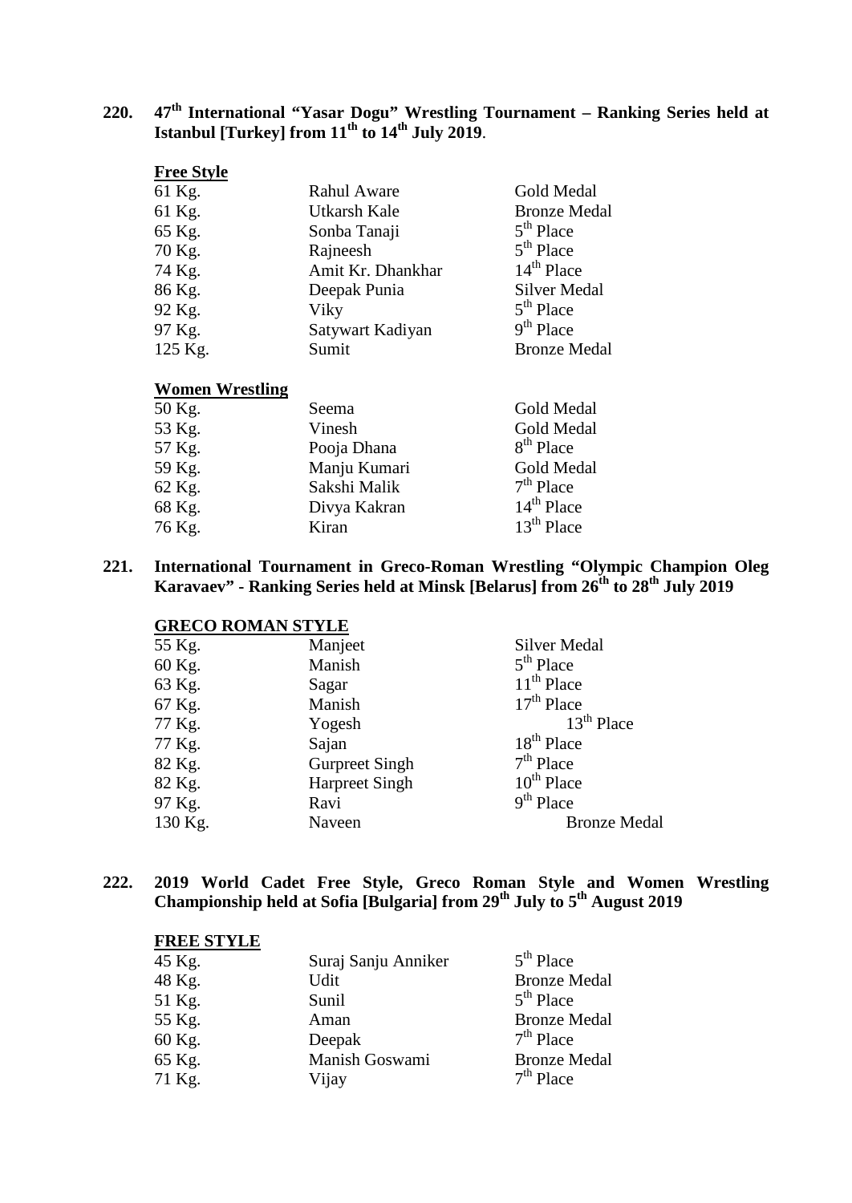**220. 47th International "Yasar Dogu" Wrestling Tournament – Ranking Series held at Istanbul [Turkey] from 11th to 14th July 2019.**

**Free Style**

| | | |
|---|---|---|
| 61 Kg. | Rahul Aware | Gold Medal |
| 61 Kg. | Utkarsh Kale | Bronze Medal |
| 65 Kg. | Sonba Tanaji | 5th Place |
| 70 Kg. | Rajneesh | 5th Place |
| 74 Kg. | Amit Kr. Dhankhar | 14th Place |
| 86 Kg. | Deepak Punia | Silver Medal |
| 92 Kg. | Viky | 5th Place |
| 97 Kg. | Satywart Kadiyan | 9th Place |
| 125 Kg. | Sumit | Bronze Medal |

**Women Wrestling**

| | | |
|---|---|---|
| 50 Kg. | Seema | Gold Medal |
| 53 Kg. | Vinesh | Gold Medal |
| 57 Kg. | Pooja Dhana | 8th Place |
| 59 Kg. | Manju Kumari | Gold Medal |
| 62 Kg. | Sakshi Malik | 7th Place |
| 68 Kg. | Divya Kakran | 14th Place |
| 76 Kg. | Kiran | 13th Place |

**221. International Tournament in Greco-Roman Wrestling "Olympic Champion Oleg Karavaev" - Ranking Series held at Minsk [Belarus] from 26th to 28th July 2019**

**GRECO ROMAN STYLE**

| | | |
|---|---|---|
| 55 Kg. | Manjeet | Silver Medal |
| 60 Kg. | Manish | 5th Place |
| 63 Kg. | Sagar | 11th Place |
| 67 Kg. | Manish | 17th Place |
| 77 Kg. | Yogesh | 13th Place |
| 77 Kg. | Sajan | 18th Place |
| 82 Kg. | Gurpreet Singh | 7th Place |
| 82 Kg. | Harpreet Singh | 10th Place |
| 97 Kg. | Ravi | 9th Place |
| 130 Kg. | Naveen | Bronze Medal |

**222. 2019 World Cadet Free Style, Greco Roman Style and Women Wrestling Championship held at Sofia [Bulgaria] from 29th July to 5th August 2019**

**FREE STYLE**

| | | |
|---|---|---|
| 45 Kg. | Suraj Sanju Anniker | 5th Place |
| 48 Kg. | Udit | Bronze Medal |
| 51 Kg. | Sunil | 5th Place |
| 55 Kg. | Aman | Bronze Medal |
| 60 Kg. | Deepak | 7th Place |
| 65 Kg. | Manish Goswami | Bronze Medal |
| 71 Kg. | Vijay | 7th Place |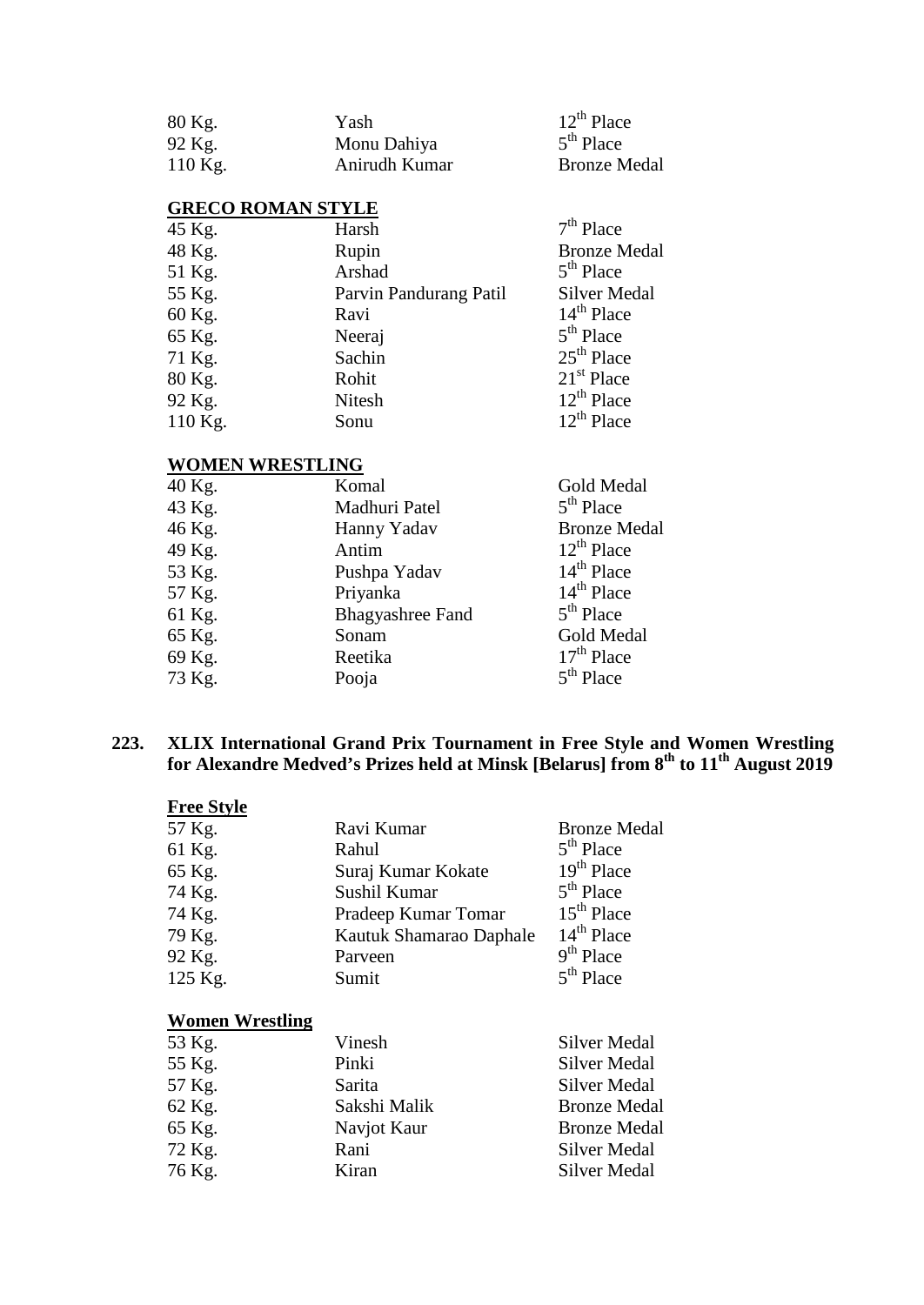| | | |
|---|---|---|
| 80 Kg. | Yash | 12th Place |
| 92 Kg. | Monu Dahiya | 5th Place |
| 110 Kg. | Anirudh Kumar | Bronze Medal |

**GRECO ROMAN STYLE**

| | | |
|---|---|---|
| 45 Kg. | Harsh | 7th Place |
| 48 Kg. | Rupin | Bronze Medal |
| 51 Kg. | Arshad | 5th Place |
| 55 Kg. | Parvin Pandurang Patil | Silver Medal |
| 60 Kg. | Ravi | 14th Place |
| 65 Kg. | Neeraj | 5th Place |
| 71 Kg. | Sachin | 25th Place |
| 80 Kg. | Rohit | 21st Place |
| 92 Kg. | Nitesh | 12th Place |
| 110 Kg. | Sonu | 12th Place |

**WOMEN WRESTLING**

| | | |
|---|---|---|
| 40 Kg. | Komal | Gold Medal |
| 43 Kg. | Madhuri Patel | 5th Place |
| 46 Kg. | Hanny Yadav | Bronze Medal |
| 49 Kg. | Antim | 12th Place |
| 53 Kg. | Pushpa Yadav | 14th Place |
| 57 Kg. | Priyanka | 14th Place |
| 61 Kg. | Bhagyashree Fand | 5th Place |
| 65 Kg. | Sonam | Gold Medal |
| 69 Kg. | Reetika | 17th Place |
| 73 Kg. | Pooja | 5th Place |

**223. XLIX International Grand Prix Tournament in Free Style and Women Wrestling for Alexandre Medved's Prizes held at Minsk [Belarus] from 8th to 11th August 2019**

**Free Style**

| | | |
|---|---|---|
| 57 Kg. | Ravi Kumar | Bronze Medal |
| 61 Kg. | Rahul | 5th Place |
| 65 Kg. | Suraj Kumar Kokate | 19th Place |
| 74 Kg. | Sushil Kumar | 5th Place |
| 74 Kg. | Pradeep Kumar Tomar | 15th Place |
| 79 Kg. | Kautuk Shamarao Daphale | 14th Place |
| 92 Kg. | Parveen | 9th Place |
| 125 Kg. | Sumit | 5th Place |

**Women Wrestling**

| | | |
|---|---|---|
| 53 Kg. | Vinesh | Silver Medal |
| 55 Kg. | Pinki | Silver Medal |
| 57 Kg. | Sarita | Silver Medal |
| 62 Kg. | Sakshi Malik | Bronze Medal |
| 65 Kg. | Navjot Kaur | Bronze Medal |
| 72 Kg. | Rani | Silver Medal |
| 76 Kg. | Kiran | Silver Medal |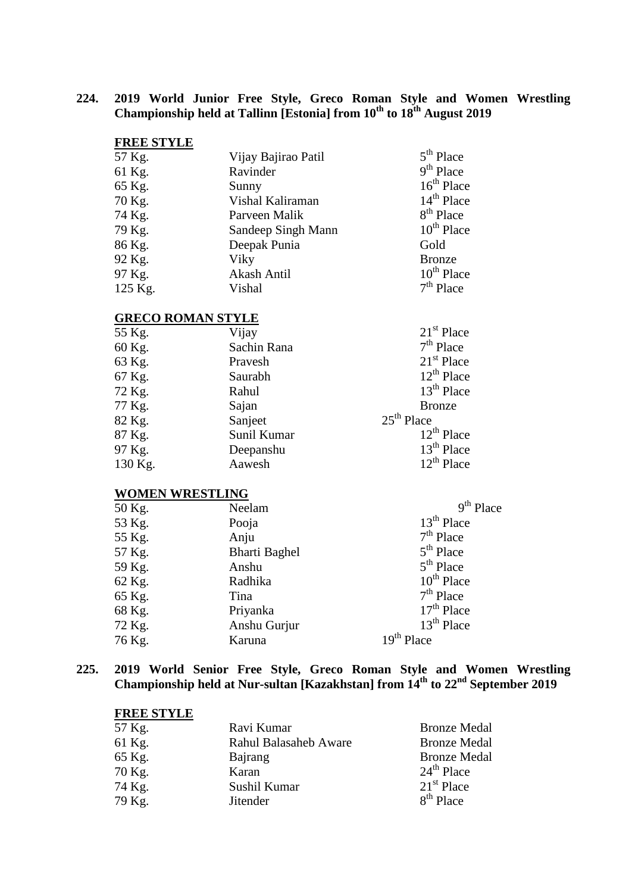**224. 2019 World Junior Free Style, Greco Roman Style and Women Wrestling Championship held at Tallinn [Estonia] from 10th to 18th August 2019**

**FREE STYLE**

| | | |
|---|---|---|
| 57 Kg. | Vijay Bajirao Patil | 5th Place |
| 61 Kg. | Ravinder | 9th Place |
| 65 Kg. | Sunny | 16th Place |
| 70 Kg. | Vishal Kaliraman | 14th Place |
| 74 Kg. | Parveen Malik | 8th Place |
| 79 Kg. | Sandeep Singh Mann | 10th Place |
| 86 Kg. | Deepak Punia | Gold |
| 92 Kg. | Viky | Bronze |
| 97 Kg. | Akash Antil | 10th Place |
| 125 Kg. | Vishal | 7th Place |

**GRECO ROMAN STYLE**

| | | |
|---|---|---|
| 55 Kg. | Vijay | 21st Place |
| 60 Kg. | Sachin Rana | 7th Place |
| 63 Kg. | Pravesh | 21st Place |
| 67 Kg. | Saurabh | 12th Place |
| 72 Kg. | Rahul | 13th Place |
| 77 Kg. | Sajan | Bronze |
| 82 Kg. | Sanjeet | 25th Place |
| 87 Kg. | Sunil Kumar | 12th Place |
| 97 Kg. | Deepanshu | 13th Place |
| 130 Kg. | Aawesh | 12th Place |

**WOMEN WRESTLING**

| | | |
|---|---|---|
| 50 Kg. | Neelam | 9th Place |
| 53 Kg. | Pooja | 13th Place |
| 55 Kg. | Anju | 7th Place |
| 57 Kg. | Bharti Baghel | 5th Place |
| 59 Kg. | Anshu | 5th Place |
| 62 Kg. | Radhika | 10th Place |
| 65 Kg. | Tina | 7th Place |
| 68 Kg. | Priyanka | 17th Place |
| 72 Kg. | Anshu Gurjur | 13th Place |
| 76 Kg. | Karuna | 19th Place |

**225. 2019 World Senior Free Style, Greco Roman Style and Women Wrestling Championship held at Nur-sultan [Kazakhstan] from 14th to 22nd September 2019**

**FREE STYLE**

| | | |
|---|---|---|
| 57 Kg. | Ravi Kumar | Bronze Medal |
| 61 Kg. | Rahul Balasaheb Aware | Bronze Medal |
| 65 Kg. | Bajrang | Bronze Medal |
| 70 Kg. | Karan | 24th Place |
| 74 Kg. | Sushil Kumar | 21st Place |
| 79 Kg. | Jitender | 8th Place |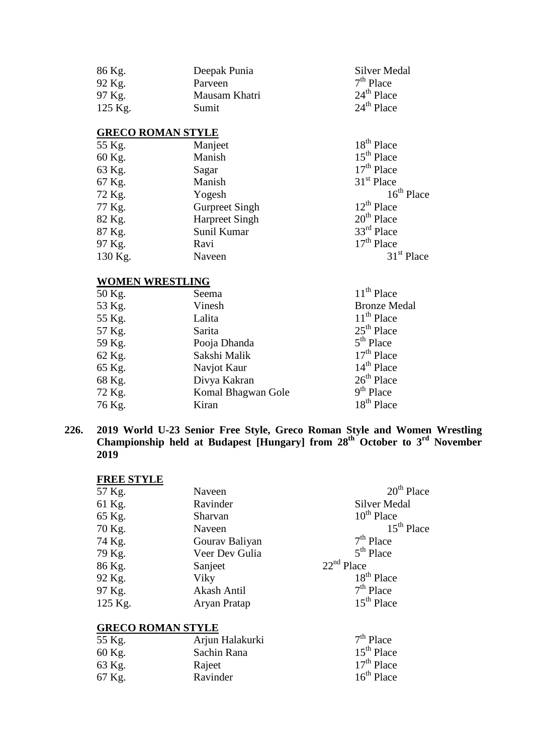| | | |
|---|---|---|
| 86 Kg. | Deepak Punia | Silver Medal |
| 92 Kg. | Parveen | 7th Place |
| 97 Kg. | Mausam Khatri | 24th Place |
| 125 Kg. | Sumit | 24th Place |

**GRECO ROMAN STYLE**

| | | |
|---|---|---|
| 55 Kg. | Manjeet | 18th Place |
| 60 Kg. | Manish | 15th Place |
| 63 Kg. | Sagar | 17th Place |
| 67 Kg. | Manish | 31st Place |
| 72 Kg. | Yogesh | 16th Place |
| 77 Kg. | Gurpreet Singh | 12th Place |
| 82 Kg. | Harpreet Singh | 20th Place |
| 87 Kg. | Sunil Kumar | 33rd Place |
| 97 Kg. | Ravi | 17th Place |
| 130 Kg. | Naveen | 31st Place |

**WOMEN WRESTLING**

| | | |
|---|---|---|
| 50 Kg. | Seema | 11th Place |
| 53 Kg. | Vinesh | Bronze Medal |
| 55 Kg. | Lalita | 11th Place |
| 57 Kg. | Sarita | 25th Place |
| 59 Kg. | Pooja Dhanda | 5th Place |
| 62 Kg. | Sakshi Malik | 17th Place |
| 65 Kg. | Navjot Kaur | 14th Place |
| 68 Kg. | Divya Kakran | 26th Place |
| 72 Kg. | Komal Bhagwan Gole | 9th Place |
| 76 Kg. | Kiran | 18th Place |

**226. 2019 World U-23 Senior Free Style, Greco Roman Style and Women Wrestling Championship held at Budapest [Hungary] from 28th October to 3rd November 2019**

**FREE STYLE**

| | | |
|---|---|---|
| 57 Kg. | Naveen | 20th Place |
| 61 Kg. | Ravinder | Silver Medal |
| 65 Kg. | Sharvan | 10th Place |
| 70 Kg. | Naveen | 15th Place |
| 74 Kg. | Gourav Baliyan | 7th Place |
| 79 Kg. | Veer Dev Gulia | 5th Place |
| 86 Kg. | Sanjeet | 22nd Place |
| 92 Kg. | Viky | 18th Place |
| 97 Kg. | Akash Antil | 7th Place |
| 125 Kg. | Aryan Pratap | 15th Place |

**GRECO ROMAN STYLE**

| | | |
|---|---|---|
| 55 Kg. | Arjun Halakurki | 7th Place |
| 60 Kg. | Sachin Rana | 15th Place |
| 63 Kg. | Rajeet | 17th Place |
| 67 Kg. | Ravinder | 16th Place |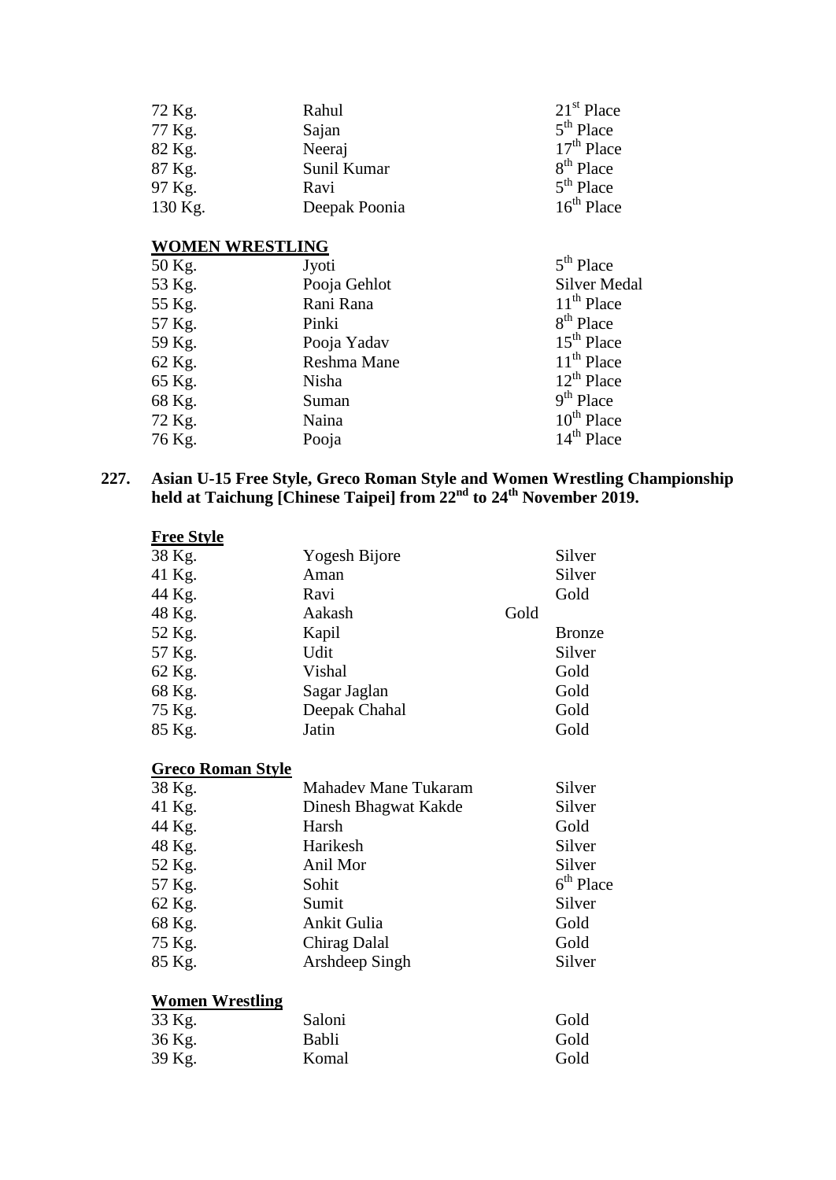| | | |
|---|---|---|
| 72 Kg. | Rahul | 21st Place |
| 77 Kg. | Sajan | 5th Place |
| 82 Kg. | Neeraj | 17th Place |
| 87 Kg. | Sunil Kumar | 8th Place |
| 97 Kg. | Ravi | 5th Place |
| 130 Kg. | Deepak Poonia | 16th Place |

**WOMEN WRESTLING**

| | | |
|---|---|---|
| 50 Kg. | Jyoti | 5th Place |
| 53 Kg. | Pooja Gehlot | Silver Medal |
| 55 Kg. | Rani Rana | 11th Place |
| 57 Kg. | Pinki | 8th Place |
| 59 Kg. | Pooja Yadav | 15th Place |
| 62 Kg. | Reshma Mane | 11th Place |
| 65 Kg. | Nisha | 12th Place |
| 68 Kg. | Suman | 9th Place |
| 72 Kg. | Naina | 10th Place |
| 76 Kg. | Pooja | 14th Place |

**227. Asian U-15 Free Style, Greco Roman Style and Women Wrestling Championship held at Taichung [Chinese Taipei] from 22nd to 24th November 2019.**

**Free Style**

| | | |
|---|---|---|
| 38 Kg. | Yogesh Bijore | Silver |
| 41 Kg. | Aman | Silver |
| 44 Kg. | Ravi | Gold |
| 48 Kg. | Aakash | Gold |
| 52 Kg. | Kapil | Bronze |
| 57 Kg. | Udit | Silver |
| 62 Kg. | Vishal | Gold |
| 68 Kg. | Sagar Jaglan | Gold |
| 75 Kg. | Deepak Chahal | Gold |
| 85 Kg. | Jatin | Gold |

**Greco Roman Style**

| | | |
|---|---|---|
| 38 Kg. | Mahadev Mane Tukaram | Silver |
| 41 Kg. | Dinesh Bhagwat Kakde | Silver |
| 44 Kg. | Harsh | Gold |
| 48 Kg. | Harikesh | Silver |
| 52 Kg. | Anil Mor | Silver |
| 57 Kg. | Sohit | 6th Place |
| 62 Kg. | Sumit | Silver |
| 68 Kg. | Ankit Gulia | Gold |
| 75 Kg. | Chirag Dalal | Gold |
| 85 Kg. | Arshdeep Singh | Silver |

**Women Wrestling**

| | | |
|---|---|---|
| 33 Kg. | Saloni | Gold |
| 36 Kg. | Babli | Gold |
| 39 Kg. | Komal | Gold |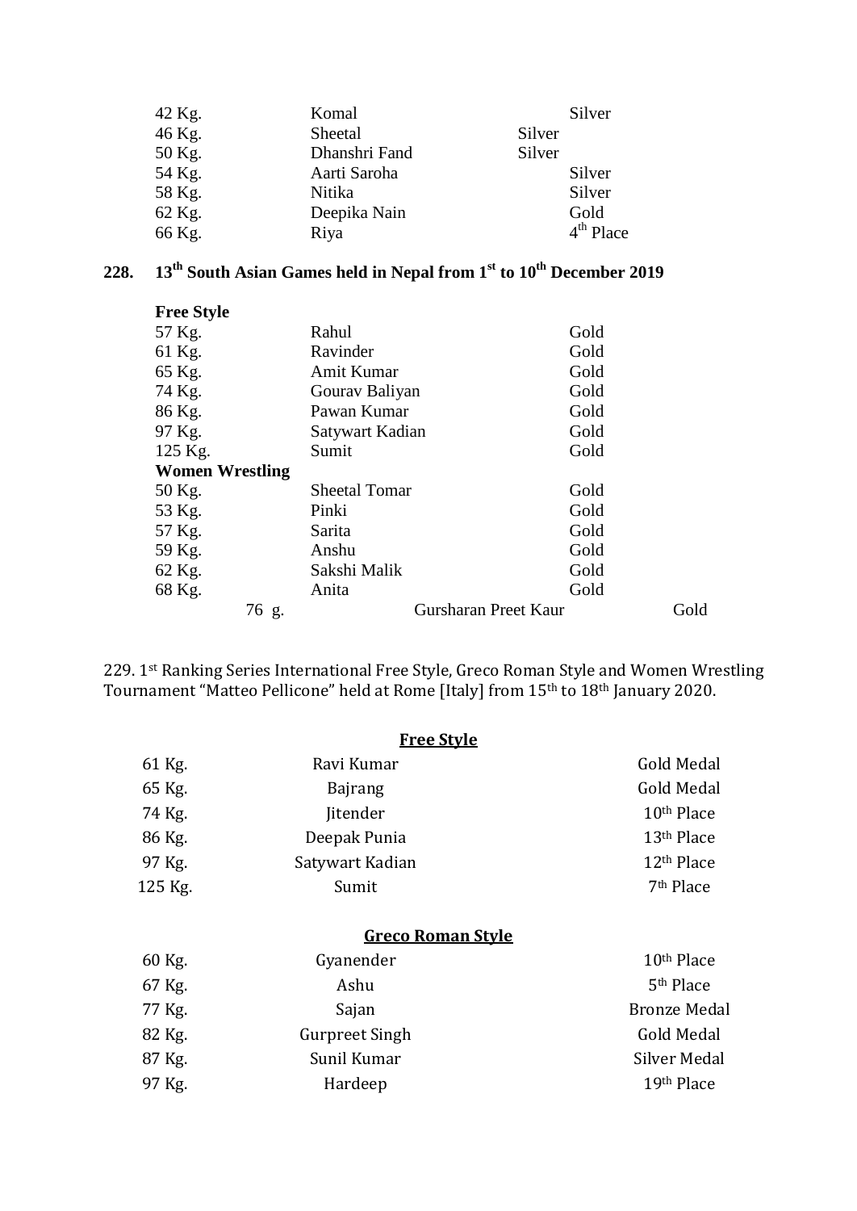| | | |
|---|---|---|
| 42 Kg. | Komal | Silver |
| 46 Kg. | Sheetal | Silver |
| 50 Kg. | Dhanshri Fand | Silver |
| 54 Kg. | Aarti Saroha | Silver |
| 58 Kg. | Nitika | Silver |
| 62 Kg. | Deepika Nain | Gold |
| 66 Kg. | Riya | 4th Place |

**228. 13th South Asian Games held in Nepal from 1st to 10th December 2019**

**Free Style**

| | | |
|---|---|---|
| 57 Kg. | Rahul | Gold |
| 61 Kg. | Ravinder | Gold |
| 65 Kg. | Amit Kumar | Gold |
| 74 Kg. | Gourav Baliyan | Gold |
| 86 Kg. | Pawan Kumar | Gold |
| 97 Kg. | Satywart Kadian | Gold |
| 125 Kg. | Sumit | Gold |

**Women Wrestling**

| | | |
|---|---|---|
| 50 Kg. | Sheetal Tomar | Gold |
| 53 Kg. | Pinki | Gold |
| 57 Kg. | Sarita | Gold |
| 59 Kg. | Anshu | Gold |
| 62 Kg. | Sakshi Malik | Gold |
| 68 Kg. | Anita | Gold |
| 76 g. | Gursharan Preet Kaur | Gold |

229. 1st Ranking Series International Free Style, Greco Roman Style and Women Wrestling Tournament "Matteo Pellicone" held at Rome [Italy] from 15th to 18th January 2020.

**Free Style**

| | | |
|---|---|---|
| 61 Kg. | Ravi Kumar | Gold Medal |
| 65 Kg. | Bajrang | Gold Medal |
| 74 Kg. | Jitender | 10th Place |
| 86 Kg. | Deepak Punia | 13th Place |
| 97 Kg. | Satywart Kadian | 12th Place |
| 125 Kg. | Sumit | 7th Place |

**Greco Roman Style**

| | | |
|---|---|---|
| 60 Kg. | Gyanender | 10th Place |
| 67 Kg. | Ashu | 5th Place |
| 77 Kg. | Sajan | Bronze Medal |
| 82 Kg. | Gurpreet Singh | Gold Medal |
| 87 Kg. | Sunil Kumar | Silver Medal |
| 97 Kg. | Hardeep | 19th Place |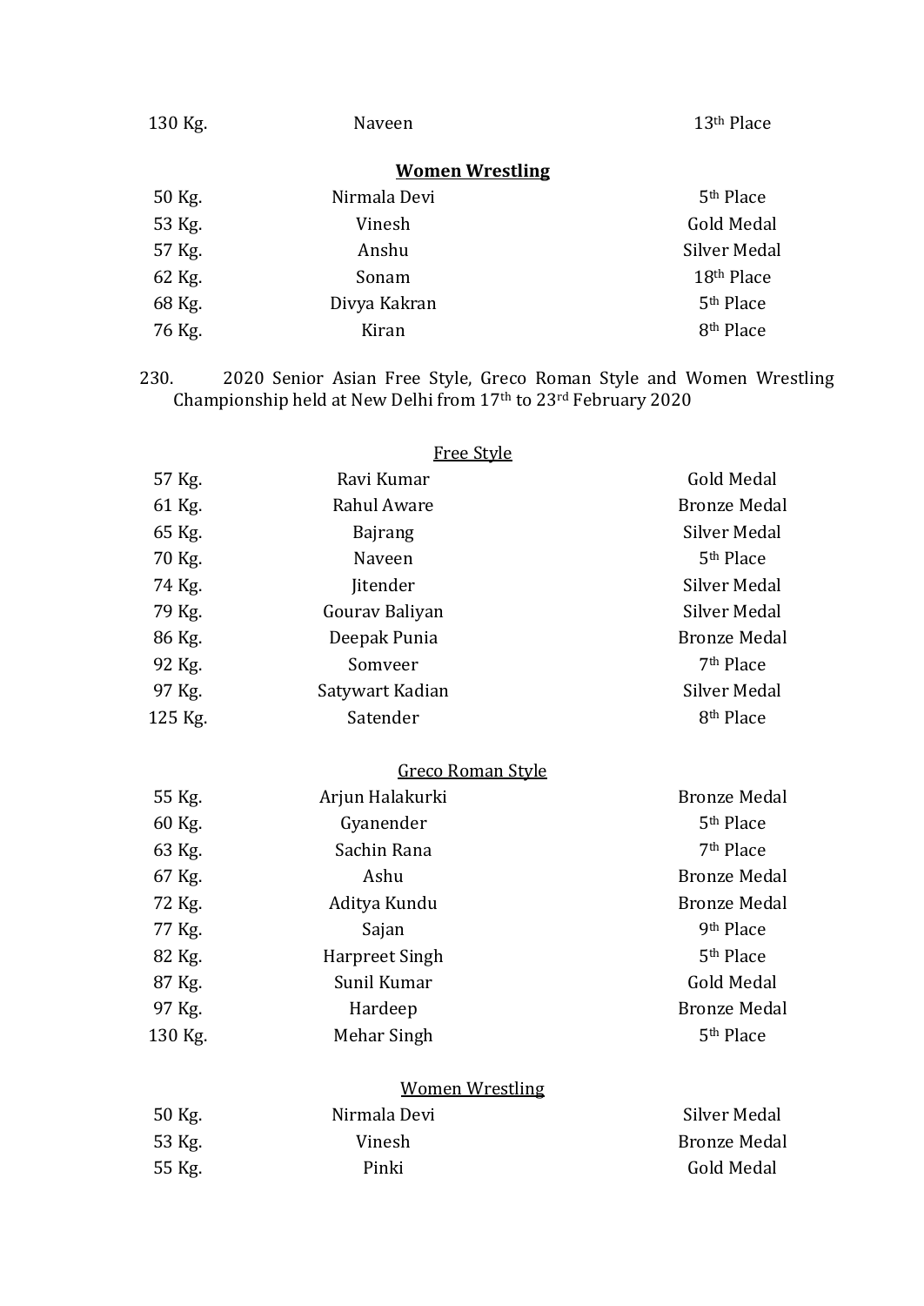| | | |
|---|---|---|
| 130 Kg. | Naveen | 13th Place |

**Women Wrestling**

| | | |
|---|---|---|
| 50 Kg. | Nirmala Devi | 5th Place |
| 53 Kg. | Vinesh | Gold Medal |
| 57 Kg. | Anshu | Silver Medal |
| 62 Kg. | Sonam | 18th Place |
| 68 Kg. | Divya Kakran | 5th Place |
| 76 Kg. | Kiran | 8th Place |

230. 2020 Senior Asian Free Style, Greco Roman Style and Women Wrestling Championship held at New Delhi from 17th to 23rd February 2020

Free Style

| | | |
|---|---|---|
| 57 Kg. | Ravi Kumar | Gold Medal |
| 61 Kg. | Rahul Aware | Bronze Medal |
| 65 Kg. | Bajrang | Silver Medal |
| 70 Kg. | Naveen | 5th Place |
| 74 Kg. | Jitender | Silver Medal |
| 79 Kg. | Gourav Baliyan | Silver Medal |
| 86 Kg. | Deepak Punia | Bronze Medal |
| 92 Kg. | Somveer | 7th Place |
| 97 Kg. | Satywart Kadian | Silver Medal |
| 125 Kg. | Satender | 8th Place |

Greco Roman Style

| | | |
|---|---|---|
| 55 Kg. | Arjun Halakurki | Bronze Medal |
| 60 Kg. | Gyanender | 5th Place |
| 63 Kg. | Sachin Rana | 7th Place |
| 67 Kg. | Ashu | Bronze Medal |
| 72 Kg. | Aditya Kundu | Bronze Medal |
| 77 Kg. | Sajan | 9th Place |
| 82 Kg. | Harpreet Singh | 5th Place |
| 87 Kg. | Sunil Kumar | Gold Medal |
| 97 Kg. | Hardeep | Bronze Medal |
| 130 Kg. | Mehar Singh | 5th Place |

Women Wrestling

| | | |
|---|---|---|
| 50 Kg. | Nirmala Devi | Silver Medal |
| 53 Kg. | Vinesh | Bronze Medal |
| 55 Kg. | Pinki | Gold Medal |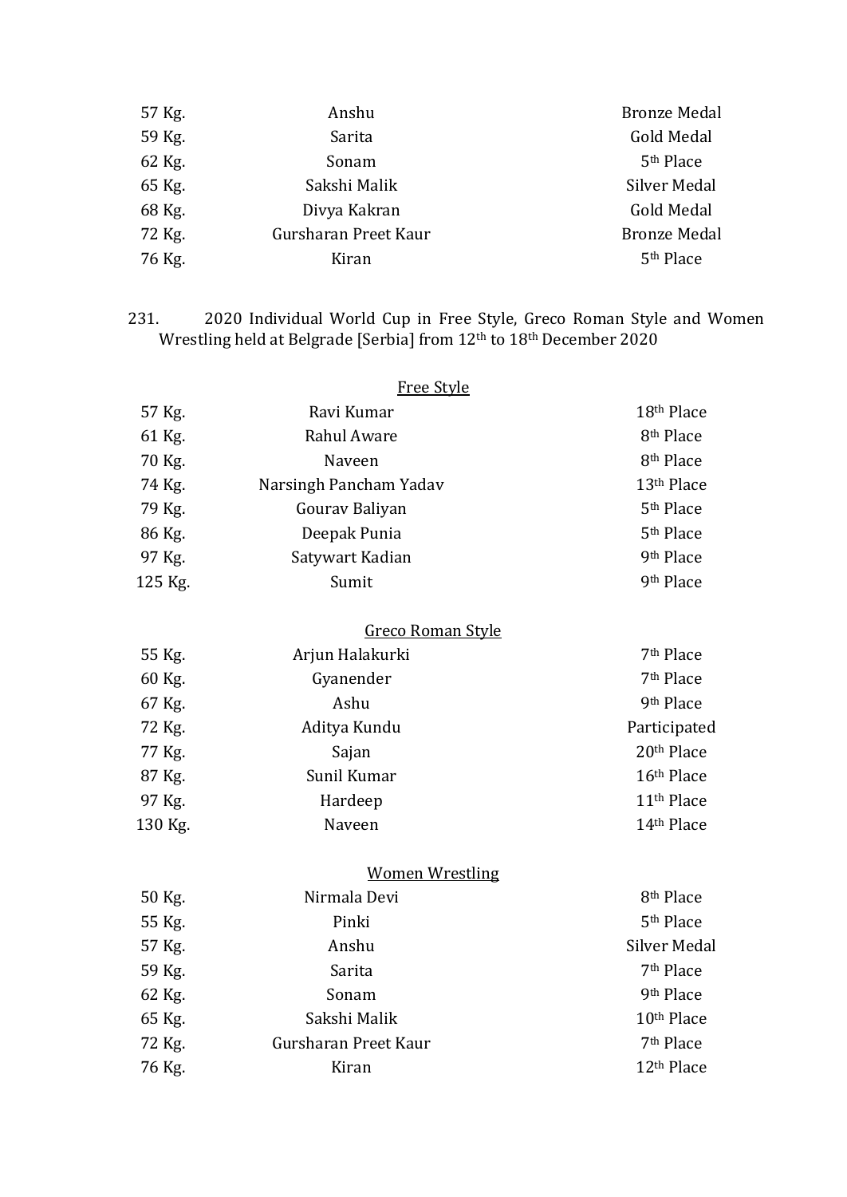| | | |
|---|---|---|
| 57 Kg. | Anshu | Bronze Medal |
| 59 Kg. | Sarita | Gold Medal |
| 62 Kg. | Sonam | 5th Place |
| 65 Kg. | Sakshi Malik | Silver Medal |
| 68 Kg. | Divya Kakran | Gold Medal |
| 72 Kg. | Gursharan Preet Kaur | Bronze Medal |
| 76 Kg. | Kiran | 5th Place |

231. 2020 Individual World Cup in Free Style, Greco Roman Style and Women Wrestling held at Belgrade [Serbia] from 12th to 18th December 2020

**Free Style**

| | | |
|---|---|---|
| 57 Kg. | Ravi Kumar | 18th Place |
| 61 Kg. | Rahul Aware | 8th Place |
| 70 Kg. | Naveen | 8th Place |
| 74 Kg. | Narsingh Pancham Yadav | 13th Place |
| 79 Kg. | Gourav Baliyan | 5th Place |
| 86 Kg. | Deepak Punia | 5th Place |
| 97 Kg. | Satywart Kadian | 9th Place |
| 125 Kg. | Sumit | 9th Place |

**Greco Roman Style**

| | | |
|---|---|---|
| 55 Kg. | Arjun Halakurki | 7th Place |
| 60 Kg. | Gyanender | 7th Place |
| 67 Kg. | Ashu | 9th Place |
| 72 Kg. | Aditya Kundu | Participated |
| 77 Kg. | Sajan | 20th Place |
| 87 Kg. | Sunil Kumar | 16th Place |
| 97 Kg. | Hardeep | 11th Place |
| 130 Kg. | Naveen | 14th Place |

**Women Wrestling**

| | | |
|---|---|---|
| 50 Kg. | Nirmala Devi | 8th Place |
| 55 Kg. | Pinki | 5th Place |
| 57 Kg. | Anshu | Silver Medal |
| 59 Kg. | Sarita | 7th Place |
| 62 Kg. | Sonam | 9th Place |
| 65 Kg. | Sakshi Malik | 10th Place |
| 72 Kg. | Gursharan Preet Kaur | 7th Place |
| 76 Kg. | Kiran | 12th Place |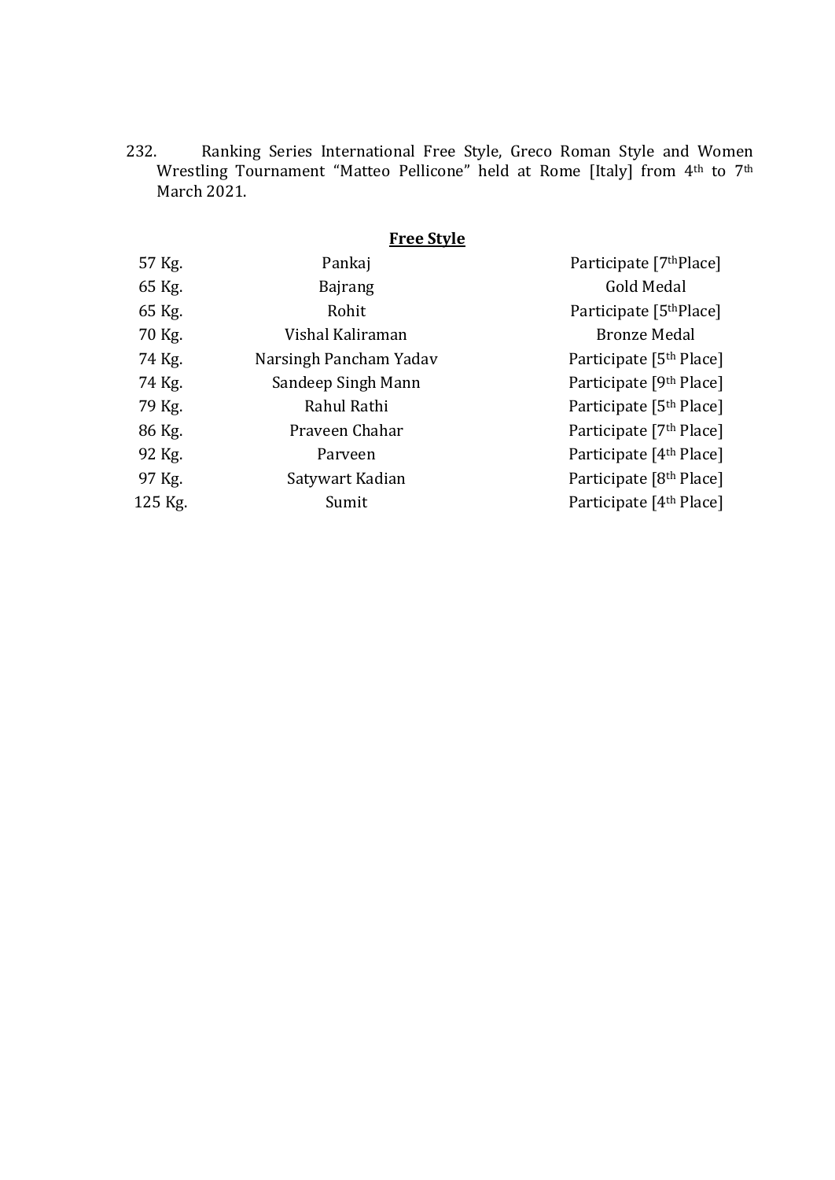232. Ranking Series International Free Style, Greco Roman Style and Women Wrestling Tournament "Matteo Pellicone" held at Rome [Italy] from 4th to 7th March 2021.

**Free Style**

| | | |
|---|---|---|
| 57 Kg. | Pankaj | Participate [7thPlace] |
| 65 Kg. | Bajrang | Gold Medal |
| 65 Kg. | Rohit | Participate [5thPlace] |
| 70 Kg. | Vishal Kaliraman | Bronze Medal |
| 74 Kg. | Narsingh Pancham Yadav | Participate [5th Place] |
| 74 Kg. | Sandeep Singh Mann | Participate [9th Place] |
| 79 Kg. | Rahul Rathi | Participate [5th Place] |
| 86 Kg. | Praveen Chahar | Participate [7th Place] |
| 92 Kg. | Parveen | Participate [4th Place] |
| 97 Kg. | Satywart Kadian | Participate [8th Place] |
| 125 Kg. | Sumit | Participate [4th Place] |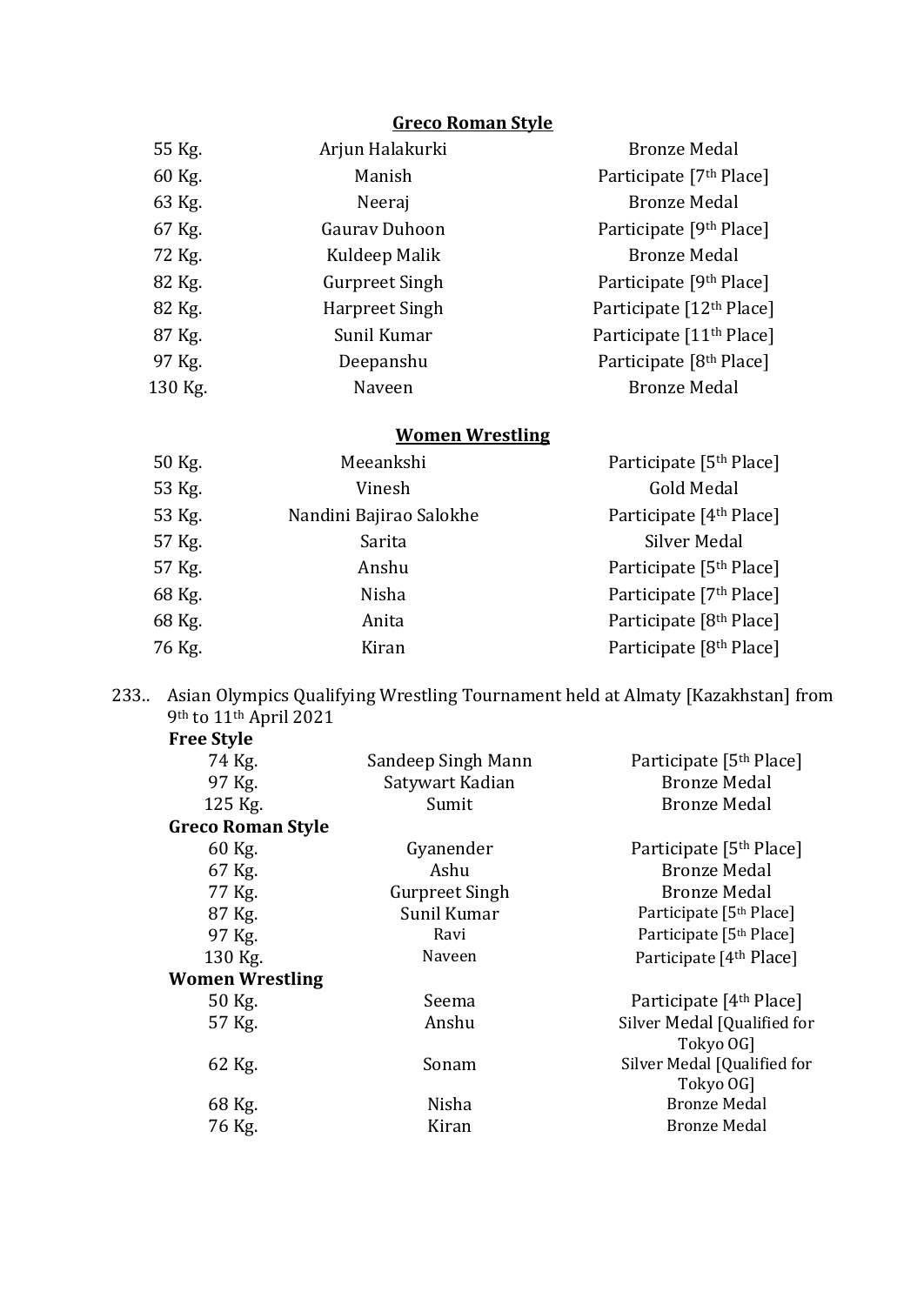**Greco Roman Style**

| | | |
|---|---|---|
| 55 Kg. | Arjun Halakurki | Bronze Medal |
| 60 Kg. | Manish | Participate [7th Place] |
| 63 Kg. | Neeraj | Bronze Medal |
| 67 Kg. | Gaurav Duhoon | Participate [9th Place] |
| 72 Kg. | Kuldeep Malik | Bronze Medal |
| 82 Kg. | Gurpreet Singh | Participate [9th Place] |
| 82 Kg. | Harpreet Singh | Participate [12th Place] |
| 87 Kg. | Sunil Kumar | Participate [11th Place] |
| 97 Kg. | Deepanshu | Participate [8th Place] |
| 130 Kg. | Naveen | Bronze Medal |

**Women Wrestling**

| | | |
|---|---|---|
| 50 Kg. | Meeankshi | Participate [5th Place] |
| 53 Kg. | Vinesh | Gold Medal |
| 53 Kg. | Nandini Bajirao Salokhe | Participate [4th Place] |
| 57 Kg. | Sarita | Silver Medal |
| 57 Kg. | Anshu | Participate [5th Place] |
| 68 Kg. | Nisha | Participate [7th Place] |
| 68 Kg. | Anita | Participate [8th Place] |
| 76 Kg. | Kiran | Participate [8th Place] |

233.. Asian Olympics Qualifying Wrestling Tournament held at Almaty [Kazakhstan] from 9th to 11th April 2021

**Free Style**

| | | |
|---|---|---|
| 74 Kg. | Sandeep Singh Mann | Participate [5th Place] |
| 97 Kg. | Satywart Kadian | Bronze Medal |
| 125 Kg. | Sumit | Bronze Medal |

**Greco Roman Style**

| | | |
|---|---|---|
| 60 Kg. | Gyanender | Participate [5th Place] |
| 67 Kg. | Ashu | Bronze Medal |
| 77 Kg. | Gurpreet Singh | Bronze Medal |
| 87 Kg. | Sunil Kumar | Participate [5th Place] |
| 97 Kg. | Ravi | Participate [5th Place] |
| 130 Kg. | Naveen | Participate [4th Place] |

**Women Wrestling**

| | | |
|---|---|---|
| 50 Kg. | Seema | Participate [4th Place] |
| 57 Kg. | Anshu | Silver Medal [Qualified for Tokyo OG] |
| 62 Kg. | Sonam | Silver Medal [Qualified for Tokyo OG] |
| 68 Kg. | Nisha | Bronze Medal |
| 76 Kg. | Kiran | Bronze Medal |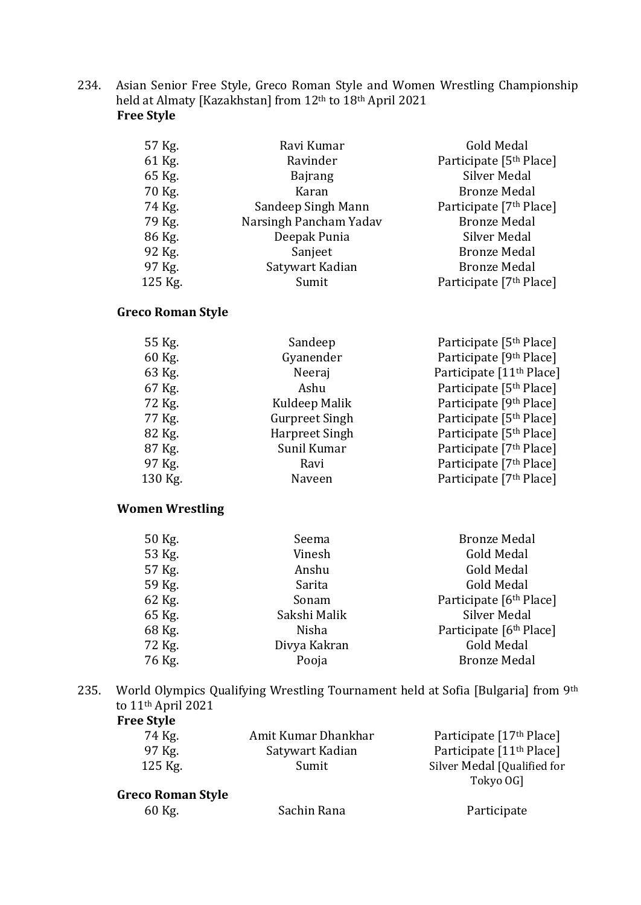234. Asian Senior Free Style, Greco Roman Style and Women Wrestling Championship held at Almaty [Kazakhstan] from 12th to 18th April 2021

**Free Style**

| | | |
|---|---|---|
| 57 Kg. | Ravi Kumar | Gold Medal |
| 61 Kg. | Ravinder | Participate [5th Place] |
| 65 Kg. | Bajrang | Silver Medal |
| 70 Kg. | Karan | Bronze Medal |
| 74 Kg. | Sandeep Singh Mann | Participate [7th Place] |
| 79 Kg. | Narsingh Pancham Yadav | Bronze Medal |
| 86 Kg. | Deepak Punia | Silver Medal |
| 92 Kg. | Sanjeet | Bronze Medal |
| 97 Kg. | Satywart Kadian | Bronze Medal |
| 125 Kg. | Sumit | Participate [7th Place] |

**Greco Roman Style**

| | | |
|---|---|---|
| 55 Kg. | Sandeep | Participate [5th Place] |
| 60 Kg. | Gyanender | Participate [9th Place] |
| 63 Kg. | Neeraj | Participate [11th Place] |
| 67 Kg. | Ashu | Participate [5th Place] |
| 72 Kg. | Kuldeep Malik | Participate [9th Place] |
| 77 Kg. | Gurpreet Singh | Participate [5th Place] |
| 82 Kg. | Harpreet Singh | Participate [5th Place] |
| 87 Kg. | Sunil Kumar | Participate [7th Place] |
| 97 Kg. | Ravi | Participate [7th Place] |
| 130 Kg. | Naveen | Participate [7th Place] |

**Women Wrestling**

| | | |
|---|---|---|
| 50 Kg. | Seema | Bronze Medal |
| 53 Kg. | Vinesh | Gold Medal |
| 57 Kg. | Anshu | Gold Medal |
| 59 Kg. | Sarita | Gold Medal |
| 62 Kg. | Sonam | Participate [6th Place] |
| 65 Kg. | Sakshi Malik | Silver Medal |
| 68 Kg. | Nisha | Participate [6th Place] |
| 72 Kg. | Divya Kakran | Gold Medal |
| 76 Kg. | Pooja | Bronze Medal |

235. World Olympics Qualifying Wrestling Tournament held at Sofia [Bulgaria] from 9th to 11th April 2021

**Free Style**

| | | |
|---|---|---|
| 74 Kg. | Amit Kumar Dhankhar | Participate [17th Place] |
| 97 Kg. | Satywart Kadian | Participate [11th Place] |
| 125 Kg. | Sumit | Silver Medal [Qualified for Tokyo OG] |

**Greco Roman Style**

| | | |
|---|---|---|
| 60 Kg. | Sachin Rana | Participate |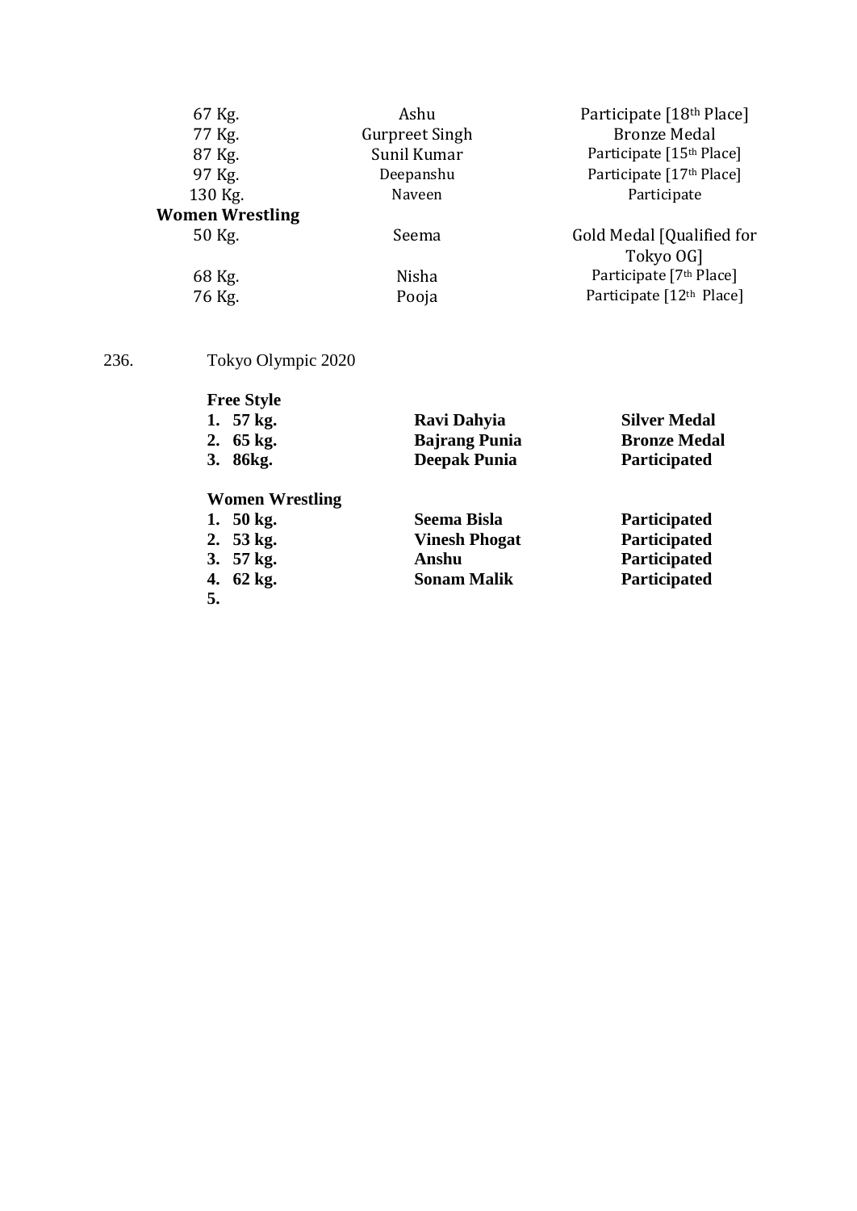| | | |
|---|---|---|
| 67 Kg. | Ashu | Participate [18th Place] |
| 77 Kg. | Gurpreet Singh | Bronze Medal |
| 87 Kg. | Sunil Kumar | Participate [15th Place] |
| 97 Kg. | Deepanshu | Participate [17th Place] |
| 130 Kg. | Naveen | Participate |
| **Women Wrestling** | | |
| 50 Kg. | Seema | Gold Medal [Qualified for Tokyo OG] |
| 68 Kg. | Nisha | Participate [7th Place] |
| 76 Kg. | Pooja | Participate [12th Place] |

236. Tokyo Olympic 2020

**Free Style**

| | | |
|---|---|---|
| **1. 57 kg.** | **Ravi Dahyia** | **Silver Medal** |
| **2. 65 kg.** | **Bajrang Punia** | **Bronze Medal** |
| **3. 86kg.** | **Deepak Punia** | **Participated** |

**Women Wrestling**

| | | |
|---|---|---|
| **1. 50 kg.** | **Seema Bisla** | **Participated** |
| **2. 53 kg.** | **Vinesh Phogat** | **Participated** |
| **3. 57 kg.** | **Anshu** | **Participated** |
| **4. 62 kg.** | **Sonam Malik** | **Participated** |
| **5.** | | |